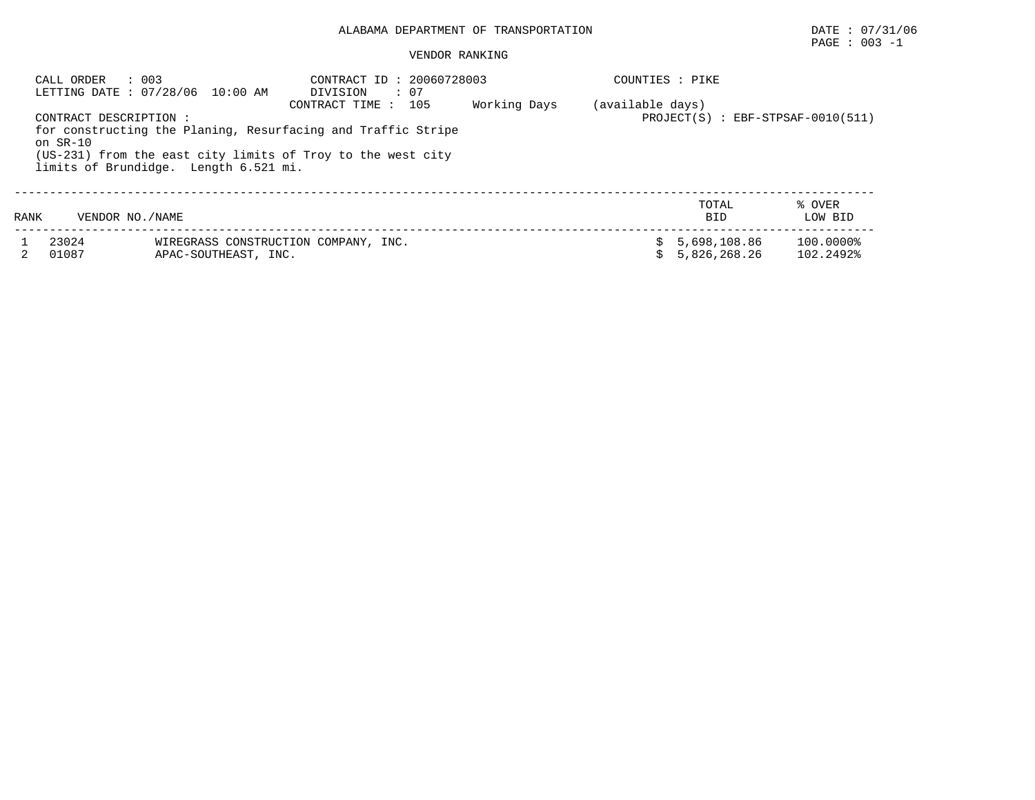# ALABAMA DEPARTMENT OF TRANSPORTATION

DATE : 07/31/06

## VENDOR RANKING

CALL ORDER : 003
LETTING DATE : 07/28/06 10:00 AM

CONTRACT ID : 20060728003
DIVISION : 07
CONTRACT TIME : 105 Working Days (available days)

COUNTIES : PIKE
PROJECT(S) : EBF-STPSAF-0010(511)

CONTRACT DESCRIPTION :
for constructing the Planing, Resurfacing and Traffic Stripe on SR-10
(US-231) from the east city limits of Troy to the west city limits of Brundidge. Length 6.521 mi.

| RANK | VENDOR NO. | NAME | TOTAL BID | % OVER LOW BID |
|---|---|---|---|---|
| 1 | 23024 | WIREGRASS CONSTRUCTION COMPANY, INC. | $ 5,698,108.86 | 100.0000% |
| 2 | 01087 | APAC-SOUTHEAST, INC. | $ 5,826,268.26 | 102.2492% |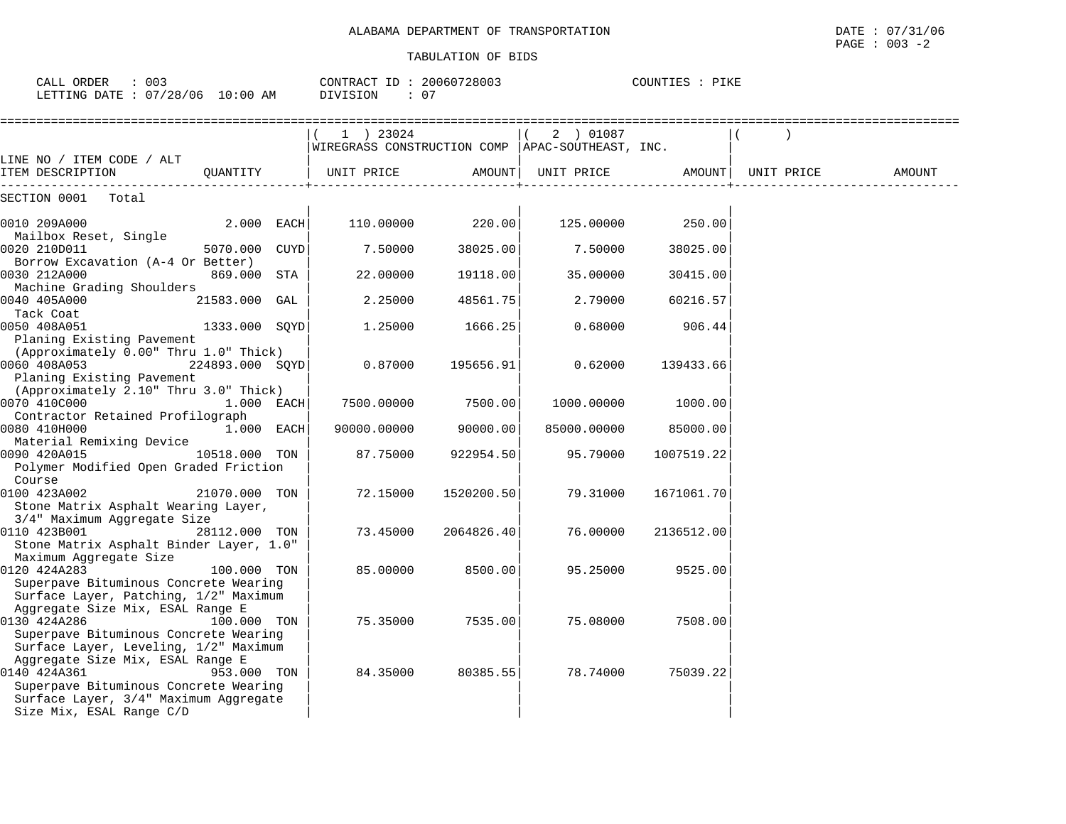ALABAMA DEPARTMENT OF TRANSPORTATION

TABULATION OF BIDS

CALL ORDER : 003 CONTRACT ID : 20060728003 COUNTIES : PIKE
LETTING DATE : 07/28/06 10:00 AM DIVISION : 07

| LINE NO / ITEM CODE / ALT ITEM DESCRIPTION | QUANTITY | ( 1 ) 23024 WIREGRASS CONSTRUCTION COMP UNIT PRICE | AMOUNT | ( 2 ) 01087 APAC-SOUTHEAST, INC. UNIT PRICE | AMOUNT | ( ) UNIT PRICE | AMOUNT |
|---|---|---|---|---|---|---|---|
| SECTION 0001 Total | | | | | | | |
| 0010 209A000 Mailbox Reset, Single | 2.000 EACH | 110.00000 | 220.00 | 125.00000 | 250.00 | | |
| 0020 210D011 Borrow Excavation (A-4 Or Better) | 5070.000 CUYD | 7.50000 | 38025.00 | 7.50000 | 38025.00 | | |
| 0030 212A000 Machine Grading Shoulders | 869.000 STA | 22.00000 | 19118.00 | 35.00000 | 30415.00 | | |
| 0040 405A000 Tack Coat | 21583.000 GAL | 2.25000 | 48561.75 | 2.79000 | 60216.57 | | |
| 0050 408A051 Planing Existing Pavement (Approximately 0.00" Thru 1.0" Thick) | 1333.000 SQYD | 1.25000 | 1666.25 | 0.68000 | 906.44 | | |
| 0060 408A053 Planing Existing Pavement (Approximately 2.10" Thru 3.0" Thick) | 224893.000 SQYD | 0.87000 | 195656.91 | 0.62000 | 139433.66 | | |
| 0070 410C000 Contractor Retained Profilograph | 1.000 EACH | 7500.00000 | 7500.00 | 1000.00000 | 1000.00 | | |
| 0080 410H000 Material Remixing Device | 1.000 EACH | 90000.00000 | 90000.00 | 85000.00000 | 85000.00 | | |
| 0090 420A015 Polymer Modified Open Graded Friction Course | 10518.000 TON | 87.75000 | 922954.50 | 95.79000 | 1007519.22 | | |
| 0100 423A002 Stone Matrix Asphalt Wearing Layer, 3/4" Maximum Aggregate Size | 21070.000 TON | 72.15000 | 1520200.50 | 79.31000 | 1671061.70 | | |
| 0110 423B001 Stone Matrix Asphalt Binder Layer, 1.0" Maximum Aggregate Size | 28112.000 TON | 73.45000 | 2064826.40 | 76.00000 | 2136512.00 | | |
| 0120 424A283 Superpave Bituminous Concrete Wearing Surface Layer, Patching, 1/2" Maximum Aggregate Size Mix, ESAL Range E | 100.000 TON | 85.00000 | 8500.00 | 95.25000 | 9525.00 | | |
| 0130 424A286 Superpave Bituminous Concrete Wearing Surface Layer, Leveling, 1/2" Maximum Aggregate Size Mix, ESAL Range E | 100.000 TON | 75.35000 | 7535.00 | 75.08000 | 7508.00 | | |
| 0140 424A361 Superpave Bituminous Concrete Wearing Surface Layer, 3/4" Maximum Aggregate Size Mix, ESAL Range C/D | 953.000 TON | 84.35000 | 80385.55 | 78.74000 | 75039.22 | | |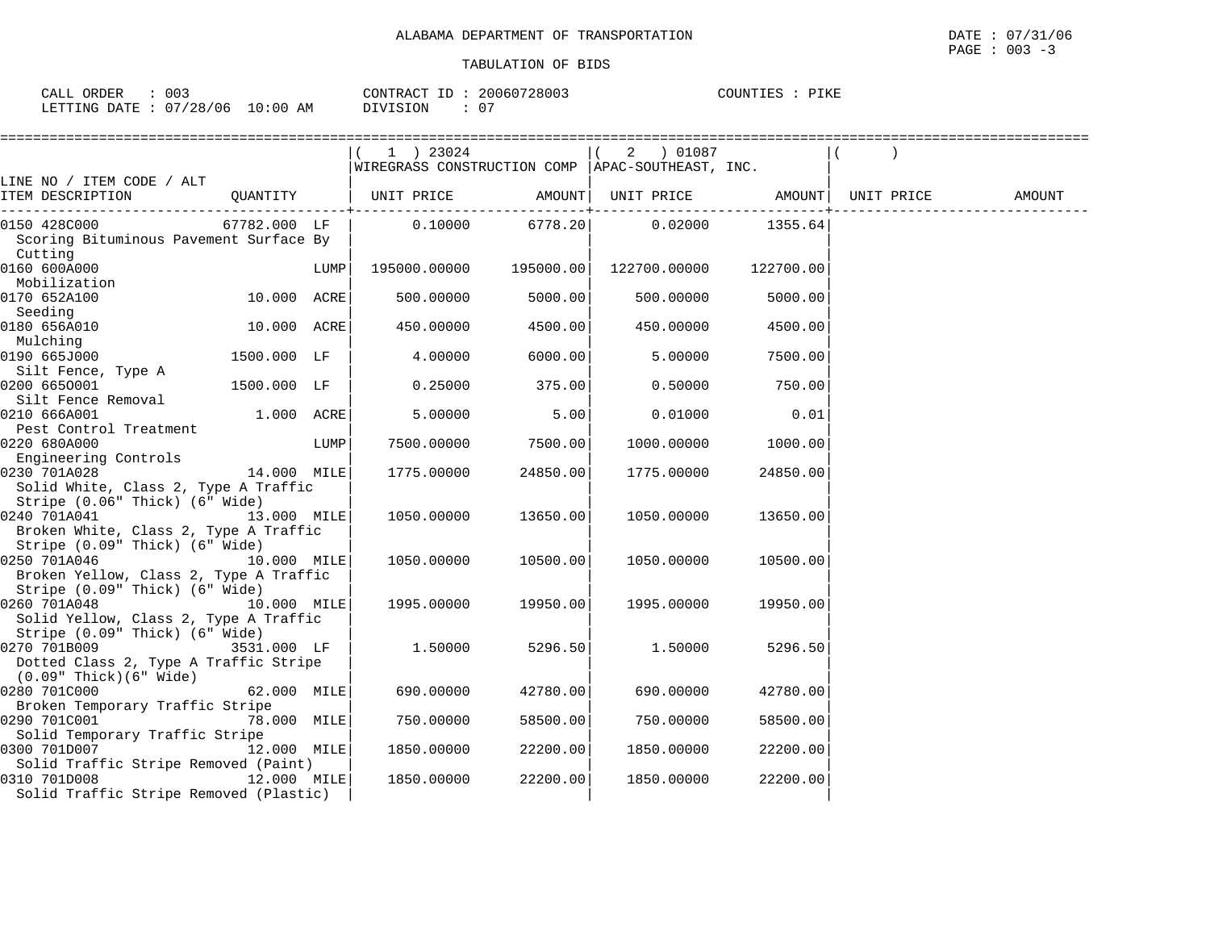ALABAMA DEPARTMENT OF TRANSPORTATION

TABULATION OF BIDS

DATE : 07/31/06

CALL ORDER : 003 CONTRACT ID : 20060728003 COUNTIES : PIKE
LETTING DATE : 07/28/06 10:00 AM DIVISION : 07

| LINE NO / ITEM CODE / ALT ITEM DESCRIPTION | QUANTITY | (1) 23024 WIREGRASS CONSTRUCTION COMP UNIT PRICE | AMOUNT | (2) 01087 APAC-SOUTHEAST, INC. UNIT PRICE | AMOUNT | ( ) UNIT PRICE | AMOUNT |
|---|---|---|---|---|---|---|---|
| 0150 428C000 Scoring Bituminous Pavement Surface By Cutting | 67782.000 LF | 0.10000 | 6778.20 | 0.02000 | 1355.64 | | |
| 0160 600A000 Mobilization | LUMP | 195000.00000 | 195000.00 | 122700.00000 | 122700.00 | | |
| 0170 652A100 Seeding | 10.000 ACRE | 500.00000 | 5000.00 | 500.00000 | 5000.00 | | |
| 0180 656A010 Mulching | 10.000 ACRE | 450.00000 | 4500.00 | 450.00000 | 4500.00 | | |
| 0190 665J000 Silt Fence, Type A | 1500.000 LF | 4.00000 | 6000.00 | 5.00000 | 7500.00 | | |
| 0200 665O001 Silt Fence Removal | 1500.000 LF | 0.25000 | 375.00 | 0.50000 | 750.00 | | |
| 0210 666A001 Pest Control Treatment | 1.000 ACRE | 5.00000 | 5.00 | 0.01000 | 0.01 | | |
| 0220 680A000 Engineering Controls | LUMP | 7500.00000 | 7500.00 | 1000.00000 | 1000.00 | | |
| 0230 701A028 Solid White, Class 2, Type A Traffic Stripe (0.06" Thick) (6" Wide) | 14.000 MILE | 1775.00000 | 24850.00 | 1775.00000 | 24850.00 | | |
| 0240 701A041 Broken White, Class 2, Type A Traffic Stripe (0.09" Thick) (6" Wide) | 13.000 MILE | 1050.00000 | 13650.00 | 1050.00000 | 13650.00 | | |
| 0250 701A046 Broken Yellow, Class 2, Type A Traffic Stripe (0.09" Thick) (6" Wide) | 10.000 MILE | 1050.00000 | 10500.00 | 1050.00000 | 10500.00 | | |
| 0260 701A048 Solid Yellow, Class 2, Type A Traffic Stripe (0.09" Thick) (6" Wide) | 10.000 MILE | 1995.00000 | 19950.00 | 1995.00000 | 19950.00 | | |
| 0270 701B009 Dotted Class 2, Type A Traffic Stripe (0.09" Thick)(6" Wide) | 3531.000 LF | 1.50000 | 5296.50 | 1.50000 | 5296.50 | | |
| 0280 701C000 Broken Temporary Traffic Stripe | 62.000 MILE | 690.00000 | 42780.00 | 690.00000 | 42780.00 | | |
| 0290 701C001 Solid Temporary Traffic Stripe | 78.000 MILE | 750.00000 | 58500.00 | 750.00000 | 58500.00 | | |
| 0300 701D007 Solid Traffic Stripe Removed (Paint) | 12.000 MILE | 1850.00000 | 22200.00 | 1850.00000 | 22200.00 | | |
| 0310 701D008 Solid Traffic Stripe Removed (Plastic) | 12.000 MILE | 1850.00000 | 22200.00 | 1850.00000 | 22200.00 | | |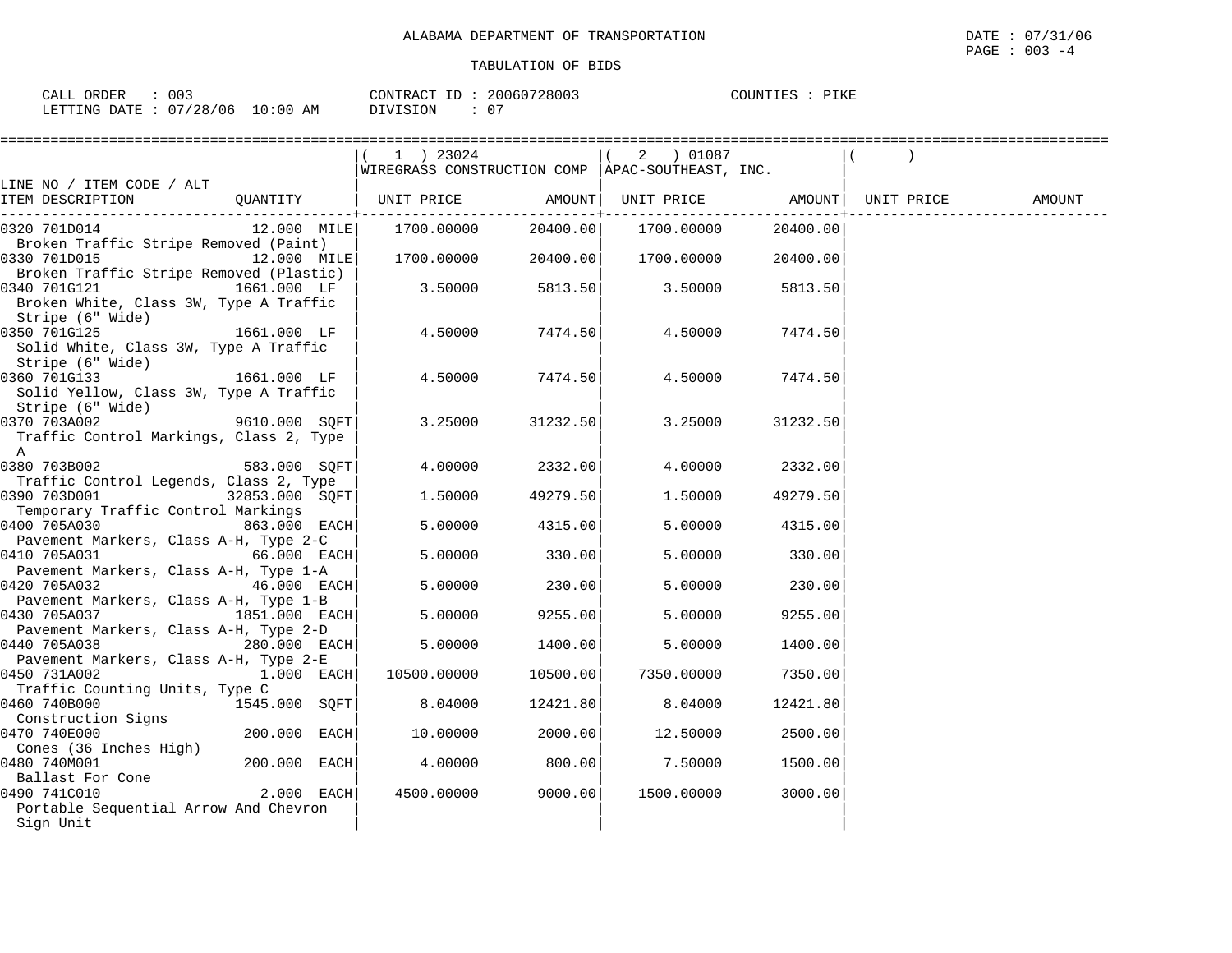ALABAMA DEPARTMENT OF TRANSPORTATION

DATE : 07/31/06

PAGE : 003 -4

TABULATION OF BIDS

CALL ORDER : 003 CONTRACT ID : 20060728003 COUNTIES : PIKE

LETTING DATE : 07/28/06 10:00 AM DIVISION : 07

| LINE NO / ITEM CODE / ALT | | (1) 23024 WIREGRASS CONSTRUCTION COMP | | (2) 01087 APAC-SOUTHEAST, INC. | | ( ) | |
|---|---|---|---|---|---|---|---|
| ITEM DESCRIPTION | QUANTITY | UNIT PRICE | AMOUNT | UNIT PRICE | AMOUNT | UNIT PRICE | AMOUNT |
| 0320 701D014 Broken Traffic Stripe Removed (Paint) | 12.000 MILE | 1700.00000 | 20400.00 | 1700.00000 | 20400.00 | | |
| 0330 701D015 Broken Traffic Stripe Removed (Plastic) | 12.000 MILE | 1700.00000 | 20400.00 | 1700.00000 | 20400.00 | | |
| 0340 701G121 Broken White, Class 3W, Type A Traffic Stripe (6" Wide) | 1661.000 LF | 3.50000 | 5813.50 | 3.50000 | 5813.50 | | |
| 0350 701G125 Solid White, Class 3W, Type A Traffic Stripe (6" Wide) | 1661.000 LF | 4.50000 | 7474.50 | 4.50000 | 7474.50 | | |
| 0360 701G133 Solid Yellow, Class 3W, Type A Traffic Stripe (6" Wide) | 1661.000 LF | 4.50000 | 7474.50 | 4.50000 | 7474.50 | | |
| 0370 703A002 Traffic Control Markings, Class 2, Type A | 9610.000 SQFT | 3.25000 | 31232.50 | 3.25000 | 31232.50 | | |
| 0380 703B002 Traffic Control Legends, Class 2, Type | 583.000 SQFT | 4.00000 | 2332.00 | 4.00000 | 2332.00 | | |
| 0390 703D001 Temporary Traffic Control Markings | 32853.000 SQFT | 1.50000 | 49279.50 | 1.50000 | 49279.50 | | |
| 0400 705A030 Pavement Markers, Class A-H, Type 2-C | 863.000 EACH | 5.00000 | 4315.00 | 5.00000 | 4315.00 | | |
| 0410 705A031 Pavement Markers, Class A-H, Type 1-A | 66.000 EACH | 5.00000 | 330.00 | 5.00000 | 330.00 | | |
| 0420 705A032 Pavement Markers, Class A-H, Type 1-B | 46.000 EACH | 5.00000 | 230.00 | 5.00000 | 230.00 | | |
| 0430 705A037 Pavement Markers, Class A-H, Type 2-D | 1851.000 EACH | 5.00000 | 9255.00 | 5.00000 | 9255.00 | | |
| 0440 705A038 Pavement Markers, Class A-H, Type 2-E | 280.000 EACH | 5.00000 | 1400.00 | 5.00000 | 1400.00 | | |
| 0450 731A002 Traffic Counting Units, Type C | 1.000 EACH | 10500.00000 | 10500.00 | 7350.00000 | 7350.00 | | |
| 0460 740B000 Construction Signs | 1545.000 SQFT | 8.04000 | 12421.80 | 8.04000 | 12421.80 | | |
| 0470 740E000 Cones (36 Inches High) | 200.000 EACH | 10.00000 | 2000.00 | 12.50000 | 2500.00 | | |
| 0480 740M001 Ballast For Cone | 200.000 EACH | 4.00000 | 800.00 | 7.50000 | 1500.00 | | |
| 0490 741C010 Portable Sequential Arrow And Chevron Sign Unit | 2.000 EACH | 4500.00000 | 9000.00 | 1500.00000 | 3000.00 | | |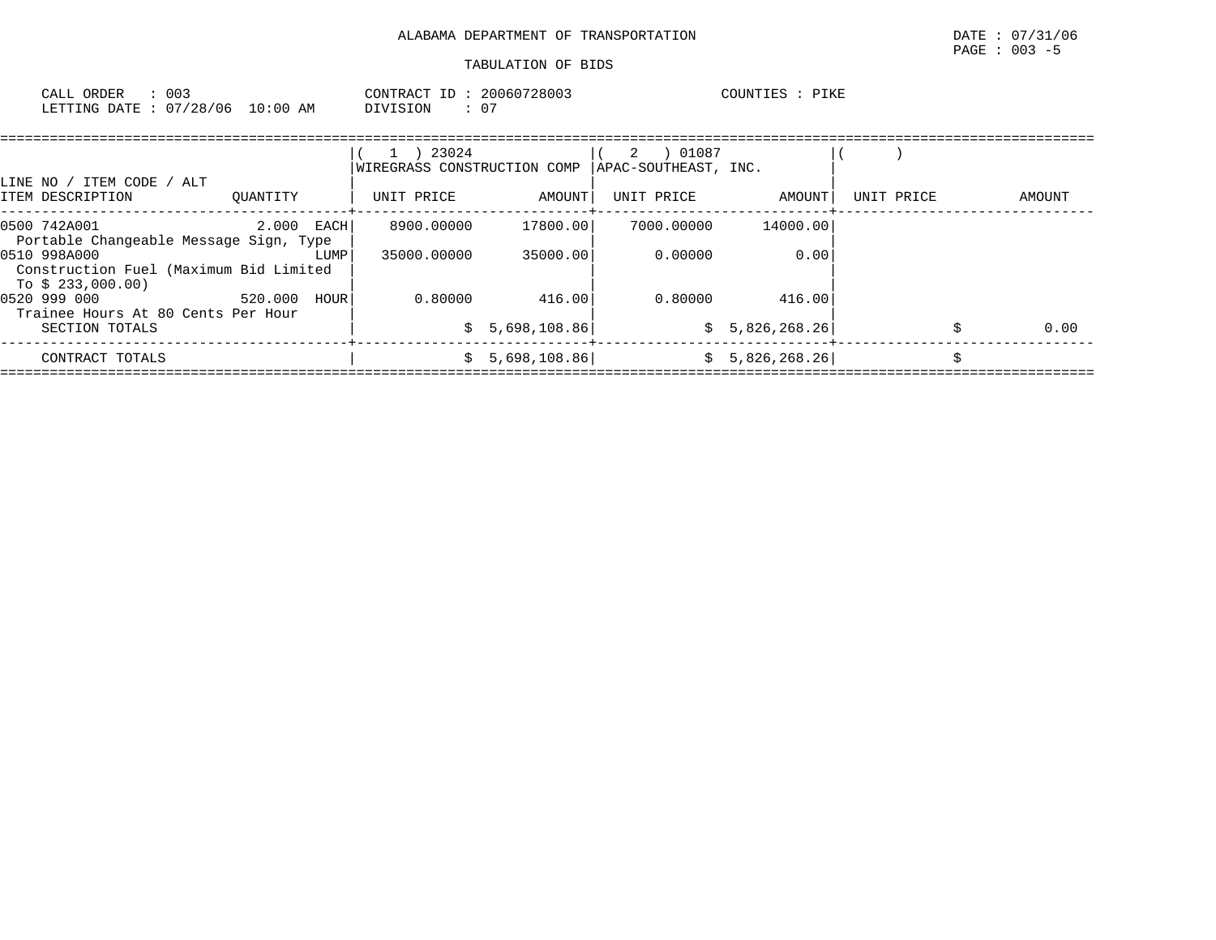ALABAMA DEPARTMENT OF TRANSPORTATION

TABULATION OF BIDS

CALL ORDER : 003 CONTRACT ID : 20060728003 COUNTIES : PIKE
LETTING DATE : 07/28/06 10:00 AM DIVISION : 07

| LINE NO / ITEM CODE / ALT ITEM DESCRIPTION | QUANTITY | ( 1 ) 23024 WIREGRASS CONSTRUCTION COMP UNIT PRICE | AMOUNT | ( 2 ) 01087 APAC-SOUTHEAST, INC. UNIT PRICE | AMOUNT | ( ) UNIT PRICE | AMOUNT |
|---|---|---|---|---|---|---|---|
| 0500 742A001 Portable Changeable Message Sign, Type | 2.000 EACH | 8900.00000 | 17800.00 | 7000.00000 | 14000.00 | | |
| 0510 998A000 Construction Fuel (Maximum Bid Limited To $ 233,000.00) | LUMP | 35000.00000 | 35000.00 | 0.00000 | 0.00 | | |
| 0520 999 000 Trainee Hours At 80 Cents Per Hour | 520.000 HOUR | 0.80000 | 416.00 | 0.80000 | 416.00 | | |
| SECTION TOTALS | | | $ 5,698,108.86 | | $ 5,826,268.26 | | $ 0.00 |
| CONTRACT TOTALS | | | $ 5,698,108.86 | | $ 5,826,268.26 | | $ |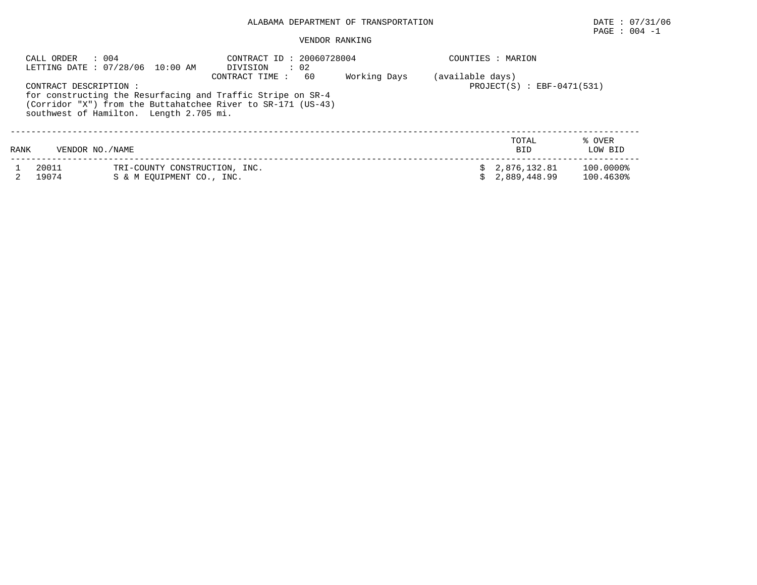ALABAMA DEPARTMENT OF TRANSPORTATION

VENDOR RANKING

CALL ORDER : 004
LETTING DATE : 07/28/06 10:00 AM

CONTRACT ID : 20060728004
DIVISION : 02
CONTRACT TIME : 60 Working Days (available days)

COUNTIES : MARION
PROJECT(S) : EBF-0471(531)

CONTRACT DESCRIPTION :
for constructing the Resurfacing and Traffic Stripe on SR-4 (Corridor "X") from the Buttahatchee River to SR-171 (US-43) southwest of Hamilton. Length 2.705 mi.

| RANK | VENDOR NO./NAME | | TOTAL BID | % OVER LOW BID |
|---|---|---|---|---|
| 1 | 20011 | TRI-COUNTY CONSTRUCTION, INC. | $ 2,876,132.81 | 100.0000% |
| 2 | 19074 | S & M EQUIPMENT CO., INC. | $ 2,889,448.99 | 100.4630% |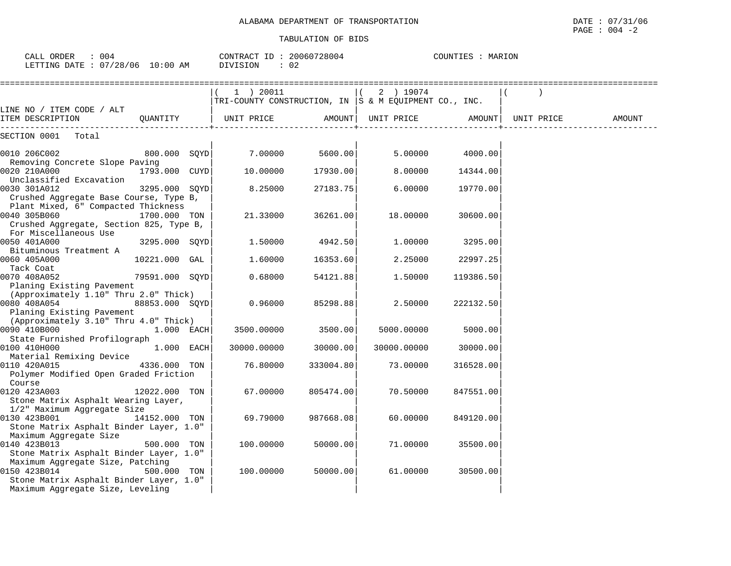ALABAMA DEPARTMENT OF TRANSPORTATION

TABULATION OF BIDS

DATE : 07/31/06

CALL ORDER : 004    CONTRACT ID : 20060728004    COUNTIES : MARION
LETTING DATE : 07/28/06 10:00 AM    DIVISION : 02

| LINE NO / ITEM CODE / ALT ITEM DESCRIPTION | QUANTITY | (1) 20011 TRI-COUNTY CONSTRUCTION, IN UNIT PRICE | AMOUNT | (2) 19074 S & M EQUIPMENT CO., INC. UNIT PRICE | AMOUNT | ( ) UNIT PRICE | AMOUNT |
|---|---|---|---|---|---|---|---|
| SECTION 0001 Total | | | | | | | |
| 0010 206C002 Removing Concrete Slope Paving | 800.000 SQYD | 7.00000 | 5600.00 | 5.00000 | 4000.00 | | |
| 0020 210A000 Unclassified Excavation | 1793.000 CUYD | 10.00000 | 17930.00 | 8.00000 | 14344.00 | | |
| 0030 301A012 Crushed Aggregate Base Course, Type B, Plant Mixed, 6" Compacted Thickness | 3295.000 SQYD | 8.25000 | 27183.75 | 6.00000 | 19770.00 | | |
| 0040 305B060 Crushed Aggregate, Section 825, Type B, For Miscellaneous Use | 1700.000 TON | 21.33000 | 36261.00 | 18.00000 | 30600.00 | | |
| 0050 401A000 Bituminous Treatment A | 3295.000 SQYD | 1.50000 | 4942.50 | 1.00000 | 3295.00 | | |
| 0060 405A000 Tack Coat | 10221.000 GAL | 1.60000 | 16353.60 | 2.25000 | 22997.25 | | |
| 0070 408A052 Planing Existing Pavement (Approximately 1.10" Thru 2.0" Thick) | 79591.000 SQYD | 0.68000 | 54121.88 | 1.50000 | 119386.50 | | |
| 0080 408A054 Planing Existing Pavement (Approximately 3.10" Thru 4.0" Thick) | 88853.000 SQYD | 0.96000 | 85298.88 | 2.50000 | 222132.50 | | |
| 0090 410B000 State Furnished Profilograph | 1.000 EACH | 3500.00000 | 3500.00 | 5000.00000 | 5000.00 | | |
| 0100 410H000 Material Remixing Device | 1.000 EACH | 30000.00000 | 30000.00 | 30000.00000 | 30000.00 | | |
| 0110 420A015 Polymer Modified Open Graded Friction Course | 4336.000 TON | 76.80000 | 333004.80 | 73.00000 | 316528.00 | | |
| 0120 423A003 Stone Matrix Asphalt Wearing Layer, 1/2" Maximum Aggregate Size | 12022.000 TON | 67.00000 | 805474.00 | 70.50000 | 847551.00 | | |
| 0130 423B001 Stone Matrix Asphalt Binder Layer, 1.0" Maximum Aggregate Size | 14152.000 TON | 69.79000 | 987668.08 | 60.00000 | 849120.00 | | |
| 0140 423B013 Stone Matrix Asphalt Binder Layer, 1.0" Maximum Aggregate Size, Patching | 500.000 TON | 100.00000 | 50000.00 | 71.00000 | 35500.00 | | |
| 0150 423B014 Stone Matrix Asphalt Binder Layer, 1.0" Maximum Aggregate Size, Leveling | 500.000 TON | 100.00000 | 50000.00 | 61.00000 | 30500.00 | | |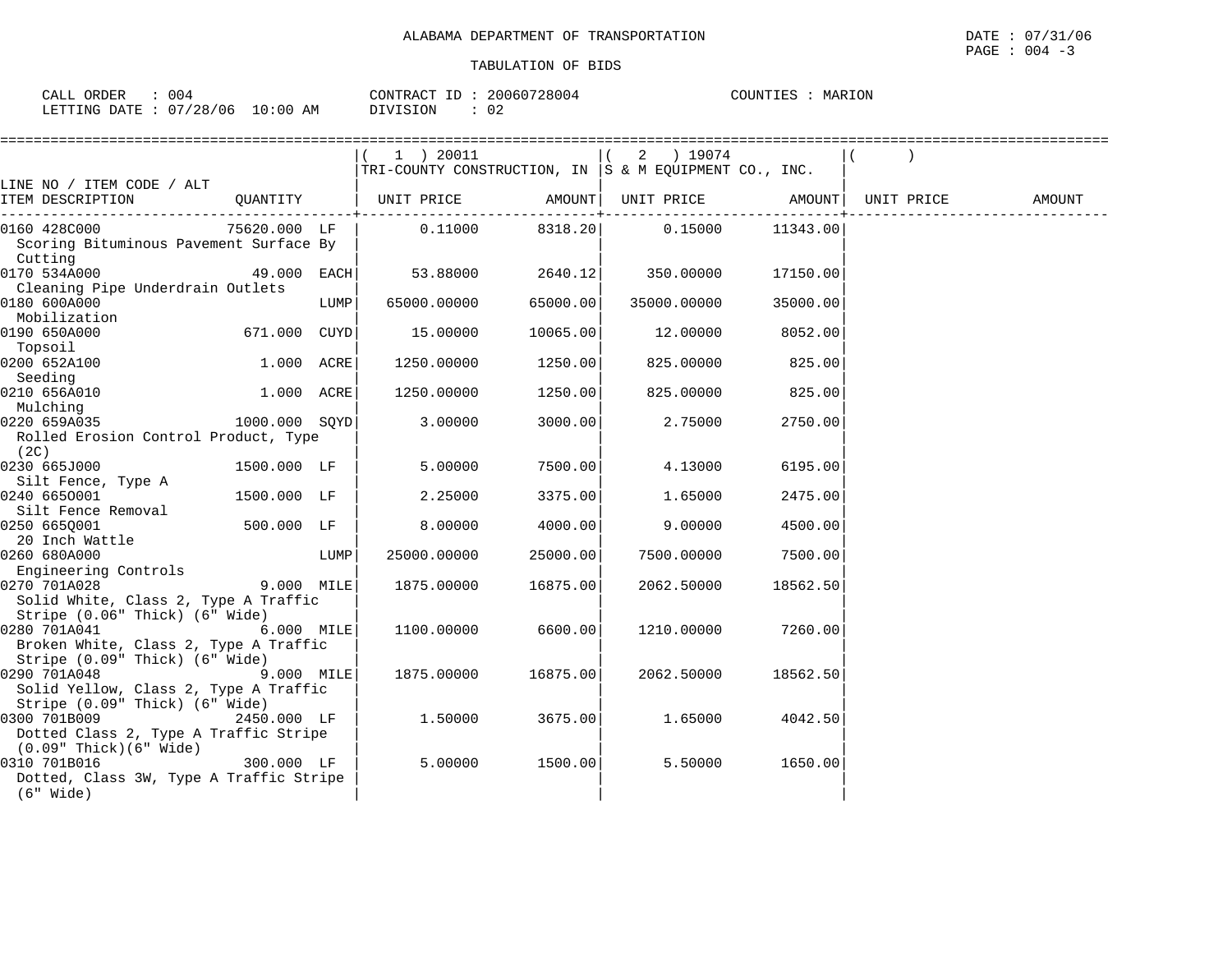ALABAMA DEPARTMENT OF TRANSPORTATION

TABULATION OF BIDS

CALL ORDER : 004 CONTRACT ID : 20060728004 COUNTIES : MARION
LETTING DATE : 07/28/06 10:00 AM DIVISION : 02

| LINE NO / ITEM CODE / ALT ITEM DESCRIPTION | QUANTITY | (1) 20011 TRI-COUNTY CONSTRUCTION, IN UNIT PRICE | AMOUNT | (2) 19074 S & M EQUIPMENT CO., INC. UNIT PRICE | AMOUNT | ( ) UNIT PRICE | AMOUNT |
|---|---|---|---|---|---|---|---|
| 0160 428C000 Scoring Bituminous Pavement Surface By Cutting | 75620.000 LF | 0.11000 | 8318.20 | 0.15000 | 11343.00 | | |
| 0170 534A000 Cleaning Pipe Underdrain Outlets | 49.000 EACH | 53.88000 | 2640.12 | 350.00000 | 17150.00 | | |
| 0180 600A000 Mobilization | LUMP | 65000.00000 | 65000.00 | 35000.00000 | 35000.00 | | |
| 0190 650A000 Topsoil | 671.000 CUYD | 15.00000 | 10065.00 | 12.00000 | 8052.00 | | |
| 0200 652A100 Seeding | 1.000 ACRE | 1250.00000 | 1250.00 | 825.00000 | 825.00 | | |
| 0210 656A010 Mulching | 1.000 ACRE | 1250.00000 | 1250.00 | 825.00000 | 825.00 | | |
| 0220 659A035 Rolled Erosion Control Product, Type (2C) | 1000.000 SQYD | 3.00000 | 3000.00 | 2.75000 | 2750.00 | | |
| 0230 665J000 Silt Fence, Type A | 1500.000 LF | 5.00000 | 7500.00 | 4.13000 | 6195.00 | | |
| 0240 665O001 Silt Fence Removal | 1500.000 LF | 2.25000 | 3375.00 | 1.65000 | 2475.00 | | |
| 0250 665Q001 20 Inch Wattle | 500.000 LF | 8.00000 | 4000.00 | 9.00000 | 4500.00 | | |
| 0260 680A000 Engineering Controls | LUMP | 25000.00000 | 25000.00 | 7500.00000 | 7500.00 | | |
| 0270 701A028 Solid White, Class 2, Type A Traffic Stripe (0.06" Thick) (6" Wide) | 9.000 MILE | 1875.00000 | 16875.00 | 2062.50000 | 18562.50 | | |
| 0280 701A041 Broken White, Class 2, Type A Traffic Stripe (0.09" Thick) (6" Wide) | 6.000 MILE | 1100.00000 | 6600.00 | 1210.00000 | 7260.00 | | |
| 0290 701A048 Solid Yellow, Class 2, Type A Traffic Stripe (0.09" Thick) (6" Wide) | 9.000 MILE | 1875.00000 | 16875.00 | 2062.50000 | 18562.50 | | |
| 0300 701B009 Dotted Class 2, Type A Traffic Stripe (0.09" Thick)(6" Wide) | 2450.000 LF | 1.50000 | 3675.00 | 1.65000 | 4042.50 | | |
| 0310 701B016 Dotted, Class 3W, Type A Traffic Stripe (6" Wide) | 300.000 LF | 5.00000 | 1500.00 | 5.50000 | 1650.00 | | |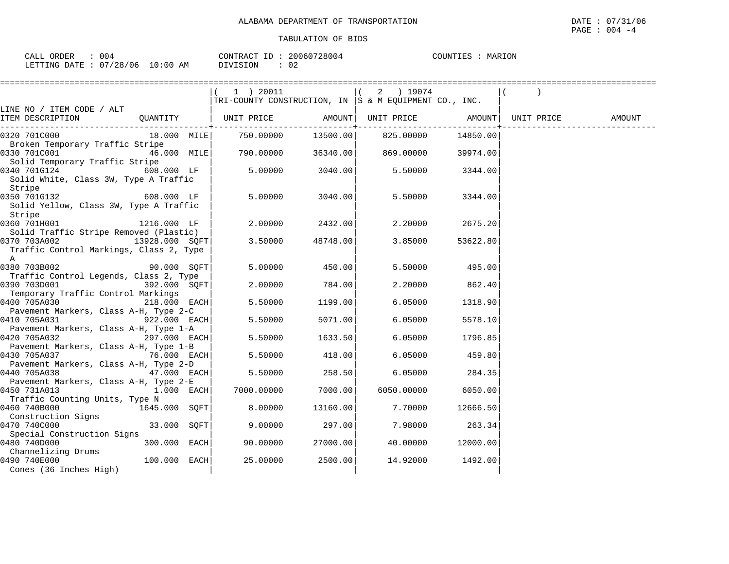ALABAMA DEPARTMENT OF TRANSPORTATION

TABULATION OF BIDS

DATE : 07/31/06
PAGE : 004 -4

CALL ORDER : 004 CONTRACT ID : 20060728004 COUNTIES : MARION
LETTING DATE : 07/28/06 10:00 AM DIVISION : 02

| LINE NO / ITEM CODE / ALT ITEM DESCRIPTION | QUANTITY | (1) 20011 TRI-COUNTY CONSTRUCTION, IN UNIT PRICE | AMOUNT | (2) 19074 S & M EQUIPMENT CO., INC. UNIT PRICE | AMOUNT | ( ) UNIT PRICE | AMOUNT |
|---|---|---|---|---|---|---|---|
| 0320 701C000 Broken Temporary Traffic Stripe | 18.000 MILE | 750.00000 | 13500.00 | 825.00000 | 14850.00 | | |
| 0330 701C001 Solid Temporary Traffic Stripe | 46.000 MILE | 790.00000 | 36340.00 | 869.00000 | 39974.00 | | |
| 0340 701G124 Solid White, Class 3W, Type A Traffic Stripe | 608.000 LF | 5.00000 | 3040.00 | 5.50000 | 3344.00 | | |
| 0350 701G132 Solid Yellow, Class 3W, Type A Traffic Stripe | 608.000 LF | 5.00000 | 3040.00 | 5.50000 | 3344.00 | | |
| 0360 701H001 Solid Traffic Stripe Removed (Plastic) | 1216.000 LF | 2.00000 | 2432.00 | 2.20000 | 2675.20 | | |
| 0370 703A002 Traffic Control Markings, Class 2, Type A | 13928.000 SQFT | 3.50000 | 48748.00 | 3.85000 | 53622.80 | | |
| 0380 703B002 Traffic Control Legends, Class 2, Type | 90.000 SQFT | 5.00000 | 450.00 | 5.50000 | 495.00 | | |
| 0390 703D001 Temporary Traffic Control Markings | 392.000 SQFT | 2.00000 | 784.00 | 2.20000 | 862.40 | | |
| 0400 705A030 Pavement Markers, Class A-H, Type 2-C | 218.000 EACH | 5.50000 | 1199.00 | 6.05000 | 1318.90 | | |
| 0410 705A031 Pavement Markers, Class A-H, Type 1-A | 922.000 EACH | 5.50000 | 5071.00 | 6.05000 | 5578.10 | | |
| 0420 705A032 Pavement Markers, Class A-H, Type 1-B | 297.000 EACH | 5.50000 | 1633.50 | 6.05000 | 1796.85 | | |
| 0430 705A037 Pavement Markers, Class A-H, Type 2-D | 76.000 EACH | 5.50000 | 418.00 | 6.05000 | 459.80 | | |
| 0440 705A038 Pavement Markers, Class A-H, Type 2-E | 47.000 EACH | 5.50000 | 258.50 | 6.05000 | 284.35 | | |
| 0450 731A013 Traffic Counting Units, Type N | 1.000 EACH | 7000.00000 | 7000.00 | 6050.00000 | 6050.00 | | |
| 0460 740B000 Construction Signs | 1645.000 SQFT | 8.00000 | 13160.00 | 7.70000 | 12666.50 | | |
| 0470 740C000 Special Construction Signs | 33.000 SQFT | 9.00000 | 297.00 | 7.98000 | 263.34 | | |
| 0480 740D000 Channelizing Drums | 300.000 EACH | 90.00000 | 27000.00 | 40.00000 | 12000.00 | | |
| 0490 740E000 Cones (36 Inches High) | 100.000 EACH | 25.00000 | 2500.00 | 14.92000 | 1492.00 | | |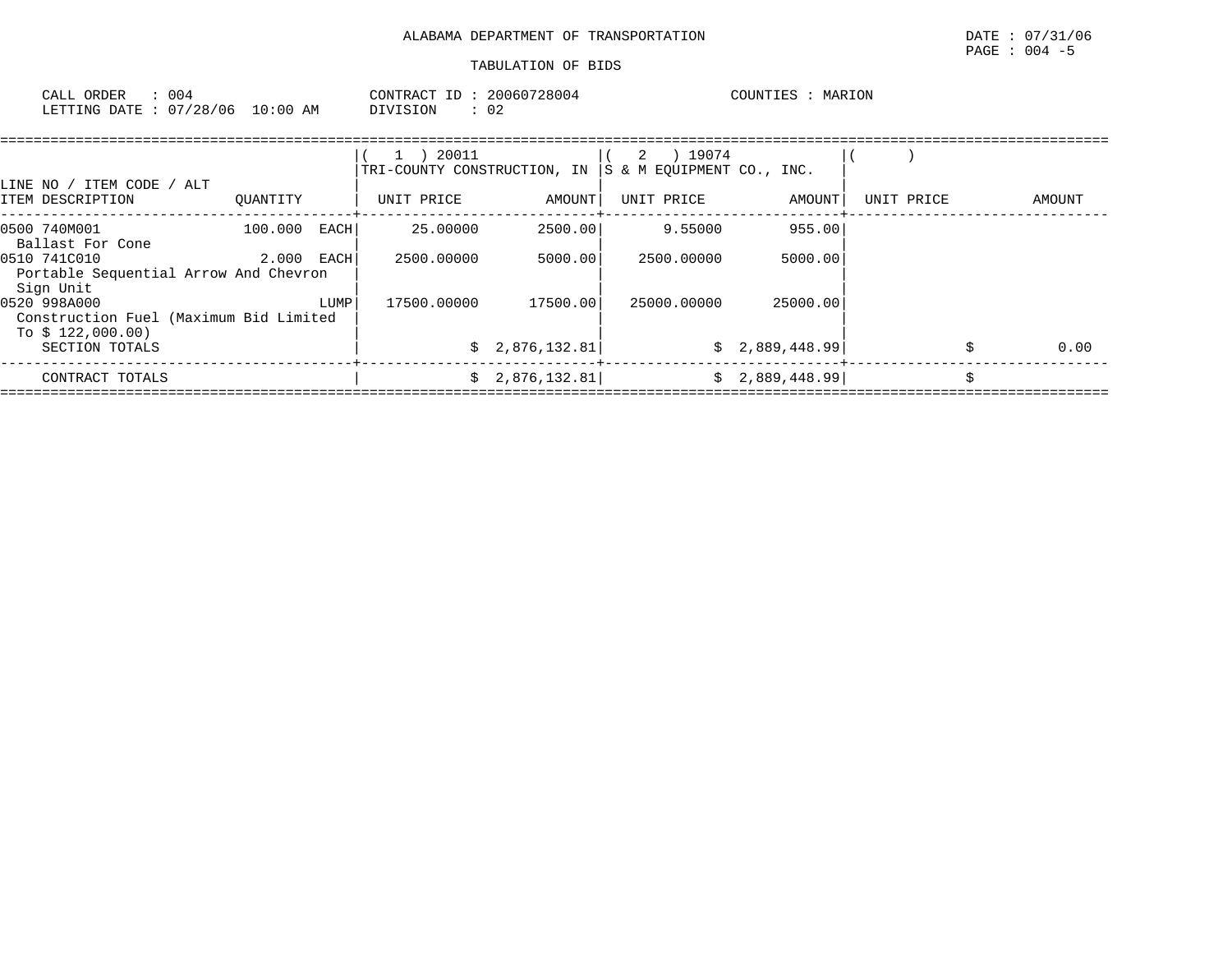ALABAMA DEPARTMENT OF TRANSPORTATION

TABULATION OF BIDS

CALL ORDER : 004
LETTING DATE : 07/28/06 10:00 AM

CONTRACT ID : 20060728004
DIVISION : 02

COUNTIES : MARION

| LINE NO / ITEM CODE / ALT<br>ITEM DESCRIPTION | QUANTITY | ( 1 ) 20011<br>TRI-COUNTY CONSTRUCTION, IN<br>UNIT PRICE | AMOUNT | ( 2 ) 19074<br>S & M EQUIPMENT CO., INC.<br>UNIT PRICE | AMOUNT | ( )<br>UNIT PRICE | AMOUNT |
|---|---|---|---|---|---|---|---|
| 0500 740M001<br>Ballast For Cone | 100.000 EACH | 25.00000 | 2500.00 | 9.55000 | 955.00 | | |
| 0510 741C010<br>Portable Sequential Arrow And Chevron Sign Unit | 2.000 EACH | 2500.00000 | 5000.00 | 2500.00000 | 5000.00 | | |
| 0520 998A000<br>Construction Fuel (Maximum Bid Limited To $ 122,000.00) | LUMP | 17500.00000 | 17500.00 | 25000.00000 | 25000.00 | | |
| SECTION TOTALS | | | $ 2,876,132.81 | | $ 2,889,448.99 | | $ 0.00 |
| CONTRACT TOTALS | | | $ 2,876,132.81 | | $ 2,889,448.99 | | $ |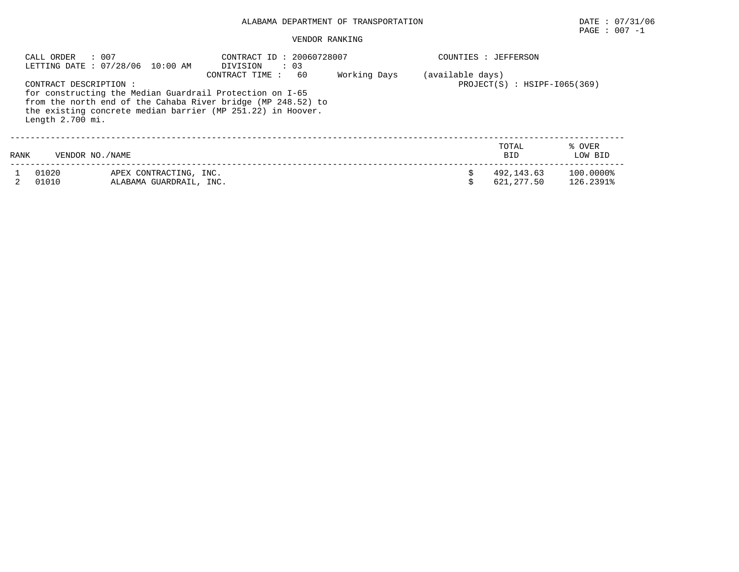ALABAMA DEPARTMENT OF TRANSPORTATION

DATE : 07/31/06

VENDOR RANKING

CALL ORDER : 007
LETTING DATE : 07/28/06 10:00 AM

CONTRACT ID : 20060728007
DIVISION : 03
CONTRACT TIME : 60 Working Days (available days)

COUNTIES : JEFFERSON

PROJECT(S) : HSIPF-I065(369)

CONTRACT DESCRIPTION :
for constructing the Median Guardrail Protection on I-65 from the north end of the Cahaba River bridge (MP 248.52) to the existing concrete median barrier (MP 251.22) in Hoover.
Length 2.700 mi.

| RANK | VENDOR NO./NAME | | TOTAL BID | % OVER LOW BID |
|---|---|---|---|---|
| 1 | 01020 | APEX CONTRACTING, INC. | $ 492,143.63 | 100.0000% |
| 2 | 01010 | ALABAMA GUARDRAIL, INC. | $ 621,277.50 | 126.2391% |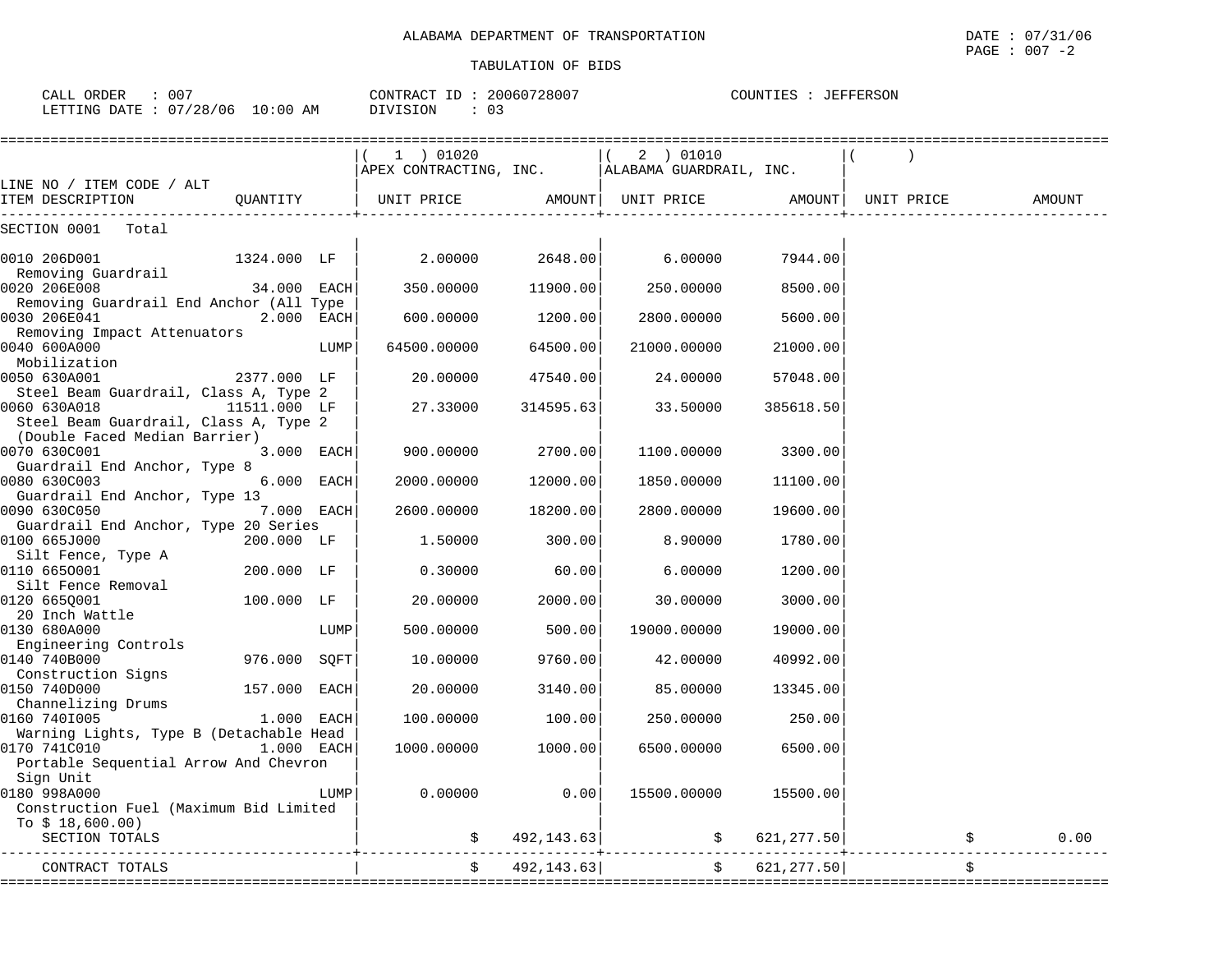ALABAMA DEPARTMENT OF TRANSPORTATION

TABULATION OF BIDS

CALL ORDER : 007 CONTRACT ID : 20060728007 COUNTIES : JEFFERSON
LETTING DATE : 07/28/06 10:00 AM DIVISION : 03

| LINE NO / ITEM CODE / ALT<br>ITEM DESCRIPTION | QUANTITY | ( 1 ) 01020<br>APEX CONTRACTING, INC.<br>UNIT PRICE | AMOUNT | ( 2 ) 01010<br>ALABAMA GUARDRAIL, INC.<br>UNIT PRICE | AMOUNT | ( )<br>UNIT PRICE | AMOUNT |
|---|---|---|---|---|---|---|---|
| SECTION 0001 Total | | | | | | | |
| 0010 206D001<br>Removing Guardrail | 1324.000 LF | 2.00000 | 2648.00 | 6.00000 | 7944.00 | | |
| 0020 206E008<br>Removing Guardrail End Anchor (All Type | 34.000 EACH | 350.00000 | 11900.00 | 250.00000 | 8500.00 | | |
| 0030 206E041<br>Removing Impact Attenuators | 2.000 EACH | 600.00000 | 1200.00 | 2800.00000 | 5600.00 | | |
| 0040 600A000<br>Mobilization | LUMP | 64500.00000 | 64500.00 | 21000.00000 | 21000.00 | | |
| 0050 630A001<br>Steel Beam Guardrail, Class A, Type 2 | 2377.000 LF | 20.00000 | 47540.00 | 24.00000 | 57048.00 | | |
| 0060 630A018<br>Steel Beam Guardrail, Class A, Type 2 (Double Faced Median Barrier) | 11511.000 LF | 27.33000 | 314595.63 | 33.50000 | 385618.50 | | |
| 0070 630C001<br>Guardrail End Anchor, Type 8 | 3.000 EACH | 900.00000 | 2700.00 | 1100.00000 | 3300.00 | | |
| 0080 630C003<br>Guardrail End Anchor, Type 13 | 6.000 EACH | 2000.00000 | 12000.00 | 1850.00000 | 11100.00 | | |
| 0090 630C050<br>Guardrail End Anchor, Type 20 Series | 7.000 EACH | 2600.00000 | 18200.00 | 2800.00000 | 19600.00 | | |
| 0100 665J000<br>Silt Fence, Type A | 200.000 LF | 1.50000 | 300.00 | 8.90000 | 1780.00 | | |
| 0110 665O001<br>Silt Fence Removal | 200.000 LF | 0.30000 | 60.00 | 6.00000 | 1200.00 | | |
| 0120 665Q001<br>20 Inch Wattle | 100.000 LF | 20.00000 | 2000.00 | 30.00000 | 3000.00 | | |
| 0130 680A000<br>Engineering Controls | LUMP | 500.00000 | 500.00 | 19000.00000 | 19000.00 | | |
| 0140 740B000<br>Construction Signs | 976.000 SQFT | 10.00000 | 9760.00 | 42.00000 | 40992.00 | | |
| 0150 740D000<br>Channelizing Drums | 157.000 EACH | 20.00000 | 3140.00 | 85.00000 | 13345.00 | | |
| 0160 740I005<br>Warning Lights, Type B (Detachable Head | 1.000 EACH | 100.00000 | 100.00 | 250.00000 | 250.00 | | |
| 0170 741C010<br>Portable Sequential Arrow And Chevron Sign Unit | 1.000 EACH | 1000.00000 | 1000.00 | 6500.00000 | 6500.00 | | |
| 0180 998A000<br>Construction Fuel (Maximum Bid Limited To $ 18,600.00) | LUMP | 0.00000 | 0.00 | 15500.00000 | 15500.00 | | |
| SECTION TOTALS | | | $ 492,143.63 | | $ 621,277.50 | | $ 0.00 |
| CONTRACT TOTALS | | | $ 492,143.63 | | $ 621,277.50 | | $ |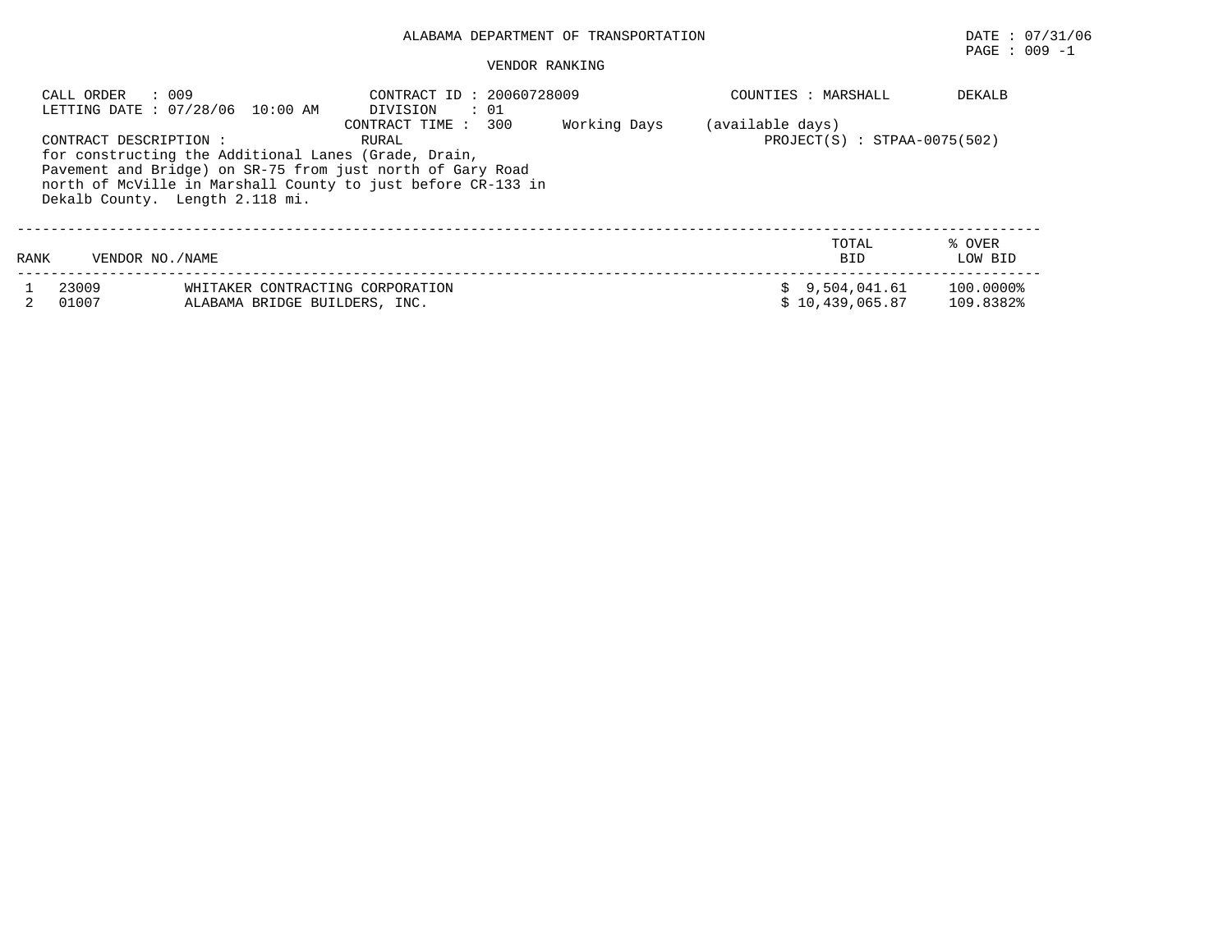ALABAMA DEPARTMENT OF TRANSPORTATION

DATE : 07/31/06

PAGE : 009 -1

VENDOR RANKING

CALL ORDER : 009
LETTING DATE : 07/28/06 10:00 AM

CONTRACT ID : 20060728009
DIVISION : 01
CONTRACT TIME : 300 Working Days (available days)

COUNTIES : MARSHALL DEKALB

CONTRACT DESCRIPTION : RURAL

for constructing the Additional Lanes (Grade, Drain, Pavement and Bridge) on SR-75 from just north of Gary Road north of McVille in Marshall County to just before CR-133 in Dekalb County. Length 2.118 mi.

PROJECT(S) : STPAA-0075(502)

| RANK | VENDOR NO./NAME | | TOTAL BID | % OVER LOW BID |
|---|---|---|---|---|
| 1 | 23009 | WHITAKER CONTRACTING CORPORATION | $ 9,504,041.61 | 100.0000% |
| 2 | 01007 | ALABAMA BRIDGE BUILDERS, INC. | $ 10,439,065.87 | 109.8382% |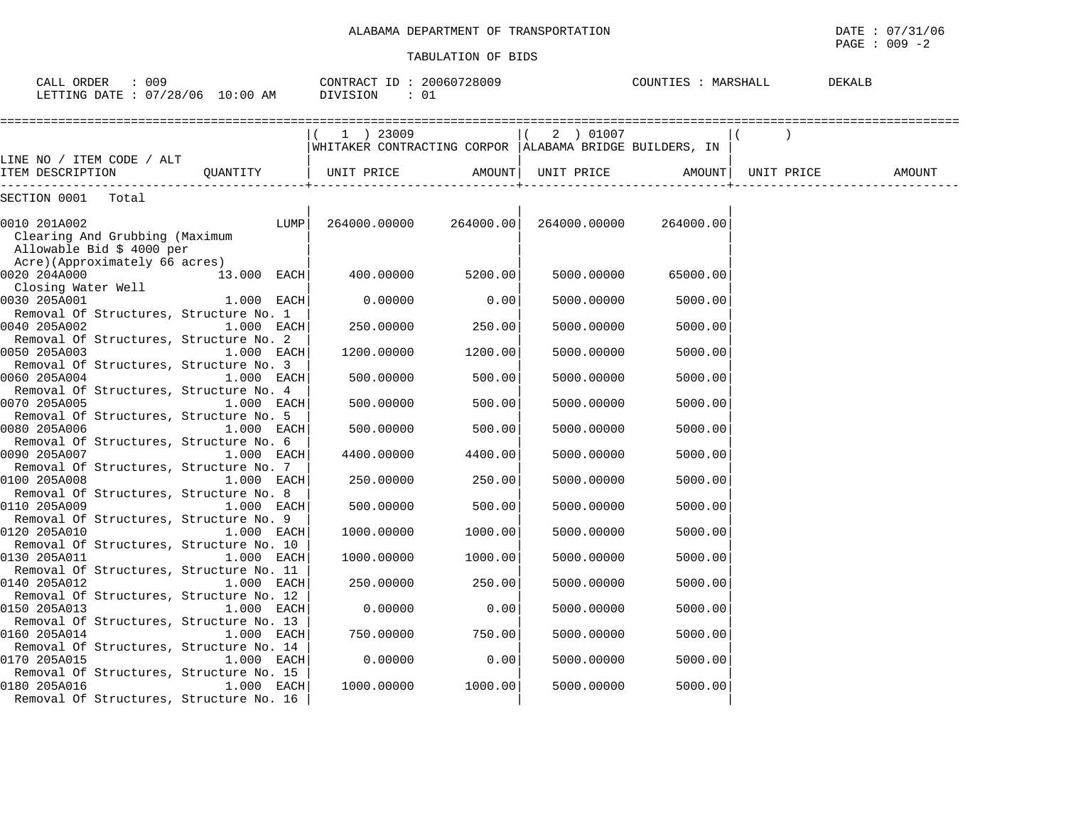ALABAMA DEPARTMENT OF TRANSPORTATION

TABULATION OF BIDS

CALL ORDER : 009 CONTRACT ID : 20060728009 COUNTIES : MARSHALL DEKALB
LETTING DATE : 07/28/06 10:00 AM DIVISION : 01

| LINE NO / ITEM CODE / ALT ITEM DESCRIPTION | QUANTITY | ( 1 ) 23009 WHITAKER CONTRACTING CORPOR UNIT PRICE | AMOUNT | ( 2 ) 01007 ALABAMA BRIDGE BUILDERS, IN UNIT PRICE | AMOUNT | ( ) UNIT PRICE | AMOUNT |
|---|---|---|---|---|---|---|---|
| SECTION 0001 Total | | | | | | | |
| 0010 201A002 Clearing And Grubbing (Maximum Allowable Bid $ 4000 per Acre)(Approximately 66 acres) | LUMP | 264000.00000 | 264000.00 | 264000.00000 | 264000.00 | | |
| 0020 204A000 Closing Water Well | 13.000 EACH | 400.00000 | 5200.00 | 5000.00000 | 65000.00 | | |
| 0030 205A001 Removal Of Structures, Structure No. 1 | 1.000 EACH | 0.00000 | 0.00 | 5000.00000 | 5000.00 | | |
| 0040 205A002 Removal Of Structures, Structure No. 2 | 1.000 EACH | 250.00000 | 250.00 | 5000.00000 | 5000.00 | | |
| 0050 205A003 Removal Of Structures, Structure No. 3 | 1.000 EACH | 1200.00000 | 1200.00 | 5000.00000 | 5000.00 | | |
| 0060 205A004 Removal Of Structures, Structure No. 4 | 1.000 EACH | 500.00000 | 500.00 | 5000.00000 | 5000.00 | | |
| 0070 205A005 Removal Of Structures, Structure No. 5 | 1.000 EACH | 500.00000 | 500.00 | 5000.00000 | 5000.00 | | |
| 0080 205A006 Removal Of Structures, Structure No. 6 | 1.000 EACH | 500.00000 | 500.00 | 5000.00000 | 5000.00 | | |
| 0090 205A007 Removal Of Structures, Structure No. 7 | 1.000 EACH | 4400.00000 | 4400.00 | 5000.00000 | 5000.00 | | |
| 0100 205A008 Removal Of Structures, Structure No. 8 | 1.000 EACH | 250.00000 | 250.00 | 5000.00000 | 5000.00 | | |
| 0110 205A009 Removal Of Structures, Structure No. 9 | 1.000 EACH | 500.00000 | 500.00 | 5000.00000 | 5000.00 | | |
| 0120 205A010 Removal Of Structures, Structure No. 10 | 1.000 EACH | 1000.00000 | 1000.00 | 5000.00000 | 5000.00 | | |
| 0130 205A011 Removal Of Structures, Structure No. 11 | 1.000 EACH | 1000.00000 | 1000.00 | 5000.00000 | 5000.00 | | |
| 0140 205A012 Removal Of Structures, Structure No. 12 | 1.000 EACH | 250.00000 | 250.00 | 5000.00000 | 5000.00 | | |
| 0150 205A013 Removal Of Structures, Structure No. 13 | 1.000 EACH | 0.00000 | 0.00 | 5000.00000 | 5000.00 | | |
| 0160 205A014 Removal Of Structures, Structure No. 14 | 1.000 EACH | 750.00000 | 750.00 | 5000.00000 | 5000.00 | | |
| 0170 205A015 Removal Of Structures, Structure No. 15 | 1.000 EACH | 0.00000 | 0.00 | 5000.00000 | 5000.00 | | |
| 0180 205A016 Removal Of Structures, Structure No. 16 | 1.000 EACH | 1000.00000 | 1000.00 | 5000.00000 | 5000.00 | | |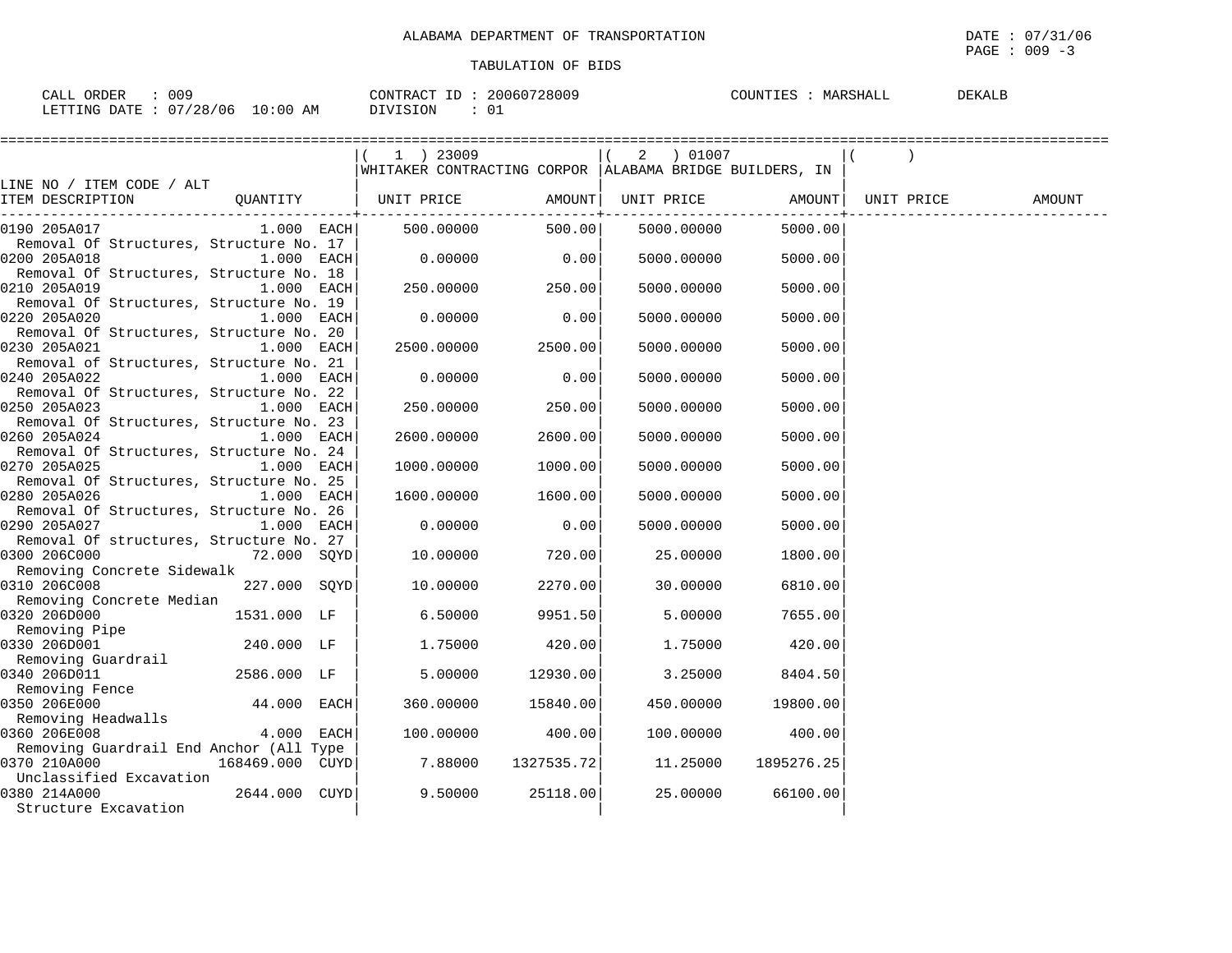ALABAMA DEPARTMENT OF TRANSPORTATION

TABULATION OF BIDS

CALL ORDER : 009    CONTRACT ID : 20060728009    COUNTIES : MARSHALL    DEKALB
LETTING DATE : 07/28/06 10:00 AM    DIVISION : 01

| LINE NO / ITEM CODE / ALT ITEM DESCRIPTION | QUANTITY | (1) 23009 WHITAKER CONTRACTING CORPOR UNIT PRICE | AMOUNT | (2) 01007 ALABAMA BRIDGE BUILDERS, IN UNIT PRICE | AMOUNT | ( ) UNIT PRICE | AMOUNT |
|---|---|---|---|---|---|---|---|
| 0190 205A017 Removal Of Structures, Structure No. 17 | 1.000 EACH | 500.00000 | 500.00 | 5000.00000 | 5000.00 | | |
| 0200 205A018 Removal Of Structures, Structure No. 18 | 1.000 EACH | 0.00000 | 0.00 | 5000.00000 | 5000.00 | | |
| 0210 205A019 Removal Of Structures, Structure No. 19 | 1.000 EACH | 250.00000 | 250.00 | 5000.00000 | 5000.00 | | |
| 0220 205A020 Removal Of Structures, Structure No. 20 | 1.000 EACH | 0.00000 | 0.00 | 5000.00000 | 5000.00 | | |
| 0230 205A021 Removal Of Structures, Structure No. 21 | 1.000 EACH | 2500.00000 | 2500.00 | 5000.00000 | 5000.00 | | |
| 0240 205A022 Removal Of Structures, Structure No. 22 | 1.000 EACH | 0.00000 | 0.00 | 5000.00000 | 5000.00 | | |
| 0250 205A023 Removal Of Structures, Structure No. 23 | 1.000 EACH | 250.00000 | 250.00 | 5000.00000 | 5000.00 | | |
| 0260 205A024 Removal Of Structures, Structure No. 24 | 1.000 EACH | 2600.00000 | 2600.00 | 5000.00000 | 5000.00 | | |
| 0270 205A025 Removal Of Structures, Structure No. 25 | 1.000 EACH | 1000.00000 | 1000.00 | 5000.00000 | 5000.00 | | |
| 0280 205A026 Removal Of Structures, Structure No. 26 | 1.000 EACH | 1600.00000 | 1600.00 | 5000.00000 | 5000.00 | | |
| 0290 205A027 Removal Of structures, Structure No. 27 | 1.000 EACH | 0.00000 | 0.00 | 5000.00000 | 5000.00 | | |
| 0300 206C000 Removing Concrete Sidewalk | 72.000 SQYD | 10.00000 | 720.00 | 25.00000 | 1800.00 | | |
| 0310 206C008 Removing Concrete Median | 227.000 SQYD | 10.00000 | 2270.00 | 30.00000 | 6810.00 | | |
| 0320 206D000 Removing Pipe | 1531.000 LF | 6.50000 | 9951.50 | 5.00000 | 7655.00 | | |
| 0330 206D001 Removing Guardrail | 240.000 LF | 1.75000 | 420.00 | 1.75000 | 420.00 | | |
| 0340 206D011 Removing Fence | 2586.000 LF | 5.00000 | 12930.00 | 3.25000 | 8404.50 | | |
| 0350 206E000 Removing Headwalls | 44.000 EACH | 360.00000 | 15840.00 | 450.00000 | 19800.00 | | |
| 0360 206E008 Removing Guardrail End Anchor (All Type | 4.000 EACH | 100.00000 | 400.00 | 100.00000 | 400.00 | | |
| 0370 210A000 Unclassified Excavation | 168469.000 CUYD | 7.88000 | 1327535.72 | 11.25000 | 1895276.25 | | |
| 0380 214A000 Structure Excavation | 2644.000 CUYD | 9.50000 | 25118.00 | 25.00000 | 66100.00 | | |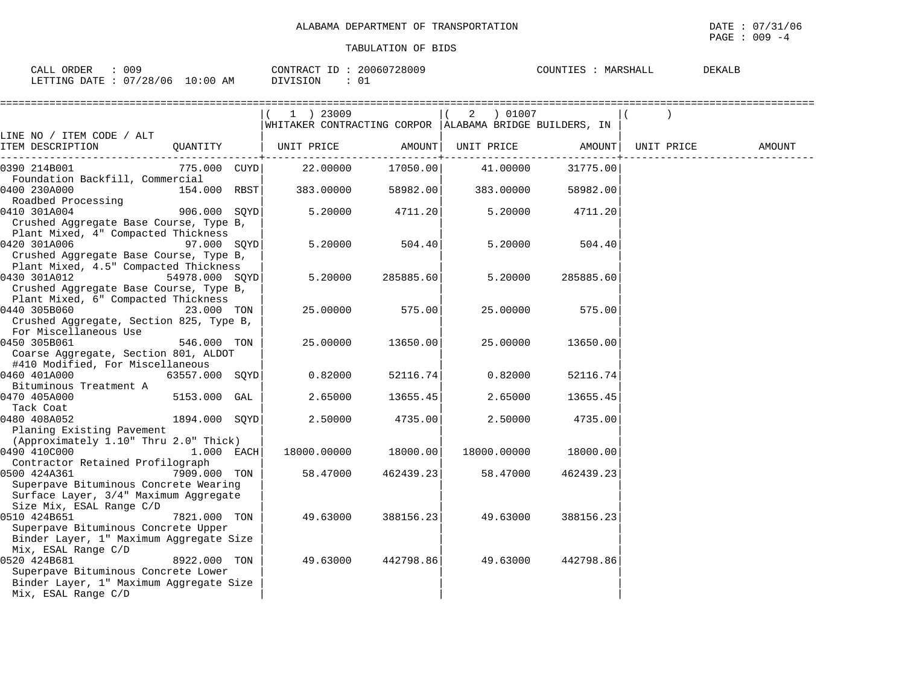ALABAMA DEPARTMENT OF TRANSPORTATION

TABULATION OF BIDS

CALL ORDER : 009    CONTRACT ID : 20060728009    COUNTIES : MARSHALL    DEKALB
LETTING DATE : 07/28/06 10:00 AM    DIVISION : 01

| LINE NO / ITEM CODE / ALT ITEM DESCRIPTION | QUANTITY | ( 1 ) 23009 WHITAKER CONTRACTING CORPOR UNIT PRICE | AMOUNT | ( 2 ) 01007 ALABAMA BRIDGE BUILDERS, IN UNIT PRICE | AMOUNT | ( ) UNIT PRICE | AMOUNT |
|---|---|---|---|---|---|---|---|
| 0390 214B001 Foundation Backfill, Commercial | 775.000 CUYD | 22.00000 | 17050.00 | 41.00000 | 31775.00 | | |
| 0400 230A000 Roadbed Processing | 154.000 RBST | 383.00000 | 58982.00 | 383.00000 | 58982.00 | | |
| 0410 301A004 Crushed Aggregate Base Course, Type B, Plant Mixed, 4" Compacted Thickness | 906.000 SQYD | 5.20000 | 4711.20 | 5.20000 | 4711.20 | | |
| 0420 301A006 Crushed Aggregate Base Course, Type B, Plant Mixed, 4.5" Compacted Thickness | 97.000 SQYD | 5.20000 | 504.40 | 5.20000 | 504.40 | | |
| 0430 301A012 Crushed Aggregate Base Course, Type B, Plant Mixed, 6" Compacted Thickness | 54978.000 SQYD | 5.20000 | 285885.60 | 5.20000 | 285885.60 | | |
| 0440 305B060 Crushed Aggregate, Section 825, Type B, For Miscellaneous Use | 23.000 TON | 25.00000 | 575.00 | 25.00000 | 575.00 | | |
| 0450 305B061 Coarse Aggregate, Section 801, ALDOT #410 Modified, For Miscellaneous | 546.000 TON | 25.00000 | 13650.00 | 25.00000 | 13650.00 | | |
| 0460 401A000 Bituminous Treatment A | 63557.000 SQYD | 0.82000 | 52116.74 | 0.82000 | 52116.74 | | |
| 0470 405A000 Tack Coat | 5153.000 GAL | 2.65000 | 13655.45 | 2.65000 | 13655.45 | | |
| 0480 408A052 Planing Existing Pavement (Approximately 1.10" Thru 2.0" Thick) | 1894.000 SQYD | 2.50000 | 4735.00 | 2.50000 | 4735.00 | | |
| 0490 410C000 Contractor Retained Profilograph | 1.000 EACH | 18000.00000 | 18000.00 | 18000.00000 | 18000.00 | | |
| 0500 424A361 Superpave Bituminous Concrete Wearing Surface Layer, 3/4" Maximum Aggregate Size Mix, ESAL Range C/D | 7909.000 TON | 58.47000 | 462439.23 | 58.47000 | 462439.23 | | |
| 0510 424B651 Superpave Bituminous Concrete Upper Binder Layer, 1" Maximum Aggregate Size Mix, ESAL Range C/D | 7821.000 TON | 49.63000 | 388156.23 | 49.63000 | 388156.23 | | |
| 0520 424B681 Superpave Bituminous Concrete Lower Binder Layer, 1" Maximum Aggregate Size Mix, ESAL Range C/D | 8922.000 TON | 49.63000 | 442798.86 | 49.63000 | 442798.86 | | |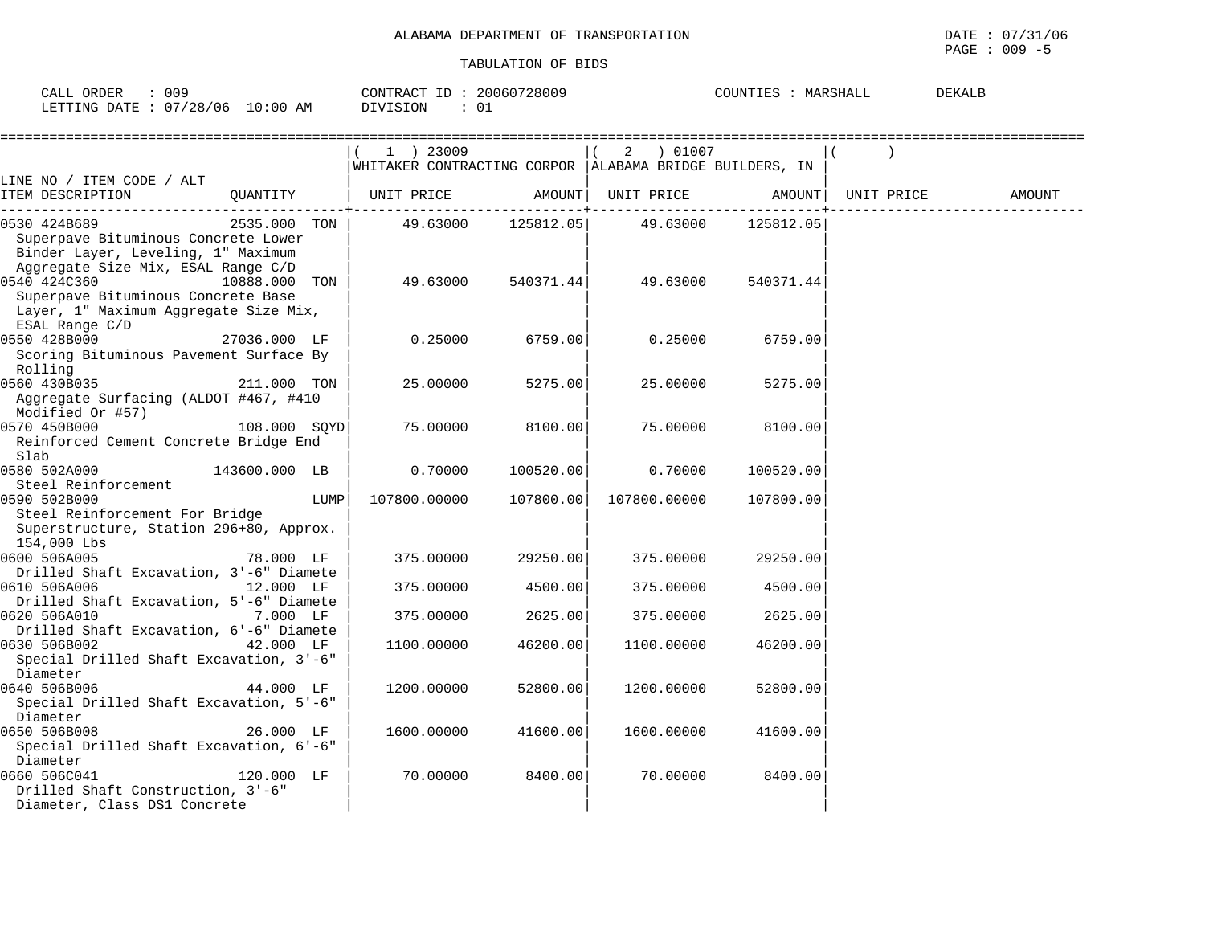ALABAMA DEPARTMENT OF TRANSPORTATION

TABULATION OF BIDS

DATE : 07/31/06
PAGE : 009 -5

CALL ORDER : 009 CONTRACT ID : 20060728009 COUNTIES : MARSHALL DEKALB
LETTING DATE : 07/28/06 10:00 AM DIVISION : 01

| LINE NO / ITEM CODE / ALT ITEM DESCRIPTION | QUANTITY | ( 1 ) 23009 WHITAKER CONTRACTING CORPOR UNIT PRICE | AMOUNT | ( 2 ) 01007 ALABAMA BRIDGE BUILDERS, IN UNIT PRICE | AMOUNT | ( ) UNIT PRICE | AMOUNT |
|---|---|---|---|---|---|---|---|
| 0530 424B689 Superpave Bituminous Concrete Lower Binder Layer, Leveling, 1" Maximum Aggregate Size Mix, ESAL Range C/D | 2535.000 TON | 49.63000 | 125812.05 | 49.63000 | 125812.05 | | |
| 0540 424C360 Superpave Bituminous Concrete Base Layer, 1" Maximum Aggregate Size Mix, ESAL Range C/D | 10888.000 TON | 49.63000 | 540371.44 | 49.63000 | 540371.44 | | |
| 0550 428B000 Scoring Bituminous Pavement Surface By Rolling | 27036.000 LF | 0.25000 | 6759.00 | 0.25000 | 6759.00 | | |
| 0560 430B035 Aggregate Surfacing (ALDOT #467, #410 Modified Or #57) | 211.000 TON | 25.00000 | 5275.00 | 25.00000 | 5275.00 | | |
| 0570 450B000 Reinforced Cement Concrete Bridge End Slab | 108.000 SQYD | 75.00000 | 8100.00 | 75.00000 | 8100.00 | | |
| 0580 502A000 Steel Reinforcement | 143600.000 LB | 0.70000 | 100520.00 | 0.70000 | 100520.00 | | |
| 0590 502B000 Steel Reinforcement For Bridge Superstructure, Station 296+80, Approx. 154,000 Lbs | LUMP | 107800.00000 | 107800.00 | 107800.00000 | 107800.00 | | |
| 0600 506A005 Drilled Shaft Excavation, 3'-6" Diamete | 78.000 LF | 375.00000 | 29250.00 | 375.00000 | 29250.00 | | |
| 0610 506A006 Drilled Shaft Excavation, 5'-6" Diamete | 12.000 LF | 375.00000 | 4500.00 | 375.00000 | 4500.00 | | |
| 0620 506A010 Drilled Shaft Excavation, 6'-6" Diamete | 7.000 LF | 375.00000 | 2625.00 | 375.00000 | 2625.00 | | |
| 0630 506B002 Special Drilled Shaft Excavation, 3'-6" Diameter | 42.000 LF | 1100.00000 | 46200.00 | 1100.00000 | 46200.00 | | |
| 0640 506B006 Special Drilled Shaft Excavation, 5'-6" Diameter | 44.000 LF | 1200.00000 | 52800.00 | 1200.00000 | 52800.00 | | |
| 0650 506B008 Special Drilled Shaft Excavation, 6'-6" Diameter | 26.000 LF | 1600.00000 | 41600.00 | 1600.00000 | 41600.00 | | |
| 0660 506C041 Drilled Shaft Construction, 3'-6" Diameter, Class DS1 Concrete | 120.000 LF | 70.00000 | 8400.00 | 70.00000 | 8400.00 | | |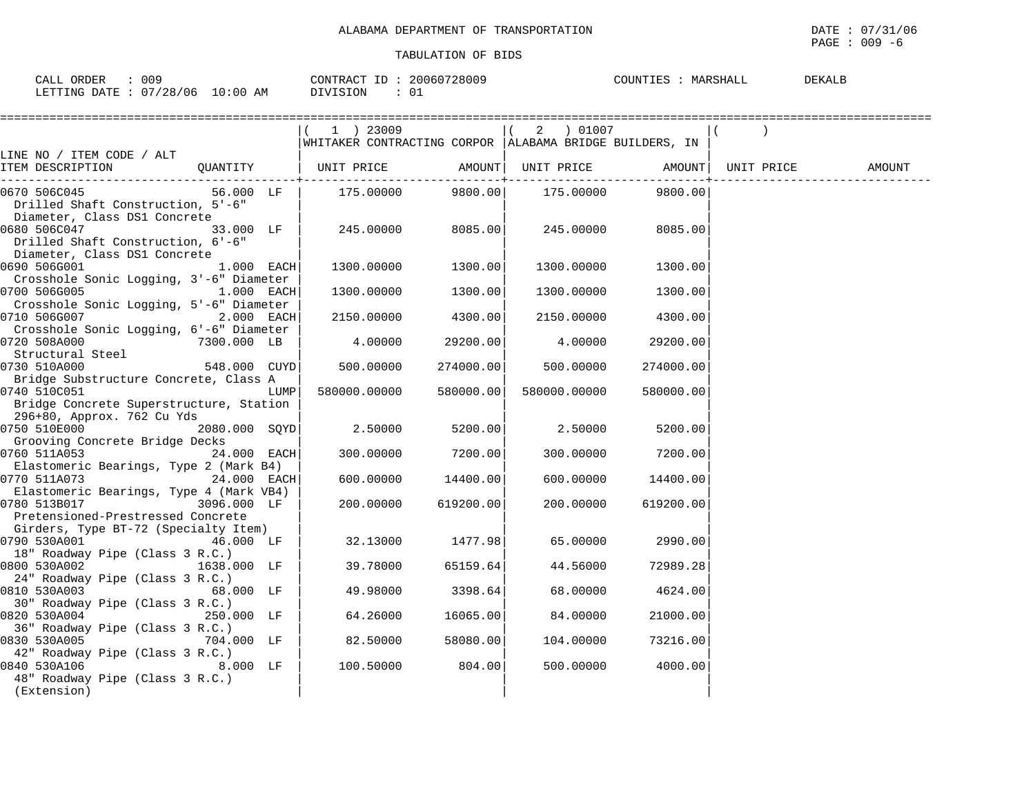ALABAMA DEPARTMENT OF TRANSPORTATION

TABULATION OF BIDS

CALL ORDER : 009 CONTRACT ID : 20060728009 COUNTIES : MARSHALL DEKALB
LETTING DATE : 07/28/06 10:00 AM DIVISION : 01

| LINE NO / ITEM CODE / ALT ITEM DESCRIPTION | QUANTITY | ( 1 ) 23009 WHITAKER CONTRACTING CORPOR UNIT PRICE | AMOUNT | ( 2 ) 01007 ALABAMA BRIDGE BUILDERS, IN UNIT PRICE | AMOUNT | ( ) UNIT PRICE | AMOUNT |
|---|---|---|---|---|---|---|---|
| 0670 506C045 Drilled Shaft Construction, 5'-6" Diameter, Class DS1 Concrete | 56.000 LF | 175.00000 | 9800.00 | 175.00000 | 9800.00 | | |
| 0680 506C047 Drilled Shaft Construction, 6'-6" Diameter, Class DS1 Concrete | 33.000 LF | 245.00000 | 8085.00 | 245.00000 | 8085.00 | | |
| 0690 506G001 Crosshole Sonic Logging, 3'-6" Diameter | 1.000 EACH | 1300.00000 | 1300.00 | 1300.00000 | 1300.00 | | |
| 0700 506G005 Crosshole Sonic Logging, 5'-6" Diameter | 1.000 EACH | 1300.00000 | 1300.00 | 1300.00000 | 1300.00 | | |
| 0710 506G007 Crosshole Sonic Logging, 6'-6" Diameter | 2.000 EACH | 2150.00000 | 4300.00 | 2150.00000 | 4300.00 | | |
| 0720 508A000 Structural Steel | 7300.000 LB | 4.00000 | 29200.00 | 4.00000 | 29200.00 | | |
| 0730 510A000 Bridge Substructure Concrete, Class A | 548.000 CUYD | 500.00000 | 274000.00 | 500.00000 | 274000.00 | | |
| 0740 510C051 Bridge Concrete Superstructure, Station 296+80, Approx. 762 Cu Yds | LUMP | 580000.00000 | 580000.00 | 580000.00000 | 580000.00 | | |
| 0750 510E000 Grooving Concrete Bridge Decks | 2080.000 SQYD | 2.50000 | 5200.00 | 2.50000 | 5200.00 | | |
| 0760 511A053 Elastomeric Bearings, Type 2 (Mark B4) | 24.000 EACH | 300.00000 | 7200.00 | 300.00000 | 7200.00 | | |
| 0770 511A073 Elastomeric Bearings, Type 4 (Mark VB4) | 24.000 EACH | 600.00000 | 14400.00 | 600.00000 | 14400.00 | | |
| 0780 513B017 Pretensioned-Prestressed Concrete Girders, Type BT-72 (Specialty Item) | 3096.000 LF | 200.00000 | 619200.00 | 200.00000 | 619200.00 | | |
| 0790 530A001 18" Roadway Pipe (Class 3 R.C.) | 46.000 LF | 32.13000 | 1477.98 | 65.00000 | 2990.00 | | |
| 0800 530A002 24" Roadway Pipe (Class 3 R.C.) | 1638.000 LF | 39.78000 | 65159.64 | 44.56000 | 72989.28 | | |
| 0810 530A003 30" Roadway Pipe (Class 3 R.C.) | 68.000 LF | 49.98000 | 3398.64 | 68.00000 | 4624.00 | | |
| 0820 530A004 36" Roadway Pipe (Class 3 R.C.) | 250.000 LF | 64.26000 | 16065.00 | 84.00000 | 21000.00 | | |
| 0830 530A005 42" Roadway Pipe (Class 3 R.C.) | 704.000 LF | 82.50000 | 58080.00 | 104.00000 | 73216.00 | | |
| 0840 530A106 48" Roadway Pipe (Class 3 R.C.) (Extension) | 8.000 LF | 100.50000 | 804.00 | 500.00000 | 4000.00 | | |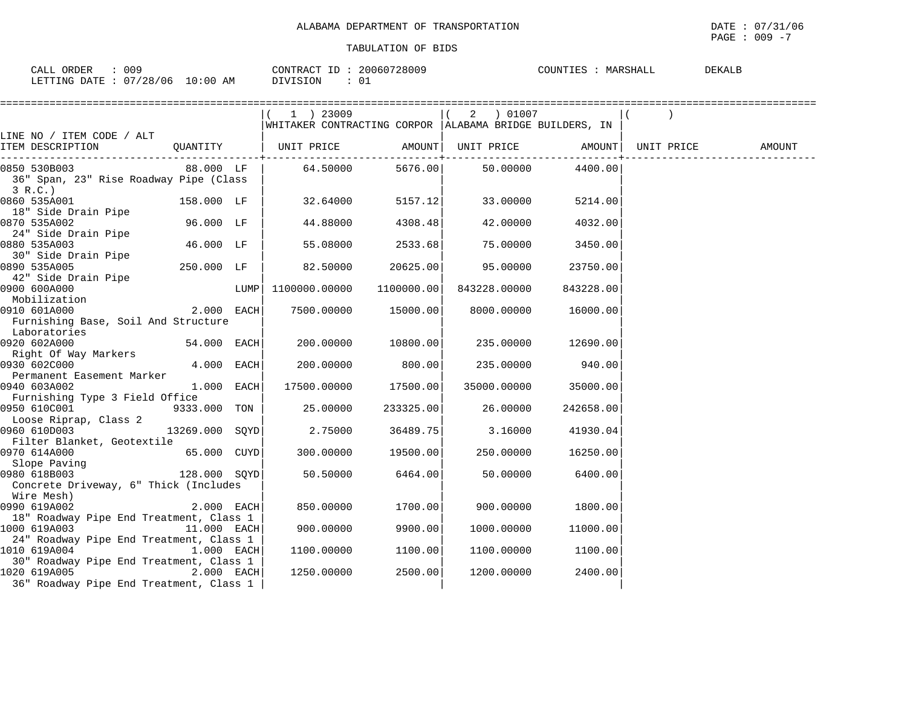ALABAMA DEPARTMENT OF TRANSPORTATION

TABULATION OF BIDS

CALL ORDER : 009 &nbsp;&nbsp;&nbsp; CONTRACT ID : 20060728009 &nbsp;&nbsp;&nbsp; COUNTIES : MARSHALL DEKALB

LETTING DATE : 07/28/06 10:00 AM &nbsp;&nbsp;&nbsp; DIVISION : 01

| LINE NO / ITEM CODE / ALT ITEM DESCRIPTION | QUANTITY | (1) 23009 WHITAKER CONTRACTING CORPOR UNIT PRICE | AMOUNT | (2) 01007 ALABAMA BRIDGE BUILDERS, IN UNIT PRICE | AMOUNT | ( ) UNIT PRICE | AMOUNT |
|---|---|---|---|---|---|---|---|
| 0850 530B003 36" Span, 23" Rise Roadway Pipe (Class 3 R.C.) | 88.000 LF | 64.50000 | 5676.00 | 50.00000 | 4400.00 | | |
| 0860 535A001 18" Side Drain Pipe | 158.000 LF | 32.64000 | 5157.12 | 33.00000 | 5214.00 | | |
| 0870 535A002 24" Side Drain Pipe | 96.000 LF | 44.88000 | 4308.48 | 42.00000 | 4032.00 | | |
| 0880 535A003 30" Side Drain Pipe | 46.000 LF | 55.08000 | 2533.68 | 75.00000 | 3450.00 | | |
| 0890 535A005 42" Side Drain Pipe | 250.000 LF | 82.50000 | 20625.00 | 95.00000 | 23750.00 | | |
| 0900 600A000 Mobilization | LUMP | 1100000.00000 | 1100000.00 | 843228.00000 | 843228.00 | | |
| 0910 601A000 Furnishing Base, Soil And Structure Laboratories | 2.000 EACH | 7500.00000 | 15000.00 | 8000.00000 | 16000.00 | | |
| 0920 602A000 Right Of Way Markers | 54.000 EACH | 200.00000 | 10800.00 | 235.00000 | 12690.00 | | |
| 0930 602C000 Permanent Easement Marker | 4.000 EACH | 200.00000 | 800.00 | 235.00000 | 940.00 | | |
| 0940 603A002 Furnishing Type 3 Field Office | 1.000 EACH | 17500.00000 | 17500.00 | 35000.00000 | 35000.00 | | |
| 0950 610C001 Loose Riprap, Class 2 | 9333.000 TON | 25.00000 | 233325.00 | 26.00000 | 242658.00 | | |
| 0960 610D003 Filter Blanket, Geotextile | 13269.000 SQYD | 2.75000 | 36489.75 | 3.16000 | 41930.04 | | |
| 0970 614A000 Slope Paving | 65.000 CUYD | 300.00000 | 19500.00 | 250.00000 | 16250.00 | | |
| 0980 618B003 Concrete Driveway, 6" Thick (Includes Wire Mesh) | 128.000 SQYD | 50.50000 | 6464.00 | 50.00000 | 6400.00 | | |
| 0990 619A002 18" Roadway Pipe End Treatment, Class 1 | 2.000 EACH | 850.00000 | 1700.00 | 900.00000 | 1800.00 | | |
| 1000 619A003 24" Roadway Pipe End Treatment, Class 1 | 11.000 EACH | 900.00000 | 9900.00 | 1000.00000 | 11000.00 | | |
| 1010 619A004 30" Roadway Pipe End Treatment, Class 1 | 1.000 EACH | 1100.00000 | 1100.00 | 1100.00000 | 1100.00 | | |
| 1020 619A005 36" Roadway Pipe End Treatment, Class 1 | 2.000 EACH | 1250.00000 | 2500.00 | 1200.00000 | 2400.00 | | |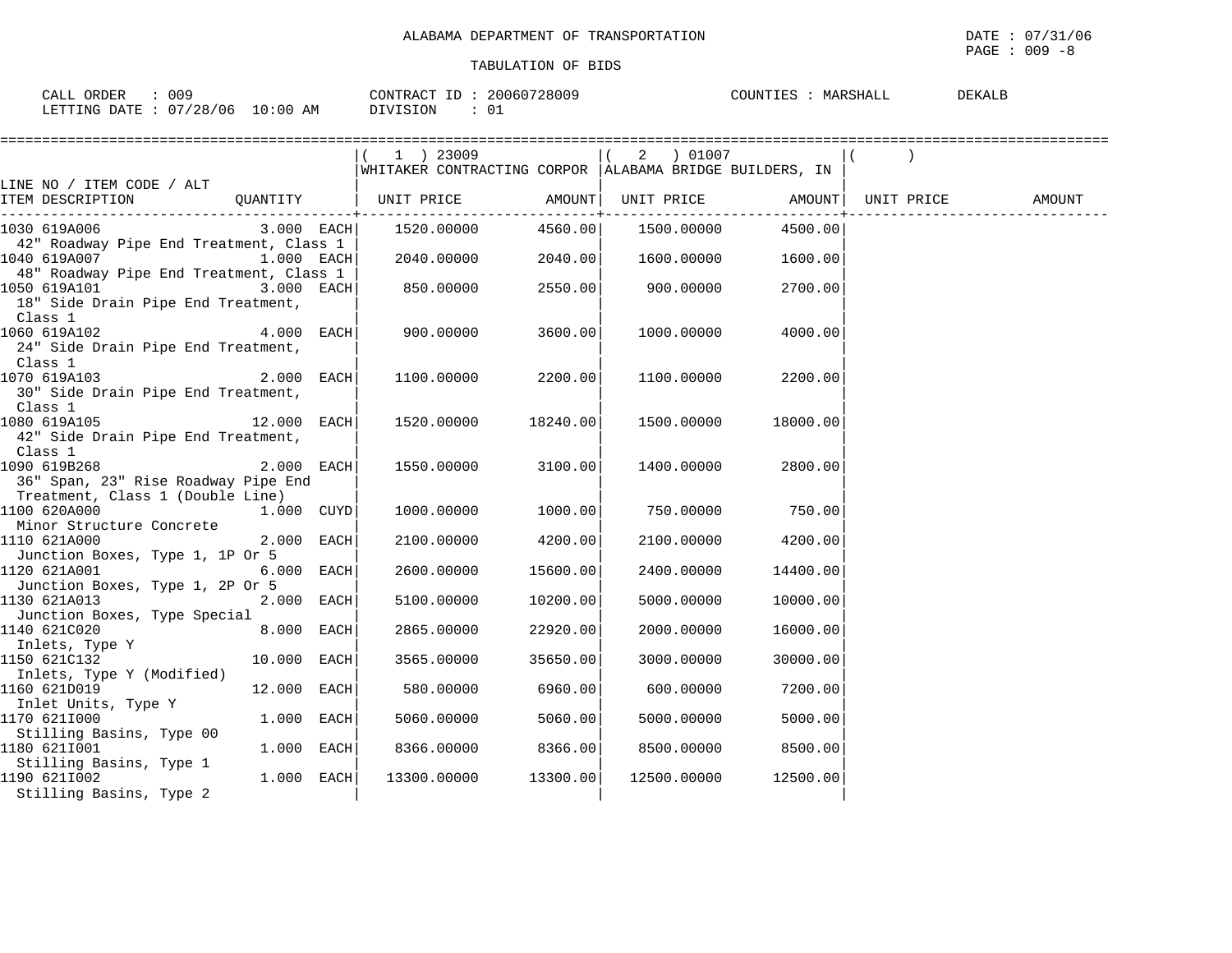ALABAMA DEPARTMENT OF TRANSPORTATION

TABULATION OF BIDS

CALL ORDER : 009 CONTRACT ID : 20060728009 COUNTIES : MARSHALL DEKALB
LETTING DATE : 07/28/06 10:00 AM DIVISION : 01

| LINE NO / ITEM CODE / ALT ITEM DESCRIPTION | QUANTITY | ( 1 ) 23009 WHITAKER CONTRACTING CORPOR UNIT PRICE | AMOUNT | ( 2 ) 01007 ALABAMA BRIDGE BUILDERS, IN UNIT PRICE | AMOUNT | ( ) UNIT PRICE | AMOUNT |
|---|---|---|---|---|---|---|---|
| 1030 619A006 42" Roadway Pipe End Treatment, Class 1 | 3.000 EACH | 1520.00000 | 4560.00 | 1500.00000 | 4500.00 | | |
| 1040 619A007 48" Roadway Pipe End Treatment, Class 1 | 1.000 EACH | 2040.00000 | 2040.00 | 1600.00000 | 1600.00 | | |
| 1050 619A101 18" Side Drain Pipe End Treatment, Class 1 | 3.000 EACH | 850.00000 | 2550.00 | 900.00000 | 2700.00 | | |
| 1060 619A102 24" Side Drain Pipe End Treatment, Class 1 | 4.000 EACH | 900.00000 | 3600.00 | 1000.00000 | 4000.00 | | |
| 1070 619A103 30" Side Drain Pipe End Treatment, Class 1 | 2.000 EACH | 1100.00000 | 2200.00 | 1100.00000 | 2200.00 | | |
| 1080 619A105 42" Side Drain Pipe End Treatment, Class 1 | 12.000 EACH | 1520.00000 | 18240.00 | 1500.00000 | 18000.00 | | |
| 1090 619B268 36" Span, 23" Rise Roadway Pipe End Treatment, Class 1 (Double Line) | 2.000 EACH | 1550.00000 | 3100.00 | 1400.00000 | 2800.00 | | |
| 1100 620A000 Minor Structure Concrete | 1.000 CUYD | 1000.00000 | 1000.00 | 750.00000 | 750.00 | | |
| 1110 621A000 Junction Boxes, Type 1, 1P Or 5 | 2.000 EACH | 2100.00000 | 4200.00 | 2100.00000 | 4200.00 | | |
| 1120 621A001 Junction Boxes, Type 1, 2P Or 5 | 6.000 EACH | 2600.00000 | 15600.00 | 2400.00000 | 14400.00 | | |
| 1130 621A013 Junction Boxes, Type Special | 2.000 EACH | 5100.00000 | 10200.00 | 5000.00000 | 10000.00 | | |
| 1140 621C020 Inlets, Type Y | 8.000 EACH | 2865.00000 | 22920.00 | 2000.00000 | 16000.00 | | |
| 1150 621C132 Inlets, Type Y (Modified) | 10.000 EACH | 3565.00000 | 35650.00 | 3000.00000 | 30000.00 | | |
| 1160 621D019 Inlet Units, Type Y | 12.000 EACH | 580.00000 | 6960.00 | 600.00000 | 7200.00 | | |
| 1170 621I000 Stilling Basins, Type 00 | 1.000 EACH | 5060.00000 | 5060.00 | 5000.00000 | 5000.00 | | |
| 1180 621I001 Stilling Basins, Type 1 | 1.000 EACH | 8366.00000 | 8366.00 | 8500.00000 | 8500.00 | | |
| 1190 621I002 Stilling Basins, Type 2 | 1.000 EACH | 13300.00000 | 13300.00 | 12500.00000 | 12500.00 | | |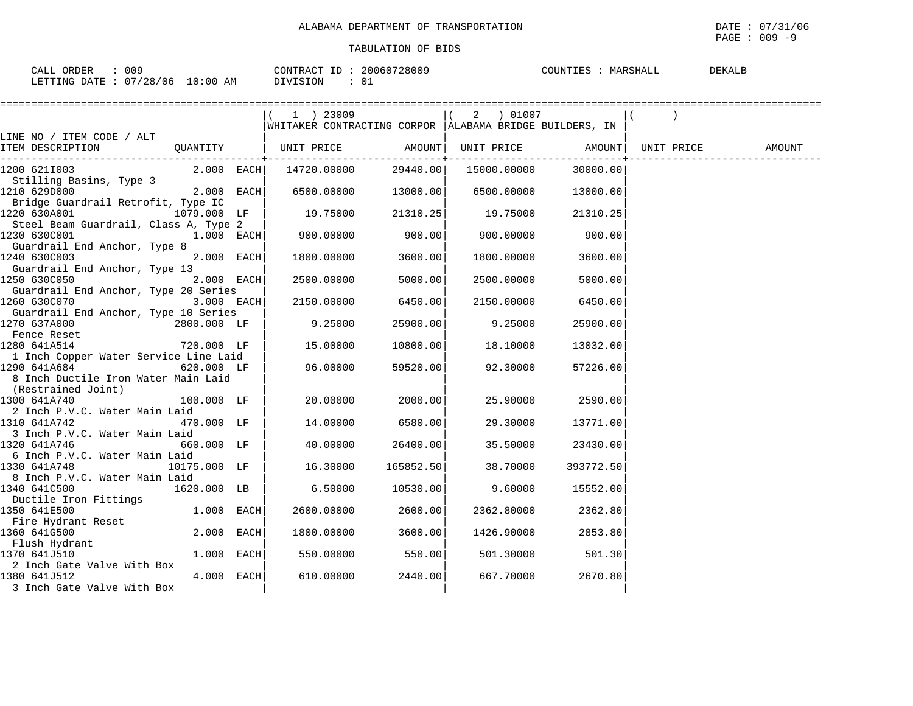ALABAMA DEPARTMENT OF TRANSPORTATION

TABULATION OF BIDS

CALL ORDER : 009 CONTRACT ID : 20060728009 COUNTIES : MARSHALL DEKALB
LETTING DATE : 07/28/06 10:00 AM DIVISION : 01

| LINE NO / ITEM CODE / ALT ITEM DESCRIPTION | QUANTITY | (1) 23009 WHITAKER CONTRACTING CORPOR UNIT PRICE | AMOUNT | (2) 01007 ALABAMA BRIDGE BUILDERS, IN UNIT PRICE | AMOUNT | ( ) UNIT PRICE | AMOUNT |
|---|---|---|---|---|---|---|---|
| 1200 621I003 Stilling Basins, Type 3 | 2.000 EACH | 14720.00000 | 29440.00 | 15000.00000 | 30000.00 | | |
| 1210 629D000 Bridge Guardrail Retrofit, Type IC | 2.000 EACH | 6500.00000 | 13000.00 | 6500.00000 | 13000.00 | | |
| 1220 630A001 Steel Beam Guardrail, Class A, Type 2 | 1079.000 LF | 19.75000 | 21310.25 | 19.75000 | 21310.25 | | |
| 1230 630C001 Guardrail End Anchor, Type 8 | 1.000 EACH | 900.00000 | 900.00 | 900.00000 | 900.00 | | |
| 1240 630C003 Guardrail End Anchor, Type 13 | 2.000 EACH | 1800.00000 | 3600.00 | 1800.00000 | 3600.00 | | |
| 1250 630C050 Guardrail End Anchor, Type 20 Series | 2.000 EACH | 2500.00000 | 5000.00 | 2500.00000 | 5000.00 | | |
| 1260 630C070 Guardrail End Anchor, Type 10 Series | 3.000 EACH | 2150.00000 | 6450.00 | 2150.00000 | 6450.00 | | |
| 1270 637A000 Fence Reset | 2800.000 LF | 9.25000 | 25900.00 | 9.25000 | 25900.00 | | |
| 1280 641A514 1 Inch Copper Water Service Line Laid | 720.000 LF | 15.00000 | 10800.00 | 18.10000 | 13032.00 | | |
| 1290 641A684 8 Inch Ductile Iron Water Main Laid (Restrained Joint) | 620.000 LF | 96.00000 | 59520.00 | 92.30000 | 57226.00 | | |
| 1300 641A740 2 Inch P.V.C. Water Main Laid | 100.000 LF | 20.00000 | 2000.00 | 25.90000 | 2590.00 | | |
| 1310 641A742 3 Inch P.V.C. Water Main Laid | 470.000 LF | 14.00000 | 6580.00 | 29.30000 | 13771.00 | | |
| 1320 641A746 6 Inch P.V.C. Water Main Laid | 660.000 LF | 40.00000 | 26400.00 | 35.50000 | 23430.00 | | |
| 1330 641A748 8 Inch P.V.C. Water Main Laid | 10175.000 LF | 16.30000 | 165852.50 | 38.70000 | 393772.50 | | |
| 1340 641C500 Ductile Iron Fittings | 1620.000 LB | 6.50000 | 10530.00 | 9.60000 | 15552.00 | | |
| 1350 641E500 Fire Hydrant Reset | 1.000 EACH | 2600.00000 | 2600.00 | 2362.80000 | 2362.80 | | |
| 1360 641G500 Flush Hydrant | 2.000 EACH | 1800.00000 | 3600.00 | 1426.90000 | 2853.80 | | |
| 1370 641J510 2 Inch Gate Valve With Box | 1.000 EACH | 550.00000 | 550.00 | 501.30000 | 501.30 | | |
| 1380 641J512 3 Inch Gate Valve With Box | 4.000 EACH | 610.00000 | 2440.00 | 667.70000 | 2670.80 | | |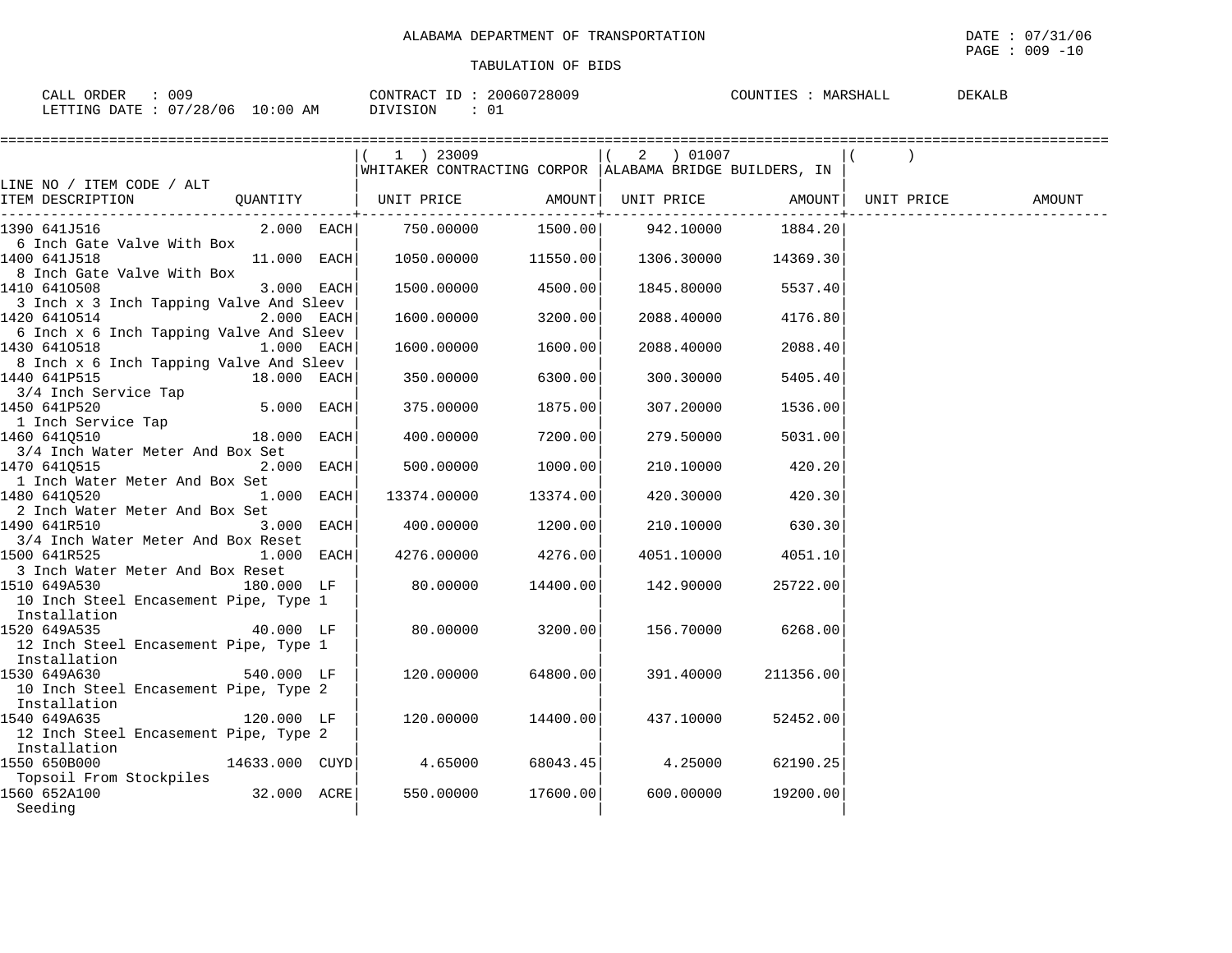ALABAMA DEPARTMENT OF TRANSPORTATION

TABULATION OF BIDS

CALL ORDER : 009 CONTRACT ID : 20060728009 COUNTIES : MARSHALL DEKALB
LETTING DATE : 07/28/06 10:00 AM DIVISION : 01

| LINE NO / ITEM CODE / ALT<br>ITEM DESCRIPTION | QUANTITY | ( 1 ) 23009<br>WHITAKER CONTRACTING CORPOR<br>UNIT PRICE | AMOUNT | ( 2 ) 01007<br>ALABAMA BRIDGE BUILDERS, IN<br>UNIT PRICE | AMOUNT | ( )<br>UNIT PRICE | AMOUNT |
|---|---|---|---|---|---|---|---|
| 1390 641J516<br>6 Inch Gate Valve With Box | 2.000 EACH | 750.00000 | 1500.00 | 942.10000 | 1884.20 | | |
| 1400 641J518<br>8 Inch Gate Valve With Box | 11.000 EACH | 1050.00000 | 11550.00 | 1306.30000 | 14369.30 | | |
| 1410 641O508<br>3 Inch x 3 Inch Tapping Valve And Sleev | 3.000 EACH | 1500.00000 | 4500.00 | 1845.80000 | 5537.40 | | |
| 1420 641O514<br>6 Inch x 6 Inch Tapping Valve And Sleev | 2.000 EACH | 1600.00000 | 3200.00 | 2088.40000 | 4176.80 | | |
| 1430 641O518<br>8 Inch x 6 Inch Tapping Valve And Sleev | 1.000 EACH | 1600.00000 | 1600.00 | 2088.40000 | 2088.40 | | |
| 1440 641P515<br>3/4 Inch Service Tap | 18.000 EACH | 350.00000 | 6300.00 | 300.30000 | 5405.40 | | |
| 1450 641P520<br>1 Inch Service Tap | 5.000 EACH | 375.00000 | 1875.00 | 307.20000 | 1536.00 | | |
| 1460 641Q510<br>3/4 Inch Water Meter And Box Set | 18.000 EACH | 400.00000 | 7200.00 | 279.50000 | 5031.00 | | |
| 1470 641Q515<br>1 Inch Water Meter And Box Set | 2.000 EACH | 500.00000 | 1000.00 | 210.10000 | 420.20 | | |
| 1480 641Q520<br>2 Inch Water Meter And Box Set | 1.000 EACH | 13374.00000 | 13374.00 | 420.30000 | 420.30 | | |
| 1490 641R510<br>3/4 Inch Water Meter And Box Reset | 3.000 EACH | 400.00000 | 1200.00 | 210.10000 | 630.30 | | |
| 1500 641R525<br>3 Inch Water Meter And Box Reset | 1.000 EACH | 4276.00000 | 4276.00 | 4051.10000 | 4051.10 | | |
| 1510 649A530<br>10 Inch Steel Encasement Pipe, Type 1 Installation | 180.000 LF | 80.00000 | 14400.00 | 142.90000 | 25722.00 | | |
| 1520 649A535<br>12 Inch Steel Encasement Pipe, Type 1 Installation | 40.000 LF | 80.00000 | 3200.00 | 156.70000 | 6268.00 | | |
| 1530 649A630<br>10 Inch Steel Encasement Pipe, Type 2 Installation | 540.000 LF | 120.00000 | 64800.00 | 391.40000 | 211356.00 | | |
| 1540 649A635<br>12 Inch Steel Encasement Pipe, Type 2 Installation | 120.000 LF | 120.00000 | 14400.00 | 437.10000 | 52452.00 | | |
| 1550 650B000<br>Topsoil From Stockpiles | 14633.000 CUYD | 4.65000 | 68043.45 | 4.25000 | 62190.25 | | |
| 1560 652A100<br>Seeding | 32.000 ACRE | 550.00000 | 17600.00 | 600.00000 | 19200.00 | | |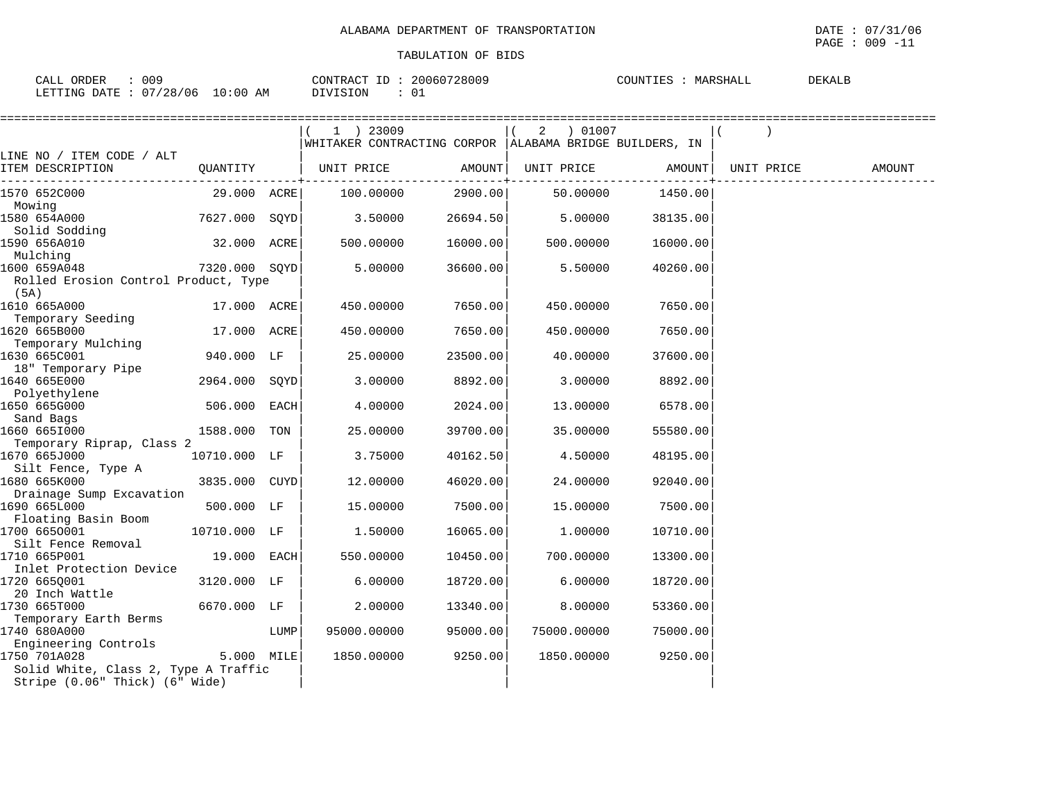ALABAMA DEPARTMENT OF TRANSPORTATION

TABULATION OF BIDS

DATE : 07/31/06
PAGE : 009 -11

CALL ORDER : 009
LETTING DATE : 07/28/06 10:00 AM

CONTRACT ID : 20060728009
DIVISION : 01

COUNTIES : MARSHALL DEKALB

| LINE NO / ITEM CODE / ALT ITEM DESCRIPTION | QUANTITY | | ( 1 ) 23009 WHITAKER CONTRACTING CORPOR UNIT PRICE | AMOUNT | ( 2 ) 01007 ALABAMA BRIDGE BUILDERS, IN UNIT PRICE | AMOUNT | ( ) UNIT PRICE | AMOUNT |
|---|---|---|---|---|---|---|---|---|
| 1570 652C000 Mowing | 29.000 | ACRE | 100.00000 | 2900.00 | 50.00000 | 1450.00 | | |
| 1580 654A000 Solid Sodding | 7627.000 | SQYD | 3.50000 | 26694.50 | 5.00000 | 38135.00 | | |
| 1590 656A010 Mulching | 32.000 | ACRE | 500.00000 | 16000.00 | 500.00000 | 16000.00 | | |
| 1600 659A048 Rolled Erosion Control Product, Type (5A) | 7320.000 | SQYD | 5.00000 | 36600.00 | 5.50000 | 40260.00 | | |
| 1610 665A000 Temporary Seeding | 17.000 | ACRE | 450.00000 | 7650.00 | 450.00000 | 7650.00 | | |
| 1620 665B000 Temporary Mulching | 17.000 | ACRE | 450.00000 | 7650.00 | 450.00000 | 7650.00 | | |
| 1630 665C001 18" Temporary Pipe | 940.000 | LF | 25.00000 | 23500.00 | 40.00000 | 37600.00 | | |
| 1640 665E000 Polyethylene | 2964.000 | SQYD | 3.00000 | 8892.00 | 3.00000 | 8892.00 | | |
| 1650 665G000 Sand Bags | 506.000 | EACH | 4.00000 | 2024.00 | 13.00000 | 6578.00 | | |
| 1660 665I000 Temporary Riprap, Class 2 | 1588.000 | TON | 25.00000 | 39700.00 | 35.00000 | 55580.00 | | |
| 1670 665J000 Silt Fence, Type A | 10710.000 | LF | 3.75000 | 40162.50 | 4.50000 | 48195.00 | | |
| 1680 665K000 Drainage Sump Excavation | 3835.000 | CUYD | 12.00000 | 46020.00 | 24.00000 | 92040.00 | | |
| 1690 665L000 Floating Basin Boom | 500.000 | LF | 15.00000 | 7500.00 | 15.00000 | 7500.00 | | |
| 1700 665O001 Silt Fence Removal | 10710.000 | LF | 1.50000 | 16065.00 | 1.00000 | 10710.00 | | |
| 1710 665P001 Inlet Protection Device | 19.000 | EACH | 550.00000 | 10450.00 | 700.00000 | 13300.00 | | |
| 1720 665Q001 20 Inch Wattle | 3120.000 | LF | 6.00000 | 18720.00 | 6.00000 | 18720.00 | | |
| 1730 665T000 Temporary Earth Berms | 6670.000 | LF | 2.00000 | 13340.00 | 8.00000 | 53360.00 | | |
| 1740 680A000 Engineering Controls | | LUMP | 95000.00000 | 95000.00 | 75000.00000 | 75000.00 | | |
| 1750 701A028 Solid White, Class 2, Type A Traffic Stripe (0.06" Thick) (6" Wide) | 5.000 | MILE | 1850.00000 | 9250.00 | 1850.00000 | 9250.00 | | |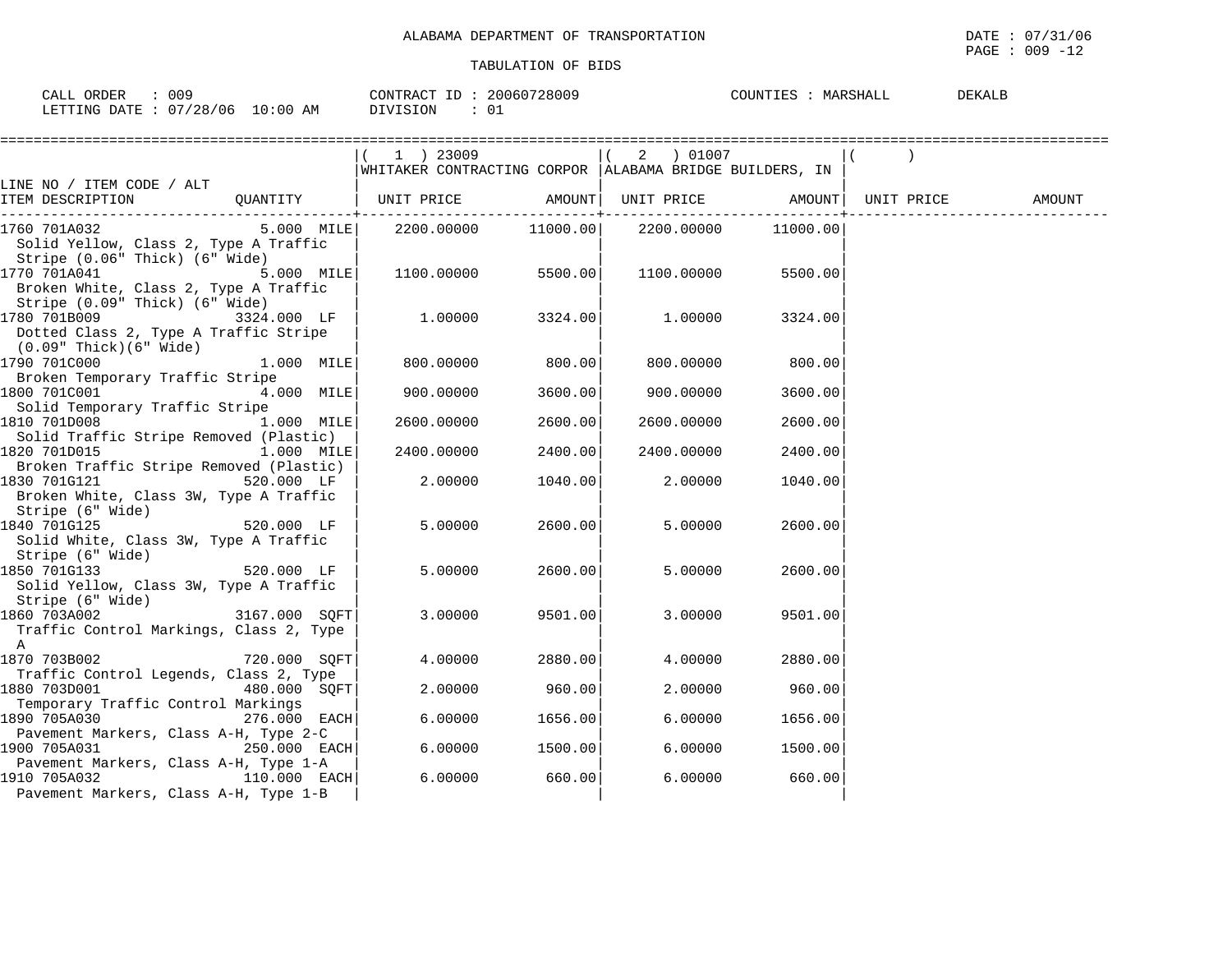ALABAMA DEPARTMENT OF TRANSPORTATION

TABULATION OF BIDS

CALL ORDER : 009 CONTRACT ID : 20060728009 COUNTIES : MARSHALL DEKALB
LETTING DATE : 07/28/06 10:00 AM DIVISION : 01

| LINE NO / ITEM CODE / ALT<br>ITEM DESCRIPTION | QUANTITY | ( 1 ) 23009<br>WHITAKER CONTRACTING CORPOR<br>UNIT PRICE | AMOUNT | ( 2 ) 01007<br>ALABAMA BRIDGE BUILDERS, IN<br>UNIT PRICE | AMOUNT | ( )<br>UNIT PRICE | AMOUNT |
|---|---|---|---|---|---|---|---|
| 1760 701A032<br>Solid Yellow, Class 2, Type A Traffic Stripe (0.06" Thick) (6" Wide) | 5.000 MILE | 2200.00000 | 11000.00 | 2200.00000 | 11000.00 | | |
| 1770 701A041<br>Broken White, Class 2, Type A Traffic Stripe (0.09" Thick) (6" Wide) | 5.000 MILE | 1100.00000 | 5500.00 | 1100.00000 | 5500.00 | | |
| 1780 701B009<br>Dotted Class 2, Type A Traffic Stripe (0.09" Thick)(6" Wide) | 3324.000 LF | 1.00000 | 3324.00 | 1.00000 | 3324.00 | | |
| 1790 701C000<br>Broken Temporary Traffic Stripe | 1.000 MILE | 800.00000 | 800.00 | 800.00000 | 800.00 | | |
| 1800 701C001<br>Solid Temporary Traffic Stripe | 4.000 MILE | 900.00000 | 3600.00 | 900.00000 | 3600.00 | | |
| 1810 701D008<br>Solid Traffic Stripe Removed (Plastic) | 1.000 MILE | 2600.00000 | 2600.00 | 2600.00000 | 2600.00 | | |
| 1820 701D015<br>Broken Traffic Stripe Removed (Plastic) | 1.000 MILE | 2400.00000 | 2400.00 | 2400.00000 | 2400.00 | | |
| 1830 701G121<br>Broken White, Class 3W, Type A Traffic Stripe (6" Wide) | 520.000 LF | 2.00000 | 1040.00 | 2.00000 | 1040.00 | | |
| 1840 701G125<br>Solid White, Class 3W, Type A Traffic Stripe (6" Wide) | 520.000 LF | 5.00000 | 2600.00 | 5.00000 | 2600.00 | | |
| 1850 701G133<br>Solid Yellow, Class 3W, Type A Traffic Stripe (6" Wide) | 520.000 LF | 5.00000 | 2600.00 | 5.00000 | 2600.00 | | |
| 1860 703A002<br>Traffic Control Markings, Class 2, Type A | 3167.000 SQFT | 3.00000 | 9501.00 | 3.00000 | 9501.00 | | |
| 1870 703B002<br>Traffic Control Legends, Class 2, Type | 720.000 SQFT | 4.00000 | 2880.00 | 4.00000 | 2880.00 | | |
| 1880 703D001<br>Temporary Traffic Control Markings | 480.000 SQFT | 2.00000 | 960.00 | 2.00000 | 960.00 | | |
| 1890 705A030<br>Pavement Markers, Class A-H, Type 2-C | 276.000 EACH | 6.00000 | 1656.00 | 6.00000 | 1656.00 | | |
| 1900 705A031<br>Pavement Markers, Class A-H, Type 1-A | 250.000 EACH | 6.00000 | 1500.00 | 6.00000 | 1500.00 | | |
| 1910 705A032<br>Pavement Markers, Class A-H, Type 1-B | 110.000 EACH | 6.00000 | 660.00 | 6.00000 | 660.00 | | |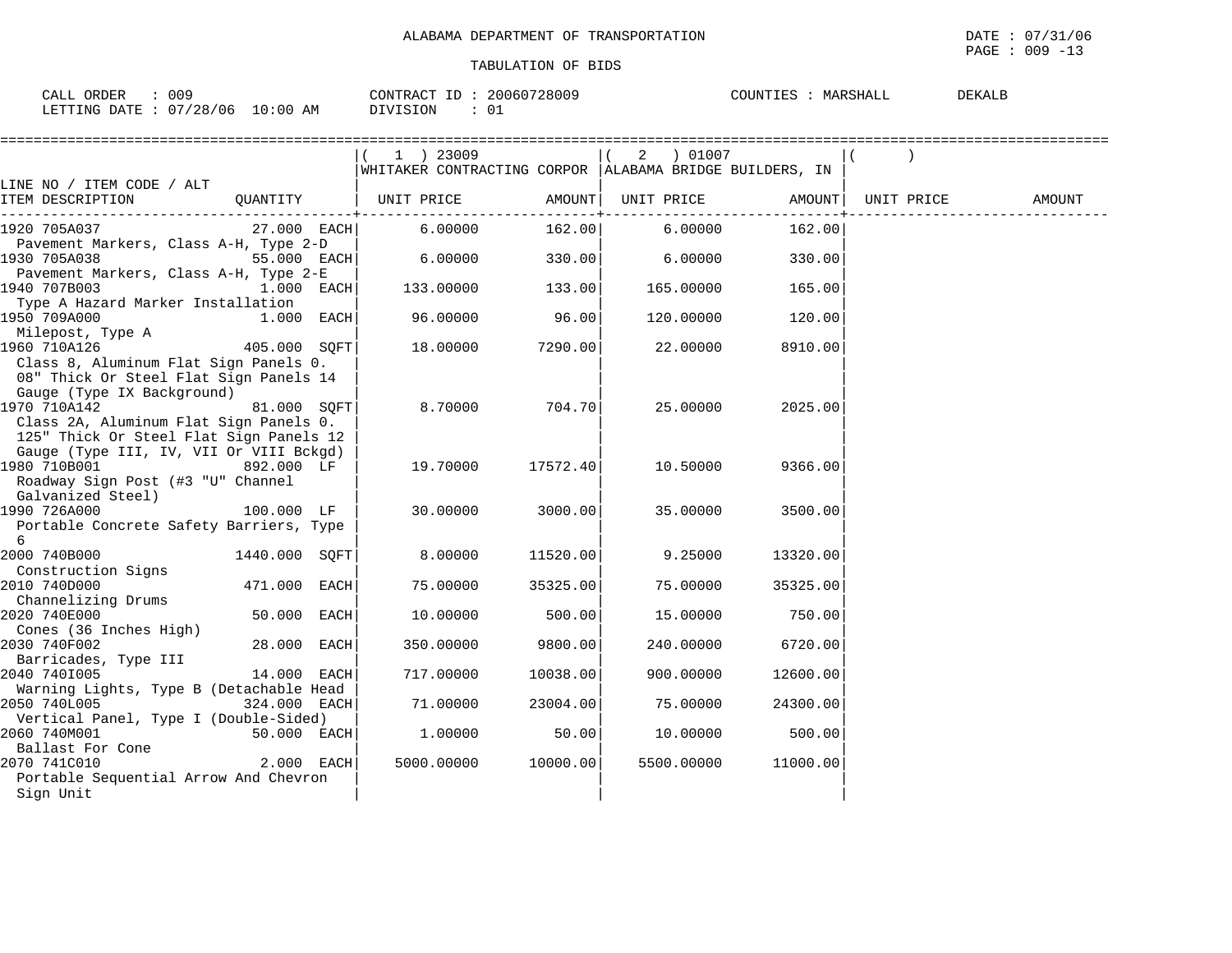ALABAMA DEPARTMENT OF TRANSPORTATION

TABULATION OF BIDS

CALL ORDER : 009    CONTRACT ID : 20060728009    COUNTIES : MARSHALL    DEKALB
LETTING DATE : 07/28/06 10:00 AM    DIVISION : 01

| LINE NO / ITEM CODE / ALT ITEM DESCRIPTION | QUANTITY | (1) 23009 WHITAKER CONTRACTING CORPOR UNIT PRICE | AMOUNT | (2) 01007 ALABAMA BRIDGE BUILDERS, IN UNIT PRICE | AMOUNT | ( ) UNIT PRICE | AMOUNT |
|---|---|---|---|---|---|---|---|
| 1920 705A037 Pavement Markers, Class A-H, Type 2-D | 27.000 EACH | 6.00000 | 162.00 | 6.00000 | 162.00 | | |
| 1930 705A038 Pavement Markers, Class A-H, Type 2-E | 55.000 EACH | 6.00000 | 330.00 | 6.00000 | 330.00 | | |
| 1940 707B003 Type A Hazard Marker Installation | 1.000 EACH | 133.00000 | 133.00 | 165.00000 | 165.00 | | |
| 1950 709A000 Milepost, Type A | 1.000 EACH | 96.00000 | 96.00 | 120.00000 | 120.00 | | |
| 1960 710A126 Class 8, Aluminum Flat Sign Panels 0. 08" Thick Or Steel Flat Sign Panels 14 Gauge (Type IX Background) | 405.000 SQFT | 18.00000 | 7290.00 | 22.00000 | 8910.00 | | |
| 1970 710A142 Class 2A, Aluminum Flat Sign Panels 0. 125" Thick Or Steel Flat Sign Panels 12 Gauge (Type III, IV, VII Or VIII Bckgd) | 81.000 SQFT | 8.70000 | 704.70 | 25.00000 | 2025.00 | | |
| 1980 710B001 Roadway Sign Post (#3 "U" Channel Galvanized Steel) | 892.000 LF | 19.70000 | 17572.40 | 10.50000 | 9366.00 | | |
| 1990 726A000 Portable Concrete Safety Barriers, Type 6 | 100.000 LF | 30.00000 | 3000.00 | 35.00000 | 3500.00 | | |
| 2000 740B000 Construction Signs | 1440.000 SQFT | 8.00000 | 11520.00 | 9.25000 | 13320.00 | | |
| 2010 740D000 Channelizing Drums | 471.000 EACH | 75.00000 | 35325.00 | 75.00000 | 35325.00 | | |
| 2020 740E000 Cones (36 Inches High) | 50.000 EACH | 10.00000 | 500.00 | 15.00000 | 750.00 | | |
| 2030 740F002 Barricades, Type III | 28.000 EACH | 350.00000 | 9800.00 | 240.00000 | 6720.00 | | |
| 2040 740I005 Warning Lights, Type B (Detachable Head | 14.000 EACH | 717.00000 | 10038.00 | 900.00000 | 12600.00 | | |
| 2050 740L005 Vertical Panel, Type I (Double-Sided) | 324.000 EACH | 71.00000 | 23004.00 | 75.00000 | 24300.00 | | |
| 2060 740M001 Ballast For Cone | 50.000 EACH | 1.00000 | 50.00 | 10.00000 | 500.00 | | |
| 2070 741C010 Portable Sequential Arrow And Chevron Sign Unit | 2.000 EACH | 5000.00000 | 10000.00 | 5500.00000 | 11000.00 | | |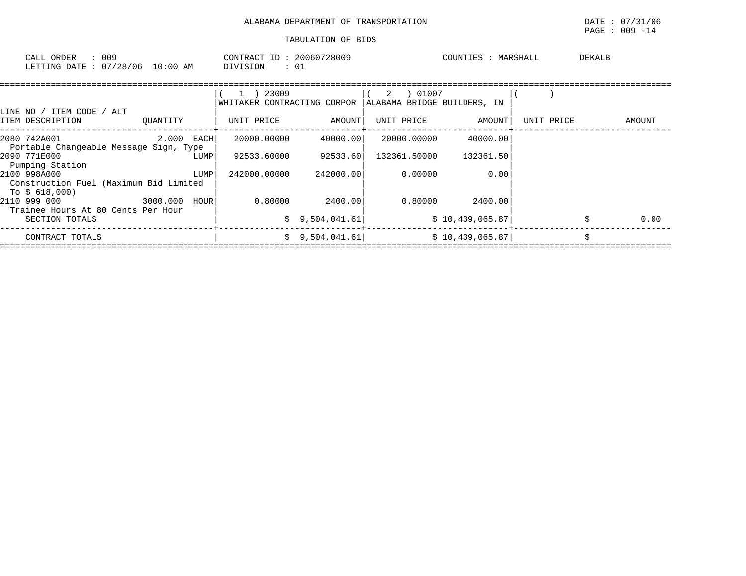ALABAMA DEPARTMENT OF TRANSPORTATION

TABULATION OF BIDS

CALL ORDER : 009　　CONTRACT ID : 20060728009　　COUNTIES : MARSHALL　DEKALB

LETTING DATE : 07/28/06 10:00 AM　　DIVISION : 01

| LINE NO / ITEM CODE / ALT ITEM DESCRIPTION | QUANTITY | ( 1 ) 23009 WHITAKER CONTRACTING CORPOR UNIT PRICE | AMOUNT | ( 2 ) 01007 ALABAMA BRIDGE BUILDERS, IN UNIT PRICE | AMOUNT | ( ) UNIT PRICE | AMOUNT |
|---|---|---|---|---|---|---|---|
| 2080 742A001 Portable Changeable Message Sign, Type | 2.000 EACH | 20000.00000 | 40000.00 | 20000.00000 | 40000.00 | | |
| 2090 771E000 Pumping Station | LUMP | 92533.60000 | 92533.60 | 132361.50000 | 132361.50 | | |
| 2100 998A000 Construction Fuel (Maximum Bid Limited To $ 618,000) | LUMP | 242000.00000 | 242000.00 | 0.00000 | 0.00 | | |
| 2110 999 000 Trainee Hours At 80 Cents Per Hour | 3000.000 HOUR | 0.80000 | 2400.00 | 0.80000 | 2400.00 | | |
| SECTION TOTALS | | | $ 9,504,041.61 | | $ 10,439,065.87 | | $ 0.00 |
| CONTRACT TOTALS | | | $ 9,504,041.61 | | $ 10,439,065.87 | | $ |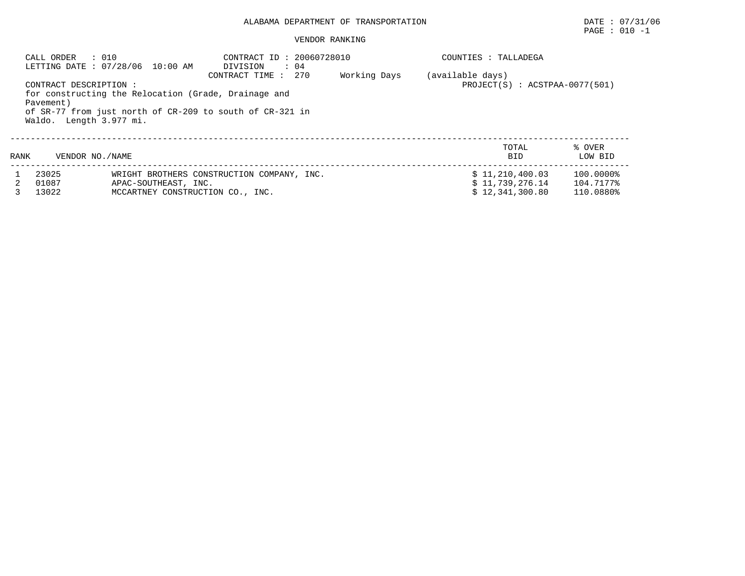ALABAMA DEPARTMENT OF TRANSPORTATION

DATE : 07/31/06

VENDOR RANKING

CALL ORDER : 010
LETTING DATE : 07/28/06 10:00 AM

CONTRACT ID : 20060728010
DIVISION : 04
CONTRACT TIME : 270 Working Days (available days)

COUNTIES : TALLADEGA

PROJECT(S) : ACSTPAA-0077(501)

CONTRACT DESCRIPTION :
for constructing the Relocation (Grade, Drainage and Pavement)
of SR-77 from just north of CR-209 to south of CR-321 in Waldo. Length 3.977 mi.

| RANK | VENDOR NO. | NAME | TOTAL BID | % OVER LOW BID |
|---|---|---|---|---|
| 1 | 23025 | WRIGHT BROTHERS CONSTRUCTION COMPANY, INC. | $ 11,210,400.03 | 100.0000% |
| 2 | 01087 | APAC-SOUTHEAST, INC. | $ 11,739,276.14 | 104.7177% |
| 3 | 13022 | MCCARTNEY CONSTRUCTION CO., INC. | $ 12,341,300.80 | 110.0880% |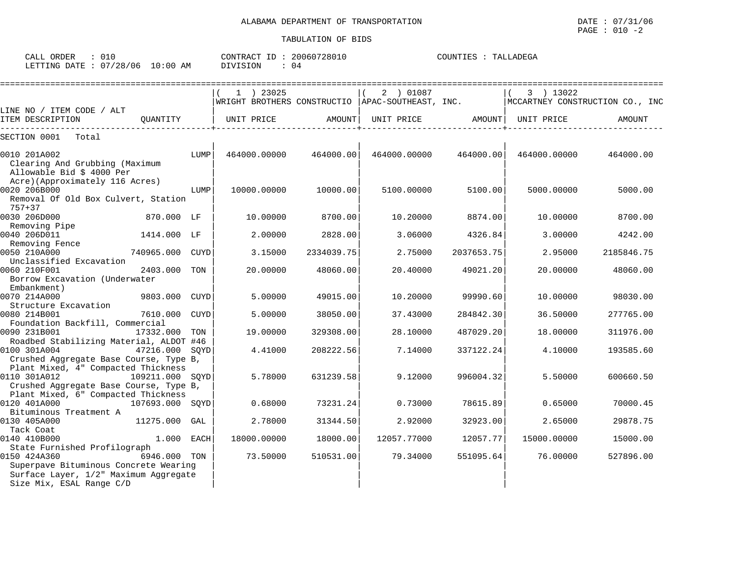ALABAMA DEPARTMENT OF TRANSPORTATION

TABULATION OF BIDS

CALL ORDER : 010
LETTING DATE : 07/28/06 10:00 AM

CONTRACT ID : 20060728010
DIVISION : 04

COUNTIES : TALLADEGA

| LINE NO / ITEM CODE / ALT ITEM DESCRIPTION | QUANTITY | | ( 1 ) 23025 WRIGHT BROTHERS CONSTRUCTIO UNIT PRICE | AMOUNT | ( 2 ) 01087 APAC-SOUTHEAST, INC. UNIT PRICE | AMOUNT | ( 3 ) 13022 MCCARTNEY CONSTRUCTION CO., INC UNIT PRICE | AMOUNT |
|---|---|---|---|---|---|---|---|---|
| SECTION 0001 Total | | | | | | | | |
| 0010 201A002 Clearing And Grubbing (Maximum Allowable Bid $ 4000 Per Acre)(Approximately 116 Acres) | | LUMP | 464000.00000 | 464000.00 | 464000.00000 | 464000.00 | 464000.00000 | 464000.00 |
| 0020 206B000 Removal Of Old Box Culvert, Station 757+37 | | LUMP | 10000.00000 | 10000.00 | 5100.00000 | 5100.00 | 5000.00000 | 5000.00 |
| 0030 206D000 Removing Pipe | 870.000 | LF | 10.00000 | 8700.00 | 10.20000 | 8874.00 | 10.00000 | 8700.00 |
| 0040 206D011 Removing Fence | 1414.000 | LF | 2.00000 | 2828.00 | 3.06000 | 4326.84 | 3.00000 | 4242.00 |
| 0050 210A000 Unclassified Excavation | 740965.000 | CUYD | 3.15000 | 2334039.75 | 2.75000 | 2037653.75 | 2.95000 | 2185846.75 |
| 0060 210F001 Borrow Excavation (Underwater Embankment) | 2403.000 | TON | 20.00000 | 48060.00 | 20.40000 | 49021.20 | 20.00000 | 48060.00 |
| 0070 214A000 Structure Excavation | 9803.000 | CUYD | 5.00000 | 49015.00 | 10.20000 | 99990.60 | 10.00000 | 98030.00 |
| 0080 214B001 Foundation Backfill, Commercial | 7610.000 | CUYD | 5.00000 | 38050.00 | 37.43000 | 284842.30 | 36.50000 | 277765.00 |
| 0090 231B001 Roadbed Stabilizing Material, ALDOT #46 | 17332.000 | TON | 19.00000 | 329308.00 | 28.10000 | 487029.20 | 18.00000 | 311976.00 |
| 0100 301A004 Crushed Aggregate Base Course, Type B, Plant Mixed, 4" Compacted Thickness | 47216.000 | SQYD | 4.41000 | 208222.56 | 7.14000 | 337122.24 | 4.10000 | 193585.60 |
| 0110 301A012 Crushed Aggregate Base Course, Type B, Plant Mixed, 6" Compacted Thickness | 109211.000 | SQYD | 5.78000 | 631239.58 | 9.12000 | 996004.32 | 5.50000 | 600660.50 |
| 0120 401A000 Bituminous Treatment A | 107693.000 | SQYD | 0.68000 | 73231.24 | 0.73000 | 78615.89 | 0.65000 | 70000.45 |
| 0130 405A000 Tack Coat | 11275.000 | GAL | 2.78000 | 31344.50 | 2.92000 | 32923.00 | 2.65000 | 29878.75 |
| 0140 410B000 State Furnished Profilograph | 1.000 | EACH | 18000.00000 | 18000.00 | 12057.77000 | 12057.77 | 15000.00000 | 15000.00 |
| 0150 424A360 Superpave Bituminous Concrete Wearing Surface Layer, 1/2" Maximum Aggregate Size Mix, ESAL Range C/D | 6946.000 | TON | 73.50000 | 510531.00 | 79.34000 | 551095.64 | 76.00000 | 527896.00 |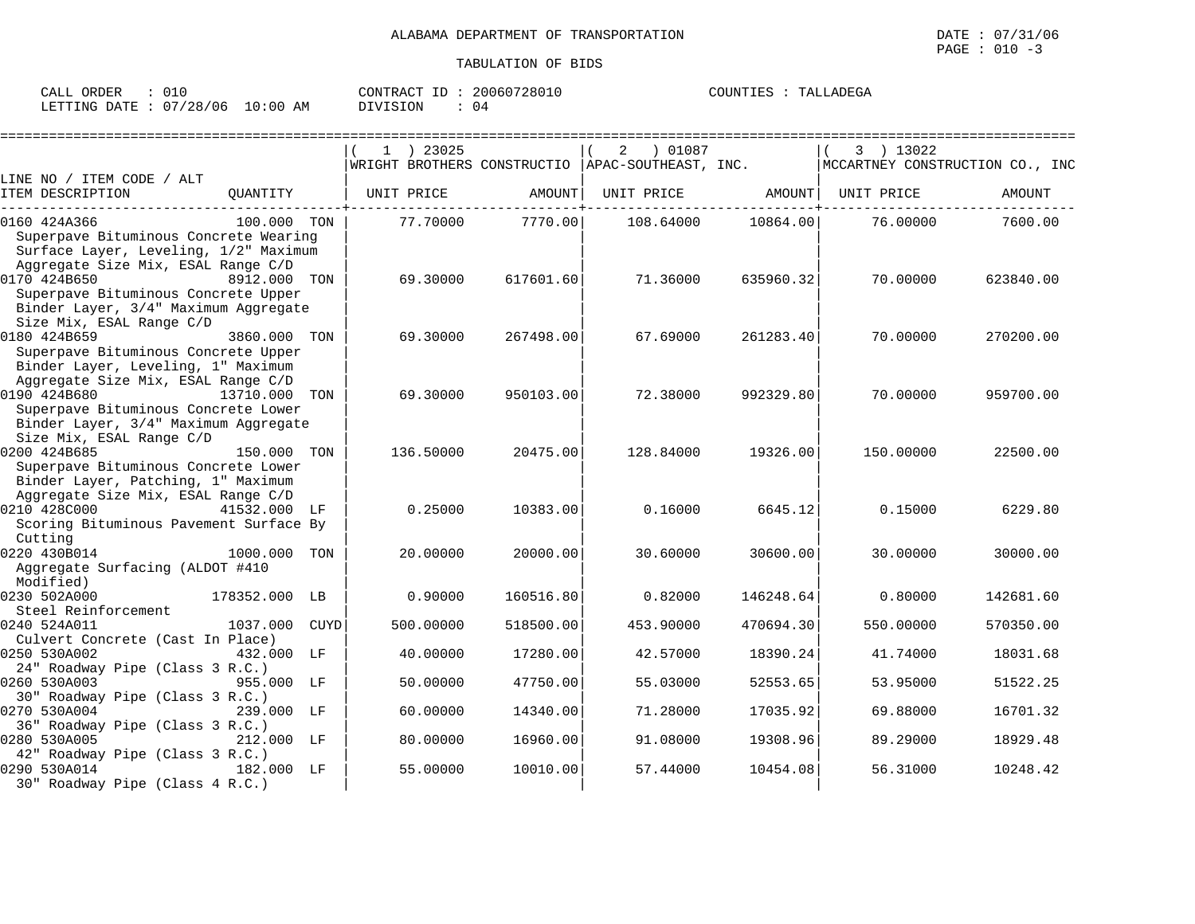ALABAMA DEPARTMENT OF TRANSPORTATION

TABULATION OF BIDS

CALL ORDER : 010 CONTRACT ID : 20060728010 COUNTIES : TALLADEGA
LETTING DATE : 07/28/06 10:00 AM DIVISION : 04

| LINE NO / ITEM CODE / ALT ITEM DESCRIPTION | QUANTITY | ( 1 ) 23025 WRIGHT BROTHERS CONSTRUCTIO UNIT PRICE | AMOUNT | ( 2 ) 01087 APAC-SOUTHEAST, INC. UNIT PRICE | AMOUNT | ( 3 ) 13022 MCCARTNEY CONSTRUCTION CO., INC UNIT PRICE | AMOUNT |
|---|---|---|---|---|---|---|---|
| 0160 424A366 Superpave Bituminous Concrete Wearing Surface Layer, Leveling, 1/2" Maximum Aggregate Size Mix, ESAL Range C/D | 100.000 TON | 77.70000 | 7770.00 | 108.64000 | 10864.00 | 76.00000 | 7600.00 |
| 0170 424B650 Superpave Bituminous Concrete Upper Binder Layer, 3/4" Maximum Aggregate Size Mix, ESAL Range C/D | 8912.000 TON | 69.30000 | 617601.60 | 71.36000 | 635960.32 | 70.00000 | 623840.00 |
| 0180 424B659 Superpave Bituminous Concrete Upper Binder Layer, Leveling, 1" Maximum Aggregate Size Mix, ESAL Range C/D | 3860.000 TON | 69.30000 | 267498.00 | 67.69000 | 261283.40 | 70.00000 | 270200.00 |
| 0190 424B680 Superpave Bituminous Concrete Lower Binder Layer, 3/4" Maximum Aggregate Size Mix, ESAL Range C/D | 13710.000 TON | 69.30000 | 950103.00 | 72.38000 | 992329.80 | 70.00000 | 959700.00 |
| 0200 424B685 Superpave Bituminous Concrete Lower Binder Layer, Patching, 1" Maximum Aggregate Size Mix, ESAL Range C/D | 150.000 TON | 136.50000 | 20475.00 | 128.84000 | 19326.00 | 150.00000 | 22500.00 |
| 0210 428C000 Scoring Bituminous Pavement Surface By Cutting | 41532.000 LF | 0.25000 | 10383.00 | 0.16000 | 6645.12 | 0.15000 | 6229.80 |
| 0220 430B014 Aggregate Surfacing (ALDOT #410 Modified) | 1000.000 TON | 20.00000 | 20000.00 | 30.60000 | 30600.00 | 30.00000 | 30000.00 |
| 0230 502A000 Steel Reinforcement | 178352.000 LB | 0.90000 | 160516.80 | 0.82000 | 146248.64 | 0.80000 | 142681.60 |
| 0240 524A011 Culvert Concrete (Cast In Place) | 1037.000 CUYD | 500.00000 | 518500.00 | 453.90000 | 470694.30 | 550.00000 | 570350.00 |
| 0250 530A002 24" Roadway Pipe (Class 3 R.C.) | 432.000 LF | 40.00000 | 17280.00 | 42.57000 | 18390.24 | 41.74000 | 18031.68 |
| 0260 530A003 30" Roadway Pipe (Class 3 R.C.) | 955.000 LF | 50.00000 | 47750.00 | 55.03000 | 52553.65 | 53.95000 | 51522.25 |
| 0270 530A004 36" Roadway Pipe (Class 3 R.C.) | 239.000 LF | 60.00000 | 14340.00 | 71.28000 | 17035.92 | 69.88000 | 16701.32 |
| 0280 530A005 42" Roadway Pipe (Class 3 R.C.) | 212.000 LF | 80.00000 | 16960.00 | 91.08000 | 19308.96 | 89.29000 | 18929.48 |
| 0290 530A014 30" Roadway Pipe (Class 4 R.C.) | 182.000 LF | 55.00000 | 10010.00 | 57.44000 | 10454.08 | 56.31000 | 10248.42 |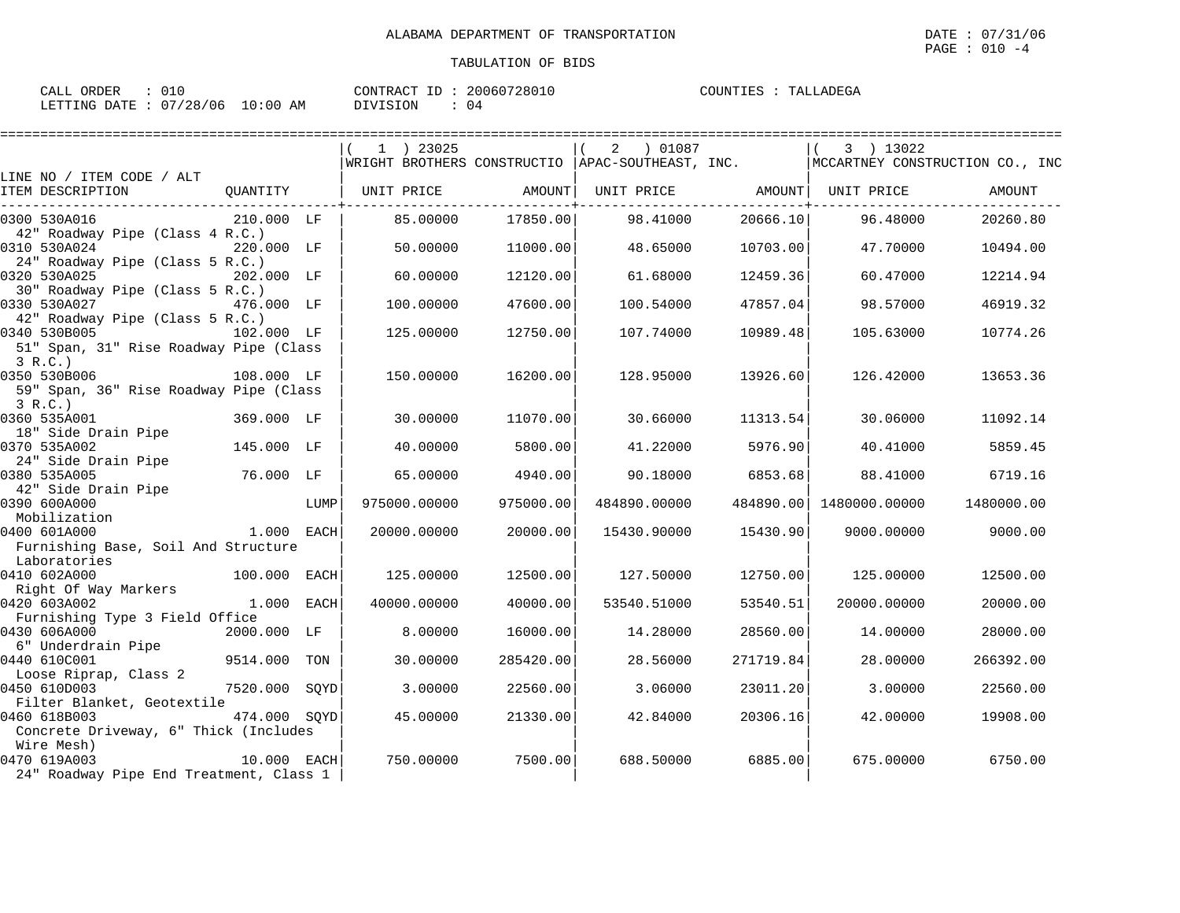ALABAMA DEPARTMENT OF TRANSPORTATION

TABULATION OF BIDS

CALL ORDER : 010 CONTRACT ID : 20060728010 COUNTIES : TALLADEGA
LETTING DATE : 07/28/06 10:00 AM DIVISION : 04

DATE : 07/31/06
PAGE : 010 -4

| LINE NO / ITEM CODE / ALT ITEM DESCRIPTION | QUANTITY | | ( 1 ) 23025 WRIGHT BROTHERS CONSTRUCTIO UNIT PRICE | AMOUNT | ( 2 ) 01087 APAC-SOUTHEAST, INC. UNIT PRICE | AMOUNT | ( 3 ) 13022 MCCARTNEY CONSTRUCTION CO., INC UNIT PRICE | AMOUNT |
|---|---|---|---|---|---|---|---|---|
| 0300 530A016 42" Roadway Pipe (Class 4 R.C.) | 210.000 | LF | 85.00000 | 17850.00 | 98.41000 | 20666.10 | 96.48000 | 20260.80 |
| 0310 530A024 24" Roadway Pipe (Class 5 R.C.) | 220.000 | LF | 50.00000 | 11000.00 | 48.65000 | 10703.00 | 47.70000 | 10494.00 |
| 0320 530A025 30" Roadway Pipe (Class 5 R.C.) | 202.000 | LF | 60.00000 | 12120.00 | 61.68000 | 12459.36 | 60.47000 | 12214.94 |
| 0330 530A027 42" Roadway Pipe (Class 5 R.C.) | 476.000 | LF | 100.00000 | 47600.00 | 100.54000 | 47857.04 | 98.57000 | 46919.32 |
| 0340 530B005 51" Span, 31" Rise Roadway Pipe (Class 3 R.C.) | 102.000 | LF | 125.00000 | 12750.00 | 107.74000 | 10989.48 | 105.63000 | 10774.26 |
| 0350 530B006 59" Span, 36" Rise Roadway Pipe (Class 3 R.C.) | 108.000 | LF | 150.00000 | 16200.00 | 128.95000 | 13926.60 | 126.42000 | 13653.36 |
| 0360 535A001 18" Side Drain Pipe | 369.000 | LF | 30.00000 | 11070.00 | 30.66000 | 11313.54 | 30.06000 | 11092.14 |
| 0370 535A002 24" Side Drain Pipe | 145.000 | LF | 40.00000 | 5800.00 | 41.22000 | 5976.90 | 40.41000 | 5859.45 |
| 0380 535A005 42" Side Drain Pipe | 76.000 | LF | 65.00000 | 4940.00 | 90.18000 | 6853.68 | 88.41000 | 6719.16 |
| 0390 600A000 Mobilization | | LUMP | 975000.00000 | 975000.00 | 484890.00000 | 484890.00 | 1480000.00000 | 1480000.00 |
| 0400 601A000 Furnishing Base, Soil And Structure Laboratories | 1.000 | EACH | 20000.00000 | 20000.00 | 15430.90000 | 15430.90 | 9000.00000 | 9000.00 |
| 0410 602A000 Right Of Way Markers | 100.000 | EACH | 125.00000 | 12500.00 | 127.50000 | 12750.00 | 125.00000 | 12500.00 |
| 0420 603A002 Furnishing Type 3 Field Office | 1.000 | EACH | 40000.00000 | 40000.00 | 53540.51000 | 53540.51 | 20000.00000 | 20000.00 |
| 0430 606A000 6" Underdrain Pipe | 2000.000 | LF | 8.00000 | 16000.00 | 14.28000 | 28560.00 | 14.00000 | 28000.00 |
| 0440 610C001 Loose Riprap, Class 2 | 9514.000 | TON | 30.00000 | 285420.00 | 28.56000 | 271719.84 | 28.00000 | 266392.00 |
| 0450 610D003 Filter Blanket, Geotextile | 7520.000 | SQYD | 3.00000 | 22560.00 | 3.06000 | 23011.20 | 3.00000 | 22560.00 |
| 0460 618B003 Concrete Driveway, 6" Thick (Includes Wire Mesh) | 474.000 | SQYD | 45.00000 | 21330.00 | 42.84000 | 20306.16 | 42.00000 | 19908.00 |
| 0470 619A003 24" Roadway Pipe End Treatment, Class 1 | 10.000 | EACH | 750.00000 | 7500.00 | 688.50000 | 6885.00 | 675.00000 | 6750.00 |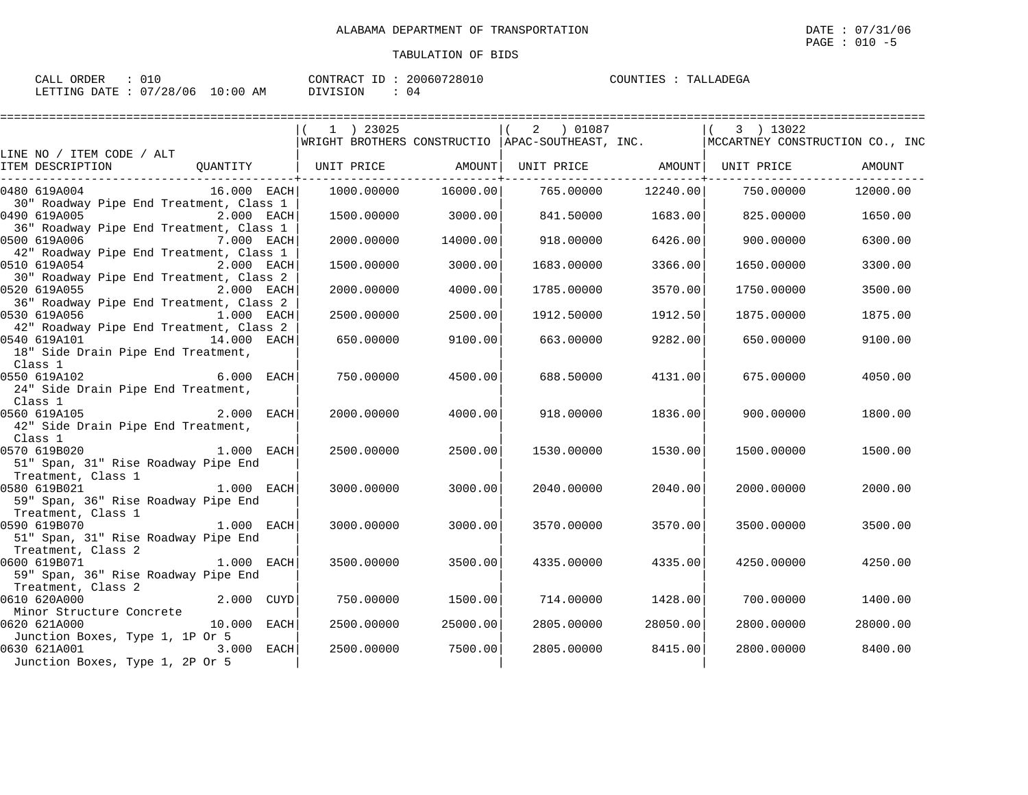ALABAMA DEPARTMENT OF TRANSPORTATION

TABULATION OF BIDS

DATE : 07/31/06
PAGE : 010 -5

CALL ORDER : 010
LETTING DATE : 07/28/06 10:00 AM

CONTRACT ID : 20060728010
DIVISION : 04

COUNTIES : TALLADEGA

| LINE NO / ITEM CODE / ALT<br>ITEM DESCRIPTION | QUANTITY | ( 1 ) 23025<br>WRIGHT BROTHERS CONSTRUCTIO<br>UNIT PRICE | <br><br>AMOUNT | ( 2 ) 01087<br>APAC-SOUTHEAST, INC.<br>UNIT PRICE | <br><br>AMOUNT | ( 3 ) 13022<br>MCCARTNEY CONSTRUCTION CO., INC<br>UNIT PRICE | <br><br>AMOUNT |
|---|---|---|---|---|---|---|---|
| 0480 619A004<br>30" Roadway Pipe End Treatment, Class 1 | 16.000 EACH | 1000.00000 | 16000.00 | 765.00000 | 12240.00 | 750.00000 | 12000.00 |
| 0490 619A005<br>36" Roadway Pipe End Treatment, Class 1 | 2.000 EACH | 1500.00000 | 3000.00 | 841.50000 | 1683.00 | 825.00000 | 1650.00 |
| 0500 619A006<br>42" Roadway Pipe End Treatment, Class 1 | 7.000 EACH | 2000.00000 | 14000.00 | 918.00000 | 6426.00 | 900.00000 | 6300.00 |
| 0510 619A054<br>30" Roadway Pipe End Treatment, Class 2 | 2.000 EACH | 1500.00000 | 3000.00 | 1683.00000 | 3366.00 | 1650.00000 | 3300.00 |
| 0520 619A055<br>36" Roadway Pipe End Treatment, Class 2 | 2.000 EACH | 2000.00000 | 4000.00 | 1785.00000 | 3570.00 | 1750.00000 | 3500.00 |
| 0530 619A056<br>42" Roadway Pipe End Treatment, Class 2 | 1.000 EACH | 2500.00000 | 2500.00 | 1912.50000 | 1912.50 | 1875.00000 | 1875.00 |
| 0540 619A101<br>18" Side Drain Pipe End Treatment, Class 1 | 14.000 EACH | 650.00000 | 9100.00 | 663.00000 | 9282.00 | 650.00000 | 9100.00 |
| 0550 619A102<br>24" Side Drain Pipe End Treatment, Class 1 | 6.000 EACH | 750.00000 | 4500.00 | 688.50000 | 4131.00 | 675.00000 | 4050.00 |
| 0560 619A105<br>42" Side Drain Pipe End Treatment, Class 1 | 2.000 EACH | 2000.00000 | 4000.00 | 918.00000 | 1836.00 | 900.00000 | 1800.00 |
| 0570 619B020<br>51" Span, 31" Rise Roadway Pipe End Treatment, Class 1 | 1.000 EACH | 2500.00000 | 2500.00 | 1530.00000 | 1530.00 | 1500.00000 | 1500.00 |
| 0580 619B021<br>59" Span, 36" Rise Roadway Pipe End Treatment, Class 1 | 1.000 EACH | 3000.00000 | 3000.00 | 2040.00000 | 2040.00 | 2000.00000 | 2000.00 |
| 0590 619B070<br>51" Span, 31" Rise Roadway Pipe End Treatment, Class 2 | 1.000 EACH | 3000.00000 | 3000.00 | 3570.00000 | 3570.00 | 3500.00000 | 3500.00 |
| 0600 619B071<br>59" Span, 36" Rise Roadway Pipe End Treatment, Class 2 | 1.000 EACH | 3500.00000 | 3500.00 | 4335.00000 | 4335.00 | 4250.00000 | 4250.00 |
| 0610 620A000<br>Minor Structure Concrete | 2.000 CUYD | 750.00000 | 1500.00 | 714.00000 | 1428.00 | 700.00000 | 1400.00 |
| 0620 621A000<br>Junction Boxes, Type 1, 1P Or 5 | 10.000 EACH | 2500.00000 | 25000.00 | 2805.00000 | 28050.00 | 2800.00000 | 28000.00 |
| 0630 621A001<br>Junction Boxes, Type 1, 2P Or 5 | 3.000 EACH | 2500.00000 | 7500.00 | 2805.00000 | 8415.00 | 2800.00000 | 8400.00 |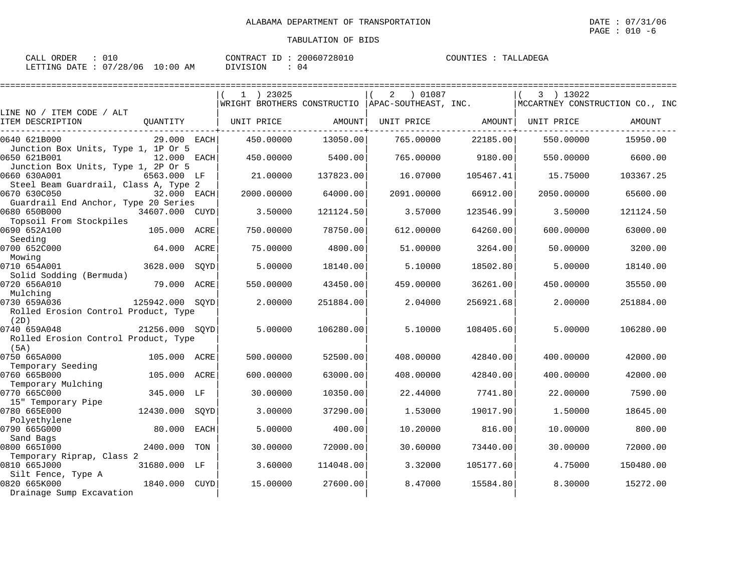ALABAMA DEPARTMENT OF TRANSPORTATION

TABULATION OF BIDS

CALL ORDER : 010 CONTRACT ID : 20060728010 COUNTIES : TALLADEGA
LETTING DATE : 07/28/06 10:00 AM DIVISION : 04

| LINE NO / ITEM CODE / ALT ITEM DESCRIPTION | QUANTITY | (1) 23025 WRIGHT BROTHERS CONSTRUCTIO UNIT PRICE | AMOUNT | (2) 01087 APAC-SOUTHEAST, INC. UNIT PRICE | AMOUNT | (3) 13022 MCCARTNEY CONSTRUCTION CO., INC UNIT PRICE | AMOUNT |
|---|---|---|---|---|---|---|---|
| 0640 621B000 Junction Box Units, Type 1, 1P Or 5 | 29.000 EACH | 450.00000 | 13050.00 | 765.00000 | 22185.00 | 550.00000 | 15950.00 |
| 0650 621B001 Junction Box Units, Type 1, 2P Or 5 | 12.000 EACH | 450.00000 | 5400.00 | 765.00000 | 9180.00 | 550.00000 | 6600.00 |
| 0660 630A001 Steel Beam Guardrail, Class A, Type 2 | 6563.000 LF | 21.00000 | 137823.00 | 16.07000 | 105467.41 | 15.75000 | 103367.25 |
| 0670 630C050 Guardrail End Anchor, Type 20 Series | 32.000 EACH | 2000.00000 | 64000.00 | 2091.00000 | 66912.00 | 2050.00000 | 65600.00 |
| 0680 650B000 Topsoil From Stockpiles | 34607.000 CUYD | 3.50000 | 121124.50 | 3.57000 | 123546.99 | 3.50000 | 121124.50 |
| 0690 652A100 Seeding | 105.000 ACRE | 750.00000 | 78750.00 | 612.00000 | 64260.00 | 600.00000 | 63000.00 |
| 0700 652C000 Mowing | 64.000 ACRE | 75.00000 | 4800.00 | 51.00000 | 3264.00 | 50.00000 | 3200.00 |
| 0710 654A001 Solid Sodding (Bermuda) | 3628.000 SQYD | 5.00000 | 18140.00 | 5.10000 | 18502.80 | 5.00000 | 18140.00 |
| 0720 656A010 Mulching | 79.000 ACRE | 550.00000 | 43450.00 | 459.00000 | 36261.00 | 450.00000 | 35550.00 |
| 0730 659A036 Rolled Erosion Control Product, Type (2D) | 125942.000 SQYD | 2.00000 | 251884.00 | 2.04000 | 256921.68 | 2.00000 | 251884.00 |
| 0740 659A048 Rolled Erosion Control Product, Type (5A) | 21256.000 SQYD | 5.00000 | 106280.00 | 5.10000 | 108405.60 | 5.00000 | 106280.00 |
| 0750 665A000 Temporary Seeding | 105.000 ACRE | 500.00000 | 52500.00 | 408.00000 | 42840.00 | 400.00000 | 42000.00 |
| 0760 665B000 Temporary Mulching | 105.000 ACRE | 600.00000 | 63000.00 | 408.00000 | 42840.00 | 400.00000 | 42000.00 |
| 0770 665C000 15" Temporary Pipe | 345.000 LF | 30.00000 | 10350.00 | 22.44000 | 7741.80 | 22.00000 | 7590.00 |
| 0780 665E000 Polyethylene | 12430.000 SQYD | 3.00000 | 37290.00 | 1.53000 | 19017.90 | 1.50000 | 18645.00 |
| 0790 665G000 Sand Bags | 80.000 EACH | 5.00000 | 400.00 | 10.20000 | 816.00 | 10.00000 | 800.00 |
| 0800 665I000 Temporary Riprap, Class 2 | 2400.000 TON | 30.00000 | 72000.00 | 30.60000 | 73440.00 | 30.00000 | 72000.00 |
| 0810 665J000 Silt Fence, Type A | 31680.000 LF | 3.60000 | 114048.00 | 3.32000 | 105177.60 | 4.75000 | 150480.00 |
| 0820 665K000 Drainage Sump Excavation | 1840.000 CUYD | 15.00000 | 27600.00 | 8.47000 | 15584.80 | 8.30000 | 15272.00 |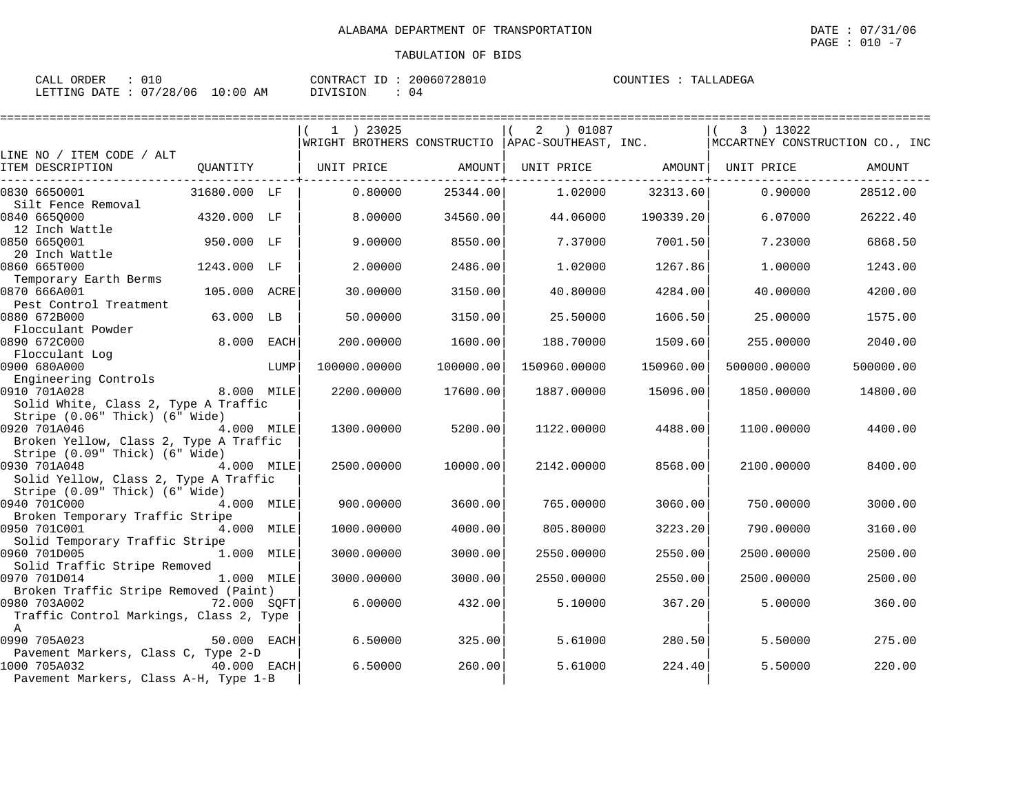ALABAMA DEPARTMENT OF TRANSPORTATION

DATE : 07/31/06

TABULATION OF BIDS

CALL ORDER : 010
LETTING DATE : 07/28/06 10:00 AM

CONTRACT ID : 20060728010
DIVISION : 04

COUNTIES : TALLADEGA

| LINE NO / ITEM CODE / ALT ITEM DESCRIPTION | QUANTITY | | (1) 23025 WRIGHT BROTHERS CONSTRUCTIO UNIT PRICE | AMOUNT | (2) 01087 APAC-SOUTHEAST, INC. UNIT PRICE | AMOUNT | (3) 13022 MCCARTNEY CONSTRUCTION CO., INC UNIT PRICE | AMOUNT |
|---|---|---|---|---|---|---|---|---|
| 0830 665O001 Silt Fence Removal | 31680.000 | LF | 0.80000 | 25344.00 | 1.02000 | 32313.60 | 0.90000 | 28512.00 |
| 0840 665Q000 12 Inch Wattle | 4320.000 | LF | 8.00000 | 34560.00 | 44.06000 | 190339.20 | 6.07000 | 26222.40 |
| 0850 665Q001 20 Inch Wattle | 950.000 | LF | 9.00000 | 8550.00 | 7.37000 | 7001.50 | 7.23000 | 6868.50 |
| 0860 665T000 Temporary Earth Berms | 1243.000 | LF | 2.00000 | 2486.00 | 1.02000 | 1267.86 | 1.00000 | 1243.00 |
| 0870 666A001 Pest Control Treatment | 105.000 | ACRE | 30.00000 | 3150.00 | 40.80000 | 4284.00 | 40.00000 | 4200.00 |
| 0880 672B000 Flocculant Powder | 63.000 | LB | 50.00000 | 3150.00 | 25.50000 | 1606.50 | 25.00000 | 1575.00 |
| 0890 672C000 Flocculant Log | 8.000 | EACH | 200.00000 | 1600.00 | 188.70000 | 1509.60 | 255.00000 | 2040.00 |
| 0900 680A000 Engineering Controls | | LUMP | 100000.00000 | 100000.00 | 150960.00000 | 150960.00 | 500000.00000 | 500000.00 |
| 0910 701A028 Solid White, Class 2, Type A Traffic Stripe (0.06" Thick) (6" Wide) | 8.000 | MILE | 2200.00000 | 17600.00 | 1887.00000 | 15096.00 | 1850.00000 | 14800.00 |
| 0920 701A046 Broken Yellow, Class 2, Type A Traffic Stripe (0.09" Thick) (6" Wide) | 4.000 | MILE | 1300.00000 | 5200.00 | 1122.00000 | 4488.00 | 1100.00000 | 4400.00 |
| 0930 701A048 Solid Yellow, Class 2, Type A Traffic Stripe (0.09" Thick) (6" Wide) | 4.000 | MILE | 2500.00000 | 10000.00 | 2142.00000 | 8568.00 | 2100.00000 | 8400.00 |
| 0940 701C000 Broken Temporary Traffic Stripe | 4.000 | MILE | 900.00000 | 3600.00 | 765.00000 | 3060.00 | 750.00000 | 3000.00 |
| 0950 701C001 Solid Temporary Traffic Stripe | 4.000 | MILE | 1000.00000 | 4000.00 | 805.80000 | 3223.20 | 790.00000 | 3160.00 |
| 0960 701D005 Solid Traffic Stripe Removed | 1.000 | MILE | 3000.00000 | 3000.00 | 2550.00000 | 2550.00 | 2500.00000 | 2500.00 |
| 0970 701D014 Broken Traffic Stripe Removed (Paint) | 1.000 | MILE | 3000.00000 | 3000.00 | 2550.00000 | 2550.00 | 2500.00000 | 2500.00 |
| 0980 703A002 Traffic Control Markings, Class 2, Type A | 72.000 | SQFT | 6.00000 | 432.00 | 5.10000 | 367.20 | 5.00000 | 360.00 |
| 0990 705A023 Pavement Markers, Class C, Type 2-D | 50.000 | EACH | 6.50000 | 325.00 | 5.61000 | 280.50 | 5.50000 | 275.00 |
| 1000 705A032 Pavement Markers, Class A-H, Type 1-B | 40.000 | EACH | 6.50000 | 260.00 | 5.61000 | 224.40 | 5.50000 | 220.00 |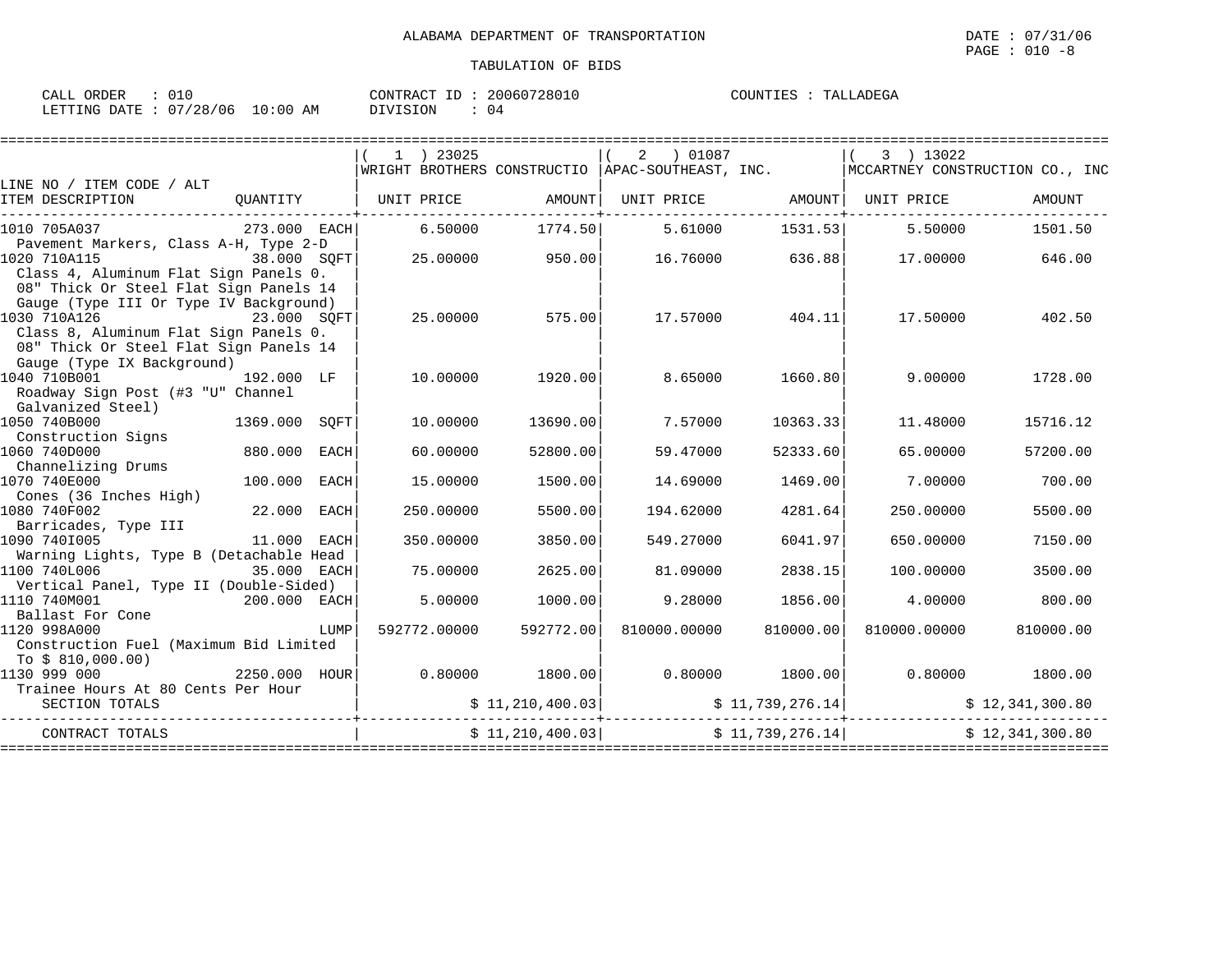ALABAMA DEPARTMENT OF TRANSPORTATION

TABULATION OF BIDS

CALL ORDER : 010  CONTRACT ID : 20060728010  COUNTIES : TALLADEGA
LETTING DATE : 07/28/06 10:00 AM  DIVISION : 04

DATE : 07/31/06

| LINE NO / ITEM CODE / ALT ITEM DESCRIPTION | QUANTITY | ( 1 ) 23025 WRIGHT BROTHERS CONSTRUCTIO UNIT PRICE | AMOUNT | ( 2 ) 01087 APAC-SOUTHEAST, INC. UNIT PRICE | AMOUNT | ( 3 ) 13022 MCCARTNEY CONSTRUCTION CO., INC UNIT PRICE | AMOUNT |
|---|---|---|---|---|---|---|---|
| 1010 705A037 Pavement Markers, Class A-H, Type 2-D | 273.000 EACH | 6.50000 | 1774.50 | 5.61000 | 1531.53 | 5.50000 | 1501.50 |
| 1020 710A115 Class 4, Aluminum Flat Sign Panels 0. 08" Thick Or Steel Flat Sign Panels 14 Gauge (Type III Or Type IV Background) | 38.000 SQFT | 25.00000 | 950.00 | 16.76000 | 636.88 | 17.00000 | 646.00 |
| 1030 710A126 Class 8, Aluminum Flat Sign Panels 0. 08" Thick Or Steel Flat Sign Panels 14 Gauge (Type IX Background) | 23.000 SQFT | 25.00000 | 575.00 | 17.57000 | 404.11 | 17.50000 | 402.50 |
| 1040 710B001 Roadway Sign Post (#3 "U" Channel Galvanized Steel) | 192.000 LF | 10.00000 | 1920.00 | 8.65000 | 1660.80 | 9.00000 | 1728.00 |
| 1050 740B000 Construction Signs | 1369.000 SQFT | 10.00000 | 13690.00 | 7.57000 | 10363.33 | 11.48000 | 15716.12 |
| 1060 740D000 Channelizing Drums | 880.000 EACH | 60.00000 | 52800.00 | 59.47000 | 52333.60 | 65.00000 | 57200.00 |
| 1070 740E000 Cones (36 Inches High) | 100.000 EACH | 15.00000 | 1500.00 | 14.69000 | 1469.00 | 7.00000 | 700.00 |
| 1080 740F002 Barricades, Type III | 22.000 EACH | 250.00000 | 5500.00 | 194.62000 | 4281.64 | 250.00000 | 5500.00 |
| 1090 740I005 Warning Lights, Type B (Detachable Head | 11.000 EACH | 350.00000 | 3850.00 | 549.27000 | 6041.97 | 650.00000 | 7150.00 |
| 1100 740L006 Vertical Panel, Type II (Double-Sided) | 35.000 EACH | 75.00000 | 2625.00 | 81.09000 | 2838.15 | 100.00000 | 3500.00 |
| 1110 740M001 Ballast For Cone | 200.000 EACH | 5.00000 | 1000.00 | 9.28000 | 1856.00 | 4.00000 | 800.00 |
| 1120 998A000 Construction Fuel (Maximum Bid Limited To $ 810,000.00) | LUMP | 592772.00000 | 592772.00 | 810000.00000 | 810000.00 | 810000.00000 | 810000.00 |
| 1130 999 000 Trainee Hours At 80 Cents Per Hour | 2250.000 HOUR | 0.80000 | 1800.00 | 0.80000 | 1800.00 | 0.80000 | 1800.00 |
| SECTION TOTALS | | | $ 11,210,400.03 | | $ 11,739,276.14 | | $ 12,341,300.80 |
| CONTRACT TOTALS | | | $ 11,210,400.03 | | $ 11,739,276.14 | | $ 12,341,300.80 |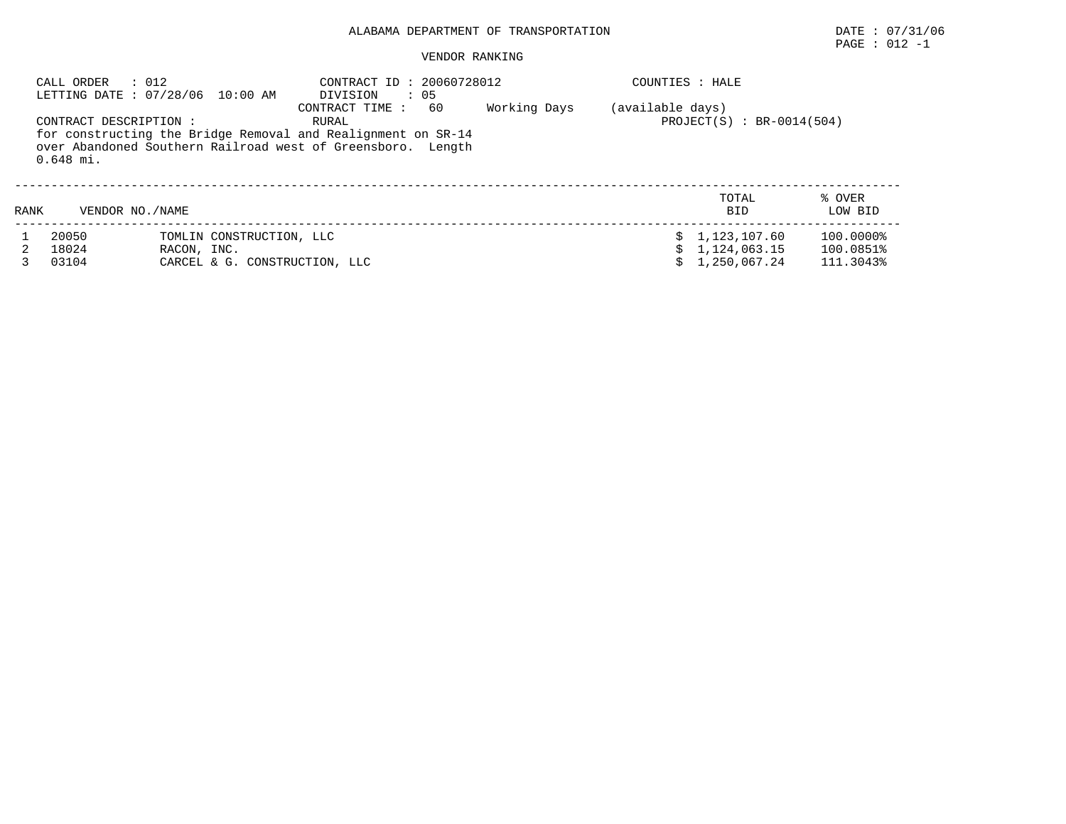ALABAMA DEPARTMENT OF TRANSPORTATION

DATE : 07/31/06

PAGE : 012 -1

VENDOR RANKING

CALL ORDER : 012
LETTING DATE : 07/28/06 10:00 AM

CONTRACT ID : 20060728012
DIVISION : 05
CONTRACT TIME : 60 Working Days (available days)

COUNTIES : HALE

CONTRACT DESCRIPTION : RURAL

PROJECT(S) : BR-0014(504)

for constructing the Bridge Removal and Realignment on SR-14 over Abandoned Southern Railroad west of Greensboro. Length 0.648 mi.

| RANK | VENDOR NO. | NAME | TOTAL BID | % OVER LOW BID |
|---|---|---|---|---|
| 1 | 20050 | TOMLIN CONSTRUCTION, LLC | $ 1,123,107.60 | 100.0000% |
| 2 | 18024 | RACON, INC. | $ 1,124,063.15 | 100.0851% |
| 3 | 03104 | CARCEL & G. CONSTRUCTION, LLC | $ 1,250,067.24 | 111.3043% |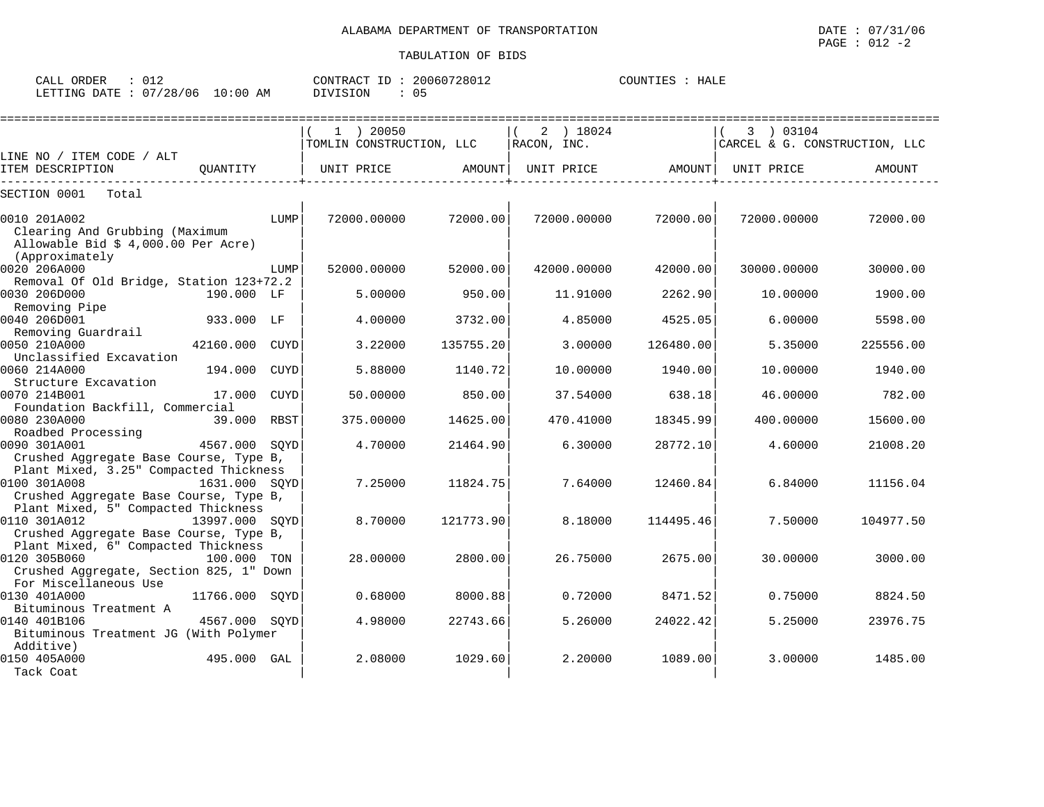ALABAMA DEPARTMENT OF TRANSPORTATION

DATE : 07/31/06

TABULATION OF BIDS

CALL ORDER : 012 CONTRACT ID : 20060728012 COUNTIES : HALE
LETTING DATE : 07/28/06 10:00 AM DIVISION : 05

| LINE NO / ITEM CODE / ALT ITEM DESCRIPTION | QUANTITY | ( 1 ) 20050 TOMLIN CONSTRUCTION, LLC UNIT PRICE | AMOUNT | ( 2 ) 18024 RACON, INC. UNIT PRICE | AMOUNT | ( 3 ) 03104 CARCEL & G. CONSTRUCTION, LLC UNIT PRICE | AMOUNT |
|---|---|---|---|---|---|---|---|
| SECTION 0001 Total | | | | | | | |
| 0010 201A002 Clearing And Grubbing (Maximum Allowable Bid $ 4,000.00 Per Acre) (Approximately | LUMP | 72000.00000 | 72000.00 | 72000.00000 | 72000.00 | 72000.00000 | 72000.00 |
| 0020 206A000 Removal Of Old Bridge, Station 123+72.2 | LUMP | 52000.00000 | 52000.00 | 42000.00000 | 42000.00 | 30000.00000 | 30000.00 |
| 0030 206D000 Removing Pipe | 190.000 LF | 5.00000 | 950.00 | 11.91000 | 2262.90 | 10.00000 | 1900.00 |
| 0040 206D001 Removing Guardrail | 933.000 LF | 4.00000 | 3732.00 | 4.85000 | 4525.05 | 6.00000 | 5598.00 |
| 0050 210A000 Unclassified Excavation | 42160.000 CUYD | 3.22000 | 135755.20 | 3.00000 | 126480.00 | 5.35000 | 225556.00 |
| 0060 214A000 Structure Excavation | 194.000 CUYD | 5.88000 | 1140.72 | 10.00000 | 1940.00 | 10.00000 | 1940.00 |
| 0070 214B001 Foundation Backfill, Commercial | 17.000 CUYD | 50.00000 | 850.00 | 37.54000 | 638.18 | 46.00000 | 782.00 |
| 0080 230A000 Roadbed Processing | 39.000 RBST | 375.00000 | 14625.00 | 470.41000 | 18345.99 | 400.00000 | 15600.00 |
| 0090 301A001 Crushed Aggregate Base Course, Type B, Plant Mixed, 3.25" Compacted Thickness | 4567.000 SQYD | 4.70000 | 21464.90 | 6.30000 | 28772.10 | 4.60000 | 21008.20 |
| 0100 301A008 Crushed Aggregate Base Course, Type B, Plant Mixed, 5" Compacted Thickness | 1631.000 SQYD | 7.25000 | 11824.75 | 7.64000 | 12460.84 | 6.84000 | 11156.04 |
| 0110 301A012 Crushed Aggregate Base Course, Type B, Plant Mixed, 6" Compacted Thickness | 13997.000 SQYD | 8.70000 | 121773.90 | 8.18000 | 114495.46 | 7.50000 | 104977.50 |
| 0120 305B060 Crushed Aggregate, Section 825, 1" Down For Miscellaneous Use | 100.000 TON | 28.00000 | 2800.00 | 26.75000 | 2675.00 | 30.00000 | 3000.00 |
| 0130 401A000 Bituminous Treatment A | 11766.000 SQYD | 0.68000 | 8000.88 | 0.72000 | 8471.52 | 0.75000 | 8824.50 |
| 0140 401B106 Bituminous Treatment JG (With Polymer Additive) | 4567.000 SQYD | 4.98000 | 22743.66 | 5.26000 | 24022.42 | 5.25000 | 23976.75 |
| 0150 405A000 Tack Coat | 495.000 GAL | 2.08000 | 1029.60 | 2.20000 | 1089.00 | 3.00000 | 1485.00 |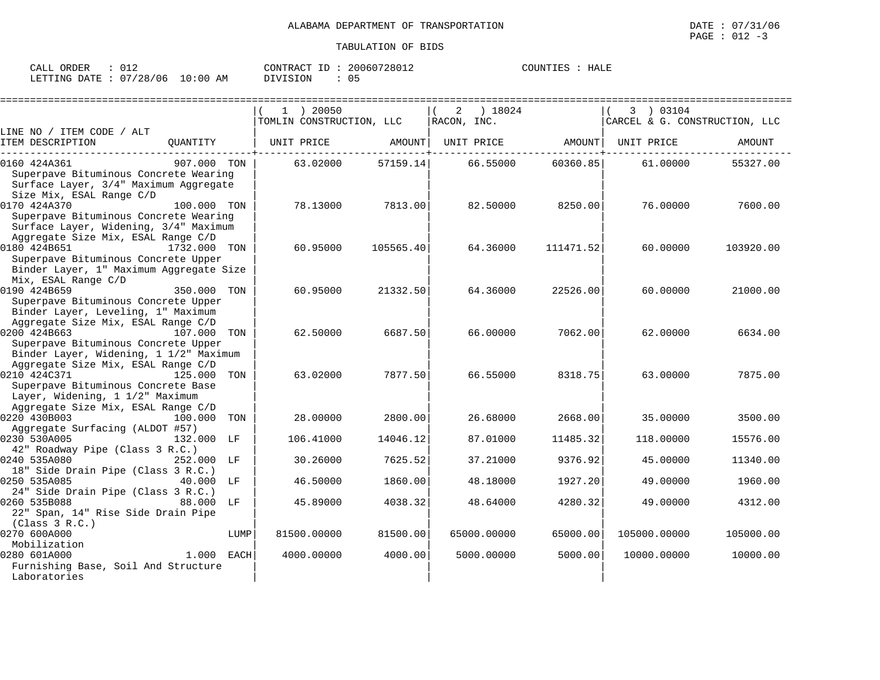ALABAMA DEPARTMENT OF TRANSPORTATION

TABULATION OF BIDS

DATE : 07/31/06
PAGE : 012 -3

CALL ORDER : 012
LETTING DATE : 07/28/06 10:00 AM

CONTRACT ID : 20060728012
DIVISION : 05

COUNTIES : HALE

| LINE NO / ITEM CODE / ALT ITEM DESCRIPTION | QUANTITY | ( 1 ) 20050 TOMLIN CONSTRUCTION, LLC UNIT PRICE | AMOUNT | ( 2 ) 18024 RACON, INC. UNIT PRICE | AMOUNT | ( 3 ) 03104 CARCEL & G. CONSTRUCTION, LLC UNIT PRICE | AMOUNT |
|---|---|---|---|---|---|---|---|
| 0160 424A361 Superpave Bituminous Concrete Wearing Surface Layer, 3/4" Maximum Aggregate Size Mix, ESAL Range C/D | 907.000 TON | 63.02000 | 57159.14 | 66.55000 | 60360.85 | 61.00000 | 55327.00 |
| 0170 424A370 Superpave Bituminous Concrete Wearing Surface Layer, Widening, 3/4" Maximum Aggregate Size Mix, ESAL Range C/D | 100.000 TON | 78.13000 | 7813.00 | 82.50000 | 8250.00 | 76.00000 | 7600.00 |
| 0180 424B651 Superpave Bituminous Concrete Upper Binder Layer, 1" Maximum Aggregate Size Mix, ESAL Range C/D | 1732.000 TON | 60.95000 | 105565.40 | 64.36000 | 111471.52 | 60.00000 | 103920.00 |
| 0190 424B659 Superpave Bituminous Concrete Upper Binder Layer, Leveling, 1" Maximum Aggregate Size Mix, ESAL Range C/D | 350.000 TON | 60.95000 | 21332.50 | 64.36000 | 22526.00 | 60.00000 | 21000.00 |
| 0200 424B663 Superpave Bituminous Concrete Upper Binder Layer, Widening, 1 1/2" Maximum Aggregate Size Mix, ESAL Range C/D | 107.000 TON | 62.50000 | 6687.50 | 66.00000 | 7062.00 | 62.00000 | 6634.00 |
| 0210 424C371 Superpave Bituminous Concrete Base Layer, Widening, 1 1/2" Maximum Aggregate Size Mix, ESAL Range C/D | 125.000 TON | 63.02000 | 7877.50 | 66.55000 | 8318.75 | 63.00000 | 7875.00 |
| 0220 430B003 Aggregate Surfacing (ALDOT #57) | 100.000 TON | 28.00000 | 2800.00 | 26.68000 | 2668.00 | 35.00000 | 3500.00 |
| 0230 530A005 42" Roadway Pipe (Class 3 R.C.) | 132.000 LF | 106.41000 | 14046.12 | 87.01000 | 11485.32 | 118.00000 | 15576.00 |
| 0240 535A080 18" Side Drain Pipe (Class 3 R.C.) | 252.000 LF | 30.26000 | 7625.52 | 37.21000 | 9376.92 | 45.00000 | 11340.00 |
| 0250 535A085 24" Side Drain Pipe (Class 3 R.C.) | 40.000 LF | 46.50000 | 1860.00 | 48.18000 | 1927.20 | 49.00000 | 1960.00 |
| 0260 535B088 22" Span, 14" Rise Side Drain Pipe (Class 3 R.C.) | 88.000 LF | 45.89000 | 4038.32 | 48.64000 | 4280.32 | 49.00000 | 4312.00 |
| 0270 600A000 Mobilization | LUMP | 81500.00000 | 81500.00 | 65000.00000 | 65000.00 | 105000.00000 | 105000.00 |
| 0280 601A000 Furnishing Base, Soil And Structure Laboratories | 1.000 EACH | 4000.00000 | 4000.00 | 5000.00000 | 5000.00 | 10000.00000 | 10000.00 |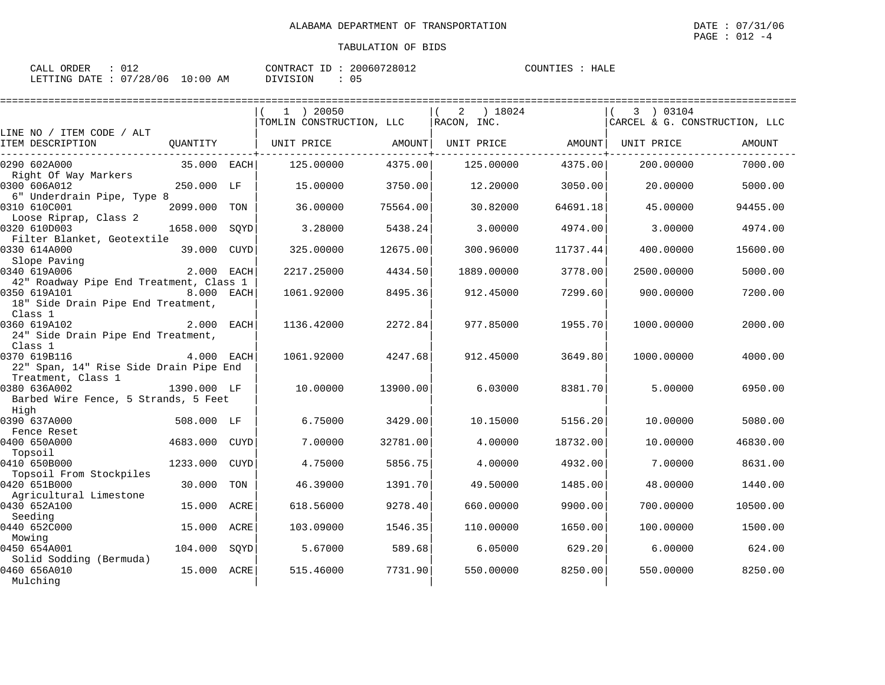ALABAMA DEPARTMENT OF TRANSPORTATION

TABULATION OF BIDS

CALL ORDER : 012 CONTRACT ID : 20060728012 COUNTIES : HALE
LETTING DATE : 07/28/06 10:00 AM DIVISION : 05

DATE : 07/31/06

| LINE NO / ITEM CODE / ALT ITEM DESCRIPTION | QUANTITY | | ( 1 ) 20050 TOMLIN CONSTRUCTION, LLC | | ( 2 ) 18024 RACON, INC. | | ( 3 ) 03104 CARCEL & G. CONSTRUCTION, LLC | |
|---|---|---|---|---|---|---|---|---|
| | | | UNIT PRICE | AMOUNT | UNIT PRICE | AMOUNT | UNIT PRICE | AMOUNT |
| 0290 602A000 Right Of Way Markers | 35.000 | EACH | 125.00000 | 4375.00 | 125.00000 | 4375.00 | 200.00000 | 7000.00 |
| 0300 606A012 6" Underdrain Pipe, Type 8 | 250.000 | LF | 15.00000 | 3750.00 | 12.20000 | 3050.00 | 20.00000 | 5000.00 |
| 0310 610C001 Loose Riprap, Class 2 | 2099.000 | TON | 36.00000 | 75564.00 | 30.82000 | 64691.18 | 45.00000 | 94455.00 |
| 0320 610D003 Filter Blanket, Geotextile | 1658.000 | SQYD | 3.28000 | 5438.24 | 3.00000 | 4974.00 | 3.00000 | 4974.00 |
| 0330 614A000 Slope Paving | 39.000 | CUYD | 325.00000 | 12675.00 | 300.96000 | 11737.44 | 400.00000 | 15600.00 |
| 0340 619A006 42" Roadway Pipe End Treatment, Class 1 | 2.000 | EACH | 2217.25000 | 4434.50 | 1889.00000 | 3778.00 | 2500.00000 | 5000.00 |
| 0350 619A101 18" Side Drain Pipe End Treatment, Class 1 | 8.000 | EACH | 1061.92000 | 8495.36 | 912.45000 | 7299.60 | 900.00000 | 7200.00 |
| 0360 619A102 24" Side Drain Pipe End Treatment, Class 1 | 2.000 | EACH | 1136.42000 | 2272.84 | 977.85000 | 1955.70 | 1000.00000 | 2000.00 |
| 0370 619B116 22" Span, 14" Rise Side Drain Pipe End Treatment, Class 1 | 4.000 | EACH | 1061.92000 | 4247.68 | 912.45000 | 3649.80 | 1000.00000 | 4000.00 |
| 0380 636A002 Barbed Wire Fence, 5 Strands, 5 Feet High | 1390.000 | LF | 10.00000 | 13900.00 | 6.03000 | 8381.70 | 5.00000 | 6950.00 |
| 0390 637A000 Fence Reset | 508.000 | LF | 6.75000 | 3429.00 | 10.15000 | 5156.20 | 10.00000 | 5080.00 |
| 0400 650A000 Topsoil | 4683.000 | CUYD | 7.00000 | 32781.00 | 4.00000 | 18732.00 | 10.00000 | 46830.00 |
| 0410 650B000 Topsoil From Stockpiles | 1233.000 | CUYD | 4.75000 | 5856.75 | 4.00000 | 4932.00 | 7.00000 | 8631.00 |
| 0420 651B000 Agricultural Limestone | 30.000 | TON | 46.39000 | 1391.70 | 49.50000 | 1485.00 | 48.00000 | 1440.00 |
| 0430 652A100 Seeding | 15.000 | ACRE | 618.56000 | 9278.40 | 660.00000 | 9900.00 | 700.00000 | 10500.00 |
| 0440 652C000 Mowing | 15.000 | ACRE | 103.09000 | 1546.35 | 110.00000 | 1650.00 | 100.00000 | 1500.00 |
| 0450 654A001 Solid Sodding (Bermuda) | 104.000 | SQYD | 5.67000 | 589.68 | 6.05000 | 629.20 | 6.00000 | 624.00 |
| 0460 656A010 Mulching | 15.000 | ACRE | 515.46000 | 7731.90 | 550.00000 | 8250.00 | 550.00000 | 8250.00 |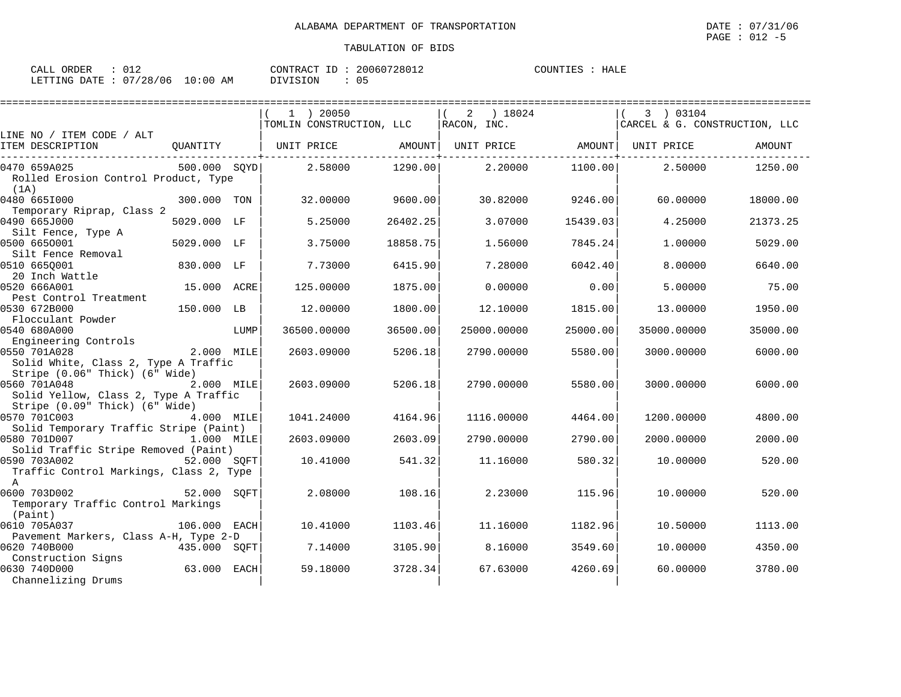ALABAMA DEPARTMENT OF TRANSPORTATION

TABULATION OF BIDS

CALL ORDER : 012 CONTRACT ID : 20060728012 COUNTIES : HALE
LETTING DATE : 07/28/06 10:00 AM DIVISION : 05

| LINE NO / ITEM CODE / ALT ITEM DESCRIPTION | QUANTITY | (1) 20050 TOMLIN CONSTRUCTION, LLC UNIT PRICE | AMOUNT | (2) 18024 RACON, INC. UNIT PRICE | AMOUNT | (3) 03104 CARCEL & G. CONSTRUCTION, LLC UNIT PRICE | AMOUNT |
|---|---|---|---|---|---|---|---|
| 0470 659A025 Rolled Erosion Control Product, Type (1A) | 500.000 SQYD | 2.58000 | 1290.00 | 2.20000 | 1100.00 | 2.50000 | 1250.00 |
| 0480 665I000 Temporary Riprap, Class 2 | 300.000 TON | 32.00000 | 9600.00 | 30.82000 | 9246.00 | 60.00000 | 18000.00 |
| 0490 665J000 Silt Fence, Type A | 5029.000 LF | 5.25000 | 26402.25 | 3.07000 | 15439.03 | 4.25000 | 21373.25 |
| 0500 665O001 Silt Fence Removal | 5029.000 LF | 3.75000 | 18858.75 | 1.56000 | 7845.24 | 1.00000 | 5029.00 |
| 0510 665Q001 20 Inch Wattle | 830.000 LF | 7.73000 | 6415.90 | 7.28000 | 6042.40 | 8.00000 | 6640.00 |
| 0520 666A001 Pest Control Treatment | 15.000 ACRE | 125.00000 | 1875.00 | 0.00000 | 0.00 | 5.00000 | 75.00 |
| 0530 672B000 Flocculant Powder | 150.000 LB | 12.00000 | 1800.00 | 12.10000 | 1815.00 | 13.00000 | 1950.00 |
| 0540 680A000 Engineering Controls | LUMP | 36500.00000 | 36500.00 | 25000.00000 | 25000.00 | 35000.00000 | 35000.00 |
| 0550 701A028 Solid White, Class 2, Type A Traffic Stripe (0.06" Thick) (6" Wide) | 2.000 MILE | 2603.09000 | 5206.18 | 2790.00000 | 5580.00 | 3000.00000 | 6000.00 |
| 0560 701A048 Solid Yellow, Class 2, Type A Traffic Stripe (0.09" Thick) (6" Wide) | 2.000 MILE | 2603.09000 | 5206.18 | 2790.00000 | 5580.00 | 3000.00000 | 6000.00 |
| 0570 701C003 Solid Temporary Traffic Stripe (Paint) | 4.000 MILE | 1041.24000 | 4164.96 | 1116.00000 | 4464.00 | 1200.00000 | 4800.00 |
| 0580 701D007 Solid Traffic Stripe Removed (Paint) | 1.000 MILE | 2603.09000 | 2603.09 | 2790.00000 | 2790.00 | 2000.00000 | 2000.00 |
| 0590 703A002 Traffic Control Markings, Class 2, Type A | 52.000 SQFT | 10.41000 | 541.32 | 11.16000 | 580.32 | 10.00000 | 520.00 |
| 0600 703D002 Temporary Traffic Control Markings (Paint) | 52.000 SQFT | 2.08000 | 108.16 | 2.23000 | 115.96 | 10.00000 | 520.00 |
| 0610 705A037 Pavement Markers, Class A-H, Type 2-D | 106.000 EACH | 10.41000 | 1103.46 | 11.16000 | 1182.96 | 10.50000 | 1113.00 |
| 0620 740B000 Construction Signs | 435.000 SQFT | 7.14000 | 3105.90 | 8.16000 | 3549.60 | 10.00000 | 4350.00 |
| 0630 740D000 Channelizing Drums | 63.000 EACH | 59.18000 | 3728.34 | 67.63000 | 4260.69 | 60.00000 | 3780.00 |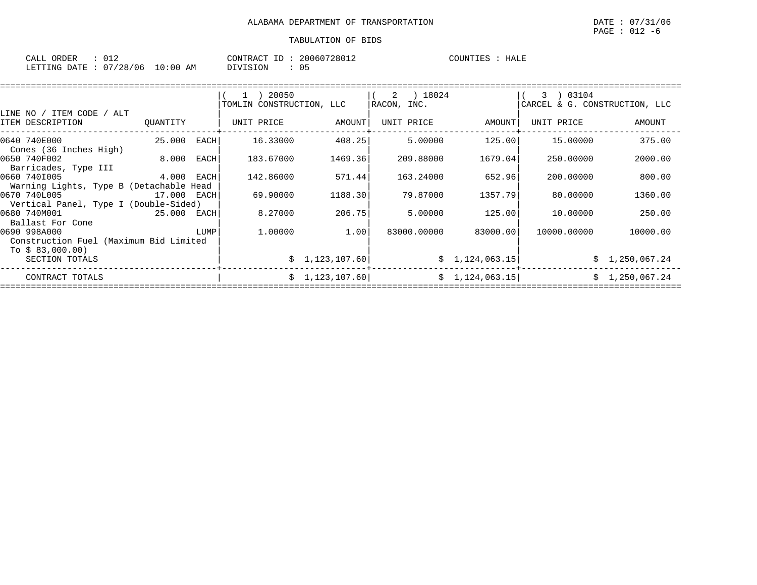ALABAMA DEPARTMENT OF TRANSPORTATION

DATE : 07/31/06

PAGE : 012 -6

TABULATION OF BIDS

CALL ORDER : 012 CONTRACT ID : 20060728012 COUNTIES : HALE
LETTING DATE : 07/28/06 10:00 AM DIVISION : 05

| LINE NO / ITEM CODE / ALT ITEM DESCRIPTION | QUANTITY | ( 1 ) 20050 TOMLIN CONSTRUCTION, LLC UNIT PRICE | AMOUNT | ( 2 ) 18024 RACON, INC. UNIT PRICE | AMOUNT | ( 3 ) 03104 CARCEL & G. CONSTRUCTION, LLC UNIT PRICE | AMOUNT |
|---|---|---|---|---|---|---|---|
| 0640 740E000 Cones (36 Inches High) | 25.000 EACH | 16.33000 | 408.25 | 5.00000 | 125.00 | 15.00000 | 375.00 |
| 0650 740F002 Barricades, Type III | 8.000 EACH | 183.67000 | 1469.36 | 209.88000 | 1679.04 | 250.00000 | 2000.00 |
| 0660 740I005 Warning Lights, Type B (Detachable Head | 4.000 EACH | 142.86000 | 571.44 | 163.24000 | 652.96 | 200.00000 | 800.00 |
| 0670 740L005 Vertical Panel, Type I (Double-Sided) | 17.000 EACH | 69.90000 | 1188.30 | 79.87000 | 1357.79 | 80.00000 | 1360.00 |
| 0680 740M001 Ballast For Cone | 25.000 EACH | 8.27000 | 206.75 | 5.00000 | 125.00 | 10.00000 | 250.00 |
| 0690 998A000 Construction Fuel (Maximum Bid Limited To $ 83,000.00) | LUMP | 1.00000 | 1.00 | 83000.00000 | 83000.00 | 10000.00000 | 10000.00 |
| SECTION TOTALS | | | $ 1,123,107.60 | | $ 1,124,063.15 | | $ 1,250,067.24 |
| CONTRACT TOTALS | | | $ 1,123,107.60 | | $ 1,124,063.15 | | $ 1,250,067.24 |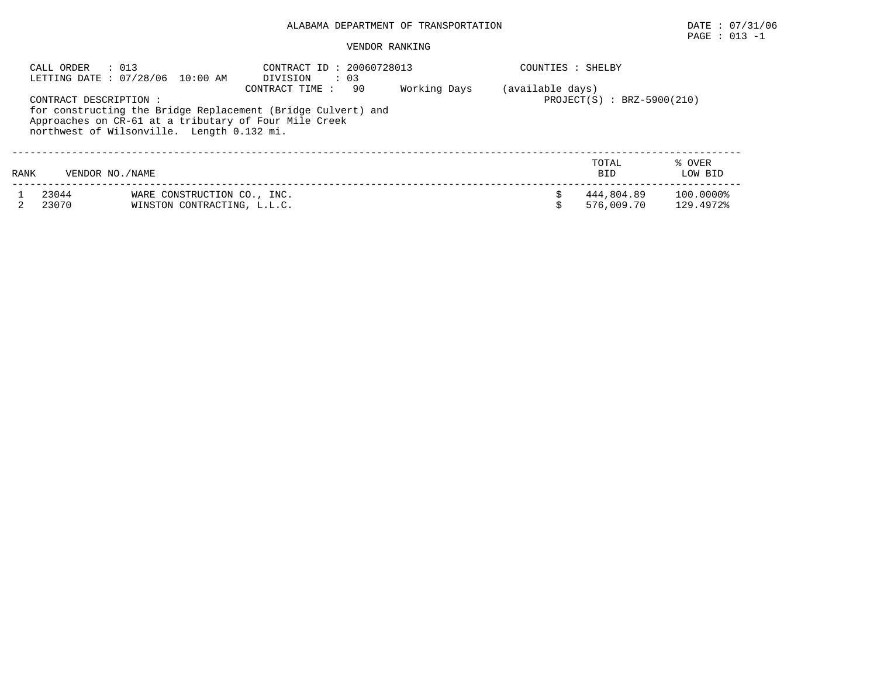ALABAMA DEPARTMENT OF TRANSPORTATION

DATE : 07/31/06

PAGE : 013 -1

VENDOR RANKING

CALL ORDER : 013
LETTING DATE : 07/28/06 10:00 AM

CONTRACT ID : 20060728013
DIVISION : 03
CONTRACT TIME : 90 Working Days (available days)

COUNTIES : SHELBY

PROJECT(S) : BRZ-5900(210)

CONTRACT DESCRIPTION :
for constructing the Bridge Replacement (Bridge Culvert) and Approaches on CR-61 at a tributary of Four Mile Creek northwest of Wilsonville. Length 0.132 mi.

| RANK | VENDOR NO./NAME | | TOTAL BID | % OVER LOW BID |
|---|---|---|---|---|
| 1 | 23044 | WARE CONSTRUCTION CO., INC. | $ 444,804.89 | 100.0000% |
| 2 | 23070 | WINSTON CONTRACTING, L.L.C. | $ 576,009.70 | 129.4972% |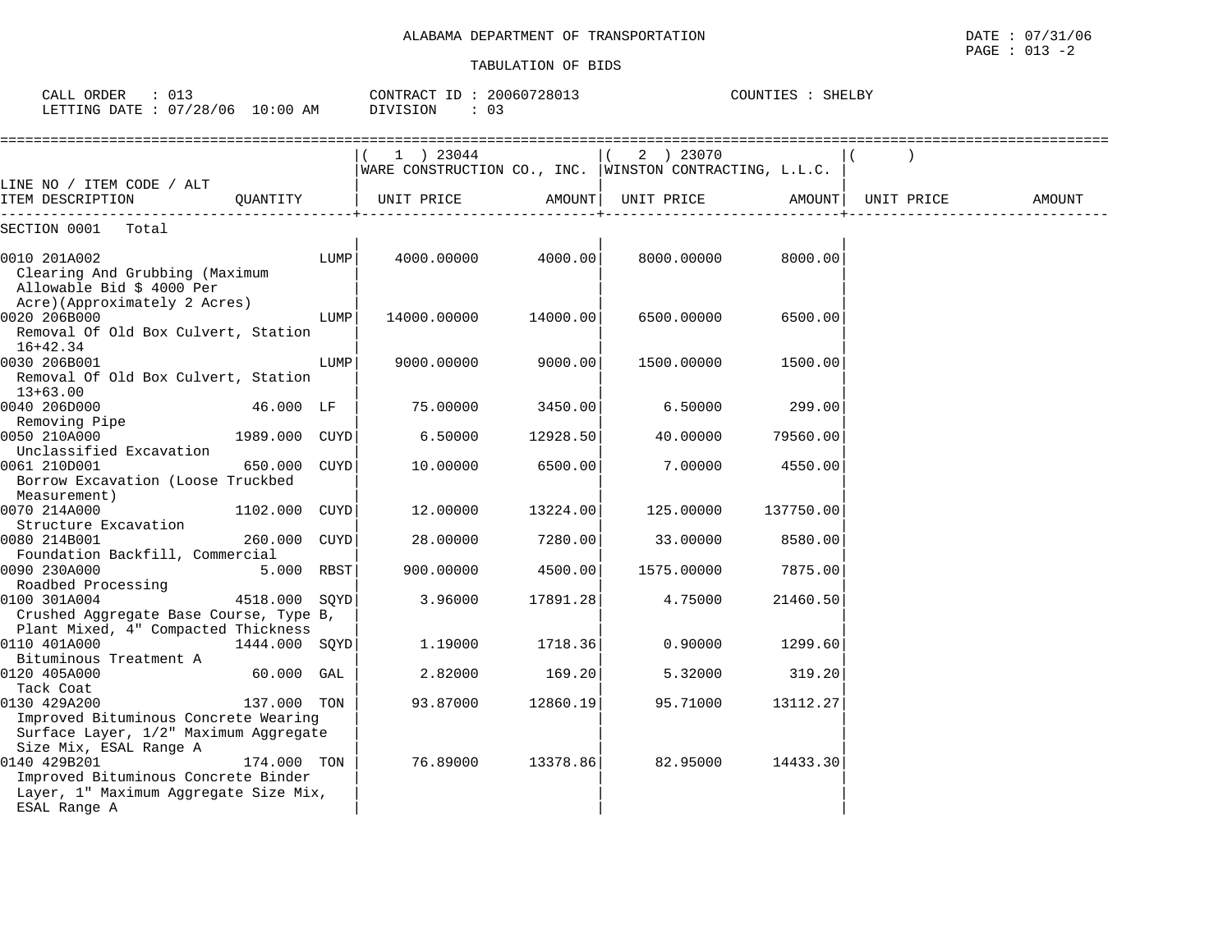ALABAMA DEPARTMENT OF TRANSPORTATION

TABULATION OF BIDS

CALL ORDER : 013
LETTING DATE : 07/28/06 10:00 AM

CONTRACT ID : 20060728013
DIVISION : 03

COUNTIES : SHELBY

| LINE NO / ITEM CODE / ALT ITEM DESCRIPTION | QUANTITY | ( 1 ) 23044 WARE CONSTRUCTION CO., INC. UNIT PRICE | AMOUNT | ( 2 ) 23070 WINSTON CONTRACTING, L.L.C. UNIT PRICE | AMOUNT | ( ) UNIT PRICE | AMOUNT |
|---|---|---|---|---|---|---|---|
| SECTION 0001 Total | | | | | | | |
| 0010 201A002 Clearing And Grubbing (Maximum Allowable Bid $ 4000 Per Acre)(Approximately 2 Acres) | LUMP | 4000.00000 | 4000.00 | 8000.00000 | 8000.00 | | |
| 0020 206B000 Removal Of Old Box Culvert, Station 16+42.34 | LUMP | 14000.00000 | 14000.00 | 6500.00000 | 6500.00 | | |
| 0030 206B001 Removal Of Old Box Culvert, Station 13+63.00 | LUMP | 9000.00000 | 9000.00 | 1500.00000 | 1500.00 | | |
| 0040 206D000 Removing Pipe | 46.000 LF | 75.00000 | 3450.00 | 6.50000 | 299.00 | | |
| 0050 210A000 Unclassified Excavation | 1989.000 CUYD | 6.50000 | 12928.50 | 40.00000 | 79560.00 | | |
| 0061 210D001 Borrow Excavation (Loose Truckbed Measurement) | 650.000 CUYD | 10.00000 | 6500.00 | 7.00000 | 4550.00 | | |
| 0070 214A000 Structure Excavation | 1102.000 CUYD | 12.00000 | 13224.00 | 125.00000 | 137750.00 | | |
| 0080 214B001 Foundation Backfill, Commercial | 260.000 CUYD | 28.00000 | 7280.00 | 33.00000 | 8580.00 | | |
| 0090 230A000 Roadbed Processing | 5.000 RBST | 900.00000 | 4500.00 | 1575.00000 | 7875.00 | | |
| 0100 301A004 Crushed Aggregate Base Course, Type B, Plant Mixed, 4" Compacted Thickness | 4518.000 SQYD | 3.96000 | 17891.28 | 4.75000 | 21460.50 | | |
| 0110 401A000 Bituminous Treatment A | 1444.000 SQYD | 1.19000 | 1718.36 | 0.90000 | 1299.60 | | |
| 0120 405A000 Tack Coat | 60.000 GAL | 2.82000 | 169.20 | 5.32000 | 319.20 | | |
| 0130 429A200 Improved Bituminous Concrete Wearing Surface Layer, 1/2" Maximum Aggregate Size Mix, ESAL Range A | 137.000 TON | 93.87000 | 12860.19 | 95.71000 | 13112.27 | | |
| 0140 429B201 Improved Bituminous Concrete Binder Layer, 1" Maximum Aggregate Size Mix, ESAL Range A | 174.000 TON | 76.89000 | 13378.86 | 82.95000 | 14433.30 | | |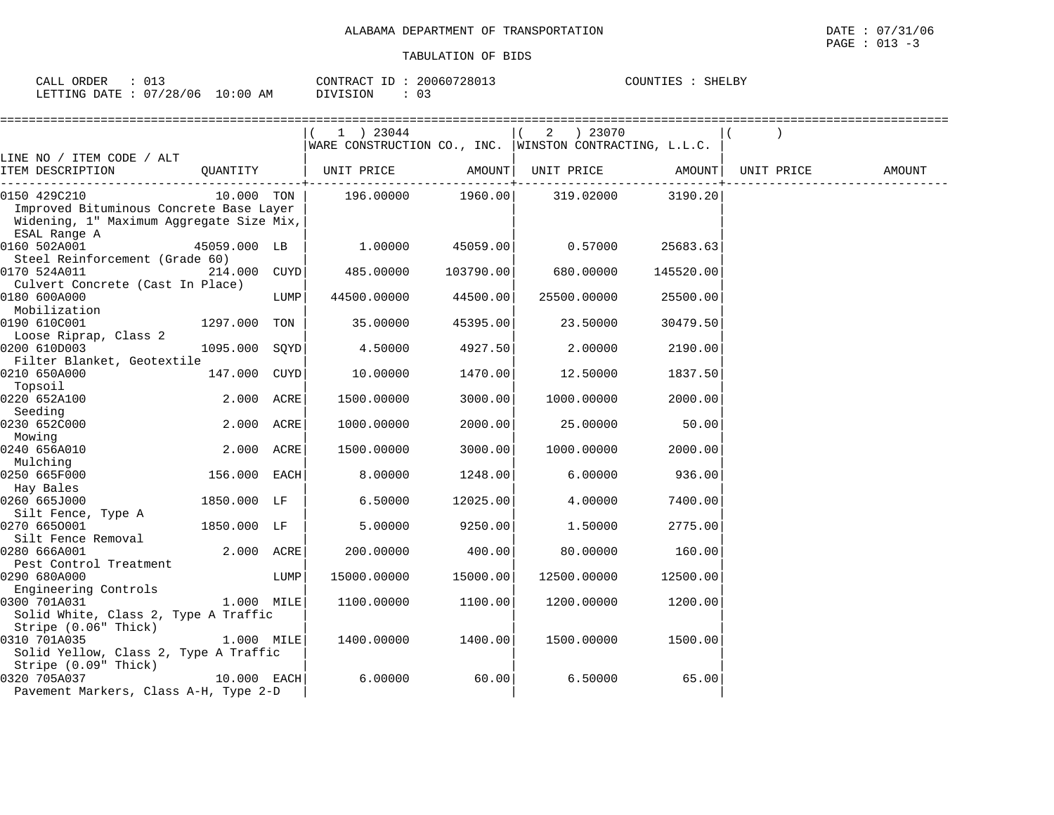ALABAMA DEPARTMENT OF TRANSPORTATION

TABULATION OF BIDS

DATE : 07/31/06
PAGE : 013 -3

CALL ORDER : 013
LETTING DATE : 07/28/06 10:00 AM

CONTRACT ID : 20060728013
DIVISION : 03

COUNTIES : SHELBY

| LINE NO / ITEM CODE / ALT ITEM DESCRIPTION | QUANTITY | | ( 1 ) 23044 WARE CONSTRUCTION CO., INC. UNIT PRICE | AMOUNT | ( 2 ) 23070 WINSTON CONTRACTING, L.L.C. UNIT PRICE | AMOUNT | ( ) UNIT PRICE | AMOUNT |
|---|---|---|---|---|---|---|---|---|
| 0150 429C210 Improved Bituminous Concrete Base Layer Widening, 1" Maximum Aggregate Size Mix, ESAL Range A | 10.000 | TON | 196.00000 | 1960.00 | 319.02000 | 3190.20 | | |
| 0160 502A001 Steel Reinforcement (Grade 60) | 45059.000 | LB | 1.00000 | 45059.00 | 0.57000 | 25683.63 | | |
| 0170 524A011 Culvert Concrete (Cast In Place) | 214.000 | CUYD | 485.00000 | 103790.00 | 680.00000 | 145520.00 | | |
| 0180 600A000 Mobilization | | LUMP | 44500.00000 | 44500.00 | 25500.00000 | 25500.00 | | |
| 0190 610C001 Loose Riprap, Class 2 | 1297.000 | TON | 35.00000 | 45395.00 | 23.50000 | 30479.50 | | |
| 0200 610D003 Filter Blanket, Geotextile | 1095.000 | SQYD | 4.50000 | 4927.50 | 2.00000 | 2190.00 | | |
| 0210 650A000 Topsoil | 147.000 | CUYD | 10.00000 | 1470.00 | 12.50000 | 1837.50 | | |
| 0220 652A100 Seeding | 2.000 | ACRE | 1500.00000 | 3000.00 | 1000.00000 | 2000.00 | | |
| 0230 652C000 Mowing | 2.000 | ACRE | 1000.00000 | 2000.00 | 25.00000 | 50.00 | | |
| 0240 656A010 Mulching | 2.000 | ACRE | 1500.00000 | 3000.00 | 1000.00000 | 2000.00 | | |
| 0250 665F000 Hay Bales | 156.000 | EACH | 8.00000 | 1248.00 | 6.00000 | 936.00 | | |
| 0260 665J000 Silt Fence, Type A | 1850.000 | LF | 6.50000 | 12025.00 | 4.00000 | 7400.00 | | |
| 0270 665O001 Silt Fence Removal | 1850.000 | LF | 5.00000 | 9250.00 | 1.50000 | 2775.00 | | |
| 0280 666A001 Pest Control Treatment | 2.000 | ACRE | 200.00000 | 400.00 | 80.00000 | 160.00 | | |
| 0290 680A000 Engineering Controls | | LUMP | 15000.00000 | 15000.00 | 12500.00000 | 12500.00 | | |
| 0300 701A031 Solid White, Class 2, Type A Traffic Stripe (0.06" Thick) | 1.000 | MILE | 1100.00000 | 1100.00 | 1200.00000 | 1200.00 | | |
| 0310 701A035 Solid Yellow, Class 2, Type A Traffic Stripe (0.09" Thick) | 1.000 | MILE | 1400.00000 | 1400.00 | 1500.00000 | 1500.00 | | |
| 0320 705A037 Pavement Markers, Class A-H, Type 2-D | 10.000 | EACH | 6.00000 | 60.00 | 6.50000 | 65.00 | | |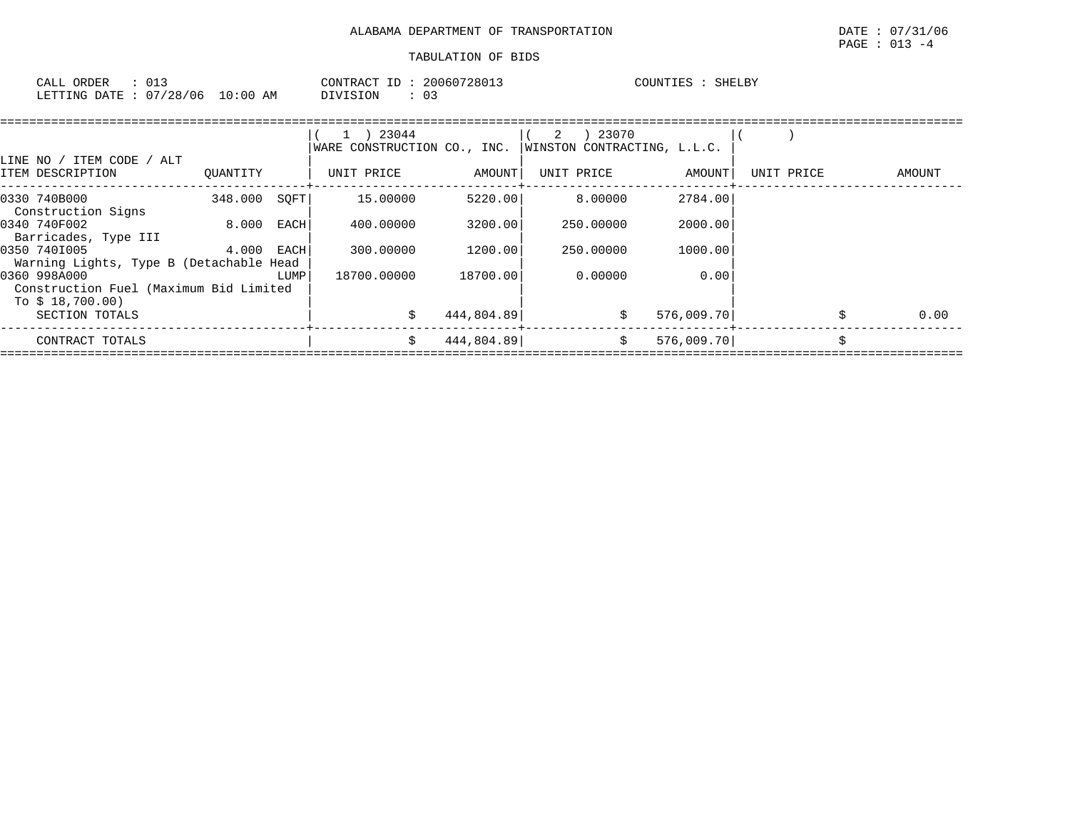ALABAMA DEPARTMENT OF TRANSPORTATION

TABULATION OF BIDS

CALL ORDER : 013
LETTING DATE : 07/28/06 10:00 AM

CONTRACT ID : 20060728013
DIVISION : 03

COUNTIES : SHELBY

| LINE NO / ITEM CODE / ALT<br>ITEM DESCRIPTION | QUANTITY | (1) 23044<br>WARE CONSTRUCTION CO., INC.<br>UNIT PRICE | <br><br>AMOUNT | (2) 23070<br>WINSTON CONTRACTING, L.L.C.<br>UNIT PRICE | <br><br>AMOUNT | ( )<br><br>UNIT PRICE | <br><br>AMOUNT |
|---|---|---|---|---|---|---|---|
| 0330 740B000<br>Construction Signs | 348.000 SQFT | 15.00000 | 5220.00 | 8.00000 | 2784.00 | | |
| 0340 740F002<br>Barricades, Type III | 8.000 EACH | 400.00000 | 3200.00 | 250.00000 | 2000.00 | | |
| 0350 740I005<br>Warning Lights, Type B (Detachable Head | 4.000 EACH | 300.00000 | 1200.00 | 250.00000 | 1000.00 | | |
| 0360 998A000<br>Construction Fuel (Maximum Bid Limited To $ 18,700.00) | LUMP | 18700.00000 | 18700.00 | 0.00000 | 0.00 | | |
| SECTION TOTALS | | $ | 444,804.89 | $ | 576,009.70 | $ | 0.00 |
| CONTRACT TOTALS | | $ | 444,804.89 | $ | 576,009.70 | $ | |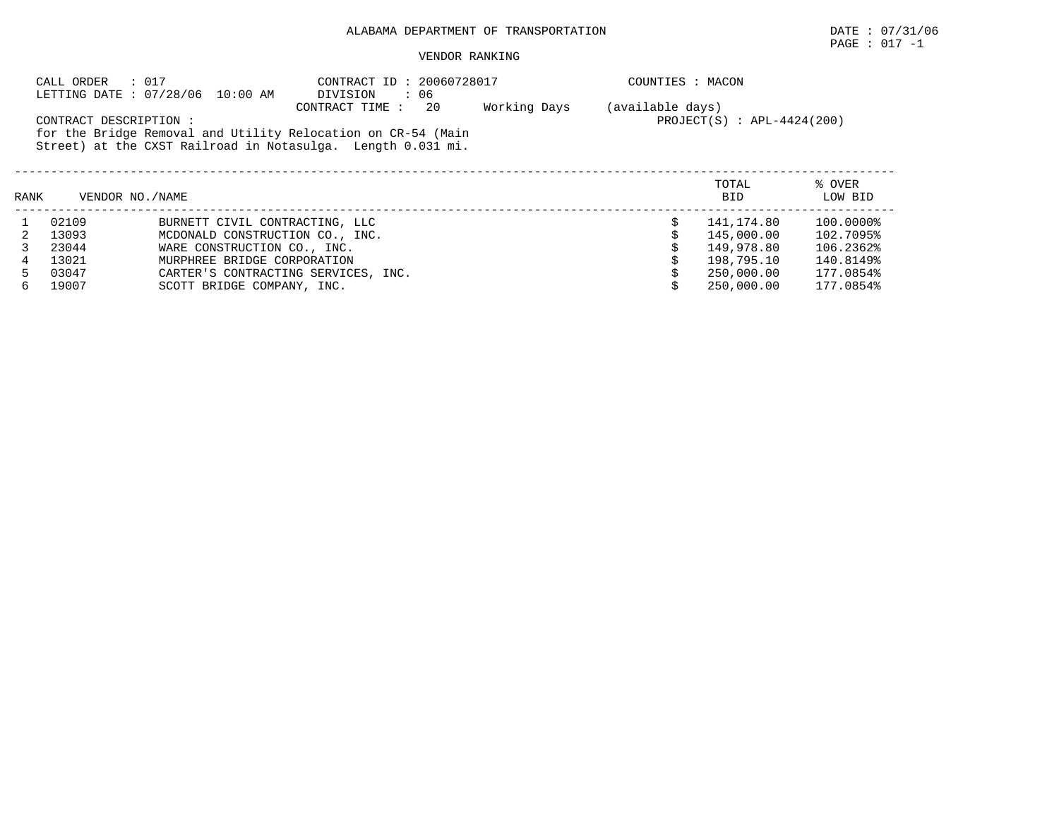ALABAMA DEPARTMENT OF TRANSPORTATION

DATE : 07/31/06

PAGE : 017 -1

VENDOR RANKING

CALL ORDER : 017
LETTING DATE : 07/28/06 10:00 AM

CONTRACT ID : 20060728017
DIVISION : 06
CONTRACT TIME : 20 Working Days (available days)

COUNTIES : MACON

PROJECT(S) : APL-4424(200)

CONTRACT DESCRIPTION :
for the Bridge Removal and Utility Relocation on CR-54 (Main Street) at the CXST Railroad in Notasulga. Length 0.031 mi.

| RANK | VENDOR NO. | NAME | TOTAL BID | % OVER LOW BID |
|---|---|---|---|---|
| 1 | 02109 | BURNETT CIVIL CONTRACTING, LLC | $ 141,174.80 | 100.0000% |
| 2 | 13093 | MCDONALD CONSTRUCTION CO., INC. | $ 145,000.00 | 102.7095% |
| 3 | 23044 | WARE CONSTRUCTION CO., INC. | $ 149,978.80 | 106.2362% |
| 4 | 13021 | MURPHREE BRIDGE CORPORATION | $ 198,795.10 | 140.8149% |
| 5 | 03047 | CARTER'S CONTRACTING SERVICES, INC. | $ 250,000.00 | 177.0854% |
| 6 | 19007 | SCOTT BRIDGE COMPANY, INC. | $ 250,000.00 | 177.0854% |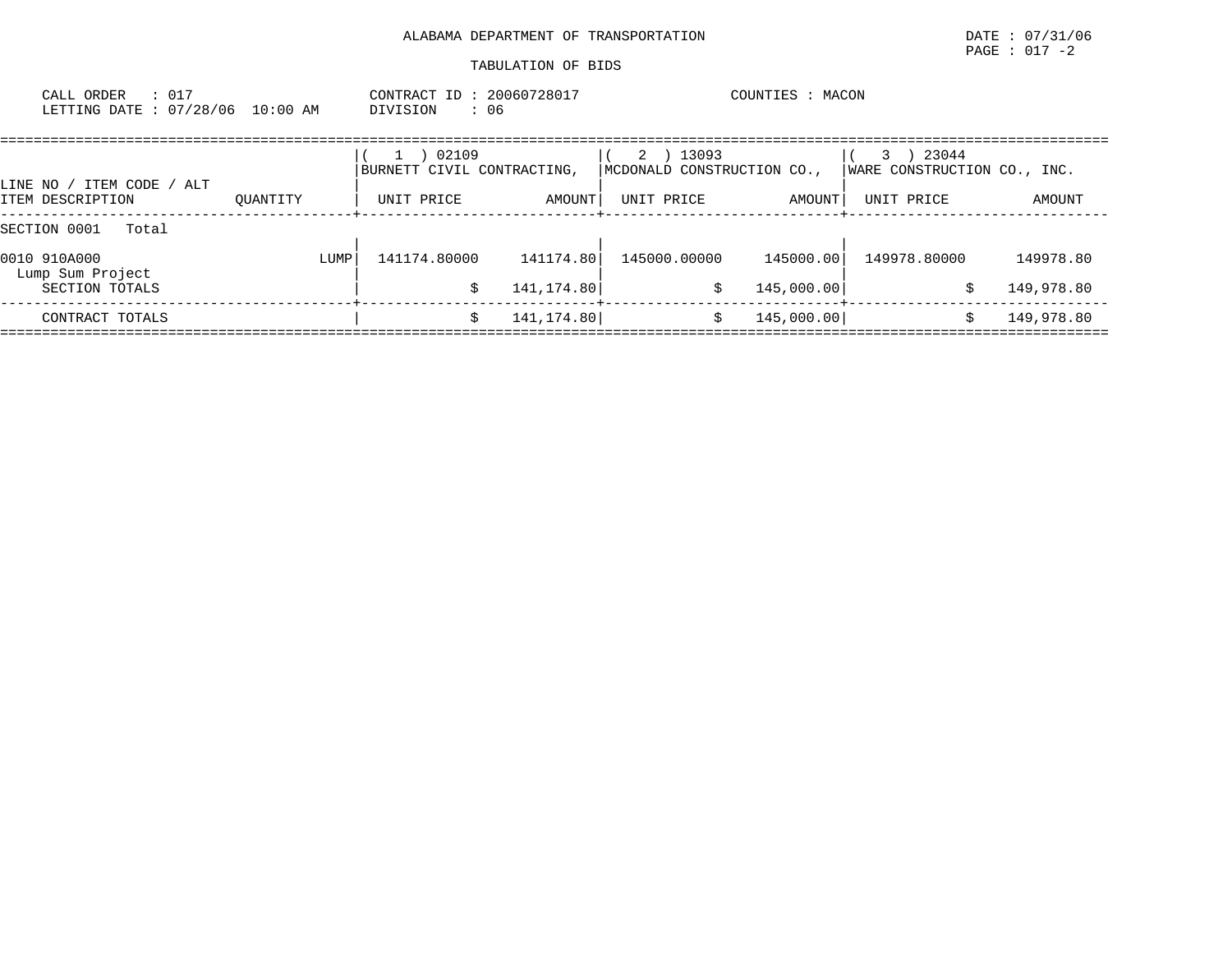ALABAMA DEPARTMENT OF TRANSPORTATION

TABULATION OF BIDS

CALL ORDER : 017
LETTING DATE : 07/28/06 10:00 AM

CONTRACT ID : 20060728017
DIVISION : 06

COUNTIES : MACON

| LINE NO / ITEM CODE / ALT<br>ITEM DESCRIPTION | QUANTITY | ( 1 ) 02109<br>BURNETT CIVIL CONTRACTING,<br>UNIT PRICE | AMOUNT | ( 2 ) 13093<br>MCDONALD CONSTRUCTION CO.,<br>UNIT PRICE | AMOUNT | ( 3 ) 23044<br>WARE CONSTRUCTION CO., INC.<br>UNIT PRICE | AMOUNT |
|---|---|---|---|---|---|---|---|
| SECTION 0001 Total | | | | | | | |
| 0010 910A000<br>Lump Sum Project | LUMP | 141174.80000 | 141174.80 | 145000.00000 | 145000.00 | 149978.80000 | 149978.80 |
| SECTION TOTALS | | $ | 141,174.80 | $ | 145,000.00 | $ | 149,978.80 |
| CONTRACT TOTALS | | $ | 141,174.80 | $ | 145,000.00 | $ | 149,978.80 |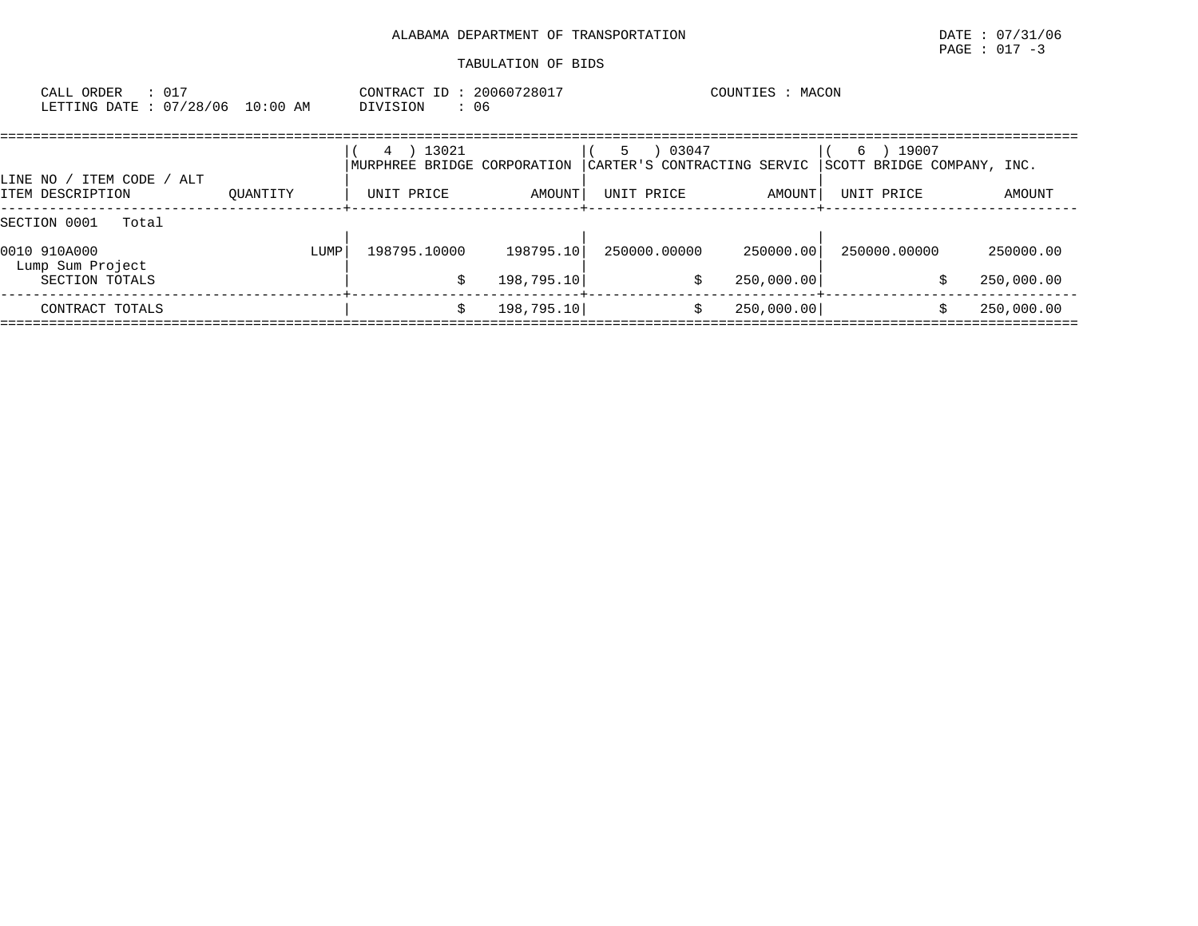ALABAMA DEPARTMENT OF TRANSPORTATION

TABULATION OF BIDS

DATE : 07/31/06

PAGE : 017 -3

CALL ORDER : 017
LETTING DATE : 07/28/06 10:00 AM

CONTRACT ID : 20060728017
DIVISION : 06

COUNTIES : MACON

| LINE NO / ITEM CODE / ALT ITEM DESCRIPTION | QUANTITY | ( 4 ) 13021 MURPHREE BRIDGE CORPORATION UNIT PRICE | AMOUNT | ( 5 ) 03047 CARTER'S CONTRACTING SERVIC UNIT PRICE | AMOUNT | ( 6 ) 19007 SCOTT BRIDGE COMPANY, INC. UNIT PRICE | AMOUNT |
|---|---|---|---|---|---|---|---|
| SECTION 0001 Total | | | | | | | |
| 0010 910A000 Lump Sum Project | LUMP | 198795.10000 | 198795.10 | 250000.00000 | 250000.00 | 250000.00000 | 250000.00 |
| SECTION TOTALS | | | $ 198,795.10 | | $ 250,000.00 | | $ 250,000.00 |
| CONTRACT TOTALS | | | $ 198,795.10 | | $ 250,000.00 | | $ 250,000.00 |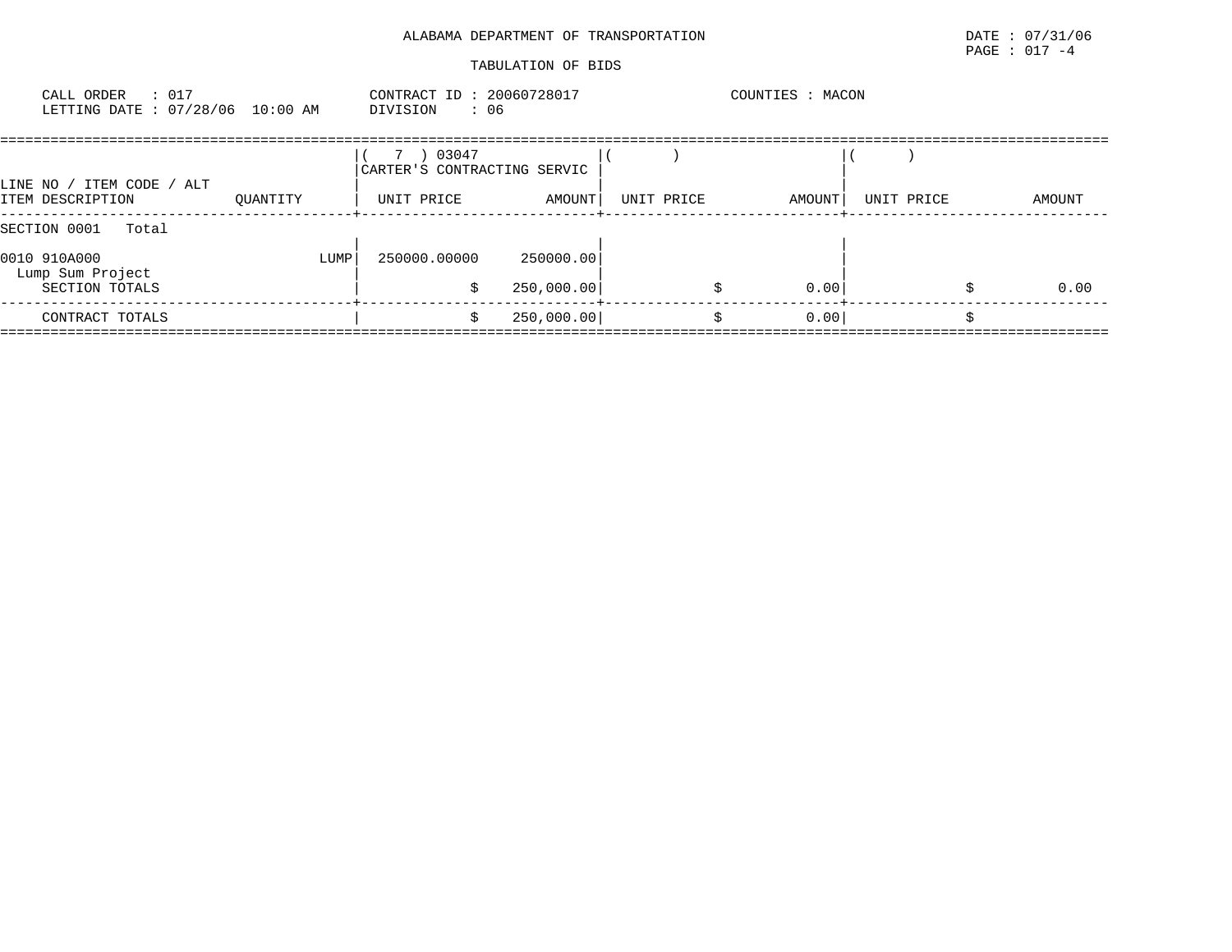ALABAMA DEPARTMENT OF TRANSPORTATION

TABULATION OF BIDS

CALL ORDER : 017
LETTING DATE : 07/28/06 10:00 AM

CONTRACT ID : 20060728017
DIVISION : 06

COUNTIES : MACON

| LINE NO / ITEM CODE / ALT ITEM DESCRIPTION | QUANTITY | ( 7 ) 03047 CARTER'S CONTRACTING SERVIC UNIT PRICE | AMOUNT | ( ) UNIT PRICE | AMOUNT | ( ) UNIT PRICE | AMOUNT |
|---|---|---|---|---|---|---|---|
| SECTION 0001 Total | | | | | | | |
| 0010 910A000 Lump Sum Project | LUMP | 250000.00000 | 250000.00 | | | | |
| SECTION TOTALS | | $ | 250,000.00 | $ | 0.00 | $ | 0.00 |
| CONTRACT TOTALS | | $ | 250,000.00 | $ | 0.00 | $ | |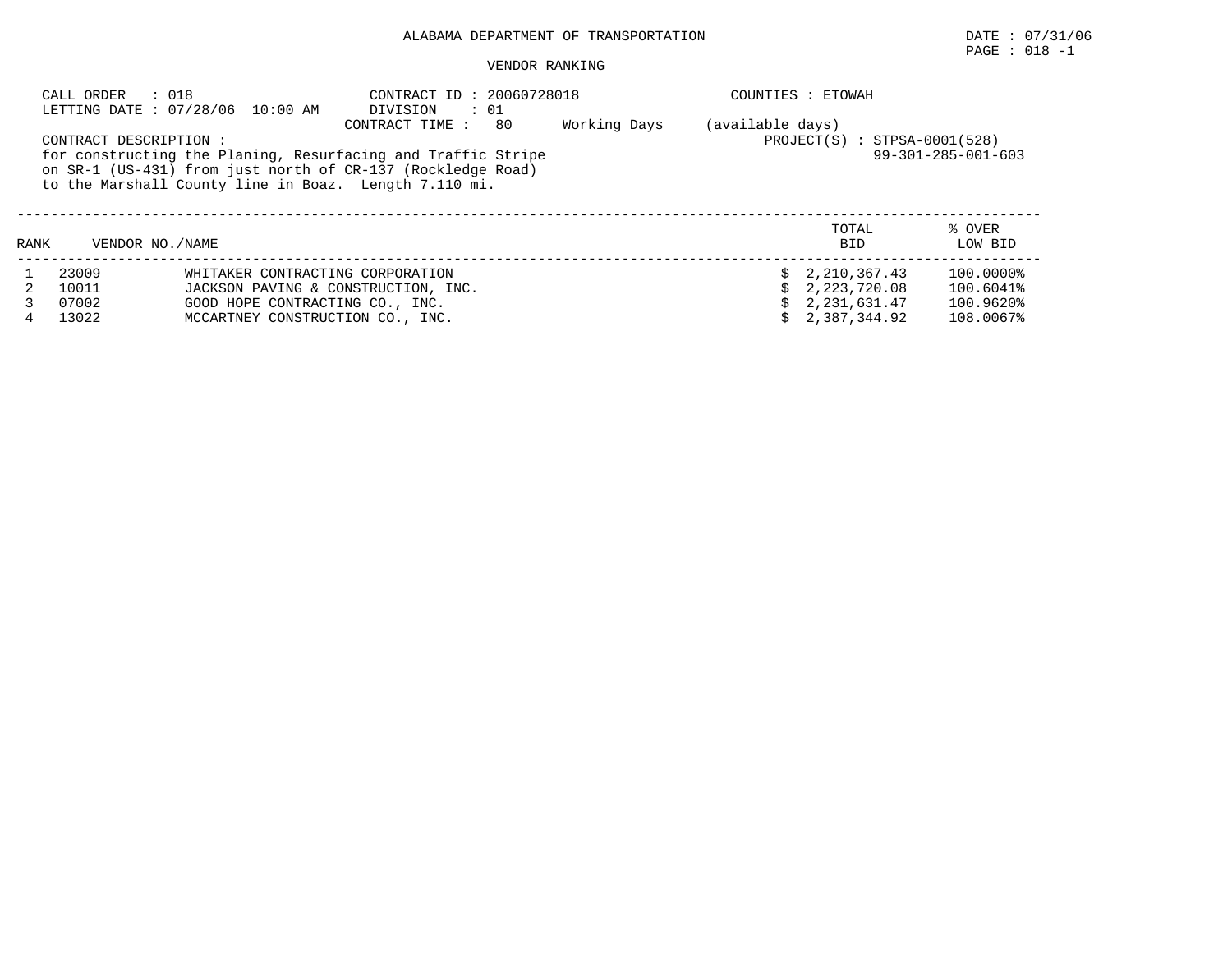ALABAMA DEPARTMENT OF TRANSPORTATION

DATE : 07/31/06

PAGE : 018 -1

VENDOR RANKING

CALL ORDER : 018
LETTING DATE : 07/28/06 10:00 AM

CONTRACT ID : 20060728018
DIVISION : 01
CONTRACT TIME : 80 Working Days (available days)

COUNTIES : ETOWAH

PROJECT(S) : STPSA-0001(528)
99-301-285-001-603

CONTRACT DESCRIPTION :
for constructing the Planing, Resurfacing and Traffic Stripe on SR-1 (US-431) from just north of CR-137 (Rockledge Road) to the Marshall County line in Boaz. Length 7.110 mi.

| RANK | VENDOR NO./NAME | | TOTAL BID | % OVER LOW BID |
|---|---|---|---|---|
| 1 | 23009 | WHITAKER CONTRACTING CORPORATION | $ 2,210,367.43 | 100.0000% |
| 2 | 10011 | JACKSON PAVING & CONSTRUCTION, INC. | $ 2,223,720.08 | 100.6041% |
| 3 | 07002 | GOOD HOPE CONTRACTING CO., INC. | $ 2,231,631.47 | 100.9620% |
| 4 | 13022 | MCCARTNEY CONSTRUCTION CO., INC. | $ 2,387,344.92 | 108.0067% |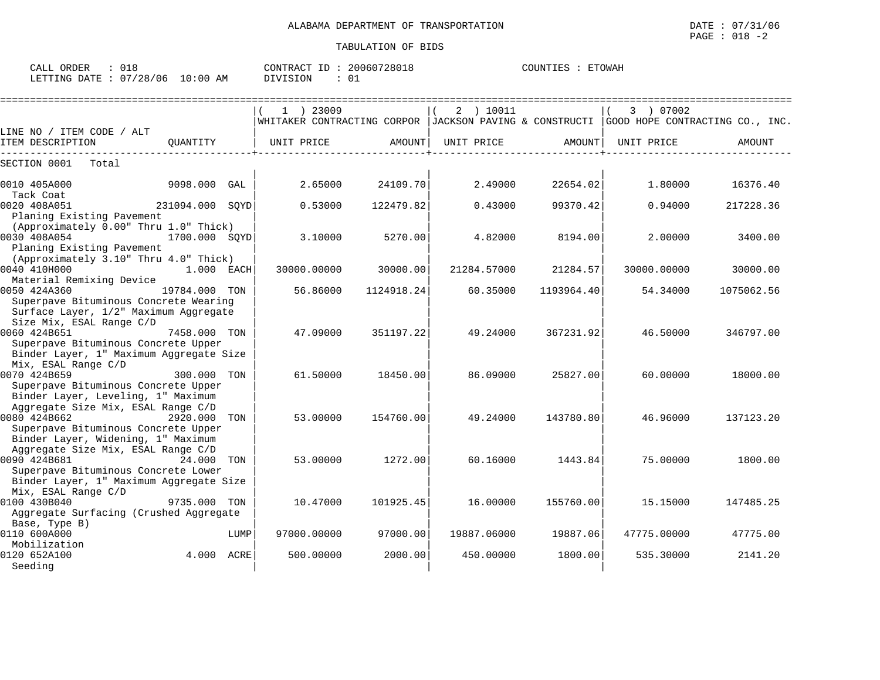ALABAMA DEPARTMENT OF TRANSPORTATION

TABULATION OF BIDS

DATE : 07/31/06
PAGE : 018 -2

CALL ORDER : 018
LETTING DATE : 07/28/06 10:00 AM

CONTRACT ID : 20060728018
DIVISION : 01

COUNTIES : ETOWAH

| LINE NO / ITEM CODE / ALT | | ( 1 ) 23009 WHITAKER CONTRACTING CORPOR | | ( 2 ) 10011 JACKSON PAVING & CONSTRUCTI | | ( 3 ) 07002 GOOD HOPE CONTRACTING CO., INC. | |
|---|---|---|---|---|---|---|---|
| ITEM DESCRIPTION | QUANTITY | UNIT PRICE | AMOUNT | UNIT PRICE | AMOUNT | UNIT PRICE | AMOUNT |
| SECTION 0001 Total | | | | | | | |
| 0010 405A000 Tack Coat | 9098.000 GAL | 2.65000 | 24109.70 | 2.49000 | 22654.02 | 1.80000 | 16376.40 |
| 0020 408A051 Planing Existing Pavement (Approximately 0.00" Thru 1.0" Thick) | 231094.000 SQYD | 0.53000 | 122479.82 | 0.43000 | 99370.42 | 0.94000 | 217228.36 |
| 0030 408A054 Planing Existing Pavement (Approximately 3.10" Thru 4.0" Thick) | 1700.000 SQYD | 3.10000 | 5270.00 | 4.82000 | 8194.00 | 2.00000 | 3400.00 |
| 0040 410H000 Material Remixing Device | 1.000 EACH | 30000.00000 | 30000.00 | 21284.57000 | 21284.57 | 30000.00000 | 30000.00 |
| 0050 424A360 Superpave Bituminous Concrete Wearing Surface Layer, 1/2" Maximum Aggregate Size Mix, ESAL Range C/D | 19784.000 TON | 56.86000 | 1124918.24 | 60.35000 | 1193964.40 | 54.34000 | 1075062.56 |
| 0060 424B651 Superpave Bituminous Concrete Upper Binder Layer, 1" Maximum Aggregate Size Mix, ESAL Range C/D | 7458.000 TON | 47.09000 | 351197.22 | 49.24000 | 367231.92 | 46.50000 | 346797.00 |
| 0070 424B659 Superpave Bituminous Concrete Upper Binder Layer, Leveling, 1" Maximum Aggregate Size Mix, ESAL Range C/D | 300.000 TON | 61.50000 | 18450.00 | 86.09000 | 25827.00 | 60.00000 | 18000.00 |
| 0080 424B662 Superpave Bituminous Concrete Upper Binder Layer, Widening, 1" Maximum Aggregate Size Mix, ESAL Range C/D | 2920.000 TON | 53.00000 | 154760.00 | 49.24000 | 143780.80 | 46.96000 | 137123.20 |
| 0090 424B681 Superpave Bituminous Concrete Lower Binder Layer, 1" Maximum Aggregate Size Mix, ESAL Range C/D | 24.000 TON | 53.00000 | 1272.00 | 60.16000 | 1443.84 | 75.00000 | 1800.00 |
| 0100 430B040 Aggregate Surfacing (Crushed Aggregate Base, Type B) | 9735.000 TON | 10.47000 | 101925.45 | 16.00000 | 155760.00 | 15.15000 | 147485.25 |
| 0110 600A000 Mobilization | LUMP | 97000.00000 | 97000.00 | 19887.06000 | 19887.06 | 47775.00000 | 47775.00 |
| 0120 652A100 Seeding | 4.000 ACRE | 500.00000 | 2000.00 | 450.00000 | 1800.00 | 535.30000 | 2141.20 |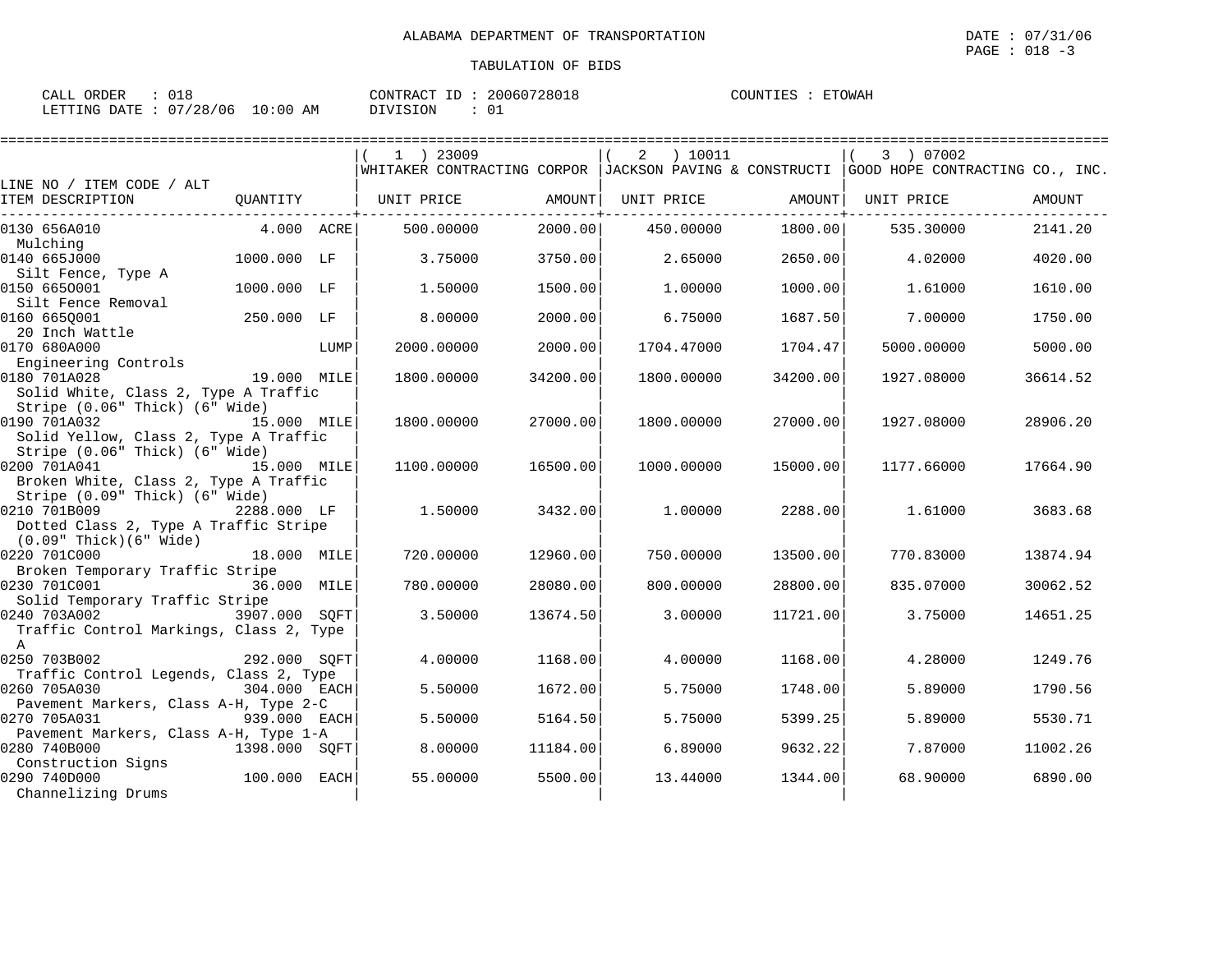ALABAMA DEPARTMENT OF TRANSPORTATION

TABULATION OF BIDS

CALL ORDER : 018 CONTRACT ID : 20060728018 COUNTIES : ETOWAH
LETTING DATE : 07/28/06 10:00 AM DIVISION : 01

| LINE NO / ITEM CODE / ALT ITEM DESCRIPTION | QUANTITY | (1) 23009 WHITAKER CONTRACTING CORPOR UNIT PRICE | AMOUNT | (2) 10011 JACKSON PAVING & CONSTRUCTI UNIT PRICE | AMOUNT | (3) 07002 GOOD HOPE CONTRACTING CO., INC. UNIT PRICE | AMOUNT |
|---|---|---|---|---|---|---|---|
| 0130 656A010 Mulching | 4.000 ACRE | 500.00000 | 2000.00 | 450.00000 | 1800.00 | 535.30000 | 2141.20 |
| 0140 665J000 Silt Fence, Type A | 1000.000 LF | 3.75000 | 3750.00 | 2.65000 | 2650.00 | 4.02000 | 4020.00 |
| 0150 665O001 Silt Fence Removal | 1000.000 LF | 1.50000 | 1500.00 | 1.00000 | 1000.00 | 1.61000 | 1610.00 |
| 0160 665Q001 20 Inch Wattle | 250.000 LF | 8.00000 | 2000.00 | 6.75000 | 1687.50 | 7.00000 | 1750.00 |
| 0170 680A000 Engineering Controls | LUMP | 2000.00000 | 2000.00 | 1704.47000 | 1704.47 | 5000.00000 | 5000.00 |
| 0180 701A028 Solid White, Class 2, Type A Traffic Stripe (0.06" Thick) (6" Wide) | 19.000 MILE | 1800.00000 | 34200.00 | 1800.00000 | 34200.00 | 1927.08000 | 36614.52 |
| 0190 701A032 Solid Yellow, Class 2, Type A Traffic Stripe (0.06" Thick) (6" Wide) | 15.000 MILE | 1800.00000 | 27000.00 | 1800.00000 | 27000.00 | 1927.08000 | 28906.20 |
| 0200 701A041 Broken White, Class 2, Type A Traffic Stripe (0.09" Thick) (6" Wide) | 15.000 MILE | 1100.00000 | 16500.00 | 1000.00000 | 15000.00 | 1177.66000 | 17664.90 |
| 0210 701B009 Dotted Class 2, Type A Traffic Stripe (0.09" Thick)(6" Wide) | 2288.000 LF | 1.50000 | 3432.00 | 1.00000 | 2288.00 | 1.61000 | 3683.68 |
| 0220 701C000 Broken Temporary Traffic Stripe | 18.000 MILE | 720.00000 | 12960.00 | 750.00000 | 13500.00 | 770.83000 | 13874.94 |
| 0230 701C001 Solid Temporary Traffic Stripe | 36.000 MILE | 780.00000 | 28080.00 | 800.00000 | 28800.00 | 835.07000 | 30062.52 |
| 0240 703A002 Traffic Control Markings, Class 2, Type A | 3907.000 SQFT | 3.50000 | 13674.50 | 3.00000 | 11721.00 | 3.75000 | 14651.25 |
| 0250 703B002 Traffic Control Legends, Class 2, Type | 292.000 SQFT | 4.00000 | 1168.00 | 4.00000 | 1168.00 | 4.28000 | 1249.76 |
| 0260 705A030 Pavement Markers, Class A-H, Type 2-C | 304.000 EACH | 5.50000 | 1672.00 | 5.75000 | 1748.00 | 5.89000 | 1790.56 |
| 0270 705A031 Pavement Markers, Class A-H, Type 1-A | 939.000 EACH | 5.50000 | 5164.50 | 5.75000 | 5399.25 | 5.89000 | 5530.71 |
| 0280 740B000 Construction Signs | 1398.000 SQFT | 8.00000 | 11184.00 | 6.89000 | 9632.22 | 7.87000 | 11002.26 |
| 0290 740D000 Channelizing Drums | 100.000 EACH | 55.00000 | 5500.00 | 13.44000 | 1344.00 | 68.90000 | 6890.00 |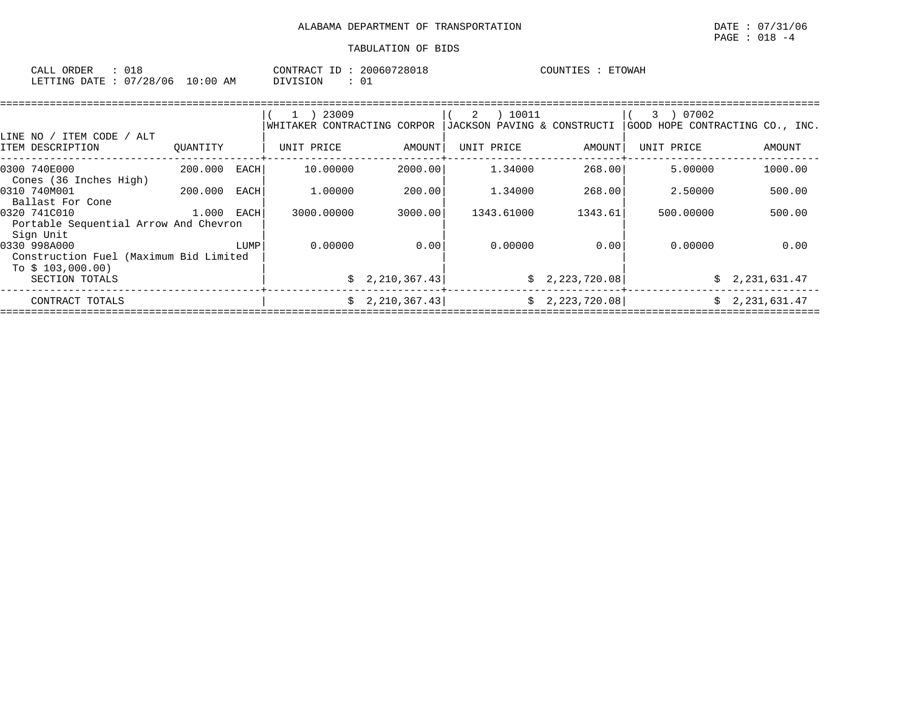ALABAMA DEPARTMENT OF TRANSPORTATION

DATE : 07/31/06

PAGE : 018 -4

TABULATION OF BIDS

CALL ORDER : 018 CONTRACT ID : 20060728018 COUNTIES : ETOWAH

LETTING DATE : 07/28/06 10:00 AM DIVISION : 01

| LINE NO / ITEM CODE / ALT ITEM DESCRIPTION | QUANTITY | ( 1 ) 23009 WHITAKER CONTRACTING CORPOR UNIT PRICE | AMOUNT | ( 2 ) 10011 JACKSON PAVING & CONSTRUCTI UNIT PRICE | AMOUNT | ( 3 ) 07002 GOOD HOPE CONTRACTING CO., INC. UNIT PRICE | AMOUNT |
|---|---|---|---|---|---|---|---|
| 0300 740E000 Cones (36 Inches High) | 200.000 EACH | 10.00000 | 2000.00 | 1.34000 | 268.00 | 5.00000 | 1000.00 |
| 0310 740M001 Ballast For Cone | 200.000 EACH | 1.00000 | 200.00 | 1.34000 | 268.00 | 2.50000 | 500.00 |
| 0320 741C010 Portable Sequential Arrow And Chevron Sign Unit | 1.000 EACH | 3000.00000 | 3000.00 | 1343.61000 | 1343.61 | 500.00000 | 500.00 |
| 0330 998A000 Construction Fuel (Maximum Bid Limited To $ 103,000.00) | LUMP | 0.00000 | 0.00 | 0.00000 | 0.00 | 0.00000 | 0.00 |
| SECTION TOTALS | | | $ 2,210,367.43 | | $ 2,223,720.08 | | $ 2,231,631.47 |
| CONTRACT TOTALS | | | $ 2,210,367.43 | | $ 2,223,720.08 | | $ 2,231,631.47 |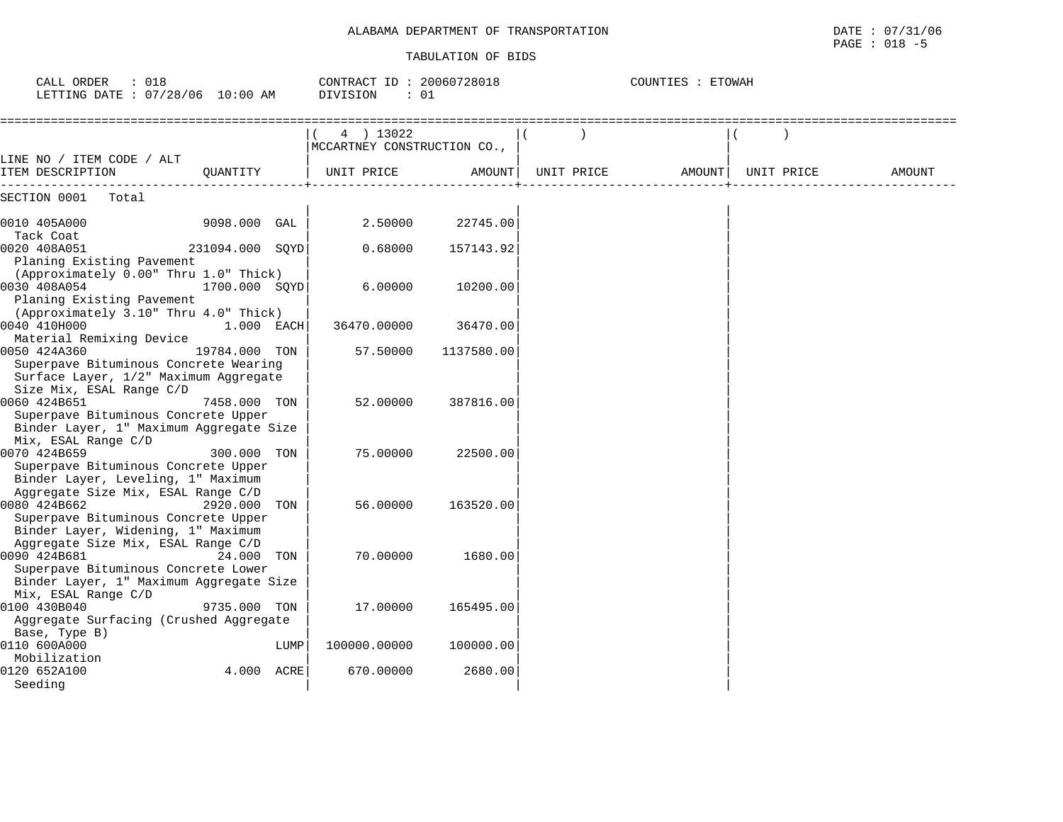ALABAMA DEPARTMENT OF TRANSPORTATION

TABULATION OF BIDS

DATE : 07/31/06
PAGE : 018 -5

CALL ORDER : 018
LETTING DATE : 07/28/06 10:00 AM

CONTRACT ID : 20060728018
DIVISION : 01

COUNTIES : ETOWAH

| LINE NO / ITEM CODE / ALT ITEM DESCRIPTION | QUANTITY | ( 4 ) 13022 MCCARTNEY CONSTRUCTION CO., UNIT PRICE | AMOUNT | ( ) UNIT PRICE | AMOUNT | ( ) UNIT PRICE | AMOUNT |
|---|---|---|---|---|---|---|---|
| SECTION 0001 Total | | | | | | | |
| 0010 405A000 Tack Coat | 9098.000 GAL | 2.50000 | 22745.00 | | | | |
| 0020 408A051 Planing Existing Pavement (Approximately 0.00" Thru 1.0" Thick) | 231094.000 SQYD | 0.68000 | 157143.92 | | | | |
| 0030 408A054 Planing Existing Pavement (Approximately 3.10" Thru 4.0" Thick) | 1700.000 SQYD | 6.00000 | 10200.00 | | | | |
| 0040 410H000 Material Remixing Device | 1.000 EACH | 36470.00000 | 36470.00 | | | | |
| 0050 424A360 Superpave Bituminous Concrete Wearing Surface Layer, 1/2" Maximum Aggregate Size Mix, ESAL Range C/D | 19784.000 TON | 57.50000 | 1137580.00 | | | | |
| 0060 424B651 Superpave Bituminous Concrete Upper Binder Layer, 1" Maximum Aggregate Size Mix, ESAL Range C/D | 7458.000 TON | 52.00000 | 387816.00 | | | | |
| 0070 424B659 Superpave Bituminous Concrete Upper Binder Layer, Leveling, 1" Maximum Aggregate Size Mix, ESAL Range C/D | 300.000 TON | 75.00000 | 22500.00 | | | | |
| 0080 424B662 Superpave Bituminous Concrete Upper Binder Layer, Widening, 1" Maximum Aggregate Size Mix, ESAL Range C/D | 2920.000 TON | 56.00000 | 163520.00 | | | | |
| 0090 424B681 Superpave Bituminous Concrete Lower Binder Layer, 1" Maximum Aggregate Size Mix, ESAL Range C/D | 24.000 TON | 70.00000 | 1680.00 | | | | |
| 0100 430B040 Aggregate Surfacing (Crushed Aggregate Base, Type B) | 9735.000 TON | 17.00000 | 165495.00 | | | | |
| 0110 600A000 Mobilization | LUMP | 100000.00000 | 100000.00 | | | | |
| 0120 652A100 Seeding | 4.000 ACRE | 670.00000 | 2680.00 | | | | |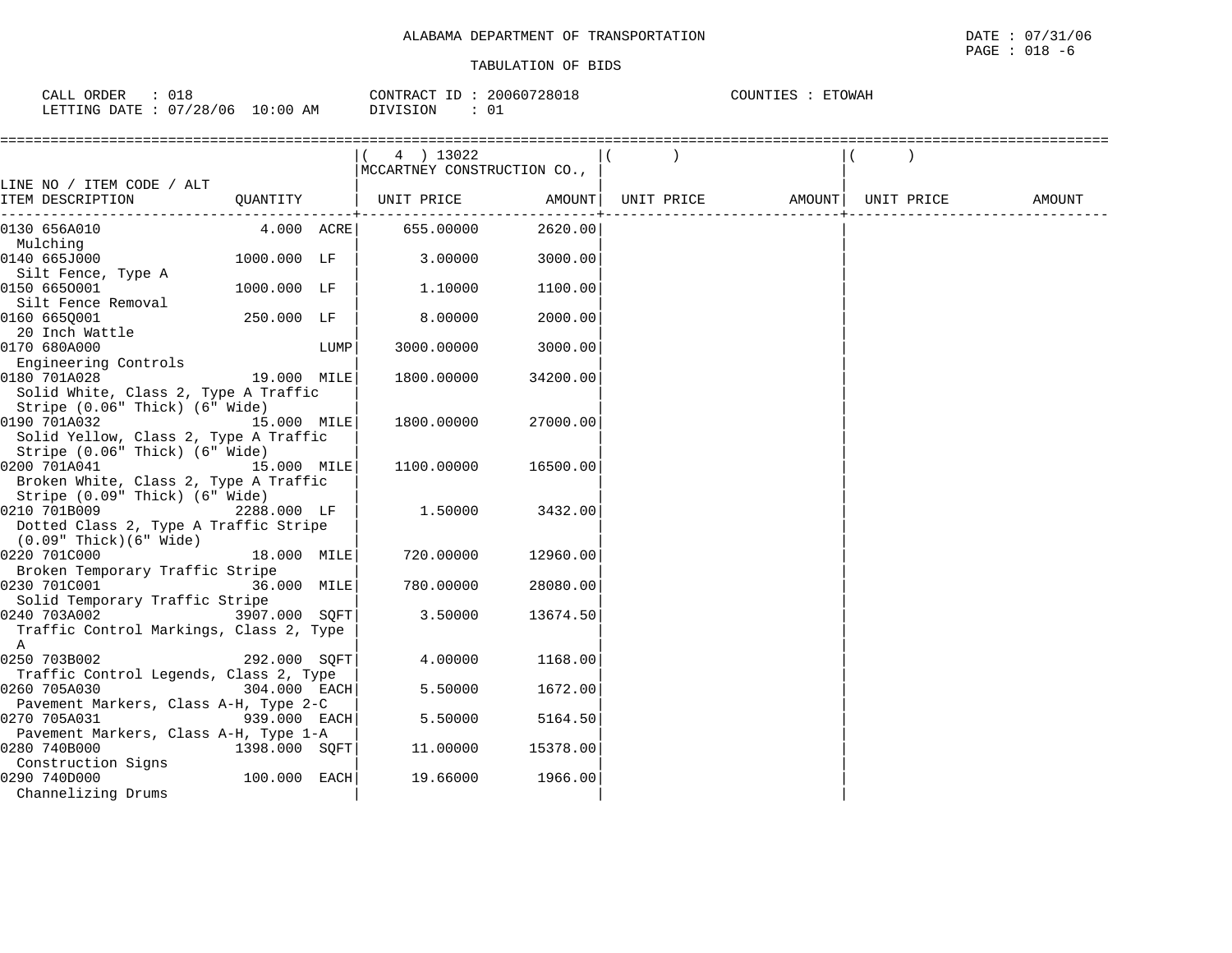ALABAMA DEPARTMENT OF TRANSPORTATION

TABULATION OF BIDS

CALL ORDER : 018 CONTRACT ID : 20060728018 COUNTIES : ETOWAH
LETTING DATE : 07/28/06 10:00 AM DIVISION : 01

| LINE NO / ITEM CODE / ALT ITEM DESCRIPTION | QUANTITY | ( 4 ) 13022 MCCARTNEY CONSTRUCTION CO., UNIT PRICE | AMOUNT | ( ) UNIT PRICE | AMOUNT | ( ) UNIT PRICE | AMOUNT |
|---|---|---|---|---|---|---|---|
| 0130 656A010 Mulching | 4.000 ACRE | 655.00000 | 2620.00 | | | | |
| 0140 665J000 Silt Fence, Type A | 1000.000 LF | 3.00000 | 3000.00 | | | | |
| 0150 665O001 Silt Fence Removal | 1000.000 LF | 1.10000 | 1100.00 | | | | |
| 0160 665Q001 20 Inch Wattle | 250.000 LF | 8.00000 | 2000.00 | | | | |
| 0170 680A000 Engineering Controls | LUMP | 3000.00000 | 3000.00 | | | | |
| 0180 701A028 Solid White, Class 2, Type A Traffic Stripe (0.06" Thick) (6" Wide) | 19.000 MILE | 1800.00000 | 34200.00 | | | | |
| 0190 701A032 Solid Yellow, Class 2, Type A Traffic Stripe (0.06" Thick) (6" Wide) | 15.000 MILE | 1800.00000 | 27000.00 | | | | |
| 0200 701A041 Broken White, Class 2, Type A Traffic Stripe (0.09" Thick) (6" Wide) | 15.000 MILE | 1100.00000 | 16500.00 | | | | |
| 0210 701B009 Dotted Class 2, Type A Traffic Stripe (0.09" Thick)(6" Wide) | 2288.000 LF | 1.50000 | 3432.00 | | | | |
| 0220 701C000 Broken Temporary Traffic Stripe | 18.000 MILE | 720.00000 | 12960.00 | | | | |
| 0230 701C001 Solid Temporary Traffic Stripe | 36.000 MILE | 780.00000 | 28080.00 | | | | |
| 0240 703A002 Traffic Control Markings, Class 2, Type A | 3907.000 SQFT | 3.50000 | 13674.50 | | | | |
| 0250 703B002 Traffic Control Legends, Class 2, Type | 292.000 SQFT | 4.00000 | 1168.00 | | | | |
| 0260 705A030 Pavement Markers, Class A-H, Type 2-C | 304.000 EACH | 5.50000 | 1672.00 | | | | |
| 0270 705A031 Pavement Markers, Class A-H, Type 1-A | 939.000 EACH | 5.50000 | 5164.50 | | | | |
| 0280 740B000 Construction Signs | 1398.000 SQFT | 11.00000 | 15378.00 | | | | |
| 0290 740D000 Channelizing Drums | 100.000 EACH | 19.66000 | 1966.00 | | | | |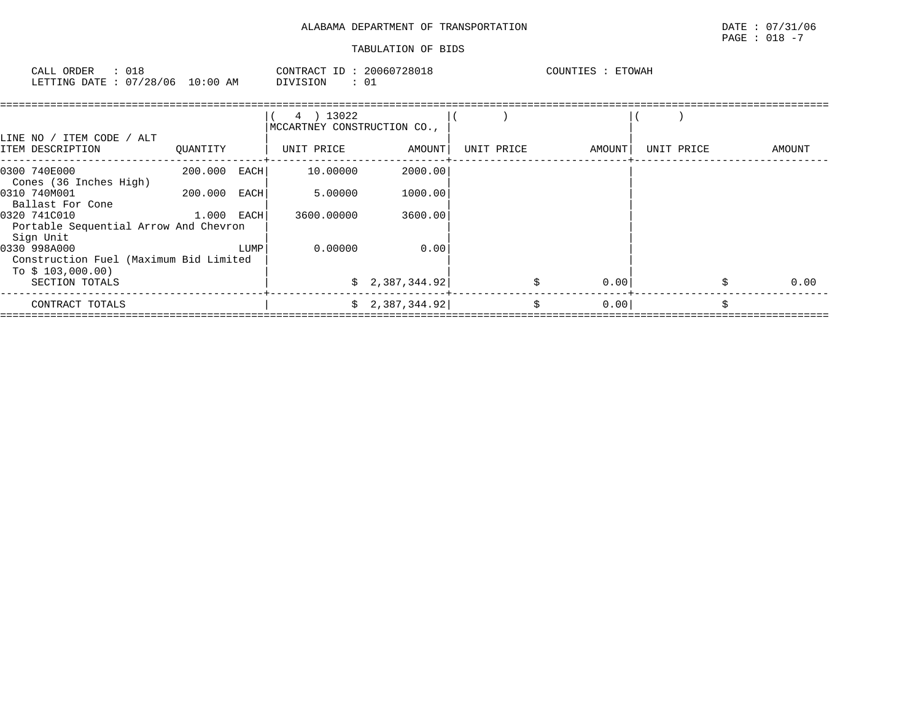ALABAMA DEPARTMENT OF TRANSPORTATION

TABULATION OF BIDS

CALL ORDER : 018
LETTING DATE : 07/28/06 10:00 AM

CONTRACT ID : 20060728018
DIVISION : 01

COUNTIES : ETOWAH

| LINE NO / ITEM CODE / ALT ITEM DESCRIPTION | QUANTITY | ( 4 ) 13022 MCCARTNEY CONSTRUCTION CO., UNIT PRICE | AMOUNT | ( ) UNIT PRICE | AMOUNT | ( ) UNIT PRICE | AMOUNT |
|---|---|---|---|---|---|---|---|
| 0300 740E000 Cones (36 Inches High) | 200.000 EACH | 10.00000 | 2000.00 | | | | |
| 0310 740M001 Ballast For Cone | 200.000 EACH | 5.00000 | 1000.00 | | | | |
| 0320 741C010 Portable Sequential Arrow And Chevron Sign Unit | 1.000 EACH | 3600.00000 | 3600.00 | | | | |
| 0330 998A000 Construction Fuel (Maximum Bid Limited To $ 103,000.00) | LUMP | 0.00000 | 0.00 | | | | |
| SECTION TOTALS | | | $ 2,387,344.92 | | $ 0.00 | | $ 0.00 |
| CONTRACT TOTALS | | | $ 2,387,344.92 | | $ 0.00 | | $ |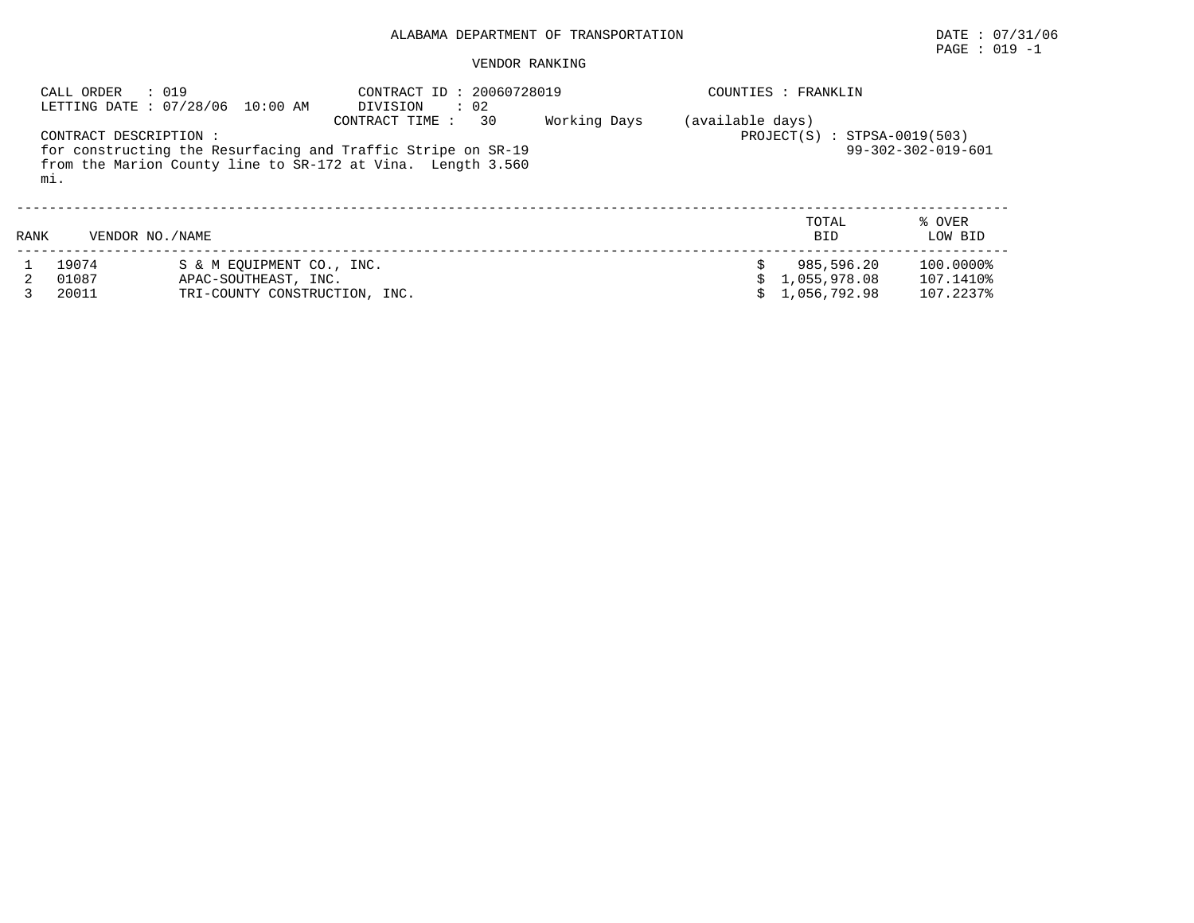ALABAMA DEPARTMENT OF TRANSPORTATION

DATE : 07/31/06
PAGE : 019 -1

VENDOR RANKING

CALL ORDER : 019
LETTING DATE : 07/28/06 10:00 AM

CONTRACT ID : 20060728019
DIVISION : 02
CONTRACT TIME : 30 Working Days (available days)

COUNTIES : FRANKLIN

PROJECT(S) : STPSA-0019(503)
99-302-302-019-601

CONTRACT DESCRIPTION :
for constructing the Resurfacing and Traffic Stripe on SR-19 from the Marion County line to SR-172 at Vina. Length 3.560 mi.

| RANK | VENDOR NO./NAME | | TOTAL BID | % OVER LOW BID |
|---|---|---|---|---|
| 1 | 19074 | S & M EQUIPMENT CO., INC. | $ 985,596.20 | 100.0000% |
| 2 | 01087 | APAC-SOUTHEAST, INC. | $ 1,055,978.08 | 107.1410% |
| 3 | 20011 | TRI-COUNTY CONSTRUCTION, INC. | $ 1,056,792.98 | 107.2237% |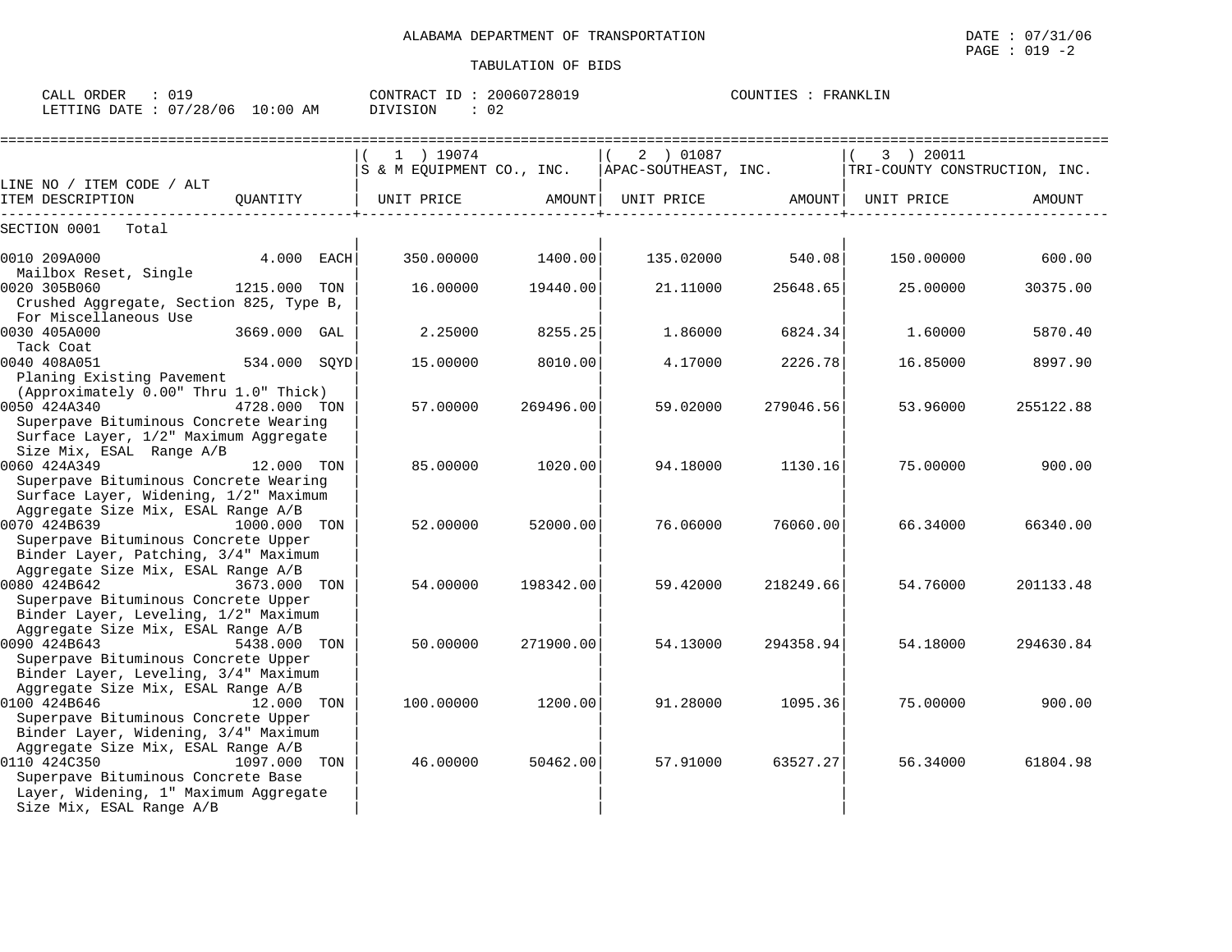ALABAMA DEPARTMENT OF TRANSPORTATION

TABULATION OF BIDS

DATE : 07/31/06
PAGE : 019 -2

CALL ORDER : 019
LETTING DATE : 07/28/06 10:00 AM

CONTRACT ID : 20060728019
DIVISION : 02

COUNTIES : FRANKLIN

| LINE NO / ITEM CODE / ALT<br>ITEM DESCRIPTION | QUANTITY | ( 1 ) 19074<br>S & M EQUIPMENT CO., INC.<br>UNIT PRICE | AMOUNT | ( 2 ) 01087<br>APAC-SOUTHEAST, INC.<br>UNIT PRICE | AMOUNT | ( 3 ) 20011<br>TRI-COUNTY CONSTRUCTION, INC.<br>UNIT PRICE | AMOUNT |
|---|---|---|---|---|---|---|---|
| SECTION 0001 Total | | | | | | | |
| 0010 209A000<br>Mailbox Reset, Single | 4.000 EACH | 350.00000 | 1400.00 | 135.02000 | 540.08 | 150.00000 | 600.00 |
| 0020 305B060<br>Crushed Aggregate, Section 825, Type B, For Miscellaneous Use | 1215.000 TON | 16.00000 | 19440.00 | 21.11000 | 25648.65 | 25.00000 | 30375.00 |
| 0030 405A000<br>Tack Coat | 3669.000 GAL | 2.25000 | 8255.25 | 1.86000 | 6824.34 | 1.60000 | 5870.40 |
| 0040 408A051<br>Planing Existing Pavement (Approximately 0.00" Thru 1.0" Thick) | 534.000 SQYD | 15.00000 | 8010.00 | 4.17000 | 2226.78 | 16.85000 | 8997.90 |
| 0050 424A340<br>Superpave Bituminous Concrete Wearing Surface Layer, 1/2" Maximum Aggregate Size Mix, ESAL Range A/B | 4728.000 TON | 57.00000 | 269496.00 | 59.02000 | 279046.56 | 53.96000 | 255122.88 |
| 0060 424A349<br>Superpave Bituminous Concrete Wearing Surface Layer, Widening, 1/2" Maximum Aggregate Size Mix, ESAL Range A/B | 12.000 TON | 85.00000 | 1020.00 | 94.18000 | 1130.16 | 75.00000 | 900.00 |
| 0070 424B639<br>Superpave Bituminous Concrete Upper Binder Layer, Patching, 3/4" Maximum Aggregate Size Mix, ESAL Range A/B | 1000.000 TON | 52.00000 | 52000.00 | 76.06000 | 76060.00 | 66.34000 | 66340.00 |
| 0080 424B642<br>Superpave Bituminous Concrete Upper Binder Layer, Leveling, 1/2" Maximum Aggregate Size Mix, ESAL Range A/B | 3673.000 TON | 54.00000 | 198342.00 | 59.42000 | 218249.66 | 54.76000 | 201133.48 |
| 0090 424B643<br>Superpave Bituminous Concrete Upper Binder Layer, Leveling, 3/4" Maximum Aggregate Size Mix, ESAL Range A/B | 5438.000 TON | 50.00000 | 271900.00 | 54.13000 | 294358.94 | 54.18000 | 294630.84 |
| 0100 424B646<br>Superpave Bituminous Concrete Upper Binder Layer, Widening, 3/4" Maximum Aggregate Size Mix, ESAL Range A/B | 12.000 TON | 100.00000 | 1200.00 | 91.28000 | 1095.36 | 75.00000 | 900.00 |
| 0110 424C350<br>Superpave Bituminous Concrete Base Layer, Widening, 1" Maximum Aggregate Size Mix, ESAL Range A/B | 1097.000 TON | 46.00000 | 50462.00 | 57.91000 | 63527.27 | 56.34000 | 61804.98 |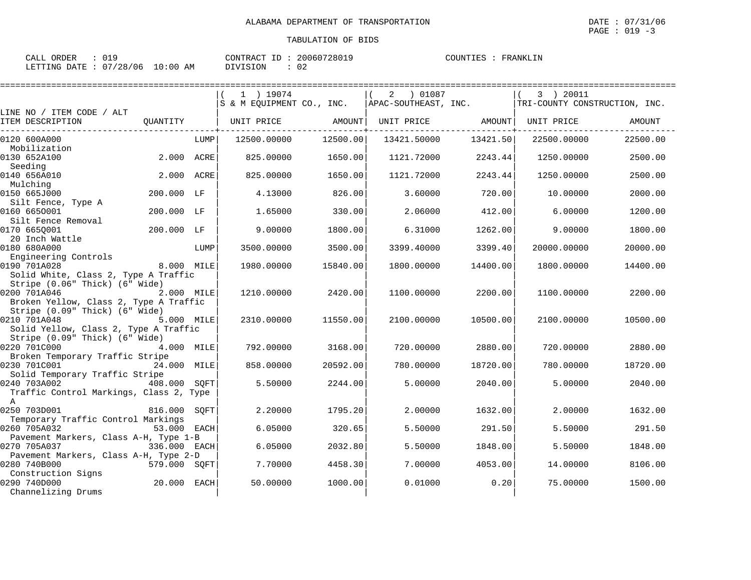ALABAMA DEPARTMENT OF TRANSPORTATION

TABULATION OF BIDS

CALL ORDER : 019    CONTRACT ID : 20060728019    COUNTIES : FRANKLIN
LETTING DATE : 07/28/06 10:00 AM    DIVISION : 02

| LINE NO / ITEM CODE / ALT ITEM DESCRIPTION | QUANTITY | (1) 19074 S & M EQUIPMENT CO., INC. UNIT PRICE | AMOUNT | (2) 01087 APAC-SOUTHEAST, INC. UNIT PRICE | AMOUNT | (3) 20011 TRI-COUNTY CONSTRUCTION, INC. UNIT PRICE | AMOUNT |
|---|---|---|---|---|---|---|---|
| 0120 600A000 Mobilization | LUMP | 12500.00000 | 12500.00 | 13421.50000 | 13421.50 | 22500.00000 | 22500.00 |
| 0130 652A100 Seeding | 2.000 ACRE | 825.00000 | 1650.00 | 1121.72000 | 2243.44 | 1250.00000 | 2500.00 |
| 0140 656A010 Mulching | 2.000 ACRE | 825.00000 | 1650.00 | 1121.72000 | 2243.44 | 1250.00000 | 2500.00 |
| 0150 665J000 Silt Fence, Type A | 200.000 LF | 4.13000 | 826.00 | 3.60000 | 720.00 | 10.00000 | 2000.00 |
| 0160 665O001 Silt Fence Removal | 200.000 LF | 1.65000 | 330.00 | 2.06000 | 412.00 | 6.00000 | 1200.00 |
| 0170 665Q001 20 Inch Wattle | 200.000 LF | 9.00000 | 1800.00 | 6.31000 | 1262.00 | 9.00000 | 1800.00 |
| 0180 680A000 Engineering Controls | LUMP | 3500.00000 | 3500.00 | 3399.40000 | 3399.40 | 20000.00000 | 20000.00 |
| 0190 701A028 Solid White, Class 2, Type A Traffic Stripe (0.06" Thick) (6" Wide) | 8.000 MILE | 1980.00000 | 15840.00 | 1800.00000 | 14400.00 | 1800.00000 | 14400.00 |
| 0200 701A046 Broken Yellow, Class 2, Type A Traffic Stripe (0.09" Thick) (6" Wide) | 2.000 MILE | 1210.00000 | 2420.00 | 1100.00000 | 2200.00 | 1100.00000 | 2200.00 |
| 0210 701A048 Solid Yellow, Class 2, Type A Traffic Stripe (0.09" Thick) (6" Wide) | 5.000 MILE | 2310.00000 | 11550.00 | 2100.00000 | 10500.00 | 2100.00000 | 10500.00 |
| 0220 701C000 Broken Temporary Traffic Stripe | 4.000 MILE | 792.00000 | 3168.00 | 720.00000 | 2880.00 | 720.00000 | 2880.00 |
| 0230 701C001 Solid Temporary Traffic Stripe | 24.000 MILE | 858.00000 | 20592.00 | 780.00000 | 18720.00 | 780.00000 | 18720.00 |
| 0240 703A002 Traffic Control Markings, Class 2, Type A | 408.000 SQFT | 5.50000 | 2244.00 | 5.00000 | 2040.00 | 5.00000 | 2040.00 |
| 0250 703D001 Temporary Traffic Control Markings | 816.000 SQFT | 2.20000 | 1795.20 | 2.00000 | 1632.00 | 2.00000 | 1632.00 |
| 0260 705A032 Pavement Markers, Class A-H, Type 1-B | 53.000 EACH | 6.05000 | 320.65 | 5.50000 | 291.50 | 5.50000 | 291.50 |
| 0270 705A037 Pavement Markers, Class A-H, Type 2-D | 336.000 EACH | 6.05000 | 2032.80 | 5.50000 | 1848.00 | 5.50000 | 1848.00 |
| 0280 740B000 Construction Signs | 579.000 SQFT | 7.70000 | 4458.30 | 7.00000 | 4053.00 | 14.00000 | 8106.00 |
| 0290 740D000 Channelizing Drums | 20.000 EACH | 50.00000 | 1000.00 | 0.01000 | 0.20 | 75.00000 | 1500.00 |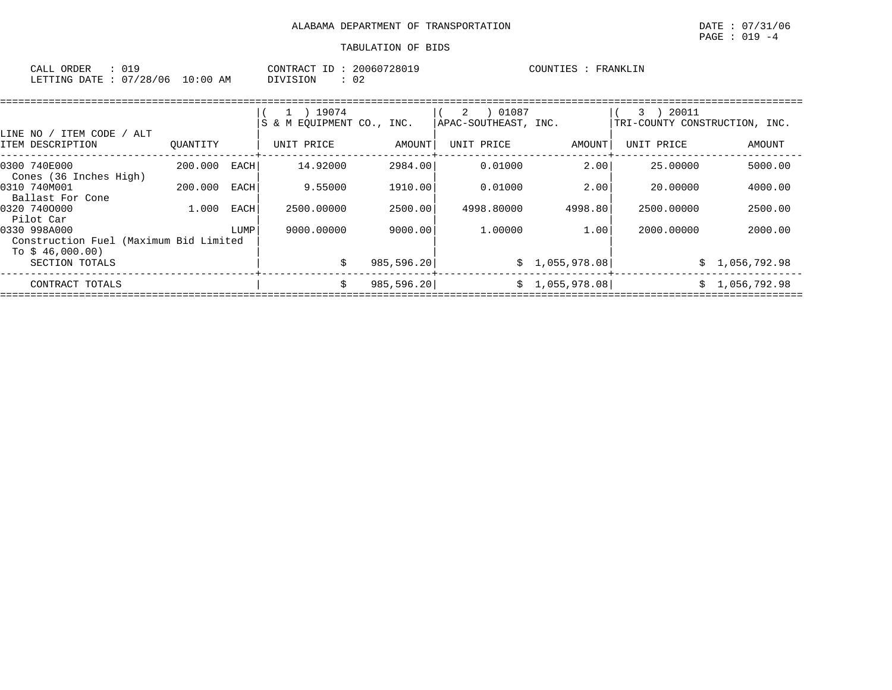ALABAMA DEPARTMENT OF TRANSPORTATION

TABULATION OF BIDS

CALL ORDER : 019　　CONTRACT ID : 20060728019　　COUNTIES : FRANKLIN

LETTING DATE : 07/28/06 10:00 AM　　DIVISION : 02

| LINE NO / ITEM CODE / ALT ITEM DESCRIPTION | QUANTITY | | ( 1 ) 19074 S & M EQUIPMENT CO., INC. UNIT PRICE | AMOUNT | ( 2 ) 01087 APAC-SOUTHEAST, INC. UNIT PRICE | AMOUNT | ( 3 ) 20011 TRI-COUNTY CONSTRUCTION, INC. UNIT PRICE | AMOUNT |
|---|---|---|---|---|---|---|---|---|
| 0300 740E000 Cones (36 Inches High) | 200.000 | EACH | 14.92000 | 2984.00 | 0.01000 | 2.00 | 25.00000 | 5000.00 |
| 0310 740M001 Ballast For Cone | 200.000 | EACH | 9.55000 | 1910.00 | 0.01000 | 2.00 | 20.00000 | 4000.00 |
| 0320 740O000 Pilot Car | 1.000 | EACH | 2500.00000 | 2500.00 | 4998.80000 | 4998.80 | 2500.00000 | 2500.00 |
| 0330 998A000 Construction Fuel (Maximum Bid Limited To $ 46,000.00) | | LUMP | 9000.00000 | 9000.00 | 1.00000 | 1.00 | 2000.00000 | 2000.00 |
| SECTION TOTALS | | | | $ 985,596.20 | | $ 1,055,978.08 | | $ 1,056,792.98 |
| CONTRACT TOTALS | | | | $ 985,596.20 | | $ 1,055,978.08 | | $ 1,056,792.98 |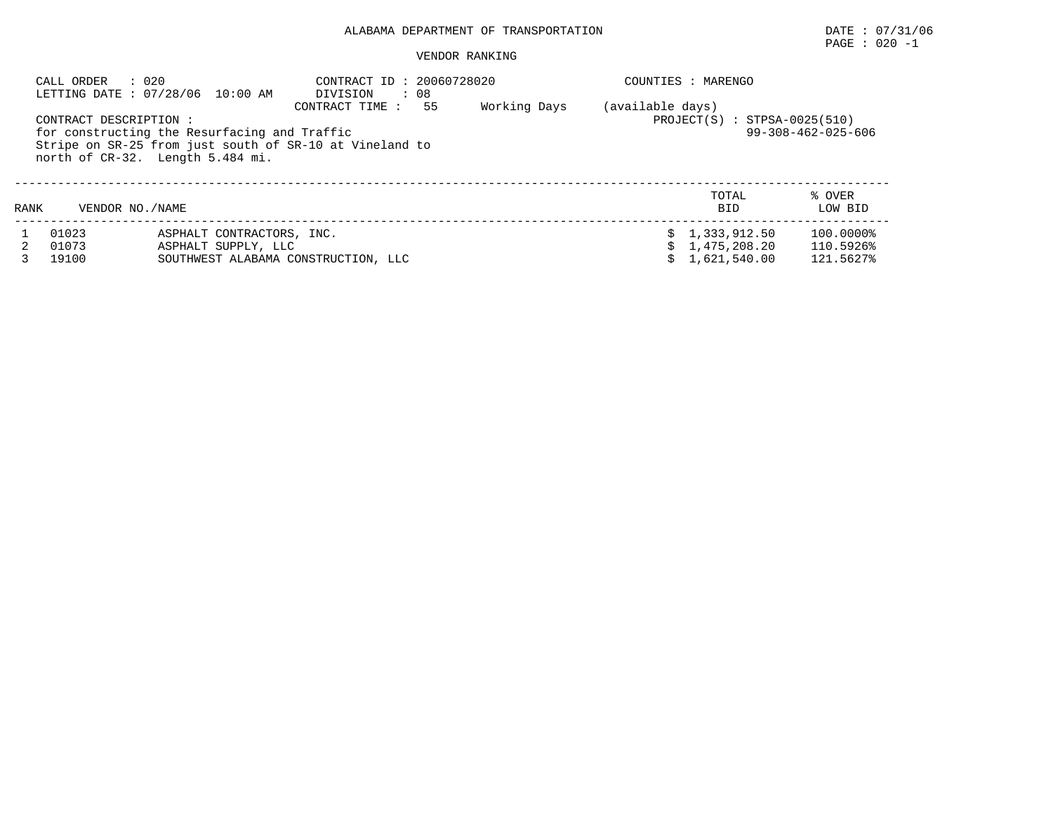ALABAMA DEPARTMENT OF TRANSPORTATION

DATE : 07/31/06

PAGE : 020 -1

VENDOR RANKING

CALL ORDER : 020
LETTING DATE : 07/28/06 10:00 AM

CONTRACT ID : 20060728020
DIVISION : 08
CONTRACT TIME : 55 Working Days (available days)

COUNTIES : MARENGO

CONTRACT DESCRIPTION :
for constructing the Resurfacing and Traffic Stripe on SR-25 from just south of SR-10 at Vineland to north of CR-32. Length 5.484 mi.

PROJECT(S) : STPSA-0025(510)
99-308-462-025-606

| RANK | VENDOR NO. | NAME | TOTAL BID | % OVER LOW BID |
|---|---|---|---|---|
| 1 | 01023 | ASPHALT CONTRACTORS, INC. | $ 1,333,912.50 | 100.0000% |
| 2 | 01073 | ASPHALT SUPPLY, LLC | $ 1,475,208.20 | 110.5926% |
| 3 | 19100 | SOUTHWEST ALABAMA CONSTRUCTION, LLC | $ 1,621,540.00 | 121.5627% |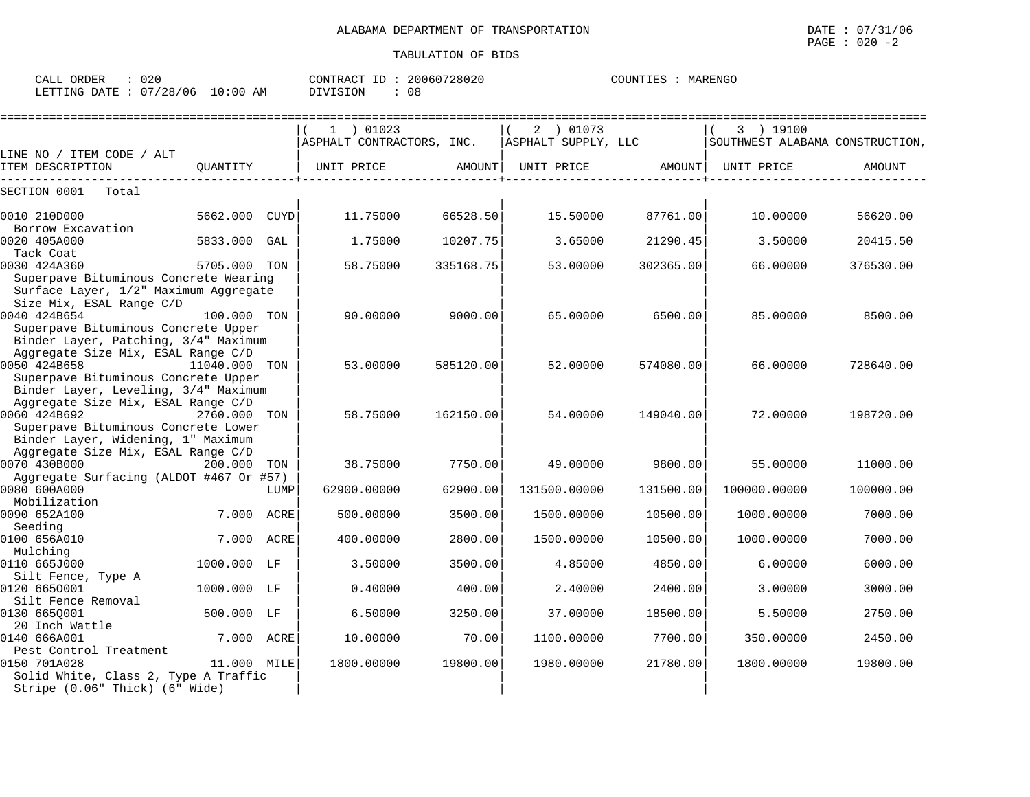ALABAMA DEPARTMENT OF TRANSPORTATION

TABULATION OF BIDS

CALL ORDER : 020
LETTING DATE : 07/28/06 10:00 AM

CONTRACT ID : 20060728020
DIVISION : 08

COUNTIES : MARENGO

DATE : 07/31/06

| LINE NO / ITEM CODE / ALT<br>ITEM DESCRIPTION | QUANTITY | | ( 1 ) 01023<br>ASPHALT CONTRACTORS, INC.<br>UNIT PRICE | AMOUNT | ( 2 ) 01073<br>ASPHALT SUPPLY, LLC<br>UNIT PRICE | AMOUNT | ( 3 ) 19100<br>SOUTHWEST ALABAMA CONSTRUCTION,<br>UNIT PRICE | AMOUNT |
|---|---|---|---|---|---|---|---|---|
| SECTION 0001 Total | | | | | | | | |
| 0010 210D000<br>Borrow Excavation | 5662.000 | CUYD | 11.75000 | 66528.50 | 15.50000 | 87761.00 | 10.00000 | 56620.00 |
| 0020 405A000<br>Tack Coat | 5833.000 | GAL | 1.75000 | 10207.75 | 3.65000 | 21290.45 | 3.50000 | 20415.50 |
| 0030 424A360<br>Superpave Bituminous Concrete Wearing Surface Layer, 1/2" Maximum Aggregate Size Mix, ESAL Range C/D | 5705.000 | TON | 58.75000 | 335168.75 | 53.00000 | 302365.00 | 66.00000 | 376530.00 |
| 0040 424B654<br>Superpave Bituminous Concrete Upper Binder Layer, Patching, 3/4" Maximum Aggregate Size Mix, ESAL Range C/D | 100.000 | TON | 90.00000 | 9000.00 | 65.00000 | 6500.00 | 85.00000 | 8500.00 |
| 0050 424B658<br>Superpave Bituminous Concrete Upper Binder Layer, Leveling, 3/4" Maximum Aggregate Size Mix, ESAL Range C/D | 11040.000 | TON | 53.00000 | 585120.00 | 52.00000 | 574080.00 | 66.00000 | 728640.00 |
| 0060 424B692<br>Superpave Bituminous Concrete Lower Binder Layer, Widening, 1" Maximum Aggregate Size Mix, ESAL Range C/D | 2760.000 | TON | 58.75000 | 162150.00 | 54.00000 | 149040.00 | 72.00000 | 198720.00 |
| 0070 430B000<br>Aggregate Surfacing (ALDOT #467 Or #57) | 200.000 | TON | 38.75000 | 7750.00 | 49.00000 | 9800.00 | 55.00000 | 11000.00 |
| 0080 600A000<br>Mobilization | | LUMP | 62900.00000 | 62900.00 | 131500.00000 | 131500.00 | 100000.00000 | 100000.00 |
| 0090 652A100<br>Seeding | 7.000 | ACRE | 500.00000 | 3500.00 | 1500.00000 | 10500.00 | 1000.00000 | 7000.00 |
| 0100 656A010<br>Mulching | 7.000 | ACRE | 400.00000 | 2800.00 | 1500.00000 | 10500.00 | 1000.00000 | 7000.00 |
| 0110 665J000<br>Silt Fence, Type A | 1000.000 | LF | 3.50000 | 3500.00 | 4.85000 | 4850.00 | 6.00000 | 6000.00 |
| 0120 665O001<br>Silt Fence Removal | 1000.000 | LF | 0.40000 | 400.00 | 2.40000 | 2400.00 | 3.00000 | 3000.00 |
| 0130 665Q001<br>20 Inch Wattle | 500.000 | LF | 6.50000 | 3250.00 | 37.00000 | 18500.00 | 5.50000 | 2750.00 |
| 0140 666A001<br>Pest Control Treatment | 7.000 | ACRE | 10.00000 | 70.00 | 1100.00000 | 7700.00 | 350.00000 | 2450.00 |
| 0150 701A028<br>Solid White, Class 2, Type A Traffic Stripe (0.06" Thick) (6" Wide) | 11.000 | MILE | 1800.00000 | 19800.00 | 1980.00000 | 21780.00 | 1800.00000 | 19800.00 |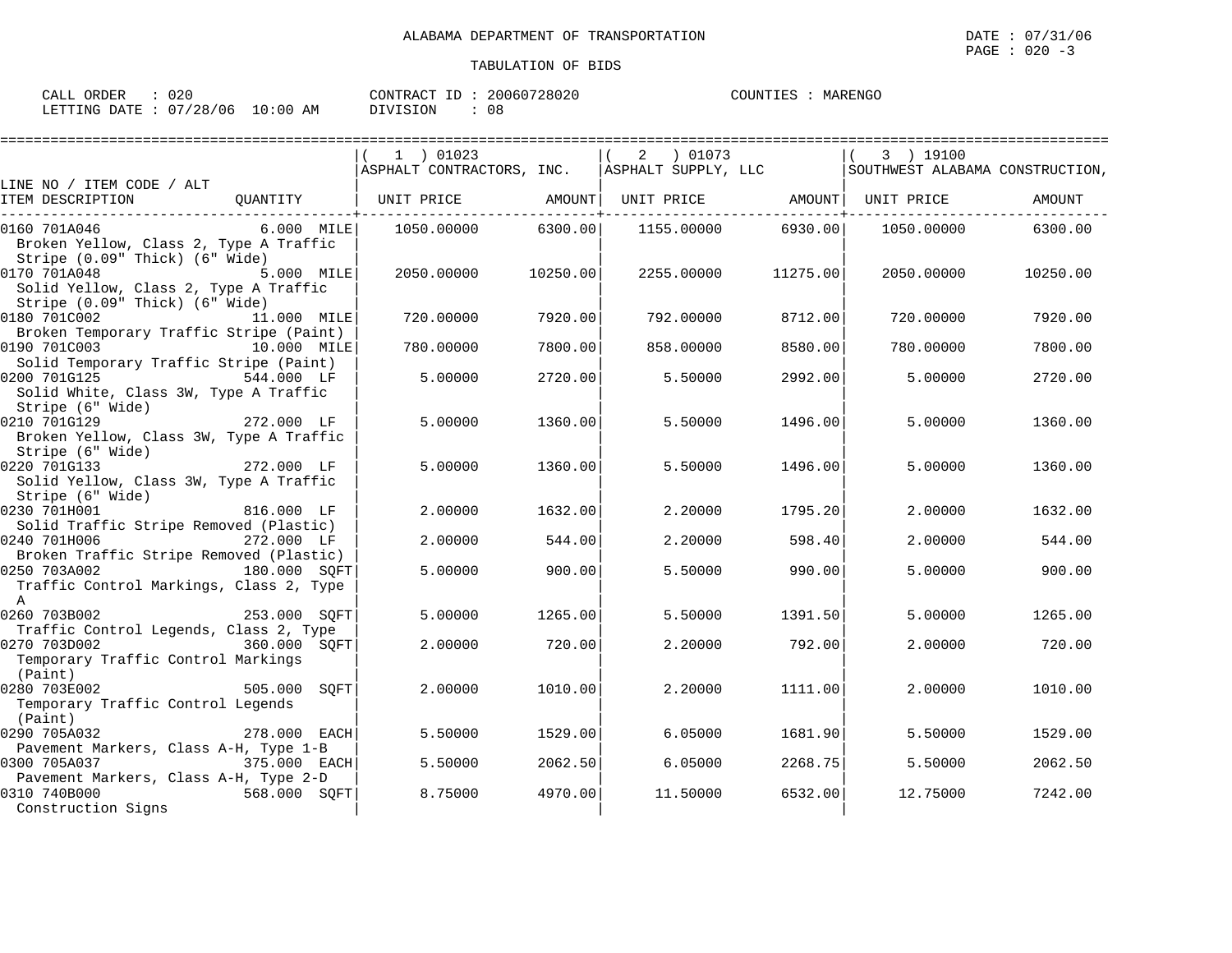ALABAMA DEPARTMENT OF TRANSPORTATION

DATE : 07/31/06
PAGE : 020 -3

TABULATION OF BIDS

CALL ORDER : 020
LETTING DATE : 07/28/06 10:00 AM

CONTRACT ID : 20060728020
DIVISION : 08

COUNTIES : MARENGO

| LINE NO / ITEM CODE / ALT<br>ITEM DESCRIPTION | QUANTITY | ( 1 ) 01023<br>ASPHALT CONTRACTORS, INC.<br>UNIT PRICE | AMOUNT | ( 2 ) 01073<br>ASPHALT SUPPLY, LLC<br>UNIT PRICE | AMOUNT | ( 3 ) 19100<br>SOUTHWEST ALABAMA CONSTRUCTION,<br>UNIT PRICE | AMOUNT |
|---|---|---|---|---|---|---|---|
| 0160 701A046<br>Broken Yellow, Class 2, Type A Traffic Stripe (0.09" Thick) (6" Wide) | 6.000 MILE | 1050.00000 | 6300.00 | 1155.00000 | 6930.00 | 1050.00000 | 6300.00 |
| 0170 701A048<br>Solid Yellow, Class 2, Type A Traffic Stripe (0.09" Thick) (6" Wide) | 5.000 MILE | 2050.00000 | 10250.00 | 2255.00000 | 11275.00 | 2050.00000 | 10250.00 |
| 0180 701C002<br>Broken Temporary Traffic Stripe (Paint) | 11.000 MILE | 720.00000 | 7920.00 | 792.00000 | 8712.00 | 720.00000 | 7920.00 |
| 0190 701C003<br>Solid Temporary Traffic Stripe (Paint) | 10.000 MILE | 780.00000 | 7800.00 | 858.00000 | 8580.00 | 780.00000 | 7800.00 |
| 0200 701G125<br>Solid White, Class 3W, Type A Traffic Stripe (6" Wide) | 544.000 LF | 5.00000 | 2720.00 | 5.50000 | 2992.00 | 5.00000 | 2720.00 |
| 0210 701G129<br>Broken Yellow, Class 3W, Type A Traffic Stripe (6" Wide) | 272.000 LF | 5.00000 | 1360.00 | 5.50000 | 1496.00 | 5.00000 | 1360.00 |
| 0220 701G133<br>Solid Yellow, Class 3W, Type A Traffic Stripe (6" Wide) | 272.000 LF | 5.00000 | 1360.00 | 5.50000 | 1496.00 | 5.00000 | 1360.00 |
| 0230 701H001<br>Solid Traffic Stripe Removed (Plastic) | 816.000 LF | 2.00000 | 1632.00 | 2.20000 | 1795.20 | 2.00000 | 1632.00 |
| 0240 701H006<br>Broken Traffic Stripe Removed (Plastic) | 272.000 LF | 2.00000 | 544.00 | 2.20000 | 598.40 | 2.00000 | 544.00 |
| 0250 703A002<br>Traffic Control Markings, Class 2, Type A | 180.000 SQFT | 5.00000 | 900.00 | 5.50000 | 990.00 | 5.00000 | 900.00 |
| 0260 703B002<br>Traffic Control Legends, Class 2, Type | 253.000 SQFT | 5.00000 | 1265.00 | 5.50000 | 1391.50 | 5.00000 | 1265.00 |
| 0270 703D002<br>Temporary Traffic Control Markings (Paint) | 360.000 SQFT | 2.00000 | 720.00 | 2.20000 | 792.00 | 2.00000 | 720.00 |
| 0280 703E002<br>Temporary Traffic Control Legends (Paint) | 505.000 SQFT | 2.00000 | 1010.00 | 2.20000 | 1111.00 | 2.00000 | 1010.00 |
| 0290 705A032<br>Pavement Markers, Class A-H, Type 1-B | 278.000 EACH | 5.50000 | 1529.00 | 6.05000 | 1681.90 | 5.50000 | 1529.00 |
| 0300 705A037<br>Pavement Markers, Class A-H, Type 2-D | 375.000 EACH | 5.50000 | 2062.50 | 6.05000 | 2268.75 | 5.50000 | 2062.50 |
| 0310 740B000<br>Construction Signs | 568.000 SQFT | 8.75000 | 4970.00 | 11.50000 | 6532.00 | 12.75000 | 7242.00 |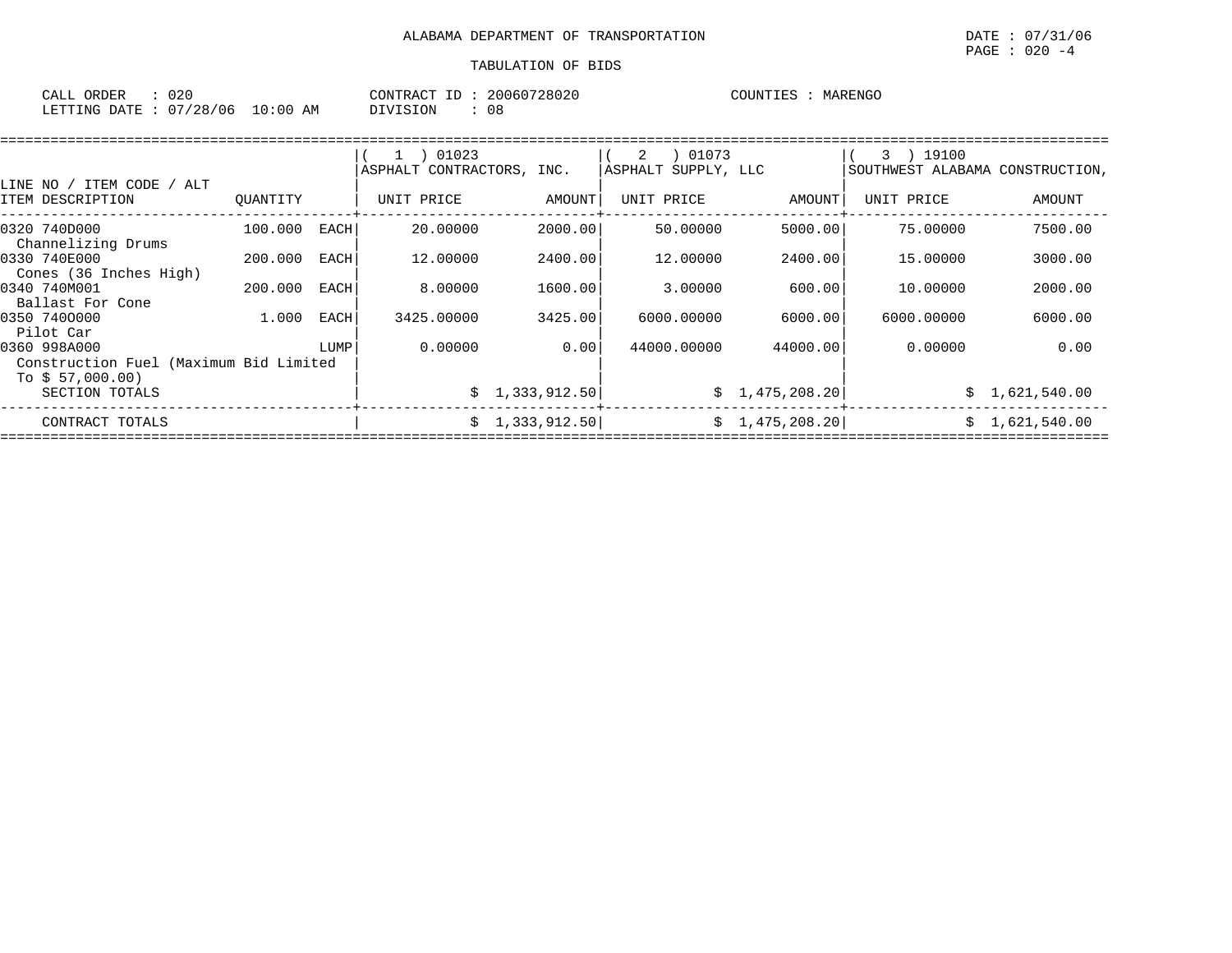ALABAMA DEPARTMENT OF TRANSPORTATION

TABULATION OF BIDS

CALL ORDER : 020 CONTRACT ID : 20060728020 COUNTIES : MARENGO
LETTING DATE : 07/28/06 10:00 AM DIVISION : 08

| LINE NO / ITEM CODE / ALT ITEM DESCRIPTION | QUANTITY | | ( 1 ) 01023 ASPHALT CONTRACTORS, INC. UNIT PRICE | AMOUNT | ( 2 ) 01073 ASPHALT SUPPLY, LLC UNIT PRICE | AMOUNT | ( 3 ) 19100 SOUTHWEST ALABAMA CONSTRUCTION, UNIT PRICE | AMOUNT |
|---|---|---|---|---|---|---|---|---|
| 0320 740D000 Channelizing Drums | 100.000 | EACH | 20.00000 | 2000.00 | 50.00000 | 5000.00 | 75.00000 | 7500.00 |
| 0330 740E000 Cones (36 Inches High) | 200.000 | EACH | 12.00000 | 2400.00 | 12.00000 | 2400.00 | 15.00000 | 3000.00 |
| 0340 740M001 Ballast For Cone | 200.000 | EACH | 8.00000 | 1600.00 | 3.00000 | 600.00 | 10.00000 | 2000.00 |
| 0350 740O000 Pilot Car | 1.000 | EACH | 3425.00000 | 3425.00 | 6000.00000 | 6000.00 | 6000.00000 | 6000.00 |
| 0360 998A000 Construction Fuel (Maximum Bid Limited To $ 57,000.00) | | LUMP | 0.00000 | 0.00 | 44000.00000 | 44000.00 | 0.00000 | 0.00 |
| SECTION TOTALS | | | | $ 1,333,912.50 | | $ 1,475,208.20 | | $ 1,621,540.00 |
| CONTRACT TOTALS | | | | $ 1,333,912.50 | | $ 1,475,208.20 | | $ 1,621,540.00 |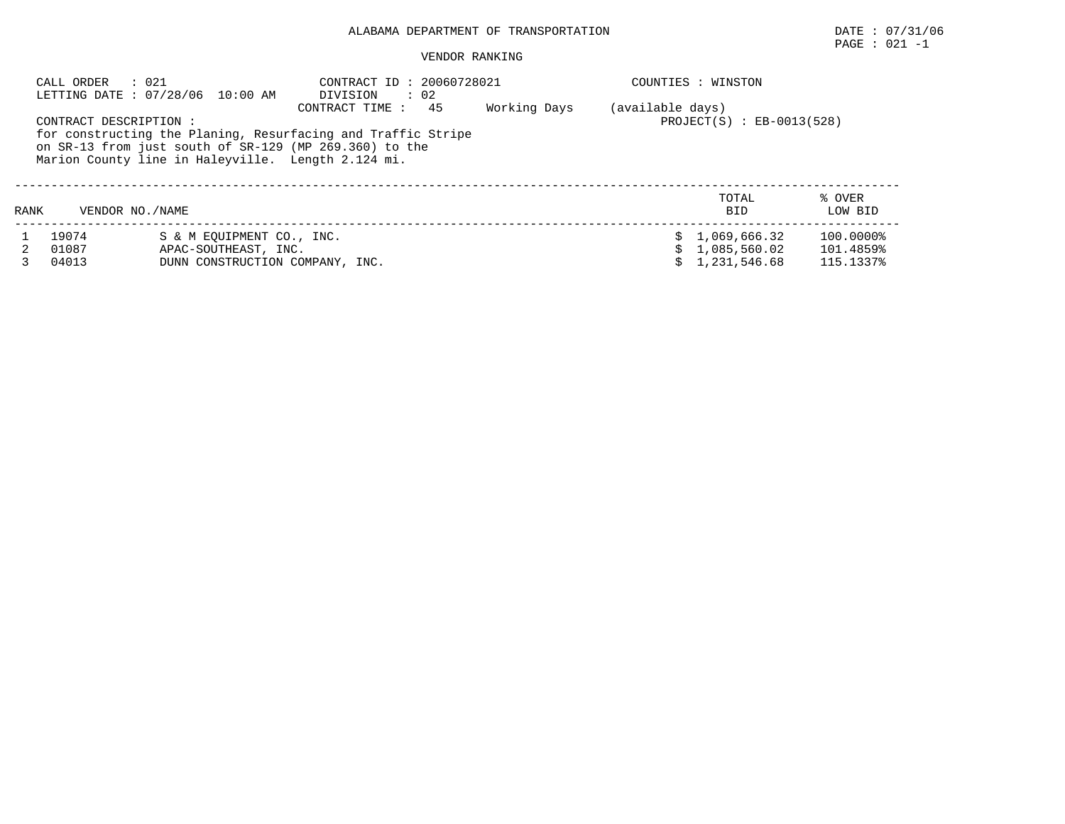ALABAMA DEPARTMENT OF TRANSPORTATION

DATE : 07/31/06

PAGE : 021 -1

VENDOR RANKING

CALL ORDER : 021
LETTING DATE : 07/28/06 10:00 AM

CONTRACT ID : 20060728021
DIVISION : 02
CONTRACT TIME : 45 Working Days (available days)

COUNTIES : WINSTON

PROJECT(S) : EB-0013(528)

CONTRACT DESCRIPTION :
for constructing the Planing, Resurfacing and Traffic Stripe on SR-13 from just south of SR-129 (MP 269.360) to the Marion County line in Haleyville. Length 2.124 mi.

| RANK | VENDOR NO./NAME | | TOTAL BID | % OVER LOW BID |
|---|---|---|---|---|
| 1 | 19074 | S & M EQUIPMENT CO., INC. | $ 1,069,666.32 | 100.0000% |
| 2 | 01087 | APAC-SOUTHEAST, INC. | $ 1,085,560.02 | 101.4859% |
| 3 | 04013 | DUNN CONSTRUCTION COMPANY, INC. | $ 1,231,546.68 | 115.1337% |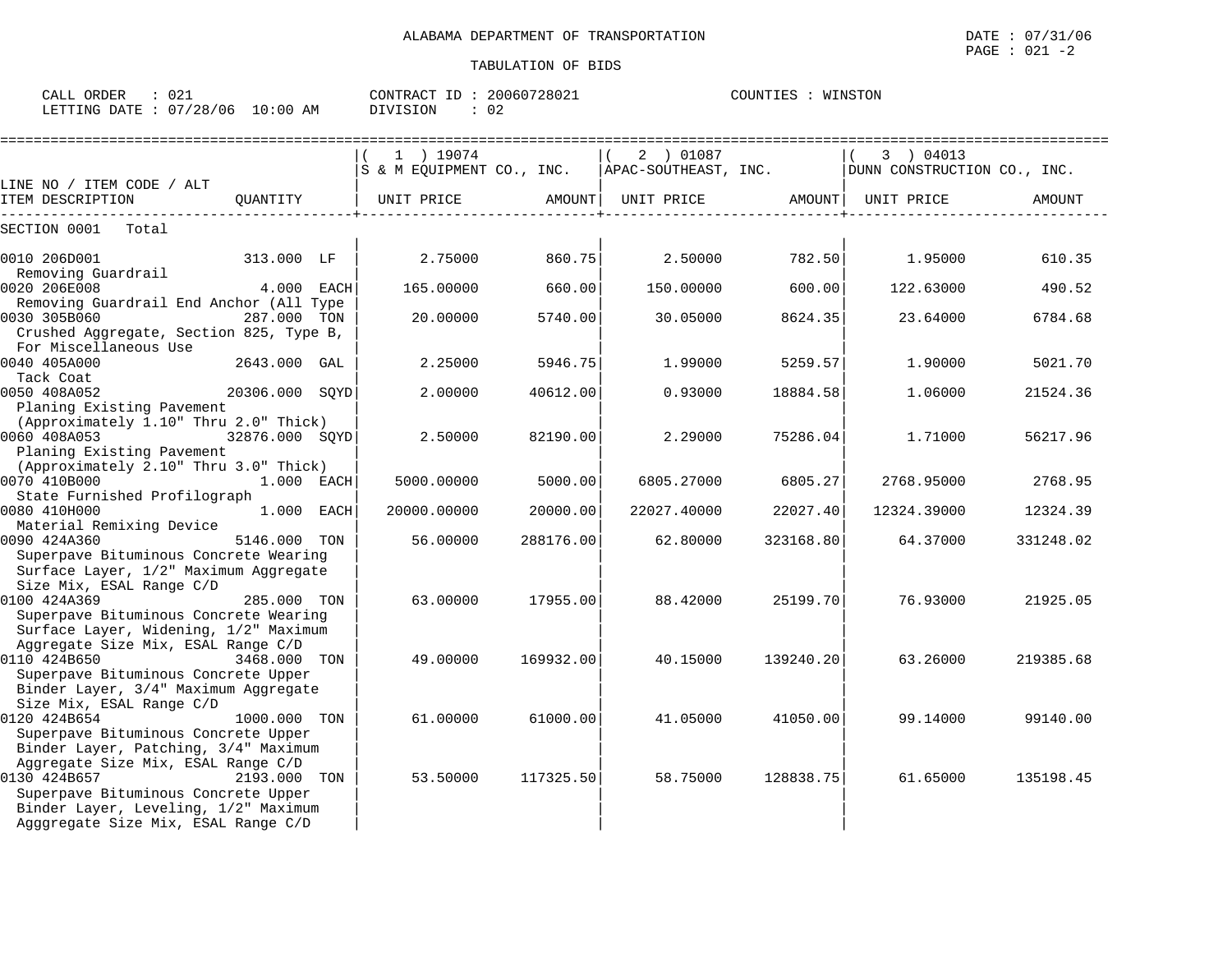ALABAMA DEPARTMENT OF TRANSPORTATION

TABULATION OF BIDS

CALL ORDER : 021　　CONTRACT ID : 20060728021　　COUNTIES : WINSTON
LETTING DATE : 07/28/06 10:00 AM　　DIVISION : 02

| LINE NO / ITEM CODE / ALT ITEM DESCRIPTION | QUANTITY | ( 1 ) 19074 S & M EQUIPMENT CO., INC. UNIT PRICE | AMOUNT | ( 2 ) 01087 APAC-SOUTHEAST, INC. UNIT PRICE | AMOUNT | ( 3 ) 04013 DUNN CONSTRUCTION CO., INC. UNIT PRICE | AMOUNT |
|---|---|---|---|---|---|---|---|
| SECTION 0001 Total | | | | | | | |
| 0010 206D001 Removing Guardrail | 313.000 LF | 2.75000 | 860.75 | 2.50000 | 782.50 | 1.95000 | 610.35 |
| 0020 206E008 Removing Guardrail End Anchor (All Type | 4.000 EACH | 165.00000 | 660.00 | 150.00000 | 600.00 | 122.63000 | 490.52 |
| 0030 305B060 Crushed Aggregate, Section 825, Type B, For Miscellaneous Use | 287.000 TON | 20.00000 | 5740.00 | 30.05000 | 8624.35 | 23.64000 | 6784.68 |
| 0040 405A000 Tack Coat | 2643.000 GAL | 2.25000 | 5946.75 | 1.99000 | 5259.57 | 1.90000 | 5021.70 |
| 0050 408A052 Planing Existing Pavement (Approximately 1.10" Thru 2.0" Thick) | 20306.000 SQYD | 2.00000 | 40612.00 | 0.93000 | 18884.58 | 1.06000 | 21524.36 |
| 0060 408A053 Planing Existing Pavement (Approximately 2.10" Thru 3.0" Thick) | 32876.000 SQYD | 2.50000 | 82190.00 | 2.29000 | 75286.04 | 1.71000 | 56217.96 |
| 0070 410B000 State Furnished Profilograph | 1.000 EACH | 5000.00000 | 5000.00 | 6805.27000 | 6805.27 | 2768.95000 | 2768.95 |
| 0080 410H000 Material Remixing Device | 1.000 EACH | 20000.00000 | 20000.00 | 22027.40000 | 22027.40 | 12324.39000 | 12324.39 |
| 0090 424A360 Superpave Bituminous Concrete Wearing Surface Layer, 1/2" Maximum Aggregate Size Mix, ESAL Range C/D | 5146.000 TON | 56.00000 | 288176.00 | 62.80000 | 323168.80 | 64.37000 | 331248.02 |
| 0100 424A369 Superpave Bituminous Concrete Wearing Surface Layer, Widening, 1/2" Maximum Aggregate Size Mix, ESAL Range C/D | 285.000 TON | 63.00000 | 17955.00 | 88.42000 | 25199.70 | 76.93000 | 21925.05 |
| 0110 424B650 Superpave Bituminous Concrete Upper Binder Layer, 3/4" Maximum Aggregate Size Mix, ESAL Range C/D | 3468.000 TON | 49.00000 | 169932.00 | 40.15000 | 139240.20 | 63.26000 | 219385.68 |
| 0120 424B654 Superpave Bituminous Concrete Upper Binder Layer, Patching, 3/4" Maximum Aggregate Size Mix, ESAL Range C/D | 1000.000 TON | 61.00000 | 61000.00 | 41.05000 | 41050.00 | 99.14000 | 99140.00 |
| 0130 424B657 Superpave Bituminous Concrete Upper Binder Layer, Leveling, 1/2" Maximum Agggregate Size Mix, ESAL Range C/D | 2193.000 TON | 53.50000 | 117325.50 | 58.75000 | 128838.75 | 61.65000 | 135198.45 |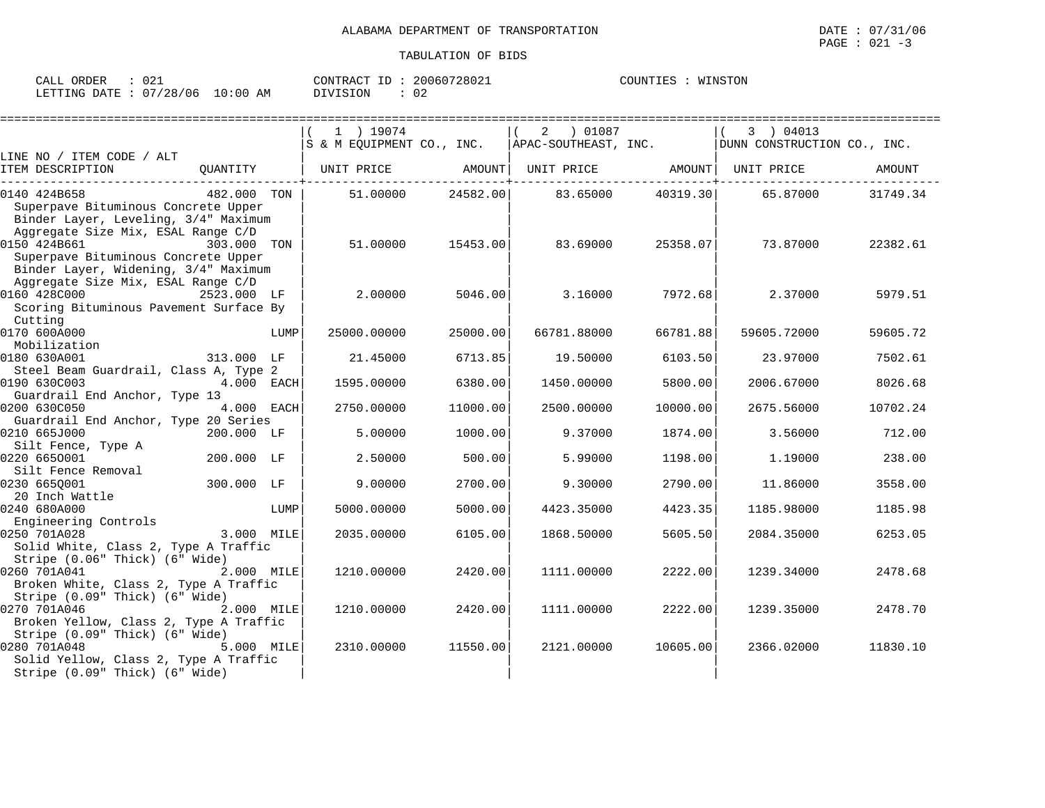ALABAMA DEPARTMENT OF TRANSPORTATION

TABULATION OF BIDS

DATE : 07/31/06
PAGE : 021 -3

CALL ORDER : 021
LETTING DATE : 07/28/06 10:00 AM

CONTRACT ID : 20060728021
DIVISION : 02

COUNTIES : WINSTON

| LINE NO / ITEM CODE / ALT ITEM DESCRIPTION | QUANTITY | ( 1 ) 19074 S & M EQUIPMENT CO., INC. UNIT PRICE | AMOUNT | ( 2 ) 01087 APAC-SOUTHEAST, INC. UNIT PRICE | AMOUNT | ( 3 ) 04013 DUNN CONSTRUCTION CO., INC. UNIT PRICE | AMOUNT |
|---|---|---|---|---|---|---|---|
| 0140 424B658 Superpave Bituminous Concrete Upper Binder Layer, Leveling, 3/4" Maximum Aggregate Size Mix, ESAL Range C/D | 482.000 TON | 51.00000 | 24582.00 | 83.65000 | 40319.30 | 65.87000 | 31749.34 |
| 0150 424B661 Superpave Bituminous Concrete Upper Binder Layer, Widening, 3/4" Maximum Aggregate Size Mix, ESAL Range C/D | 303.000 TON | 51.00000 | 15453.00 | 83.69000 | 25358.07 | 73.87000 | 22382.61 |
| 0160 428C000 Scoring Bituminous Pavement Surface By Cutting | 2523.000 LF | 2.00000 | 5046.00 | 3.16000 | 7972.68 | 2.37000 | 5979.51 |
| 0170 600A000 Mobilization | LUMP | 25000.00000 | 25000.00 | 66781.88000 | 66781.88 | 59605.72000 | 59605.72 |
| 0180 630A001 Steel Beam Guardrail, Class A, Type 2 | 313.000 LF | 21.45000 | 6713.85 | 19.50000 | 6103.50 | 23.97000 | 7502.61 |
| 0190 630C003 Guardrail End Anchor, Type 13 | 4.000 EACH | 1595.00000 | 6380.00 | 1450.00000 | 5800.00 | 2006.67000 | 8026.68 |
| 0200 630C050 Guardrail End Anchor, Type 20 Series | 4.000 EACH | 2750.00000 | 11000.00 | 2500.00000 | 10000.00 | 2675.56000 | 10702.24 |
| 0210 665J000 Silt Fence, Type A | 200.000 LF | 5.00000 | 1000.00 | 9.37000 | 1874.00 | 3.56000 | 712.00 |
| 0220 665O001 Silt Fence Removal | 200.000 LF | 2.50000 | 500.00 | 5.99000 | 1198.00 | 1.19000 | 238.00 |
| 0230 665Q001 20 Inch Wattle | 300.000 LF | 9.00000 | 2700.00 | 9.30000 | 2790.00 | 11.86000 | 3558.00 |
| 0240 680A000 Engineering Controls | LUMP | 5000.00000 | 5000.00 | 4423.35000 | 4423.35 | 1185.98000 | 1185.98 |
| 0250 701A028 Solid White, Class 2, Type A Traffic Stripe (0.06" Thick) (6" Wide) | 3.000 MILE | 2035.00000 | 6105.00 | 1868.50000 | 5605.50 | 2084.35000 | 6253.05 |
| 0260 701A041 Broken White, Class 2, Type A Traffic Stripe (0.09" Thick) (6" Wide) | 2.000 MILE | 1210.00000 | 2420.00 | 1111.00000 | 2222.00 | 1239.34000 | 2478.68 |
| 0270 701A046 Broken Yellow, Class 2, Type A Traffic Stripe (0.09" Thick) (6" Wide) | 2.000 MILE | 1210.00000 | 2420.00 | 1111.00000 | 2222.00 | 1239.35000 | 2478.70 |
| 0280 701A048 Solid Yellow, Class 2, Type A Traffic Stripe (0.09" Thick) (6" Wide) | 5.000 MILE | 2310.00000 | 11550.00 | 2121.00000 | 10605.00 | 2366.02000 | 11830.10 |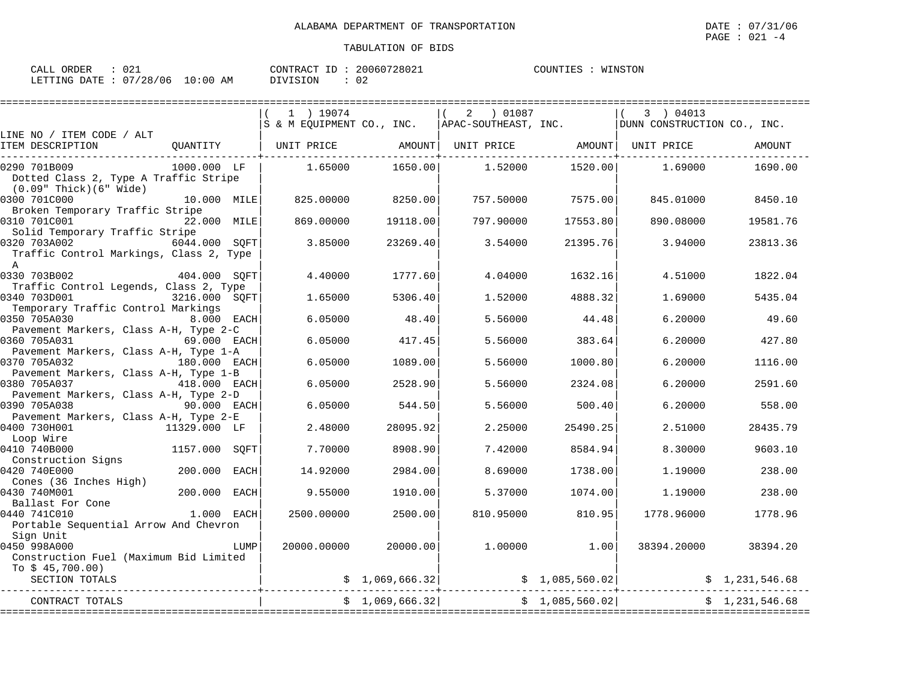ALABAMA DEPARTMENT OF TRANSPORTATION

DATE : 07/31/06

PAGE : 021 -4

TABULATION OF BIDS

CALL ORDER : 021 CONTRACT ID : 20060728021 COUNTIES : WINSTON

LETTING DATE : 07/28/06 10:00 AM DIVISION : 02

| LINE NO / ITEM CODE / ALT | | ( 1 ) 19074 S & M EQUIPMENT CO., INC. | | ( 2 ) 01087 APAC-SOUTHEAST, INC. | | ( 3 ) 04013 DUNN CONSTRUCTION CO., INC. | |
|---|---|---|---|---|---|---|---|
| ITEM DESCRIPTION | QUANTITY | UNIT PRICE | AMOUNT | UNIT PRICE | AMOUNT | UNIT PRICE | AMOUNT |
| 0290 701B009 Dotted Class 2, Type A Traffic Stripe (0.09" Thick)(6" Wide) | 1000.000 LF | 1.65000 | 1650.00 | 1.52000 | 1520.00 | 1.69000 | 1690.00 |
| 0300 701C000 Broken Temporary Traffic Stripe | 10.000 MILE | 825.00000 | 8250.00 | 757.50000 | 7575.00 | 845.01000 | 8450.10 |
| 0310 701C001 Solid Temporary Traffic Stripe | 22.000 MILE | 869.00000 | 19118.00 | 797.90000 | 17553.80 | 890.08000 | 19581.76 |
| 0320 703A002 Traffic Control Markings, Class 2, Type A | 6044.000 SQFT | 3.85000 | 23269.40 | 3.54000 | 21395.76 | 3.94000 | 23813.36 |
| 0330 703B002 Traffic Control Legends, Class 2, Type | 404.000 SQFT | 4.40000 | 1777.60 | 4.04000 | 1632.16 | 4.51000 | 1822.04 |
| 0340 703D001 Temporary Traffic Control Markings | 3216.000 SQFT | 1.65000 | 5306.40 | 1.52000 | 4888.32 | 1.69000 | 5435.04 |
| 0350 705A030 Pavement Markers, Class A-H, Type 2-C | 8.000 EACH | 6.05000 | 48.40 | 5.56000 | 44.48 | 6.20000 | 49.60 |
| 0360 705A031 Pavement Markers, Class A-H, Type 1-A | 69.000 EACH | 6.05000 | 417.45 | 5.56000 | 383.64 | 6.20000 | 427.80 |
| 0370 705A032 Pavement Markers, Class A-H, Type 1-B | 180.000 EACH | 6.05000 | 1089.00 | 5.56000 | 1000.80 | 6.20000 | 1116.00 |
| 0380 705A037 Pavement Markers, Class A-H, Type 2-D | 418.000 EACH | 6.05000 | 2528.90 | 5.56000 | 2324.08 | 6.20000 | 2591.60 |
| 0390 705A038 Pavement Markers, Class A-H, Type 2-E | 90.000 EACH | 6.05000 | 544.50 | 5.56000 | 500.40 | 6.20000 | 558.00 |
| 0400 730H001 Loop Wire | 11329.000 LF | 2.48000 | 28095.92 | 2.25000 | 25490.25 | 2.51000 | 28435.79 |
| 0410 740B000 Construction Signs | 1157.000 SQFT | 7.70000 | 8908.90 | 7.42000 | 8584.94 | 8.30000 | 9603.10 |
| 0420 740E000 Cones (36 Inches High) | 200.000 EACH | 14.92000 | 2984.00 | 8.69000 | 1738.00 | 1.19000 | 238.00 |
| 0430 740M001 Ballast For Cone | 200.000 EACH | 9.55000 | 1910.00 | 5.37000 | 1074.00 | 1.19000 | 238.00 |
| 0440 741C010 Portable Sequential Arrow And Chevron Sign Unit | 1.000 EACH | 2500.00000 | 2500.00 | 810.95000 | 810.95 | 1778.96000 | 1778.96 |
| 0450 998A000 Construction Fuel (Maximum Bid Limited To $ 45,700.00) | LUMP | 20000.00000 | 20000.00 | 1.00000 | 1.00 | 38394.20000 | 38394.20 |
| SECTION TOTALS | | | $ 1,069,666.32 | | $ 1,085,560.02 | | $ 1,231,546.68 |
| CONTRACT TOTALS | | | $ 1,069,666.32 | | $ 1,085,560.02 | | $ 1,231,546.68 |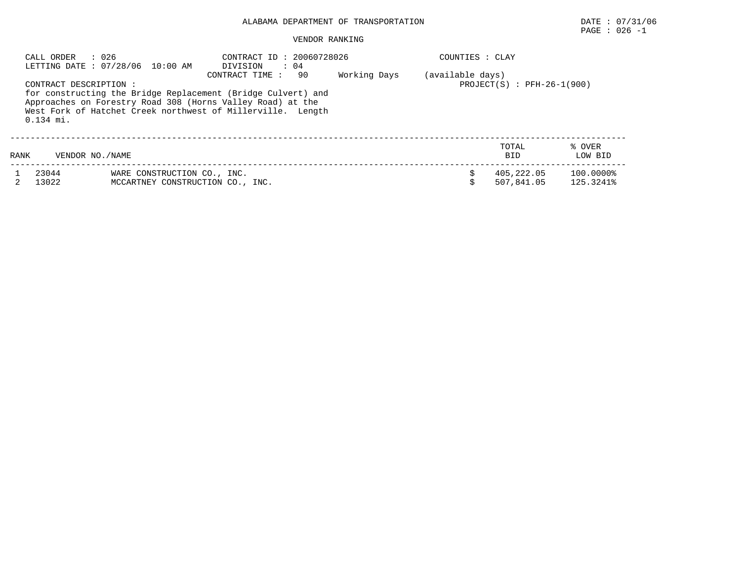# ALABAMA DEPARTMENT OF TRANSPORTATION

DATE : 07/31/06

## VENDOR RANKING

CALL ORDER : 026
LETTING DATE : 07/28/06 10:00 AM

CONTRACT ID : 20060728026
DIVISION : 04
CONTRACT TIME : 90 Working Days (available days)

COUNTIES : CLAY

PROJECT(S) : PFH-26-1(900)

CONTRACT DESCRIPTION :
for constructing the Bridge Replacement (Bridge Culvert) and Approaches on Forestry Road 308 (Horns Valley Road) at the West Fork of Hatchet Creek northwest of Millerville. Length 0.134 mi.

| RANK | VENDOR NO./NAME | | TOTAL BID | % OVER LOW BID |
|---|---|---|---|---|
| 1 | 23044 | WARE CONSTRUCTION CO., INC. | $ 405,222.05 | 100.0000% |
| 2 | 13022 | MCCARTNEY CONSTRUCTION CO., INC. | $ 507,841.05 | 125.3241% |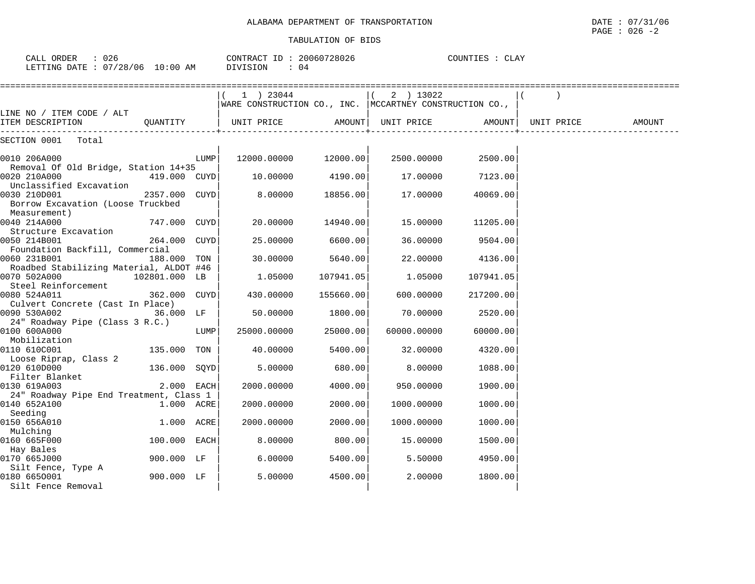ALABAMA DEPARTMENT OF TRANSPORTATION

TABULATION OF BIDS

CALL ORDER : 026 CONTRACT ID : 20060728026 COUNTIES : CLAY
LETTING DATE : 07/28/06 10:00 AM DIVISION : 04

| LINE NO / ITEM CODE / ALT ITEM DESCRIPTION | QUANTITY | | (1) 23044 WARE CONSTRUCTION CO., INC. UNIT PRICE | AMOUNT | (2) 13022 MCCARTNEY CONSTRUCTION CO., UNIT PRICE | AMOUNT | ( ) UNIT PRICE | AMOUNT |
|---|---|---|---|---|---|---|---|---|
| SECTION 0001 Total | | | | | | | | |
| 0010 206A000 Removal Of Old Bridge, Station 14+35 | | LUMP | 12000.00000 | 12000.00 | 2500.00000 | 2500.00 | | |
| 0020 210A000 Unclassified Excavation | 419.000 | CUYD | 10.00000 | 4190.00 | 17.00000 | 7123.00 | | |
| 0030 210D001 Borrow Excavation (Loose Truckbed Measurement) | 2357.000 | CUYD | 8.00000 | 18856.00 | 17.00000 | 40069.00 | | |
| 0040 214A000 Structure Excavation | 747.000 | CUYD | 20.00000 | 14940.00 | 15.00000 | 11205.00 | | |
| 0050 214B001 Foundation Backfill, Commercial | 264.000 | CUYD | 25.00000 | 6600.00 | 36.00000 | 9504.00 | | |
| 0060 231B001 Roadbed Stabilizing Material, ALDOT #46 | 188.000 | TON | 30.00000 | 5640.00 | 22.00000 | 4136.00 | | |
| 0070 502A000 Steel Reinforcement | 102801.000 | LB | 1.05000 | 107941.05 | 1.05000 | 107941.05 | | |
| 0080 524A011 Culvert Concrete (Cast In Place) | 362.000 | CUYD | 430.00000 | 155660.00 | 600.00000 | 217200.00 | | |
| 0090 530A002 24" Roadway Pipe (Class 3 R.C.) | 36.000 | LF | 50.00000 | 1800.00 | 70.00000 | 2520.00 | | |
| 0100 600A000 Mobilization | | LUMP | 25000.00000 | 25000.00 | 60000.00000 | 60000.00 | | |
| 0110 610C001 Loose Riprap, Class 2 | 135.000 | TON | 40.00000 | 5400.00 | 32.00000 | 4320.00 | | |
| 0120 610D000 Filter Blanket | 136.000 | SQYD | 5.00000 | 680.00 | 8.00000 | 1088.00 | | |
| 0130 619A003 24" Roadway Pipe End Treatment, Class 1 | 2.000 | EACH | 2000.00000 | 4000.00 | 950.00000 | 1900.00 | | |
| 0140 652A100 Seeding | 1.000 | ACRE | 2000.00000 | 2000.00 | 1000.00000 | 1000.00 | | |
| 0150 656A010 Mulching | 1.000 | ACRE | 2000.00000 | 2000.00 | 1000.00000 | 1000.00 | | |
| 0160 665F000 Hay Bales | 100.000 | EACH | 8.00000 | 800.00 | 15.00000 | 1500.00 | | |
| 0170 665J000 Silt Fence, Type A | 900.000 | LF | 6.00000 | 5400.00 | 5.50000 | 4950.00 | | |
| 0180 665O001 Silt Fence Removal | 900.000 | LF | 5.00000 | 4500.00 | 2.00000 | 1800.00 | | |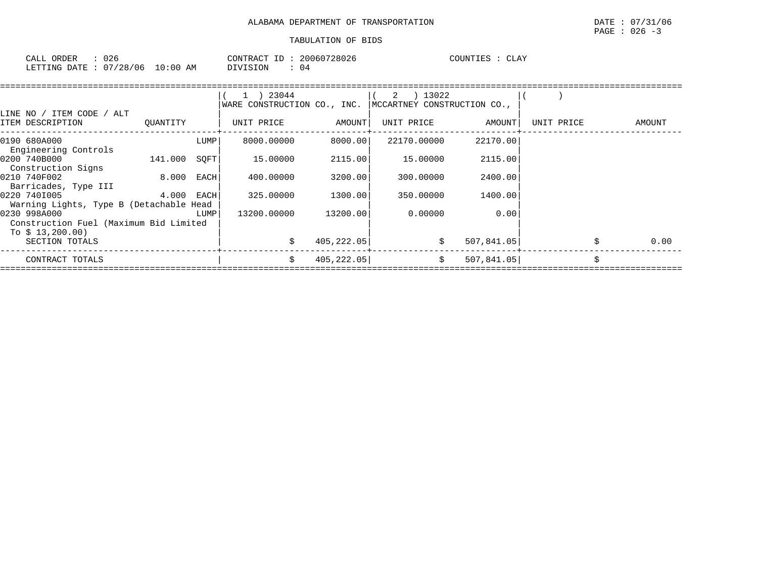ALABAMA DEPARTMENT OF TRANSPORTATION

DATE : 07/31/06

TABULATION OF BIDS

CALL ORDER : 026　　CONTRACT ID : 20060728026　　COUNTIES : CLAY

LETTING DATE : 07/28/06 10:00 AM　　DIVISION : 04

| LINE NO / ITEM CODE / ALT ITEM DESCRIPTION | QUANTITY | ( 1 ) 23044 WARE CONSTRUCTION CO., INC. UNIT PRICE | AMOUNT | ( 2 ) 13022 MCCARTNEY CONSTRUCTION CO., UNIT PRICE | AMOUNT | ( ) UNIT PRICE | AMOUNT |
|---|---|---|---|---|---|---|---|
| 0190 680A000 Engineering Controls | LUMP | 8000.00000 | 8000.00 | 22170.00000 | 22170.00 | | |
| 0200 740B000 Construction Signs | 141.000 SQFT | 15.00000 | 2115.00 | 15.00000 | 2115.00 | | |
| 0210 740F002 Barricades, Type III | 8.000 EACH | 400.00000 | 3200.00 | 300.00000 | 2400.00 | | |
| 0220 740I005 Warning Lights, Type B (Detachable Head | 4.000 EACH | 325.00000 | 1300.00 | 350.00000 | 1400.00 | | |
| 0230 998A000 Construction Fuel (Maximum Bid Limited To $ 13,200.00) | LUMP | 13200.00000 | 13200.00 | 0.00000 | 0.00 | | |
| SECTION TOTALS | | $ | 405,222.05 | $ | 507,841.05 | $ | 0.00 |
| CONTRACT TOTALS | | $ | 405,222.05 | $ | 507,841.05 | $ | |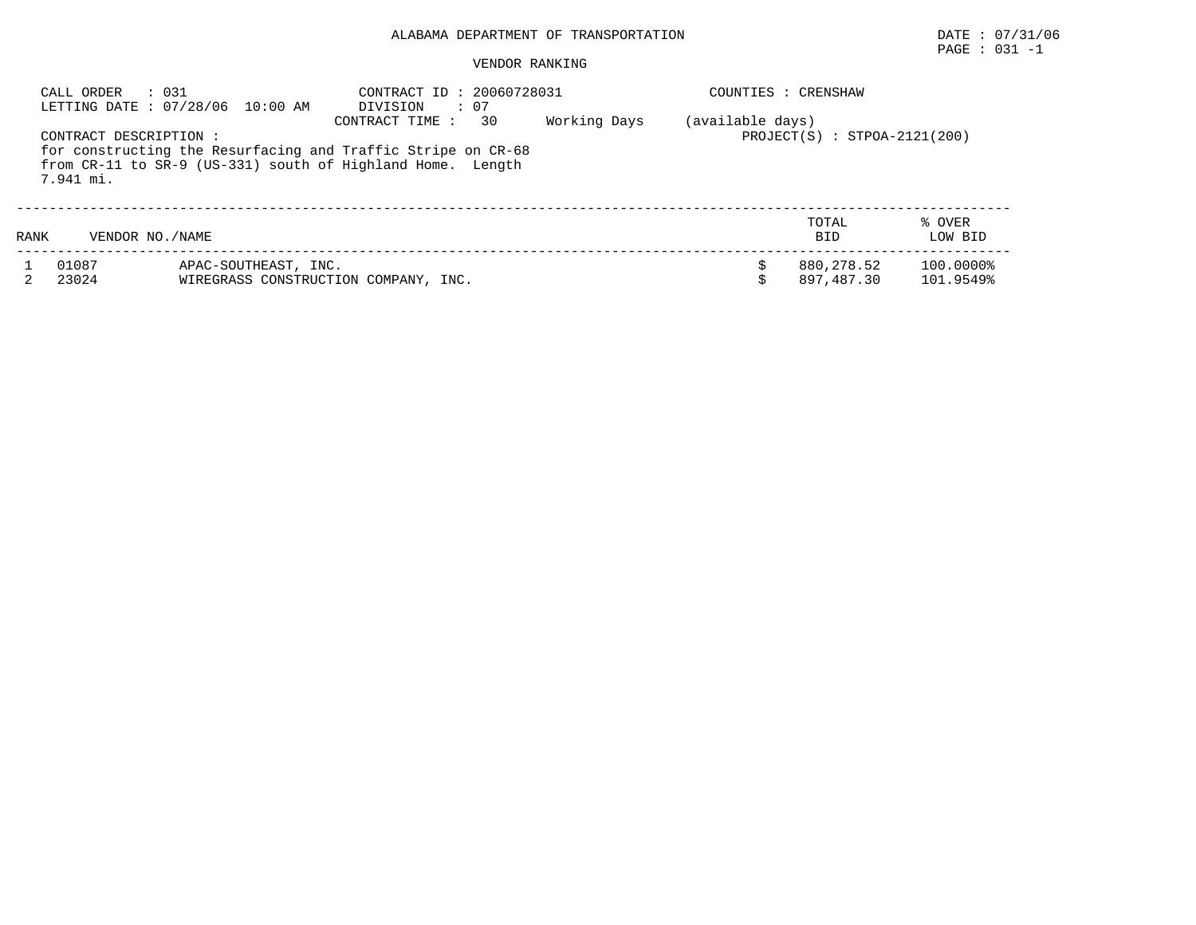ALABAMA DEPARTMENT OF TRANSPORTATION

DATE : 07/31/06

PAGE : 031 -1

VENDOR RANKING

CALL ORDER : 031
LETTING DATE : 07/28/06 10:00 AM

CONTRACT ID : 20060728031
DIVISION : 07
CONTRACT TIME : 30 Working Days (available days)

COUNTIES : CRENSHAW

PROJECT(S) : STPOA-2121(200)

CONTRACT DESCRIPTION :
for constructing the Resurfacing and Traffic Stripe on CR-68 from CR-11 to SR-9 (US-331) south of Highland Home. Length 7.941 mi.

| RANK | VENDOR NO./NAME | | TOTAL BID | % OVER LOW BID |
|---|---|---|---|---|
| 1 | 01087 | APAC-SOUTHEAST, INC. | $ 880,278.52 | 100.0000% |
| 2 | 23024 | WIREGRASS CONSTRUCTION COMPANY, INC. | $ 897,487.30 | 101.9549% |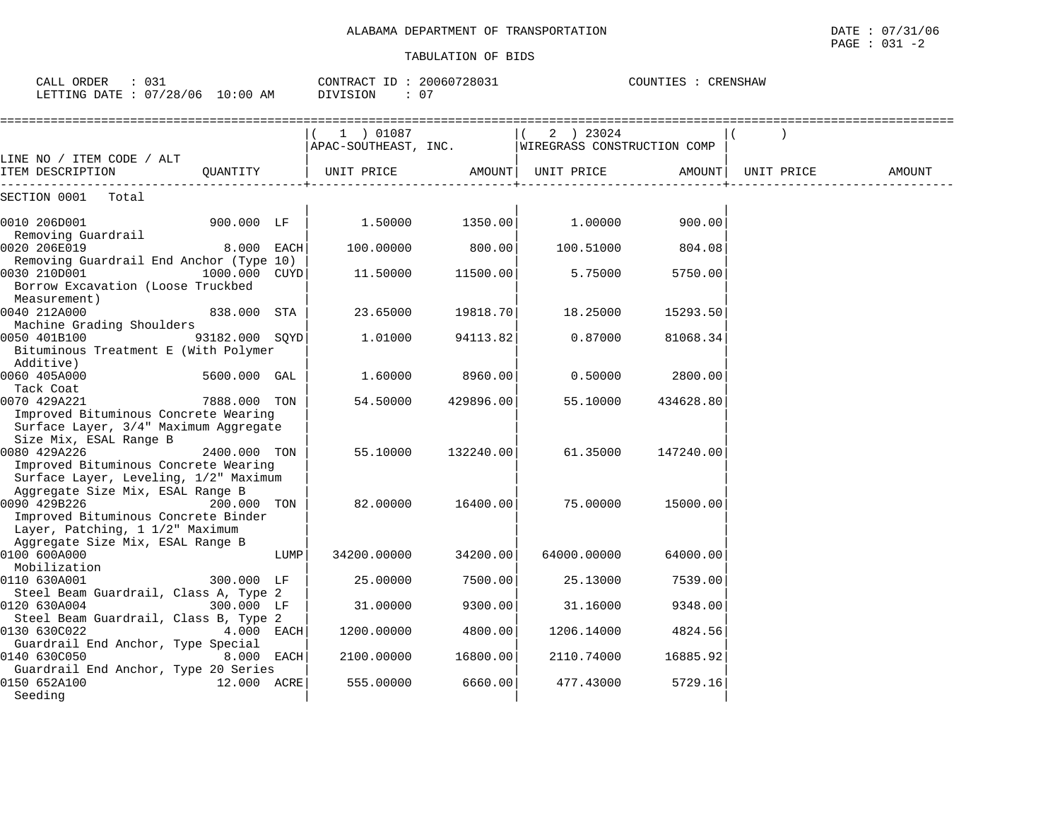ALABAMA DEPARTMENT OF TRANSPORTATION

DATE : 07/31/06
PAGE : 031 -2

TABULATION OF BIDS

CALL ORDER : 031 CONTRACT ID : 20060728031 COUNTIES : CRENSHAW
LETTING DATE : 07/28/06 10:00 AM DIVISION : 07

| LINE NO / ITEM CODE / ALT ITEM DESCRIPTION | QUANTITY | (1) 01087 APAC-SOUTHEAST, INC. UNIT PRICE | AMOUNT | (2) 23024 WIREGRASS CONSTRUCTION COMP UNIT PRICE | AMOUNT | ( ) UNIT PRICE | AMOUNT |
|---|---|---|---|---|---|---|---|
| SECTION 0001 Total | | | | | | | |
| 0010 206D001 Removing Guardrail | 900.000 LF | 1.50000 | 1350.00 | 1.00000 | 900.00 | | |
| 0020 206E019 Removing Guardrail End Anchor (Type 10) | 8.000 EACH | 100.00000 | 800.00 | 100.51000 | 804.08 | | |
| 0030 210D001 Borrow Excavation (Loose Truckbed Measurement) | 1000.000 CUYD | 11.50000 | 11500.00 | 5.75000 | 5750.00 | | |
| 0040 212A000 Machine Grading Shoulders | 838.000 STA | 23.65000 | 19818.70 | 18.25000 | 15293.50 | | |
| 0050 401B100 Bituminous Treatment E (With Polymer Additive) | 93182.000 SQYD | 1.01000 | 94113.82 | 0.87000 | 81068.34 | | |
| 0060 405A000 Tack Coat | 5600.000 GAL | 1.60000 | 8960.00 | 0.50000 | 2800.00 | | |
| 0070 429A221 Improved Bituminous Concrete Wearing Surface Layer, 3/4" Maximum Aggregate Size Mix, ESAL Range B | 7888.000 TON | 54.50000 | 429896.00 | 55.10000 | 434628.80 | | |
| 0080 429A226 Improved Bituminous Concrete Wearing Surface Layer, Leveling, 1/2" Maximum Aggregate Size Mix, ESAL Range B | 2400.000 TON | 55.10000 | 132240.00 | 61.35000 | 147240.00 | | |
| 0090 429B226 Improved Bituminous Concrete Binder Layer, Patching, 1 1/2" Maximum Aggregate Size Mix, ESAL Range B | 200.000 TON | 82.00000 | 16400.00 | 75.00000 | 15000.00 | | |
| 0100 600A000 Mobilization | LUMP | 34200.00000 | 34200.00 | 64000.00000 | 64000.00 | | |
| 0110 630A001 Steel Beam Guardrail, Class A, Type 2 | 300.000 LF | 25.00000 | 7500.00 | 25.13000 | 7539.00 | | |
| 0120 630A004 Steel Beam Guardrail, Class B, Type 2 | 300.000 LF | 31.00000 | 9300.00 | 31.16000 | 9348.00 | | |
| 0130 630C022 Guardrail End Anchor, Type Special | 4.000 EACH | 1200.00000 | 4800.00 | 1206.14000 | 4824.56 | | |
| 0140 630C050 Guardrail End Anchor, Type 20 Series | 8.000 EACH | 2100.00000 | 16800.00 | 2110.74000 | 16885.92 | | |
| 0150 652A100 Seeding | 12.000 ACRE | 555.00000 | 6660.00 | 477.43000 | 5729.16 | | |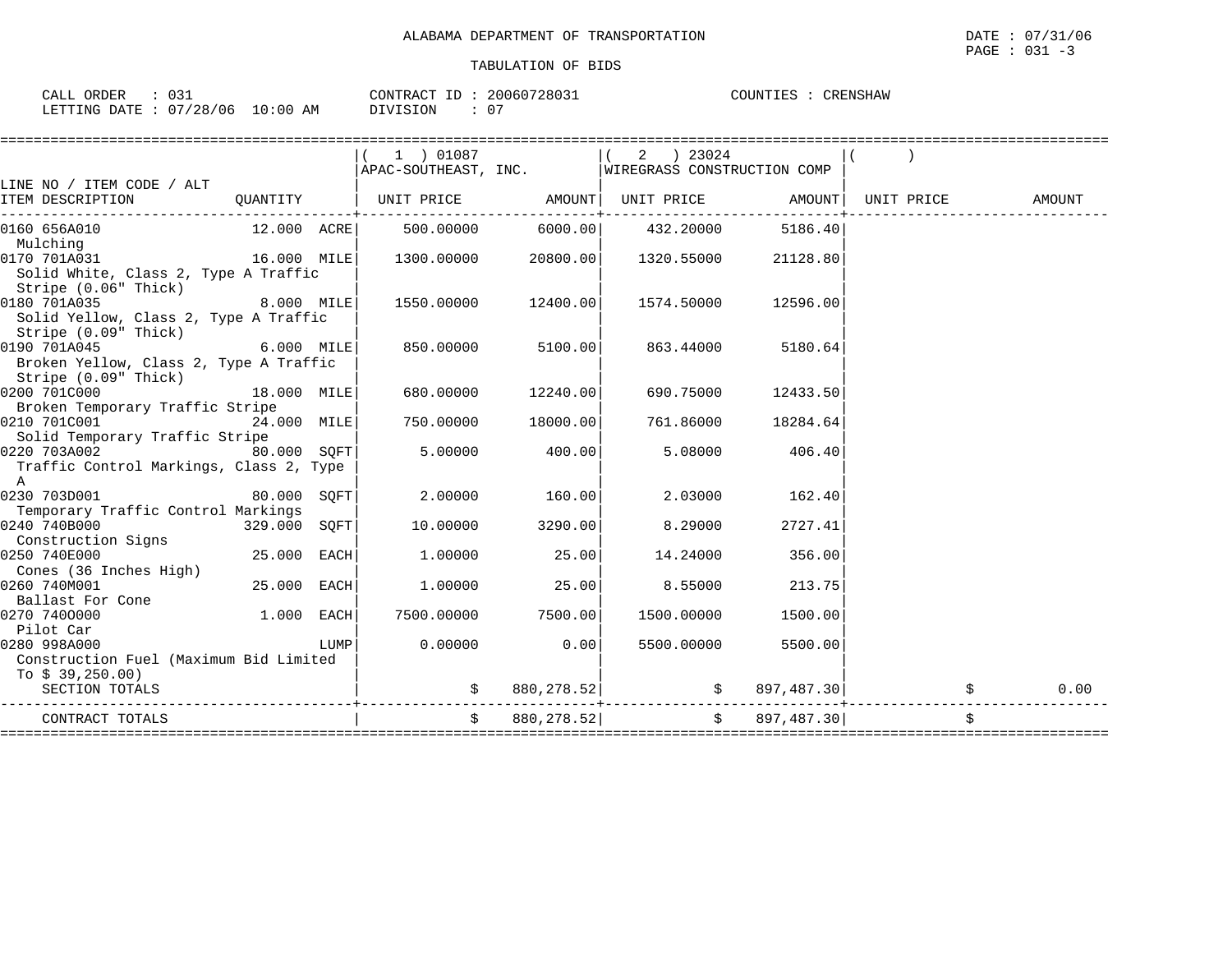ALABAMA DEPARTMENT OF TRANSPORTATION

TABULATION OF BIDS

CALL ORDER : 031 CONTRACT ID : 20060728031 COUNTIES : CRENSHAW
LETTING DATE : 07/28/06 10:00 AM DIVISION : 07

| LINE NO / ITEM CODE / ALT ITEM DESCRIPTION | QUANTITY | (1) 01087 APAC-SOUTHEAST, INC. UNIT PRICE | AMOUNT | (2) 23024 WIREGRASS CONSTRUCTION COMP UNIT PRICE | AMOUNT | ( ) UNIT PRICE | AMOUNT |
|---|---|---|---|---|---|---|---|
| 0160 656A010 Mulching | 12.000 ACRE | 500.00000 | 6000.00 | 432.20000 | 5186.40 | | |
| 0170 701A031 Solid White, Class 2, Type A Traffic Stripe (0.06" Thick) | 16.000 MILE | 1300.00000 | 20800.00 | 1320.55000 | 21128.80 | | |
| 0180 701A035 Solid Yellow, Class 2, Type A Traffic Stripe (0.09" Thick) | 8.000 MILE | 1550.00000 | 12400.00 | 1574.50000 | 12596.00 | | |
| 0190 701A045 Broken Yellow, Class 2, Type A Traffic Stripe (0.09" Thick) | 6.000 MILE | 850.00000 | 5100.00 | 863.44000 | 5180.64 | | |
| 0200 701C000 Broken Temporary Traffic Stripe | 18.000 MILE | 680.00000 | 12240.00 | 690.75000 | 12433.50 | | |
| 0210 701C001 Solid Temporary Traffic Stripe | 24.000 MILE | 750.00000 | 18000.00 | 761.86000 | 18284.64 | | |
| 0220 703A002 Traffic Control Markings, Class 2, Type A | 80.000 SQFT | 5.00000 | 400.00 | 5.08000 | 406.40 | | |
| 0230 703D001 Temporary Traffic Control Markings | 80.000 SQFT | 2.00000 | 160.00 | 2.03000 | 162.40 | | |
| 0240 740B000 Construction Signs | 329.000 SQFT | 10.00000 | 3290.00 | 8.29000 | 2727.41 | | |
| 0250 740E000 Cones (36 Inches High) | 25.000 EACH | 1.00000 | 25.00 | 14.24000 | 356.00 | | |
| 0260 740M001 Ballast For Cone | 25.000 EACH | 1.00000 | 25.00 | 8.55000 | 213.75 | | |
| 0270 740O000 Pilot Car | 1.000 EACH | 7500.00000 | 7500.00 | 1500.00000 | 1500.00 | | |
| 0280 998A000 Construction Fuel (Maximum Bid Limited To $ 39,250.00) | LUMP | 0.00000 | 0.00 | 5500.00000 | 5500.00 | | |
| SECTION TOTALS | | $ | 880,278.52 | $ | 897,487.30 | $ | 0.00 |
| CONTRACT TOTALS | | $ | 880,278.52 | $ | 897,487.30 | $ | |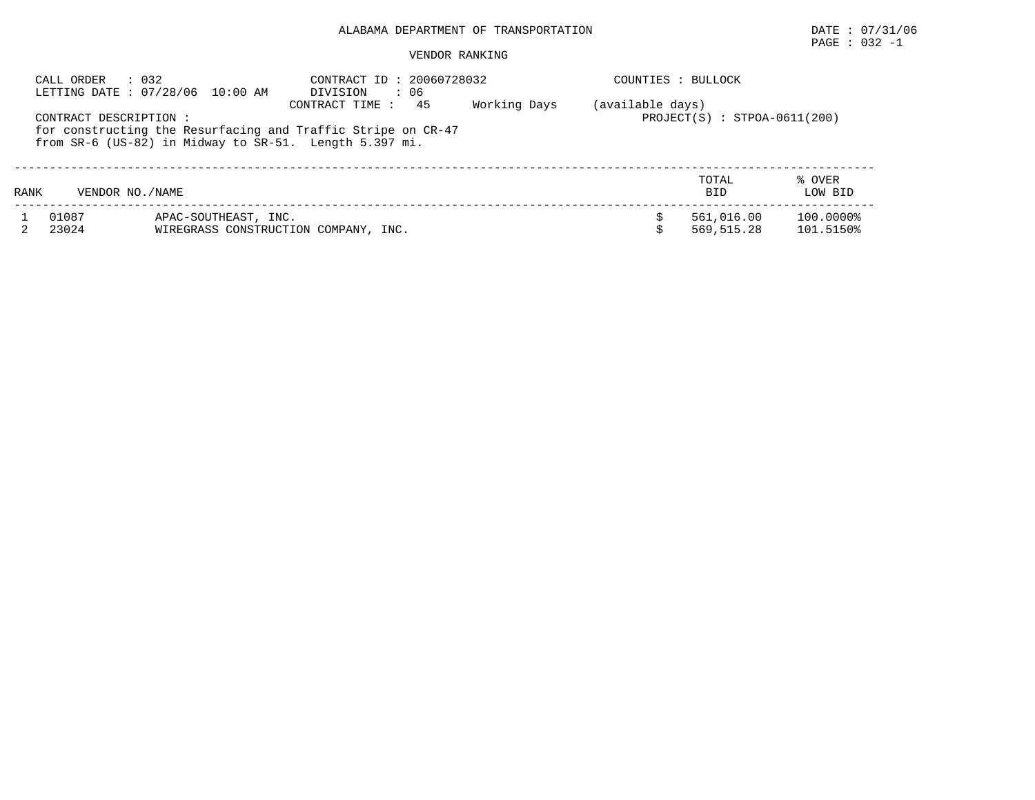ALABAMA DEPARTMENT OF TRANSPORTATION

DATE : 07/31/06

VENDOR RANKING

CALL ORDER : 032
LETTING DATE : 07/28/06 10:00 AM

CONTRACT ID : 20060728032
DIVISION : 06
CONTRACT TIME : 45 Working Days (available days)

COUNTIES : BULLOCK

PROJECT(S) : STPOA-0611(200)

CONTRACT DESCRIPTION :
for constructing the Resurfacing and Traffic Stripe on CR-47
from SR-6 (US-82) in Midway to SR-51. Length 5.397 mi.

| RANK | VENDOR NO./NAME | | TOTAL BID | % OVER LOW BID |
|---|---|---|---|---|
| 1 | 01087 | APAC-SOUTHEAST, INC. | $ 561,016.00 | 100.0000% |
| 2 | 23024 | WIREGRASS CONSTRUCTION COMPANY, INC. | $ 569,515.28 | 101.5150% |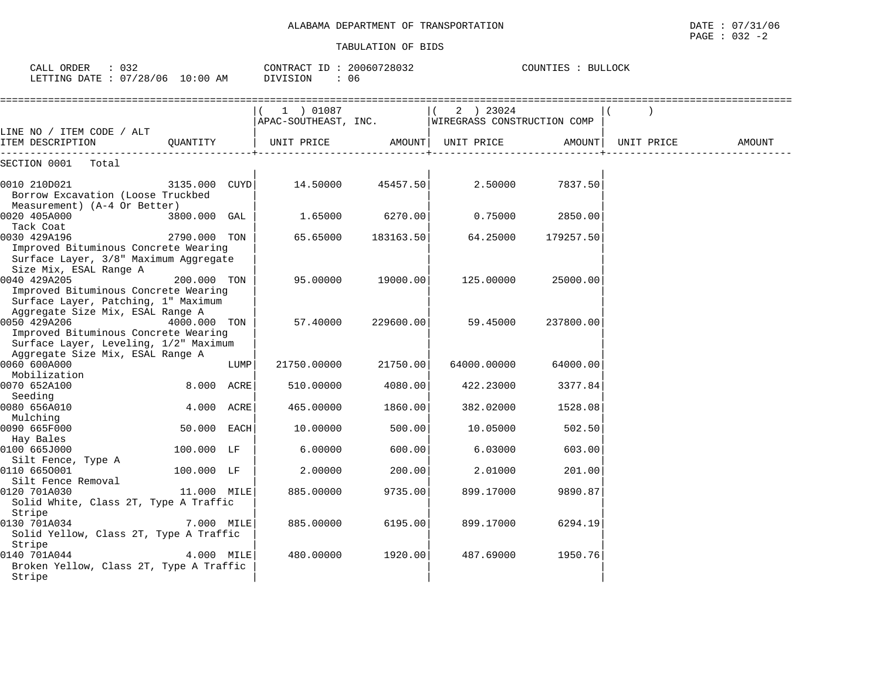ALABAMA DEPARTMENT OF TRANSPORTATION

TABULATION OF BIDS

CALL ORDER : 032 CONTRACT ID : 20060728032 COUNTIES : BULLOCK
LETTING DATE : 07/28/06 10:00 AM DIVISION : 06

| LINE NO / ITEM CODE / ALT ITEM DESCRIPTION | QUANTITY | ( 1 ) 01087 APAC-SOUTHEAST, INC. UNIT PRICE | AMOUNT | ( 2 ) 23024 WIREGRASS CONSTRUCTION COMP UNIT PRICE | AMOUNT | ( ) UNIT PRICE | AMOUNT |
|---|---|---|---|---|---|---|---|
| SECTION 0001 Total | | | | | | | |
| 0010 210D021 Borrow Excavation (Loose Truckbed Measurement) (A-4 Or Better) | 3135.000 CUYD | 14.50000 | 45457.50 | 2.50000 | 7837.50 | | |
| 0020 405A000 Tack Coat | 3800.000 GAL | 1.65000 | 6270.00 | 0.75000 | 2850.00 | | |
| 0030 429A196 Improved Bituminous Concrete Wearing Surface Layer, 3/8" Maximum Aggregate Size Mix, ESAL Range A | 2790.000 TON | 65.65000 | 183163.50 | 64.25000 | 179257.50 | | |
| 0040 429A205 Improved Bituminous Concrete Wearing Surface Layer, Patching, 1" Maximum Aggregate Size Mix, ESAL Range A | 200.000 TON | 95.00000 | 19000.00 | 125.00000 | 25000.00 | | |
| 0050 429A206 Improved Bituminous Concrete Wearing Surface Layer, Leveling, 1/2" Maximum Aggregate Size Mix, ESAL Range A | 4000.000 TON | 57.40000 | 229600.00 | 59.45000 | 237800.00 | | |
| 0060 600A000 Mobilization | LUMP | 21750.00000 | 21750.00 | 64000.00000 | 64000.00 | | |
| 0070 652A100 Seeding | 8.000 ACRE | 510.00000 | 4080.00 | 422.23000 | 3377.84 | | |
| 0080 656A010 Mulching | 4.000 ACRE | 465.00000 | 1860.00 | 382.02000 | 1528.08 | | |
| 0090 665F000 Hay Bales | 50.000 EACH | 10.00000 | 500.00 | 10.05000 | 502.50 | | |
| 0100 665J000 Silt Fence, Type A | 100.000 LF | 6.00000 | 600.00 | 6.03000 | 603.00 | | |
| 0110 665O001 Silt Fence Removal | 100.000 LF | 2.00000 | 200.00 | 2.01000 | 201.00 | | |
| 0120 701A030 Solid White, Class 2T, Type A Traffic Stripe | 11.000 MILE | 885.00000 | 9735.00 | 899.17000 | 9890.87 | | |
| 0130 701A034 Solid Yellow, Class 2T, Type A Traffic Stripe | 7.000 MILE | 885.00000 | 6195.00 | 899.17000 | 6294.19 | | |
| 0140 701A044 Broken Yellow, Class 2T, Type A Traffic Stripe | 4.000 MILE | 480.00000 | 1920.00 | 487.69000 | 1950.76 | | |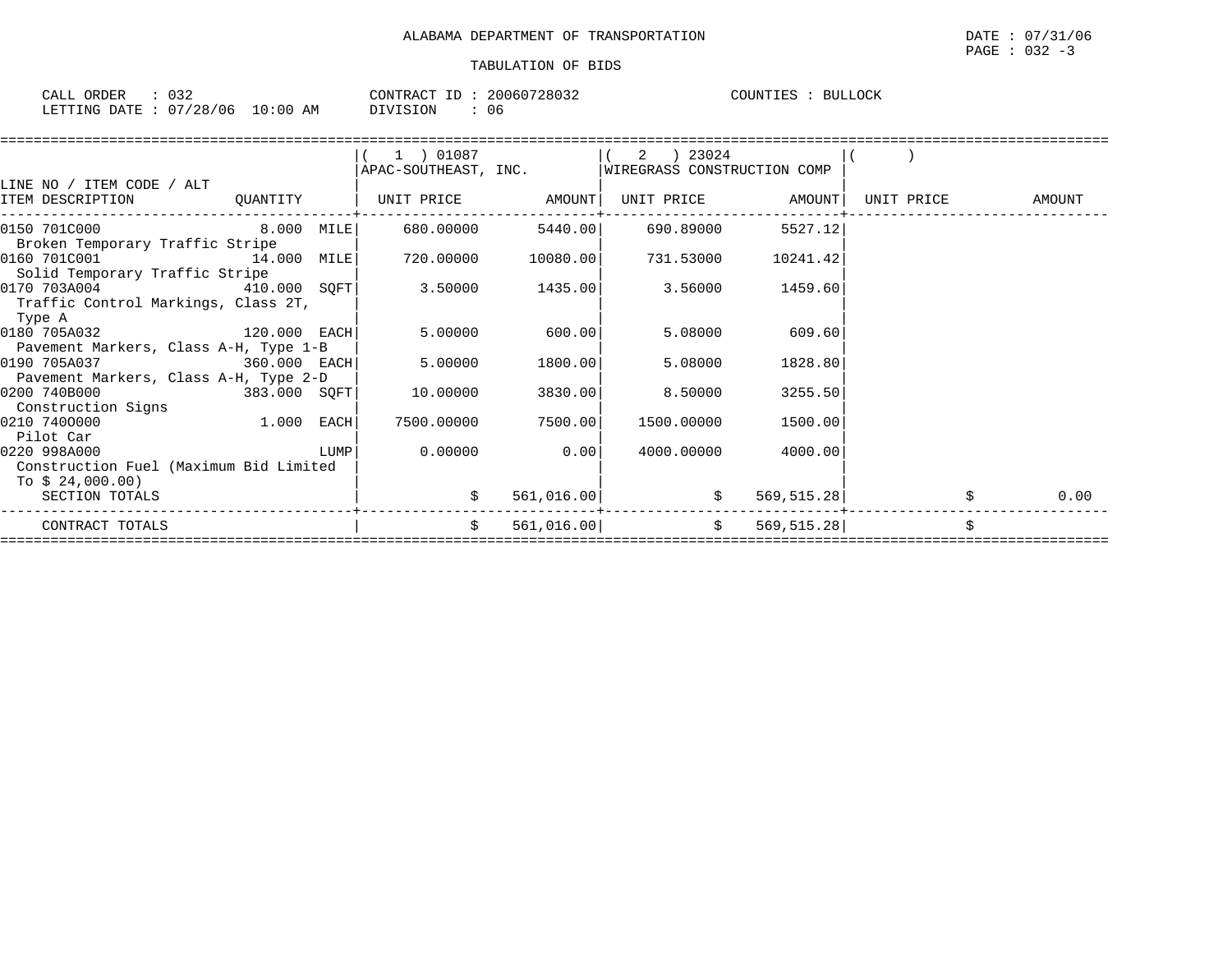ALABAMA DEPARTMENT OF TRANSPORTATION

DATE : 07/31/06
PAGE : 032 -3

TABULATION OF BIDS

CALL ORDER : 032 CONTRACT ID : 20060728032 COUNTIES : BULLOCK
LETTING DATE : 07/28/06 10:00 AM DIVISION : 06

| LINE NO / ITEM CODE / ALT ITEM DESCRIPTION | QUANTITY | ( 1 ) 01087 APAC-SOUTHEAST, INC. UNIT PRICE | AMOUNT | ( 2 ) 23024 WIREGRASS CONSTRUCTION COMP UNIT PRICE | AMOUNT | ( ) UNIT PRICE | AMOUNT |
|---|---|---|---|---|---|---|---|
| 0150 701C000 Broken Temporary Traffic Stripe | 8.000 MILE | 680.00000 | 5440.00 | 690.89000 | 5527.12 | | |
| 0160 701C001 Solid Temporary Traffic Stripe | 14.000 MILE | 720.00000 | 10080.00 | 731.53000 | 10241.42 | | |
| 0170 703A004 Traffic Control Markings, Class 2T, Type A | 410.000 SQFT | 3.50000 | 1435.00 | 3.56000 | 1459.60 | | |
| 0180 705A032 Pavement Markers, Class A-H, Type 1-B | 120.000 EACH | 5.00000 | 600.00 | 5.08000 | 609.60 | | |
| 0190 705A037 Pavement Markers, Class A-H, Type 2-D | 360.000 EACH | 5.00000 | 1800.00 | 5.08000 | 1828.80 | | |
| 0200 740B000 Construction Signs | 383.000 SQFT | 10.00000 | 3830.00 | 8.50000 | 3255.50 | | |
| 0210 740O000 Pilot Car | 1.000 EACH | 7500.00000 | 7500.00 | 1500.00000 | 1500.00 | | |
| 0220 998A000 Construction Fuel (Maximum Bid Limited To $ 24,000.00) | LUMP | 0.00000 | 0.00 | 4000.00000 | 4000.00 | | |
| SECTION TOTALS | | $ | 561,016.00 | $ | 569,515.28 | $ | 0.00 |
| CONTRACT TOTALS | | $ | 561,016.00 | $ | 569,515.28 | $ | |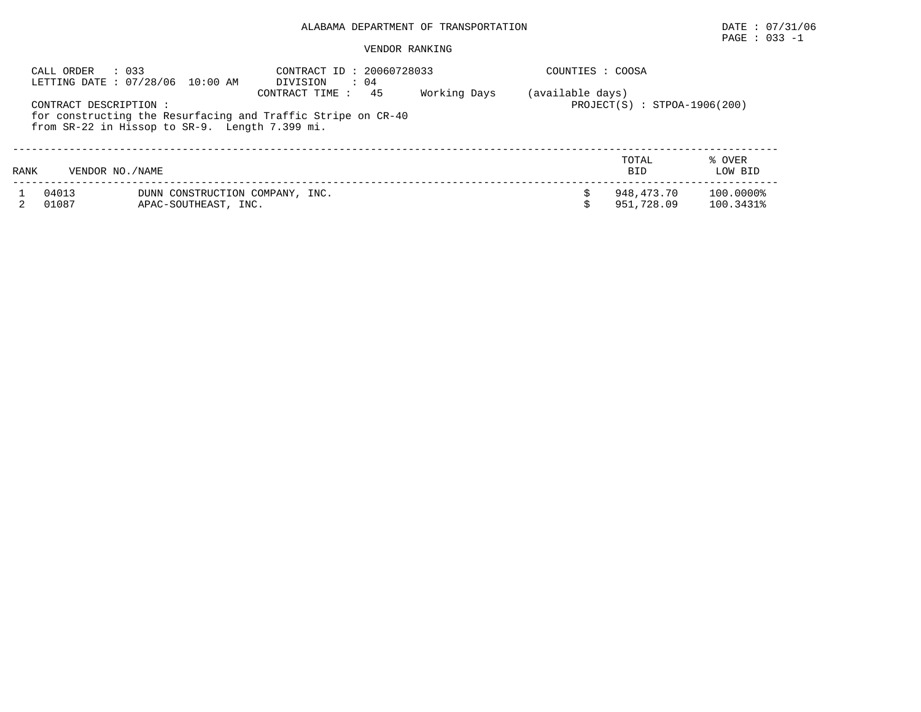ALABAMA DEPARTMENT OF TRANSPORTATION

DATE : 07/31/06

PAGE : 033 -1

VENDOR RANKING

CALL ORDER : 033
LETTING DATE : 07/28/06 10:00 AM

CONTRACT ID : 20060728033
DIVISION : 04
CONTRACT TIME : 45 Working Days (available days)

COUNTIES : COOSA

PROJECT(S) : STPOA-1906(200)

CONTRACT DESCRIPTION :
for constructing the Resurfacing and Traffic Stripe on CR-40
from SR-22 in Hissop to SR-9. Length 7.399 mi.

| RANK | VENDOR NO./NAME | | TOTAL BID | % OVER LOW BID |
|---|---|---|---|---|
| 1 | 04013 | DUNN CONSTRUCTION COMPANY, INC. | $ 948,473.70 | 100.0000% |
| 2 | 01087 | APAC-SOUTHEAST, INC. | $ 951,728.09 | 100.3431% |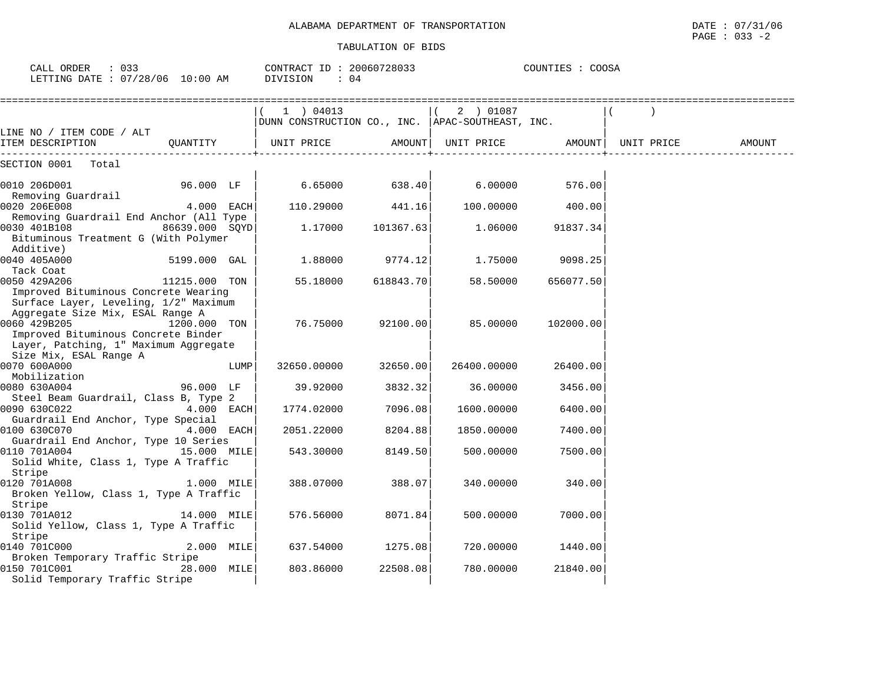ALABAMA DEPARTMENT OF TRANSPORTATION

TABULATION OF BIDS

CALL ORDER : 033 CONTRACT ID : 20060728033 COUNTIES : COOSA
LETTING DATE : 07/28/06 10:00 AM DIVISION : 04

| LINE NO / ITEM CODE / ALT ITEM DESCRIPTION | QUANTITY | (1) 04013 DUNN CONSTRUCTION CO., INC. UNIT PRICE | AMOUNT | (2) 01087 APAC-SOUTHEAST, INC. UNIT PRICE | AMOUNT | ( ) UNIT PRICE | AMOUNT |
|---|---|---|---|---|---|---|---|
| SECTION 0001 Total | | | | | | | |
| 0010 206D001 Removing Guardrail | 96.000 LF | 6.65000 | 638.40 | 6.00000 | 576.00 | | |
| 0020 206E008 Removing Guardrail End Anchor (All Type | 4.000 EACH | 110.29000 | 441.16 | 100.00000 | 400.00 | | |
| 0030 401B108 Bituminous Treatment G (With Polymer Additive) | 86639.000 SQYD | 1.17000 | 101367.63 | 1.06000 | 91837.34 | | |
| 0040 405A000 Tack Coat | 5199.000 GAL | 1.88000 | 9774.12 | 1.75000 | 9098.25 | | |
| 0050 429A206 Improved Bituminous Concrete Wearing Surface Layer, Leveling, 1/2" Maximum Aggregate Size Mix, ESAL Range A | 11215.000 TON | 55.18000 | 618843.70 | 58.50000 | 656077.50 | | |
| 0060 429B205 Improved Bituminous Concrete Binder Layer, Patching, 1" Maximum Aggregate Size Mix, ESAL Range A | 1200.000 TON | 76.75000 | 92100.00 | 85.00000 | 102000.00 | | |
| 0070 600A000 Mobilization | LUMP | 32650.00000 | 32650.00 | 26400.00000 | 26400.00 | | |
| 0080 630A004 Steel Beam Guardrail, Class B, Type 2 | 96.000 LF | 39.92000 | 3832.32 | 36.00000 | 3456.00 | | |
| 0090 630C022 Guardrail End Anchor, Type Special | 4.000 EACH | 1774.02000 | 7096.08 | 1600.00000 | 6400.00 | | |
| 0100 630C070 Guardrail End Anchor, Type 10 Series | 4.000 EACH | 2051.22000 | 8204.88 | 1850.00000 | 7400.00 | | |
| 0110 701A004 Solid White, Class 1, Type A Traffic Stripe | 15.000 MILE | 543.30000 | 8149.50 | 500.00000 | 7500.00 | | |
| 0120 701A008 Broken Yellow, Class 1, Type A Traffic Stripe | 1.000 MILE | 388.07000 | 388.07 | 340.00000 | 340.00 | | |
| 0130 701A012 Solid Yellow, Class 1, Type A Traffic Stripe | 14.000 MILE | 576.56000 | 8071.84 | 500.00000 | 7000.00 | | |
| 0140 701C000 Broken Temporary Traffic Stripe | 2.000 MILE | 637.54000 | 1275.08 | 720.00000 | 1440.00 | | |
| 0150 701C001 Solid Temporary Traffic Stripe | 28.000 MILE | 803.86000 | 22508.08 | 780.00000 | 21840.00 | | |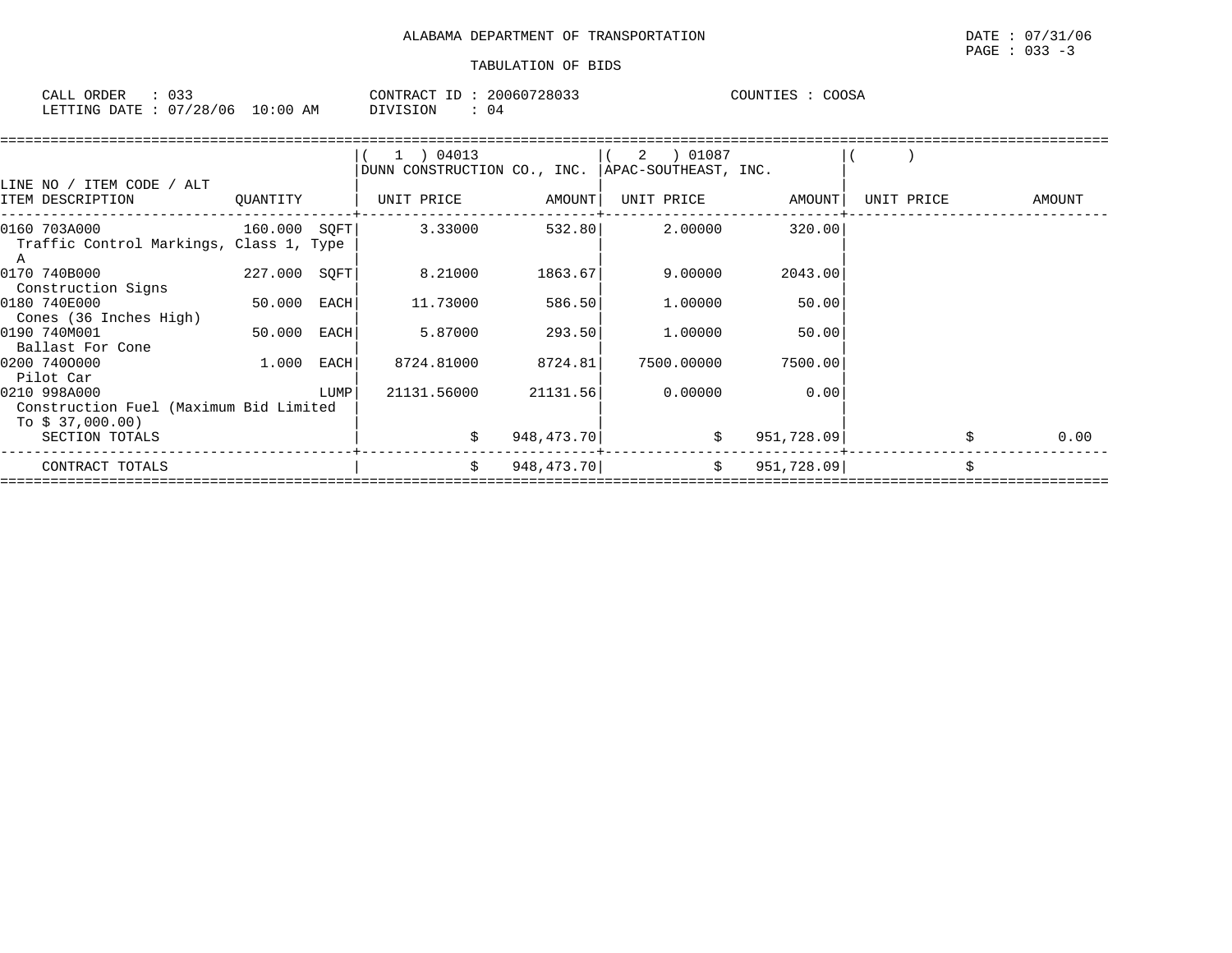ALABAMA DEPARTMENT OF TRANSPORTATION

TABULATION OF BIDS

CALL ORDER : 033 &nbsp;&nbsp;&nbsp;&nbsp; CONTRACT ID : 20060728033 &nbsp;&nbsp;&nbsp;&nbsp; COUNTIES : COOSA
LETTING DATE : 07/28/06 10:00 AM &nbsp;&nbsp;&nbsp;&nbsp; DIVISION : 04

| LINE NO / ITEM CODE / ALT ITEM DESCRIPTION | QUANTITY | (1) 04013 DUNN CONSTRUCTION CO., INC. UNIT PRICE | AMOUNT | (2) 01087 APAC-SOUTHEAST, INC. UNIT PRICE | AMOUNT | ( ) UNIT PRICE | AMOUNT |
|---|---|---|---|---|---|---|---|
| 0160 703A000 Traffic Control Markings, Class 1, Type A | 160.000 SQFT | 3.33000 | 532.80 | 2.00000 | 320.00 | | |
| 0170 740B000 Construction Signs | 227.000 SQFT | 8.21000 | 1863.67 | 9.00000 | 2043.00 | | |
| 0180 740E000 Cones (36 Inches High) | 50.000 EACH | 11.73000 | 586.50 | 1.00000 | 50.00 | | |
| 0190 740M001 Ballast For Cone | 50.000 EACH | 5.87000 | 293.50 | 1.00000 | 50.00 | | |
| 0200 740O000 Pilot Car | 1.000 EACH | 8724.81000 | 8724.81 | 7500.00000 | 7500.00 | | |
| 0210 998A000 Construction Fuel (Maximum Bid Limited To $ 37,000.00) | LUMP | 21131.56000 | 21131.56 | 0.00000 | 0.00 | | |
| SECTION TOTALS | | | $ 948,473.70 | | $ 951,728.09 | | $ 0.00 |
| CONTRACT TOTALS | | | $ 948,473.70 | | $ 951,728.09 | | $ |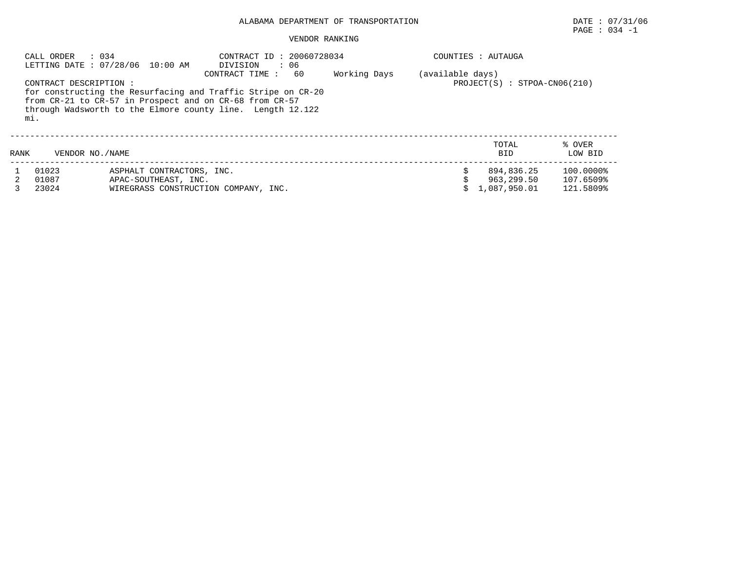ALABAMA DEPARTMENT OF TRANSPORTATION

DATE : 07/31/06

PAGE : 034 -1

VENDOR RANKING

CALL ORDER : 034
LETTING DATE : 07/28/06 10:00 AM

CONTRACT ID : 20060728034
DIVISION : 06
CONTRACT TIME : 60 Working Days (available days)

COUNTIES : AUTAUGA

PROJECT(S) : STPOA-CN06(210)

CONTRACT DESCRIPTION :
for constructing the Resurfacing and Traffic Stripe on CR-20 from CR-21 to CR-57 in Prospect and on CR-68 from CR-57 through Wadsworth to the Elmore county line. Length 12.122 mi.

| RANK | VENDOR NO./NAME | | TOTAL BID | % OVER LOW BID |
|---|---|---|---|---|
| 1 | 01023 | ASPHALT CONTRACTORS, INC. | $ 894,836.25 | 100.0000% |
| 2 | 01087 | APAC-SOUTHEAST, INC. | $ 963,299.50 | 107.6509% |
| 3 | 23024 | WIREGRASS CONSTRUCTION COMPANY, INC. | $ 1,087,950.01 | 121.5809% |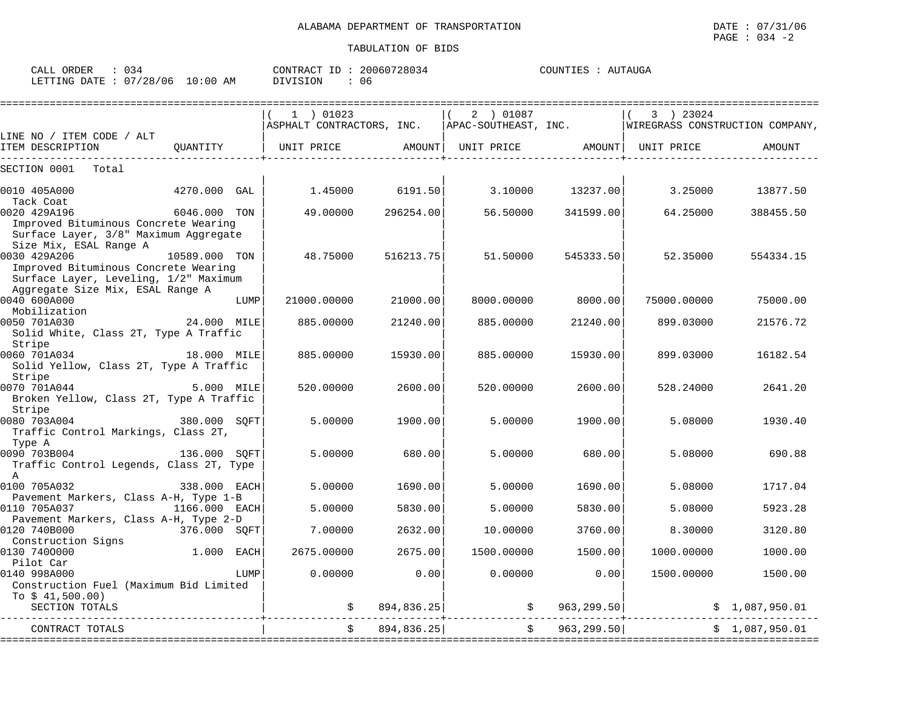ALABAMA DEPARTMENT OF TRANSPORTATION

TABULATION OF BIDS

DATE : 07/31/06

CALL ORDER : 034 CONTRACT ID : 20060728034 COUNTIES : AUTAUGA
LETTING DATE : 07/28/06 10:00 AM DIVISION : 06

| LINE NO / ITEM CODE / ALT ITEM DESCRIPTION | QUANTITY | ( 1 ) 01023 ASPHALT CONTRACTORS, INC. UNIT PRICE | AMOUNT | ( 2 ) 01087 APAC-SOUTHEAST, INC. UNIT PRICE | AMOUNT | ( 3 ) 23024 WIREGRASS CONSTRUCTION COMPANY, UNIT PRICE | AMOUNT |
|---|---|---|---|---|---|---|---|
| SECTION 0001 Total | | | | | | | |
| 0010 405A000 Tack Coat | 4270.000 GAL | 1.45000 | 6191.50 | 3.10000 | 13237.00 | 3.25000 | 13877.50 |
| 0020 429A196 Improved Bituminous Concrete Wearing Surface Layer, 3/8" Maximum Aggregate Size Mix, ESAL Range A | 6046.000 TON | 49.00000 | 296254.00 | 56.50000 | 341599.00 | 64.25000 | 388455.50 |
| 0030 429A206 Improved Bituminous Concrete Wearing Surface Layer, Leveling, 1/2" Maximum Aggregate Size Mix, ESAL Range A | 10589.000 TON | 48.75000 | 516213.75 | 51.50000 | 545333.50 | 52.35000 | 554334.15 |
| 0040 600A000 Mobilization | LUMP | 21000.00000 | 21000.00 | 8000.00000 | 8000.00 | 75000.00000 | 75000.00 |
| 0050 701A030 Solid White, Class 2T, Type A Traffic Stripe | 24.000 MILE | 885.00000 | 21240.00 | 885.00000 | 21240.00 | 899.03000 | 21576.72 |
| 0060 701A034 Solid Yellow, Class 2T, Type A Traffic Stripe | 18.000 MILE | 885.00000 | 15930.00 | 885.00000 | 15930.00 | 899.03000 | 16182.54 |
| 0070 701A044 Broken Yellow, Class 2T, Type A Traffic Stripe | 5.000 MILE | 520.00000 | 2600.00 | 520.00000 | 2600.00 | 528.24000 | 2641.20 |
| 0080 703A004 Traffic Control Markings, Class 2T, Type A | 380.000 SQFT | 5.00000 | 1900.00 | 5.00000 | 1900.00 | 5.08000 | 1930.40 |
| 0090 703B004 Traffic Control Legends, Class 2T, Type A | 136.000 SQFT | 5.00000 | 680.00 | 5.00000 | 680.00 | 5.08000 | 690.88 |
| 0100 705A032 Pavement Markers, Class A-H, Type 1-B | 338.000 EACH | 5.00000 | 1690.00 | 5.00000 | 1690.00 | 5.08000 | 1717.04 |
| 0110 705A037 Pavement Markers, Class A-H, Type 2-D | 1166.000 EACH | 5.00000 | 5830.00 | 5.00000 | 5830.00 | 5.08000 | 5923.28 |
| 0120 740B000 Construction Signs | 376.000 SQFT | 7.00000 | 2632.00 | 10.00000 | 3760.00 | 8.30000 | 3120.80 |
| 0130 740O000 Pilot Car | 1.000 EACH | 2675.00000 | 2675.00 | 1500.00000 | 1500.00 | 1000.00000 | 1000.00 |
| 0140 998A000 Construction Fuel (Maximum Bid Limited To $ 41,500.00) | LUMP | 0.00000 | 0.00 | 0.00000 | 0.00 | 1500.00000 | 1500.00 |
| SECTION TOTALS | | | $ 894,836.25 | | $ 963,299.50 | | $ 1,087,950.01 |
| CONTRACT TOTALS | | | $ 894,836.25 | | $ 963,299.50 | | $ 1,087,950.01 |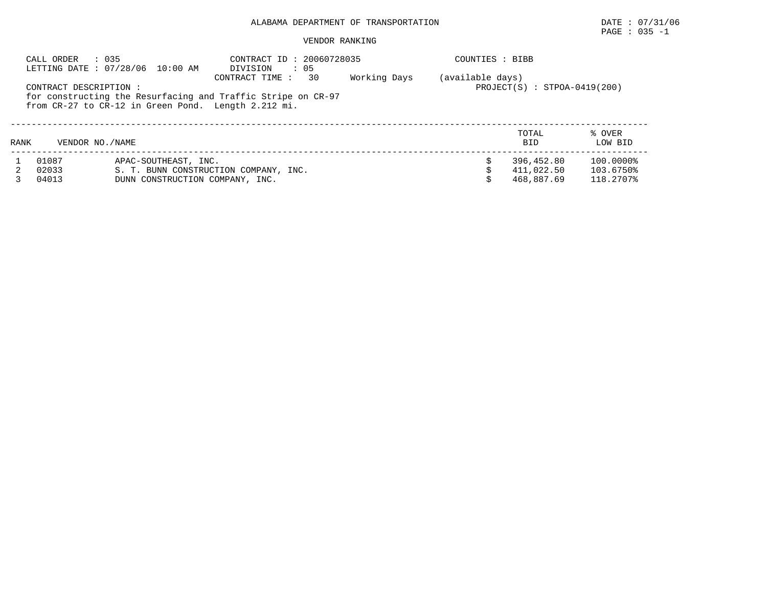ALABAMA DEPARTMENT OF TRANSPORTATION

DATE : 07/31/06

PAGE : 035 -1

VENDOR RANKING

CALL ORDER : 035
LETTING DATE : 07/28/06 10:00 AM

CONTRACT ID : 20060728035
DIVISION : 05
CONTRACT TIME : 30 Working Days (available days)

COUNTIES : BIBB

PROJECT(S) : STPOA-0419(200)

CONTRACT DESCRIPTION :
for constructing the Resurfacing and Traffic Stripe on CR-97 from CR-27 to CR-12 in Green Pond. Length 2.212 mi.

| RANK | VENDOR NO./NAME | | TOTAL BID | % OVER LOW BID |
|---|---|---|---|---|
| 1 | 01087 | APAC-SOUTHEAST, INC. | $ 396,452.80 | 100.0000% |
| 2 | 02033 | S. T. BUNN CONSTRUCTION COMPANY, INC. | $ 411,022.50 | 103.6750% |
| 3 | 04013 | DUNN CONSTRUCTION COMPANY, INC. | $ 468,887.69 | 118.2707% |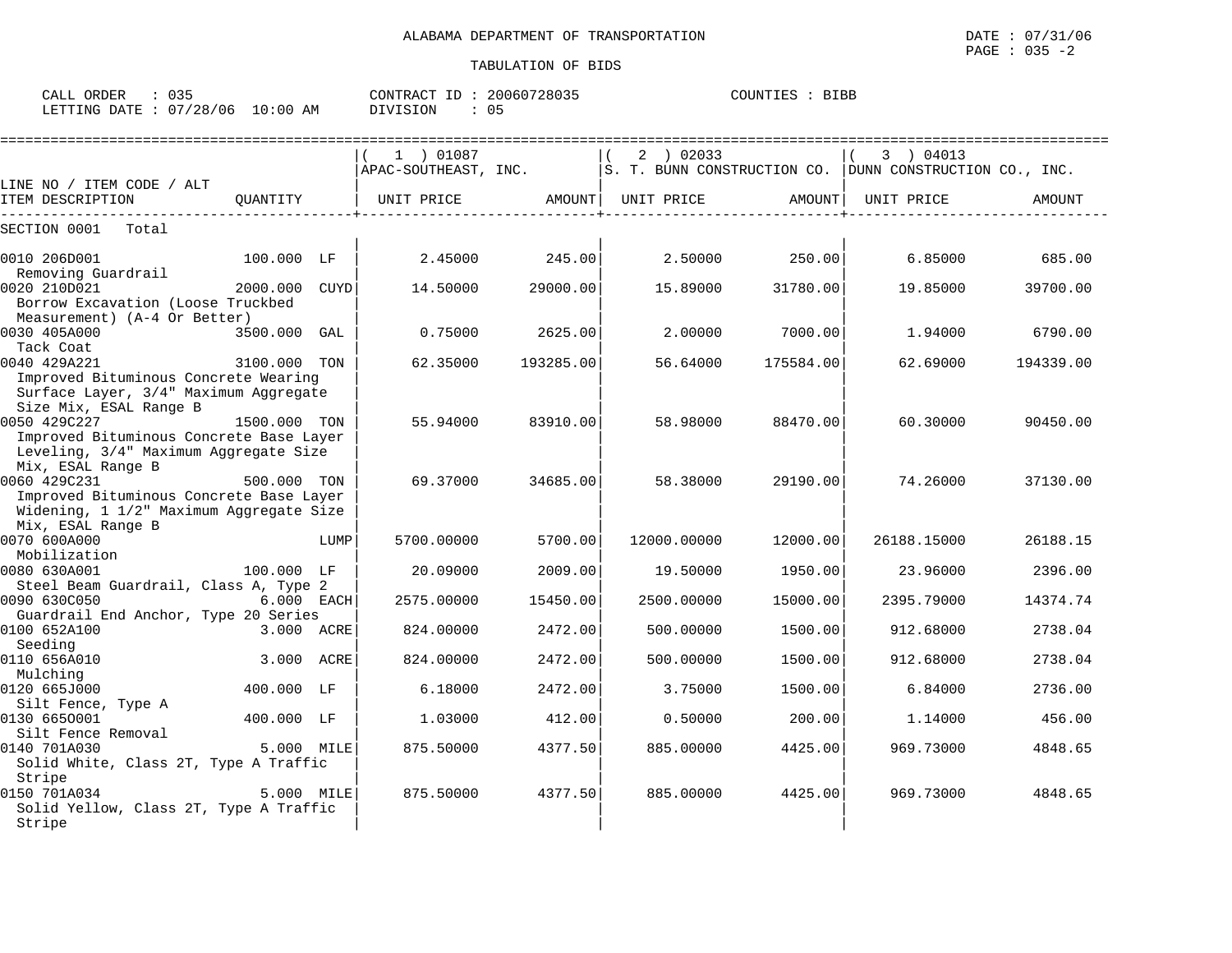ALABAMA DEPARTMENT OF TRANSPORTATION

TABULATION OF BIDS

DATE : 07/31/06

CALL ORDER : 035 CONTRACT ID : 20060728035 COUNTIES : BIBB
LETTING DATE : 07/28/06 10:00 AM DIVISION : 05

| LINE NO / ITEM CODE / ALT ITEM DESCRIPTION | QUANTITY | (1) 01087 APAC-SOUTHEAST, INC. UNIT PRICE | AMOUNT | (2) 02033 S. T. BUNN CONSTRUCTION CO. UNIT PRICE | AMOUNT | (3) 04013 DUNN CONSTRUCTION CO., INC. UNIT PRICE | AMOUNT |
|---|---|---|---|---|---|---|---|
| SECTION 0001 Total | | | | | | | |
| 0010 206D001 Removing Guardrail | 100.000 LF | 2.45000 | 245.00 | 2.50000 | 250.00 | 6.85000 | 685.00 |
| 0020 210D021 Borrow Excavation (Loose Truckbed Measurement) (A-4 Or Better) | 2000.000 CUYD | 14.50000 | 29000.00 | 15.89000 | 31780.00 | 19.85000 | 39700.00 |
| 0030 405A000 Tack Coat | 3500.000 GAL | 0.75000 | 2625.00 | 2.00000 | 7000.00 | 1.94000 | 6790.00 |
| 0040 429A221 Improved Bituminous Concrete Wearing Surface Layer, 3/4" Maximum Aggregate Size Mix, ESAL Range B | 3100.000 TON | 62.35000 | 193285.00 | 56.64000 | 175584.00 | 62.69000 | 194339.00 |
| 0050 429C227 Improved Bituminous Concrete Base Layer Leveling, 3/4" Maximum Aggregate Size Mix, ESAL Range B | 1500.000 TON | 55.94000 | 83910.00 | 58.98000 | 88470.00 | 60.30000 | 90450.00 |
| 0060 429C231 Improved Bituminous Concrete Base Layer Widening, 1 1/2" Maximum Aggregate Size Mix, ESAL Range B | 500.000 TON | 69.37000 | 34685.00 | 58.38000 | 29190.00 | 74.26000 | 37130.00 |
| 0070 600A000 Mobilization | LUMP | 5700.00000 | 5700.00 | 12000.00000 | 12000.00 | 26188.15000 | 26188.15 |
| 0080 630A001 Steel Beam Guardrail, Class A, Type 2 | 100.000 LF | 20.09000 | 2009.00 | 19.50000 | 1950.00 | 23.96000 | 2396.00 |
| 0090 630C050 Guardrail End Anchor, Type 20 Series | 6.000 EACH | 2575.00000 | 15450.00 | 2500.00000 | 15000.00 | 2395.79000 | 14374.74 |
| 0100 652A100 Seeding | 3.000 ACRE | 824.00000 | 2472.00 | 500.00000 | 1500.00 | 912.68000 | 2738.04 |
| 0110 656A010 Mulching | 3.000 ACRE | 824.00000 | 2472.00 | 500.00000 | 1500.00 | 912.68000 | 2738.04 |
| 0120 665J000 Silt Fence, Type A | 400.000 LF | 6.18000 | 2472.00 | 3.75000 | 1500.00 | 6.84000 | 2736.00 |
| 0130 665O001 Silt Fence Removal | 400.000 LF | 1.03000 | 412.00 | 0.50000 | 200.00 | 1.14000 | 456.00 |
| 0140 701A030 Solid White, Class 2T, Type A Traffic Stripe | 5.000 MILE | 875.50000 | 4377.50 | 885.00000 | 4425.00 | 969.73000 | 4848.65 |
| 0150 701A034 Solid Yellow, Class 2T, Type A Traffic Stripe | 5.000 MILE | 875.50000 | 4377.50 | 885.00000 | 4425.00 | 969.73000 | 4848.65 |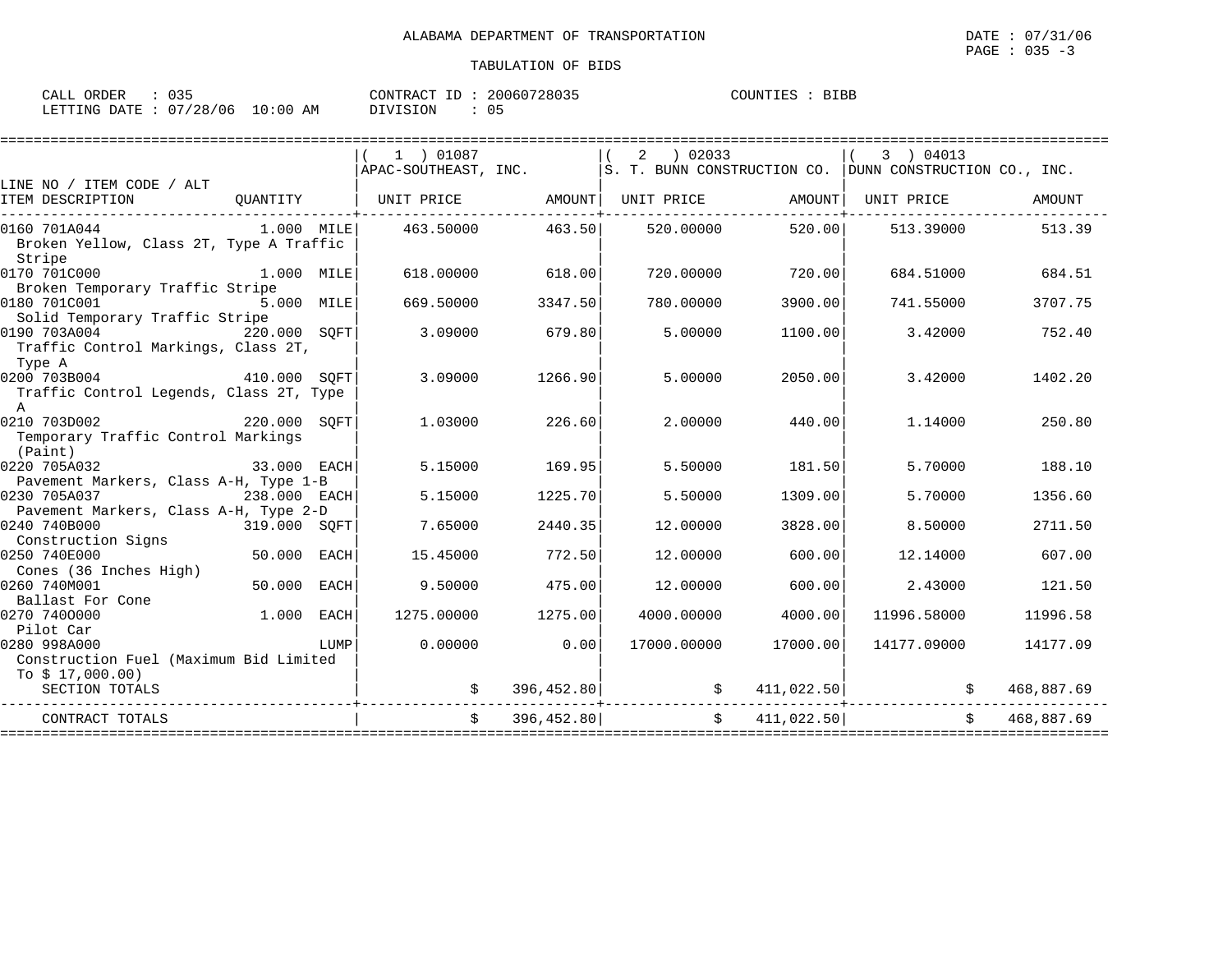ALABAMA DEPARTMENT OF TRANSPORTATION

TABULATION OF BIDS

CALL ORDER : 035 CONTRACT ID : 20060728035 COUNTIES : BIBB
LETTING DATE : 07/28/06 10:00 AM DIVISION : 05

| LINE NO / ITEM CODE / ALT ITEM DESCRIPTION | QUANTITY | (1) 01087 APAC-SOUTHEAST, INC. UNIT PRICE | AMOUNT | (2) 02033 S. T. BUNN CONSTRUCTION CO. UNIT PRICE | AMOUNT | (3) 04013 DUNN CONSTRUCTION CO., INC. UNIT PRICE | AMOUNT |
|---|---|---|---|---|---|---|---|
| 0160 701A044 Broken Yellow, Class 2T, Type A Traffic Stripe | 1.000 MILE | 463.50000 | 463.50 | 520.00000 | 520.00 | 513.39000 | 513.39 |
| 0170 701C000 Broken Temporary Traffic Stripe | 1.000 MILE | 618.00000 | 618.00 | 720.00000 | 720.00 | 684.51000 | 684.51 |
| 0180 701C001 Solid Temporary Traffic Stripe | 5.000 MILE | 669.50000 | 3347.50 | 780.00000 | 3900.00 | 741.55000 | 3707.75 |
| 0190 703A004 Traffic Control Markings, Class 2T, Type A | 220.000 SQFT | 3.09000 | 679.80 | 5.00000 | 1100.00 | 3.42000 | 752.40 |
| 0200 703B004 Traffic Control Legends, Class 2T, Type A | 410.000 SQFT | 3.09000 | 1266.90 | 5.00000 | 2050.00 | 3.42000 | 1402.20 |
| 0210 703D002 Temporary Traffic Control Markings (Paint) | 220.000 SQFT | 1.03000 | 226.60 | 2.00000 | 440.00 | 1.14000 | 250.80 |
| 0220 705A032 Pavement Markers, Class A-H, Type 1-B | 33.000 EACH | 5.15000 | 169.95 | 5.50000 | 181.50 | 5.70000 | 188.10 |
| 0230 705A037 Pavement Markers, Class A-H, Type 2-D | 238.000 EACH | 5.15000 | 1225.70 | 5.50000 | 1309.00 | 5.70000 | 1356.60 |
| 0240 740B000 Construction Signs | 319.000 SQFT | 7.65000 | 2440.35 | 12.00000 | 3828.00 | 8.50000 | 2711.50 |
| 0250 740E000 Cones (36 Inches High) | 50.000 EACH | 15.45000 | 772.50 | 12.00000 | 600.00 | 12.14000 | 607.00 |
| 0260 740M001 Ballast For Cone | 50.000 EACH | 9.50000 | 475.00 | 12.00000 | 600.00 | 2.43000 | 121.50 |
| 0270 740O000 Pilot Car | 1.000 EACH | 1275.00000 | 1275.00 | 4000.00000 | 4000.00 | 11996.58000 | 11996.58 |
| 0280 998A000 Construction Fuel (Maximum Bid Limited To $ 17,000.00) | LUMP | 0.00000 | 0.00 | 17000.00000 | 17000.00 | 14177.09000 | 14177.09 |
| SECTION TOTALS | | | $ 396,452.80 | | $ 411,022.50 | | $ 468,887.69 |
| CONTRACT TOTALS | | | $ 396,452.80 | | $ 411,022.50 | | $ 468,887.69 |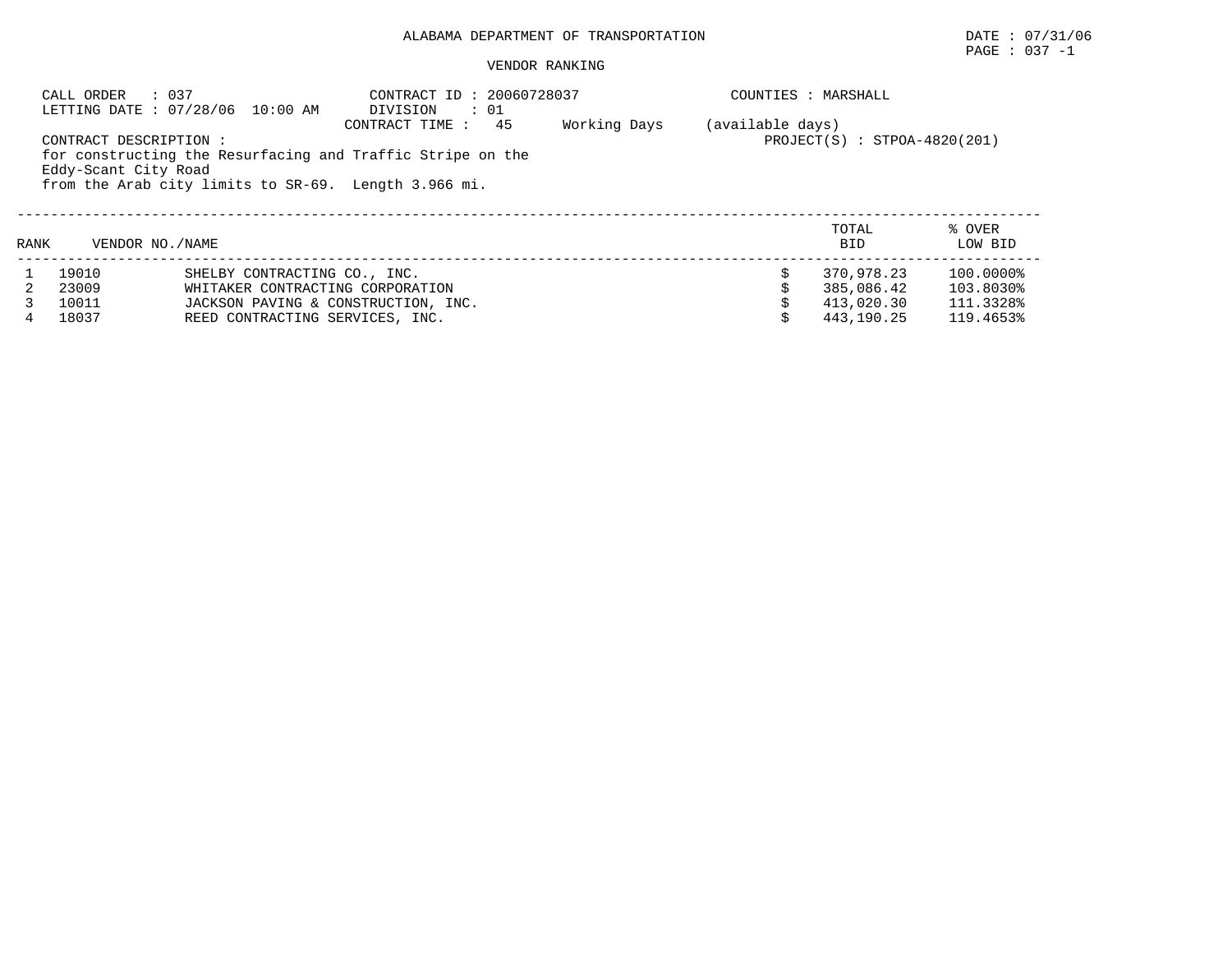ALABAMA DEPARTMENT OF TRANSPORTATION

DATE : 07/31/06

VENDOR RANKING

CALL ORDER : 037
LETTING DATE : 07/28/06 10:00 AM

CONTRACT ID : 20060728037
DIVISION : 01
CONTRACT TIME : 45 Working Days (available days)

COUNTIES : MARSHALL

PROJECT(S) : STPOA-4820(201)

CONTRACT DESCRIPTION :
for constructing the Resurfacing and Traffic Stripe on the
Eddy-Scant City Road
from the Arab city limits to SR-69. Length 3.966 mi.

| RANK | VENDOR NO./NAME | | TOTAL BID | % OVER LOW BID |
|---|---|---|---|---|
| 1 | 19010 | SHELBY CONTRACTING CO., INC. | $ 370,978.23 | 100.0000% |
| 2 | 23009 | WHITAKER CONTRACTING CORPORATION | $ 385,086.42 | 103.8030% |
| 3 | 10011 | JACKSON PAVING & CONSTRUCTION, INC. | $ 413,020.30 | 111.3328% |
| 4 | 18037 | REED CONTRACTING SERVICES, INC. | $ 443,190.25 | 119.4653% |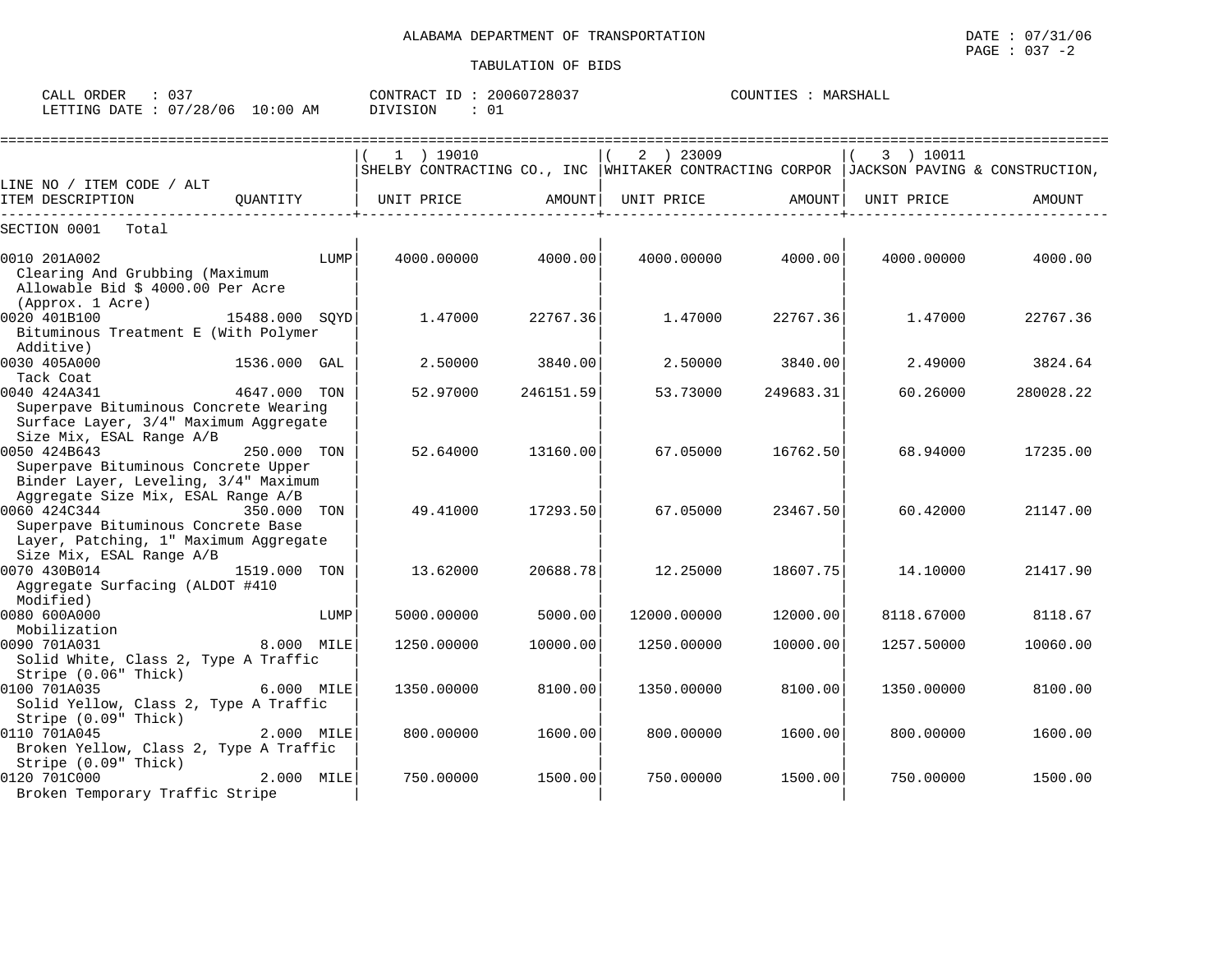ALABAMA DEPARTMENT OF TRANSPORTATION

TABULATION OF BIDS

CALL ORDER : 037 CONTRACT ID : 20060728037 COUNTIES : MARSHALL
LETTING DATE : 07/28/06 10:00 AM DIVISION : 01

| LINE NO / ITEM CODE / ALT ITEM DESCRIPTION | QUANTITY | ( 1 ) 19010 SHELBY CONTRACTING CO., INC UNIT PRICE | AMOUNT | ( 2 ) 23009 WHITAKER CONTRACTING CORPOR UNIT PRICE | AMOUNT | ( 3 ) 10011 JACKSON PAVING & CONSTRUCTION, UNIT PRICE | AMOUNT |
|---|---|---|---|---|---|---|---|
| SECTION 0001 Total | | | | | | | |
| 0010 201A002 Clearing And Grubbing (Maximum Allowable Bid $ 4000.00 Per Acre (Approx. 1 Acre) | LUMP | 4000.00000 | 4000.00 | 4000.00000 | 4000.00 | 4000.00000 | 4000.00 |
| 0020 401B100 Bituminous Treatment E (With Polymer Additive) | 15488.000 SQYD | 1.47000 | 22767.36 | 1.47000 | 22767.36 | 1.47000 | 22767.36 |
| 0030 405A000 Tack Coat | 1536.000 GAL | 2.50000 | 3840.00 | 2.50000 | 3840.00 | 2.49000 | 3824.64 |
| 0040 424A341 Superpave Bituminous Concrete Wearing Surface Layer, 3/4" Maximum Aggregate Size Mix, ESAL Range A/B | 4647.000 TON | 52.97000 | 246151.59 | 53.73000 | 249683.31 | 60.26000 | 280028.22 |
| 0050 424B643 Superpave Bituminous Concrete Upper Binder Layer, Leveling, 3/4" Maximum Aggregate Size Mix, ESAL Range A/B | 250.000 TON | 52.64000 | 13160.00 | 67.05000 | 16762.50 | 68.94000 | 17235.00 |
| 0060 424C344 Superpave Bituminous Concrete Base Layer, Patching, 1" Maximum Aggregate Size Mix, ESAL Range A/B | 350.000 TON | 49.41000 | 17293.50 | 67.05000 | 23467.50 | 60.42000 | 21147.00 |
| 0070 430B014 Aggregate Surfacing (ALDOT #410 Modified) | 1519.000 TON | 13.62000 | 20688.78 | 12.25000 | 18607.75 | 14.10000 | 21417.90 |
| 0080 600A000 Mobilization | LUMP | 5000.00000 | 5000.00 | 12000.00000 | 12000.00 | 8118.67000 | 8118.67 |
| 0090 701A031 Solid White, Class 2, Type A Traffic Stripe (0.06" Thick) | 8.000 MILE | 1250.00000 | 10000.00 | 1250.00000 | 10000.00 | 1257.50000 | 10060.00 |
| 0100 701A035 Solid Yellow, Class 2, Type A Traffic Stripe (0.09" Thick) | 6.000 MILE | 1350.00000 | 8100.00 | 1350.00000 | 8100.00 | 1350.00000 | 8100.00 |
| 0110 701A045 Broken Yellow, Class 2, Type A Traffic Stripe (0.09" Thick) | 2.000 MILE | 800.00000 | 1600.00 | 800.00000 | 1600.00 | 800.00000 | 1600.00 |
| 0120 701C000 Broken Temporary Traffic Stripe | 2.000 MILE | 750.00000 | 1500.00 | 750.00000 | 1500.00 | 750.00000 | 1500.00 |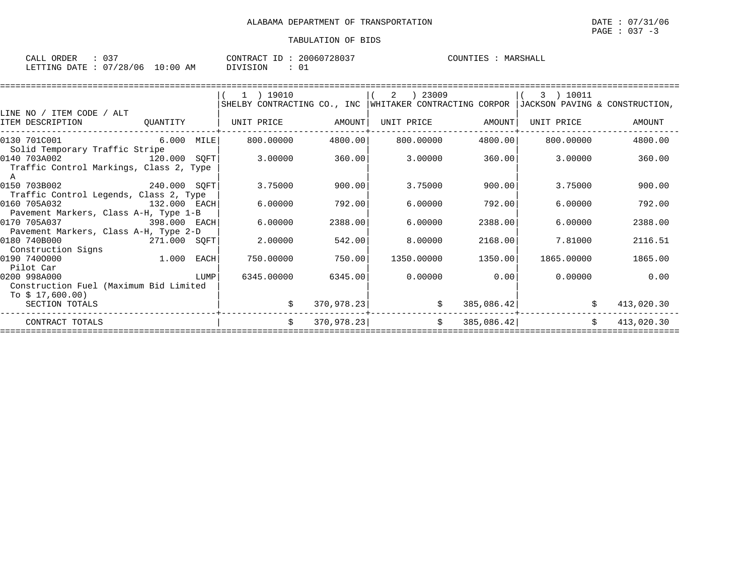ALABAMA DEPARTMENT OF TRANSPORTATION

TABULATION OF BIDS

CALL ORDER : 037 &nbsp;&nbsp;&nbsp; CONTRACT ID : 20060728037 &nbsp;&nbsp;&nbsp; COUNTIES : MARSHALL
LETTING DATE : 07/28/06 10:00 AM &nbsp;&nbsp;&nbsp; DIVISION : 01

| LINE NO / ITEM CODE / ALT ITEM DESCRIPTION | QUANTITY | ( 1 ) 19010 SHELBY CONTRACTING CO., INC UNIT PRICE | AMOUNT | ( 2 ) 23009 WHITAKER CONTRACTING CORPOR UNIT PRICE | AMOUNT | ( 3 ) 10011 JACKSON PAVING & CONSTRUCTION, UNIT PRICE | AMOUNT |
|---|---|---|---|---|---|---|---|
| 0130 701C001 Solid Temporary Traffic Stripe | 6.000 MILE | 800.00000 | 4800.00 | 800.00000 | 4800.00 | 800.00000 | 4800.00 |
| 0140 703A002 Traffic Control Markings, Class 2, Type A | 120.000 SQFT | 3.00000 | 360.00 | 3.00000 | 360.00 | 3.00000 | 360.00 |
| 0150 703B002 Traffic Control Legends, Class 2, Type | 240.000 SQFT | 3.75000 | 900.00 | 3.75000 | 900.00 | 3.75000 | 900.00 |
| 0160 705A032 Pavement Markers, Class A-H, Type 1-B | 132.000 EACH | 6.00000 | 792.00 | 6.00000 | 792.00 | 6.00000 | 792.00 |
| 0170 705A037 Pavement Markers, Class A-H, Type 2-D | 398.000 EACH | 6.00000 | 2388.00 | 6.00000 | 2388.00 | 6.00000 | 2388.00 |
| 0180 740B000 Construction Signs | 271.000 SQFT | 2.00000 | 542.00 | 8.00000 | 2168.00 | 7.81000 | 2116.51 |
| 0190 740O000 Pilot Car | 1.000 EACH | 750.00000 | 750.00 | 1350.00000 | 1350.00 | 1865.00000 | 1865.00 |
| 0200 998A000 Construction Fuel (Maximum Bid Limited To $ 17,600.00) | LUMP | 6345.00000 | 6345.00 | 0.00000 | 0.00 | 0.00000 | 0.00 |
| SECTION TOTALS | | $ | 370,978.23 | $ | 385,086.42 | $ | 413,020.30 |
| CONTRACT TOTALS | | $ | 370,978.23 | $ | 385,086.42 | $ | 413,020.30 |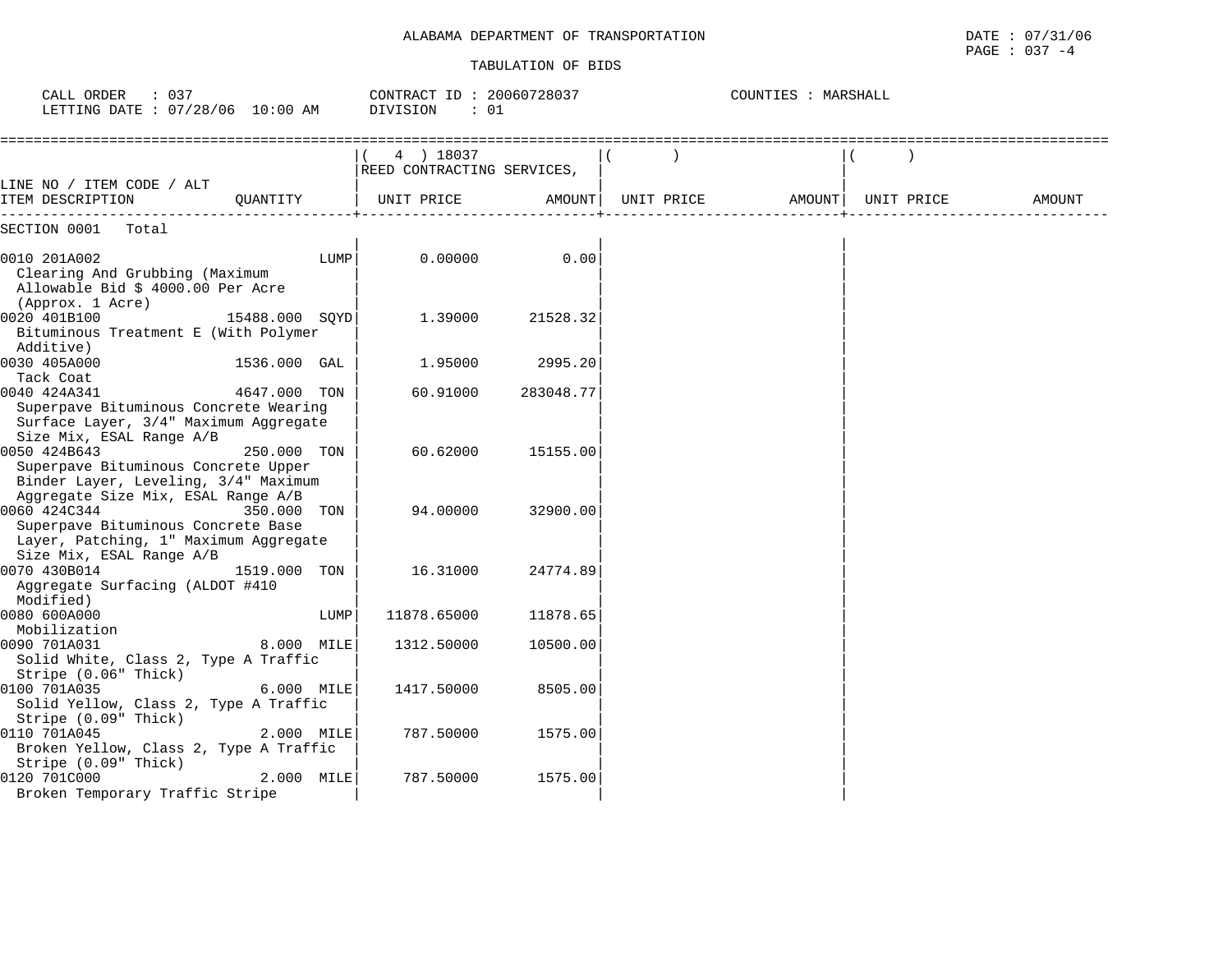ALABAMA DEPARTMENT OF TRANSPORTATION

TABULATION OF BIDS

CALL ORDER : 037 CONTRACT ID : 20060728037 COUNTIES : MARSHALL
LETTING DATE : 07/28/06 10:00 AM DIVISION : 01

| LINE NO / ITEM CODE / ALT ITEM DESCRIPTION | QUANTITY | ( 4 ) 18037 REED CONTRACTING SERVICES, UNIT PRICE | AMOUNT | ( ) UNIT PRICE | AMOUNT | ( ) UNIT PRICE | AMOUNT |
|---|---|---|---|---|---|---|---|
| SECTION 0001 Total | | | | | | | |
| 0010 201A002 Clearing And Grubbing (Maximum Allowable Bid $ 4000.00 Per Acre (Approx. 1 Acre) | LUMP | 0.00000 | 0.00 | | | | |
| 0020 401B100 Bituminous Treatment E (With Polymer Additive) | 15488.000 SQYD | 1.39000 | 21528.32 | | | | |
| 0030 405A000 Tack Coat | 1536.000 GAL | 1.95000 | 2995.20 | | | | |
| 0040 424A341 Superpave Bituminous Concrete Wearing Surface Layer, 3/4" Maximum Aggregate Size Mix, ESAL Range A/B | 4647.000 TON | 60.91000 | 283048.77 | | | | |
| 0050 424B643 Superpave Bituminous Concrete Upper Binder Layer, Leveling, 3/4" Maximum Aggregate Size Mix, ESAL Range A/B | 250.000 TON | 60.62000 | 15155.00 | | | | |
| 0060 424C344 Superpave Bituminous Concrete Base Layer, Patching, 1" Maximum Aggregate Size Mix, ESAL Range A/B | 350.000 TON | 94.00000 | 32900.00 | | | | |
| 0070 430B014 Aggregate Surfacing (ALDOT #410 Modified) | 1519.000 TON | 16.31000 | 24774.89 | | | | |
| 0080 600A000 Mobilization | LUMP | 11878.65000 | 11878.65 | | | | |
| 0090 701A031 Solid White, Class 2, Type A Traffic Stripe (0.06" Thick) | 8.000 MILE | 1312.50000 | 10500.00 | | | | |
| 0100 701A035 Solid Yellow, Class 2, Type A Traffic Stripe (0.09" Thick) | 6.000 MILE | 1417.50000 | 8505.00 | | | | |
| 0110 701A045 Broken Yellow, Class 2, Type A Traffic Stripe (0.09" Thick) | 2.000 MILE | 787.50000 | 1575.00 | | | | |
| 0120 701C000 Broken Temporary Traffic Stripe | 2.000 MILE | 787.50000 | 1575.00 | | | | |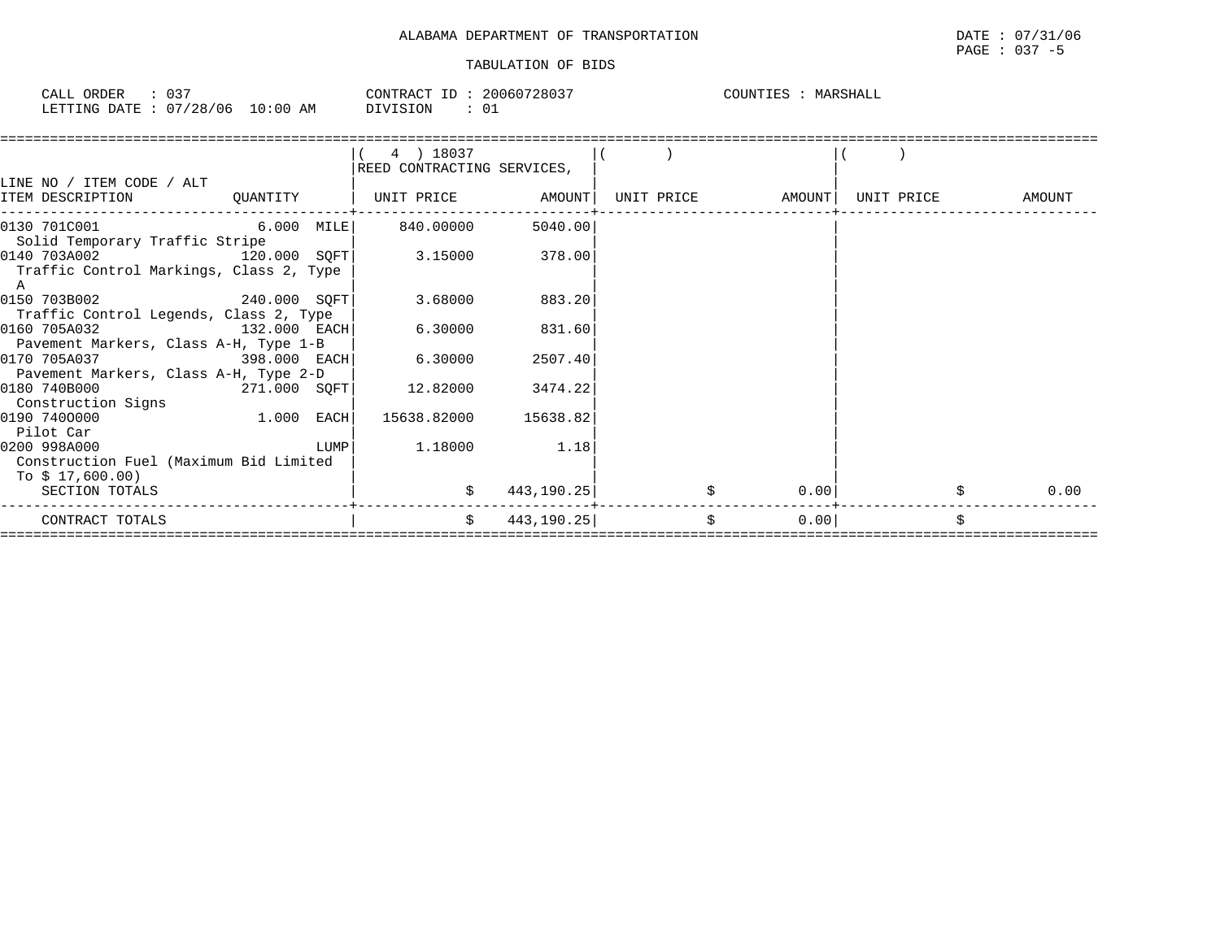ALABAMA DEPARTMENT OF TRANSPORTATION

TABULATION OF BIDS

DATE : 07/31/06
PAGE : 037 -5

CALL ORDER : 037 &nbsp;&nbsp;&nbsp;&nbsp; CONTRACT ID : 20060728037 &nbsp;&nbsp;&nbsp;&nbsp; COUNTIES : MARSHALL
LETTING DATE : 07/28/06 10:00 AM &nbsp;&nbsp;&nbsp;&nbsp; DIVISION : 01

| LINE NO / ITEM CODE / ALT ITEM DESCRIPTION | QUANTITY | ( 4 ) 18037 REED CONTRACTING SERVICES, UNIT PRICE | AMOUNT | ( ) UNIT PRICE | AMOUNT | ( ) UNIT PRICE | AMOUNT |
|---|---|---|---|---|---|---|---|
| 0130 701C001 Solid Temporary Traffic Stripe | 6.000 MILE | 840.00000 | 5040.00 | | | | |
| 0140 703A002 Traffic Control Markings, Class 2, Type A | 120.000 SQFT | 3.15000 | 378.00 | | | | |
| 0150 703B002 Traffic Control Legends, Class 2, Type | 240.000 SQFT | 3.68000 | 883.20 | | | | |
| 0160 705A032 Pavement Markers, Class A-H, Type 1-B | 132.000 EACH | 6.30000 | 831.60 | | | | |
| 0170 705A037 Pavement Markers, Class A-H, Type 2-D | 398.000 EACH | 6.30000 | 2507.40 | | | | |
| 0180 740B000 Construction Signs | 271.000 SQFT | 12.82000 | 3474.22 | | | | |
| 0190 740O000 Pilot Car | 1.000 EACH | 15638.82000 | 15638.82 | | | | |
| 0200 998A000 Construction Fuel (Maximum Bid Limited To $ 17,600.00) | LUMP | 1.18000 | 1.18 | | | | |
| SECTION TOTALS | | $ | 443,190.25 | $ | 0.00 | $ | 0.00 |
| CONTRACT TOTALS | | $ | 443,190.25 | $ | 0.00 | $ | |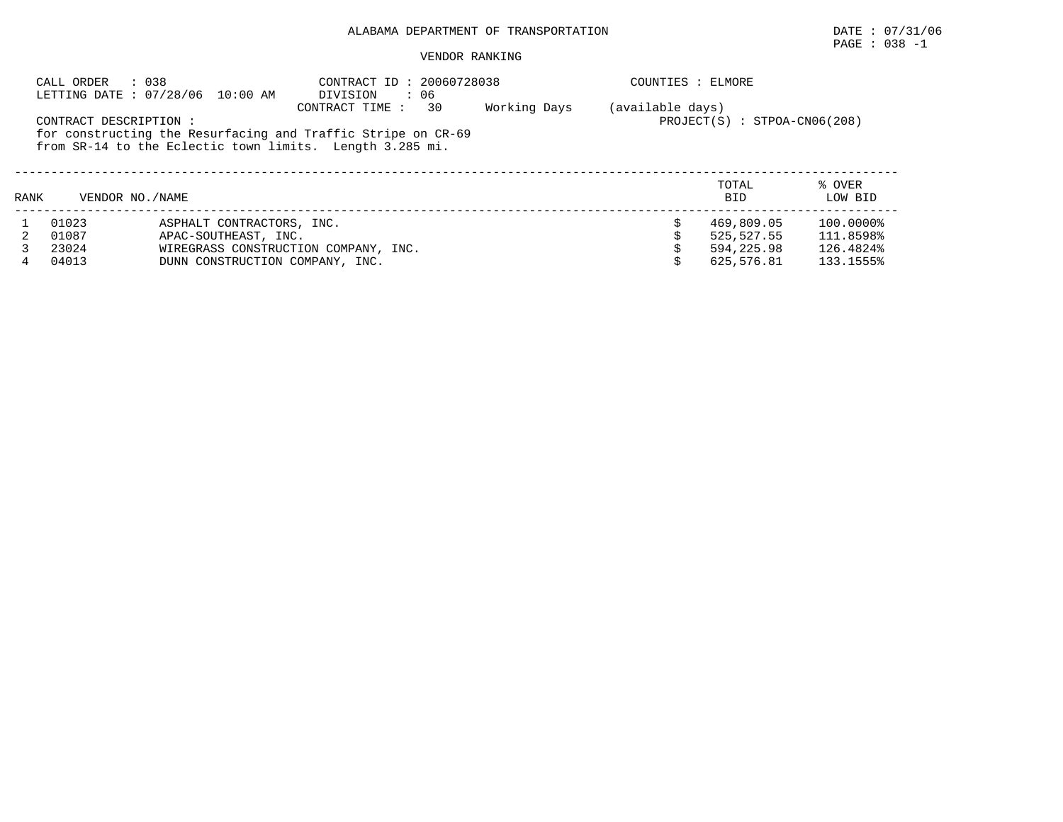ALABAMA DEPARTMENT OF TRANSPORTATION

DATE : 07/31/06
PAGE : 038 -1

VENDOR RANKING

CALL ORDER : 038
LETTING DATE : 07/28/06 10:00 AM

CONTRACT ID : 20060728038
DIVISION : 06
CONTRACT TIME : 30 Working Days (available days)

COUNTIES : ELMORE

PROJECT(S) : STPOA-CN06(208)

CONTRACT DESCRIPTION :
for constructing the Resurfacing and Traffic Stripe on CR-69 from SR-14 to the Eclectic town limits. Length 3.285 mi.

| RANK | VENDOR NO./NAME | | TOTAL BID | % OVER LOW BID |
|---|---|---|---|---|
| 1 | 01023 | ASPHALT CONTRACTORS, INC. | $ 469,809.05 | 100.0000% |
| 2 | 01087 | APAC-SOUTHEAST, INC. | $ 525,527.55 | 111.8598% |
| 3 | 23024 | WIREGRASS CONSTRUCTION COMPANY, INC. | $ 594,225.98 | 126.4824% |
| 4 | 04013 | DUNN CONSTRUCTION COMPANY, INC. | $ 625,576.81 | 133.1555% |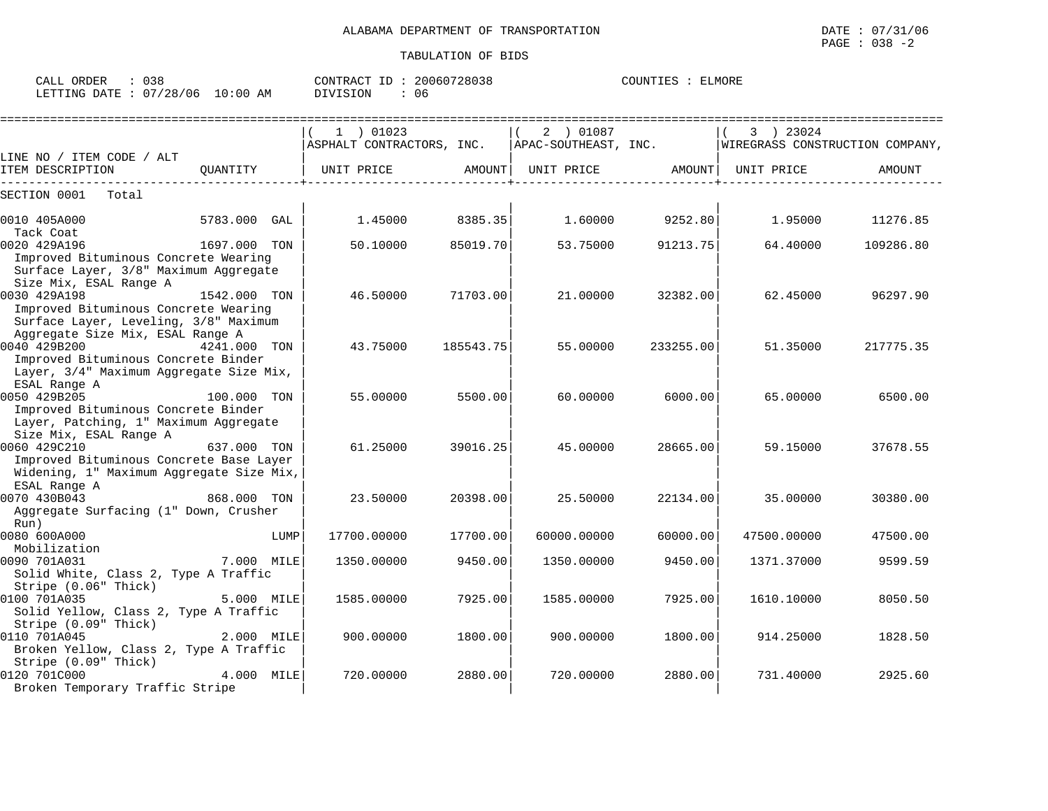ALABAMA DEPARTMENT OF TRANSPORTATION

TABULATION OF BIDS

CALL ORDER : 038 CONTRACT ID : 20060728038 COUNTIES : ELMORE
LETTING DATE : 07/28/06 10:00 AM DIVISION : 06

| LINE NO / ITEM CODE / ALT | | (1) 01023 ASPHALT CONTRACTORS, INC. | | (2) 01087 APAC-SOUTHEAST, INC. | | (3) 23024 WIREGRASS CONSTRUCTION COMPANY, | |
|---|---|---|---|---|---|---|---|
| ITEM DESCRIPTION | QUANTITY | UNIT PRICE | AMOUNT | UNIT PRICE | AMOUNT | UNIT PRICE | AMOUNT |
| SECTION 0001 Total | | | | | | | |
| 0010 405A000 Tack Coat | 5783.000 GAL | 1.45000 | 8385.35 | 1.60000 | 9252.80 | 1.95000 | 11276.85 |
| 0020 429A196 Improved Bituminous Concrete Wearing Surface Layer, 3/8" Maximum Aggregate Size Mix, ESAL Range A | 1697.000 TON | 50.10000 | 85019.70 | 53.75000 | 91213.75 | 64.40000 | 109286.80 |
| 0030 429A198 Improved Bituminous Concrete Wearing Surface Layer, Leveling, 3/8" Maximum Aggregate Size Mix, ESAL Range A | 1542.000 TON | 46.50000 | 71703.00 | 21.00000 | 32382.00 | 62.45000 | 96297.90 |
| 0040 429B200 Improved Bituminous Concrete Binder Layer, 3/4" Maximum Aggregate Size Mix, ESAL Range A | 4241.000 TON | 43.75000 | 185543.75 | 55.00000 | 233255.00 | 51.35000 | 217775.35 |
| 0050 429B205 Improved Bituminous Concrete Binder Layer, Patching, 1" Maximum Aggregate Size Mix, ESAL Range A | 100.000 TON | 55.00000 | 5500.00 | 60.00000 | 6000.00 | 65.00000 | 6500.00 |
| 0060 429C210 Improved Bituminous Concrete Base Layer Widening, 1" Maximum Aggregate Size Mix, ESAL Range A | 637.000 TON | 61.25000 | 39016.25 | 45.00000 | 28665.00 | 59.15000 | 37678.55 |
| 0070 430B043 Aggregate Surfacing (1" Down, Crusher Run) | 868.000 TON | 23.50000 | 20398.00 | 25.50000 | 22134.00 | 35.00000 | 30380.00 |
| 0080 600A000 Mobilization | LUMP | 17700.00000 | 17700.00 | 60000.00000 | 60000.00 | 47500.00000 | 47500.00 |
| 0090 701A031 Solid White, Class 2, Type A Traffic Stripe (0.06" Thick) | 7.000 MILE | 1350.00000 | 9450.00 | 1350.00000 | 9450.00 | 1371.37000 | 9599.59 |
| 0100 701A035 Solid Yellow, Class 2, Type A Traffic Stripe (0.09" Thick) | 5.000 MILE | 1585.00000 | 7925.00 | 1585.00000 | 7925.00 | 1610.10000 | 8050.50 |
| 0110 701A045 Broken Yellow, Class 2, Type A Traffic Stripe (0.09" Thick) | 2.000 MILE | 900.00000 | 1800.00 | 900.00000 | 1800.00 | 914.25000 | 1828.50 |
| 0120 701C000 Broken Temporary Traffic Stripe | 4.000 MILE | 720.00000 | 2880.00 | 720.00000 | 2880.00 | 731.40000 | 2925.60 |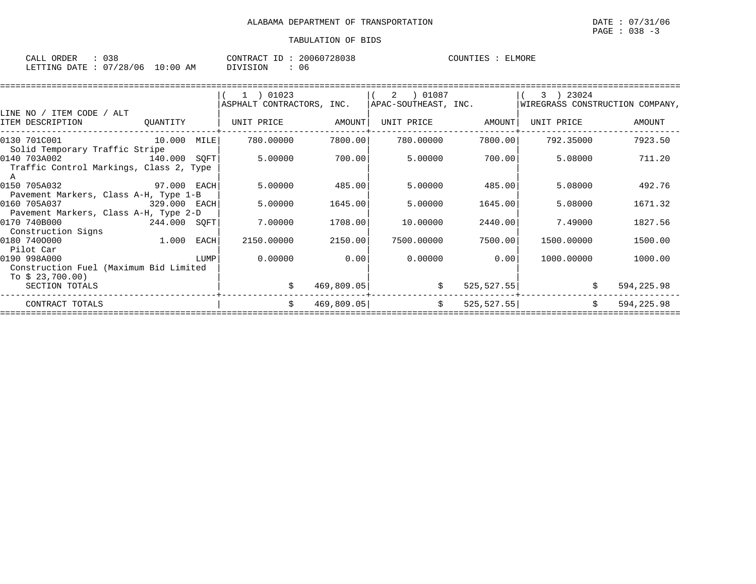ALABAMA DEPARTMENT OF TRANSPORTATION

TABULATION OF BIDS

DATE : 07/31/06
PAGE : 038 -3

CALL ORDER : 038
LETTING DATE : 07/28/06 10:00 AM

CONTRACT ID : 20060728038
DIVISION : 06

COUNTIES : ELMORE

| LINE NO / ITEM CODE / ALT<br>ITEM DESCRIPTION | QUANTITY | ( 1 ) 01023<br>ASPHALT CONTRACTORS, INC.<br>UNIT PRICE | <br><br>AMOUNT | ( 2 ) 01087<br>APAC-SOUTHEAST, INC.<br>UNIT PRICE | <br><br>AMOUNT | ( 3 ) 23024<br>WIREGRASS CONSTRUCTION COMPANY,<br>UNIT PRICE | <br><br>AMOUNT |
|---|---|---|---|---|---|---|---|
| 0130 701C001<br>Solid Temporary Traffic Stripe | 10.000 MILE | 780.00000 | 7800.00 | 780.00000 | 7800.00 | 792.35000 | 7923.50 |
| 0140 703A002<br>Traffic Control Markings, Class 2, Type A | 140.000 SQFT | 5.00000 | 700.00 | 5.00000 | 700.00 | 5.08000 | 711.20 |
| 0150 705A032<br>Pavement Markers, Class A-H, Type 1-B | 97.000 EACH | 5.00000 | 485.00 | 5.00000 | 485.00 | 5.08000 | 492.76 |
| 0160 705A037<br>Pavement Markers, Class A-H, Type 2-D | 329.000 EACH | 5.00000 | 1645.00 | 5.00000 | 1645.00 | 5.08000 | 1671.32 |
| 0170 740B000<br>Construction Signs | 244.000 SQFT | 7.00000 | 1708.00 | 10.00000 | 2440.00 | 7.49000 | 1827.56 |
| 0180 740O000<br>Pilot Car | 1.000 EACH | 2150.00000 | 2150.00 | 7500.00000 | 7500.00 | 1500.00000 | 1500.00 |
| 0190 998A000<br>Construction Fuel (Maximum Bid Limited To $ 23,700.00) | LUMP | 0.00000 | 0.00 | 0.00000 | 0.00 | 1000.00000 | 1000.00 |
| SECTION TOTALS | | $ | 469,809.05 | $ | 525,527.55 | $ | 594,225.98 |
| CONTRACT TOTALS | | $ | 469,809.05 | $ | 525,527.55 | $ | 594,225.98 |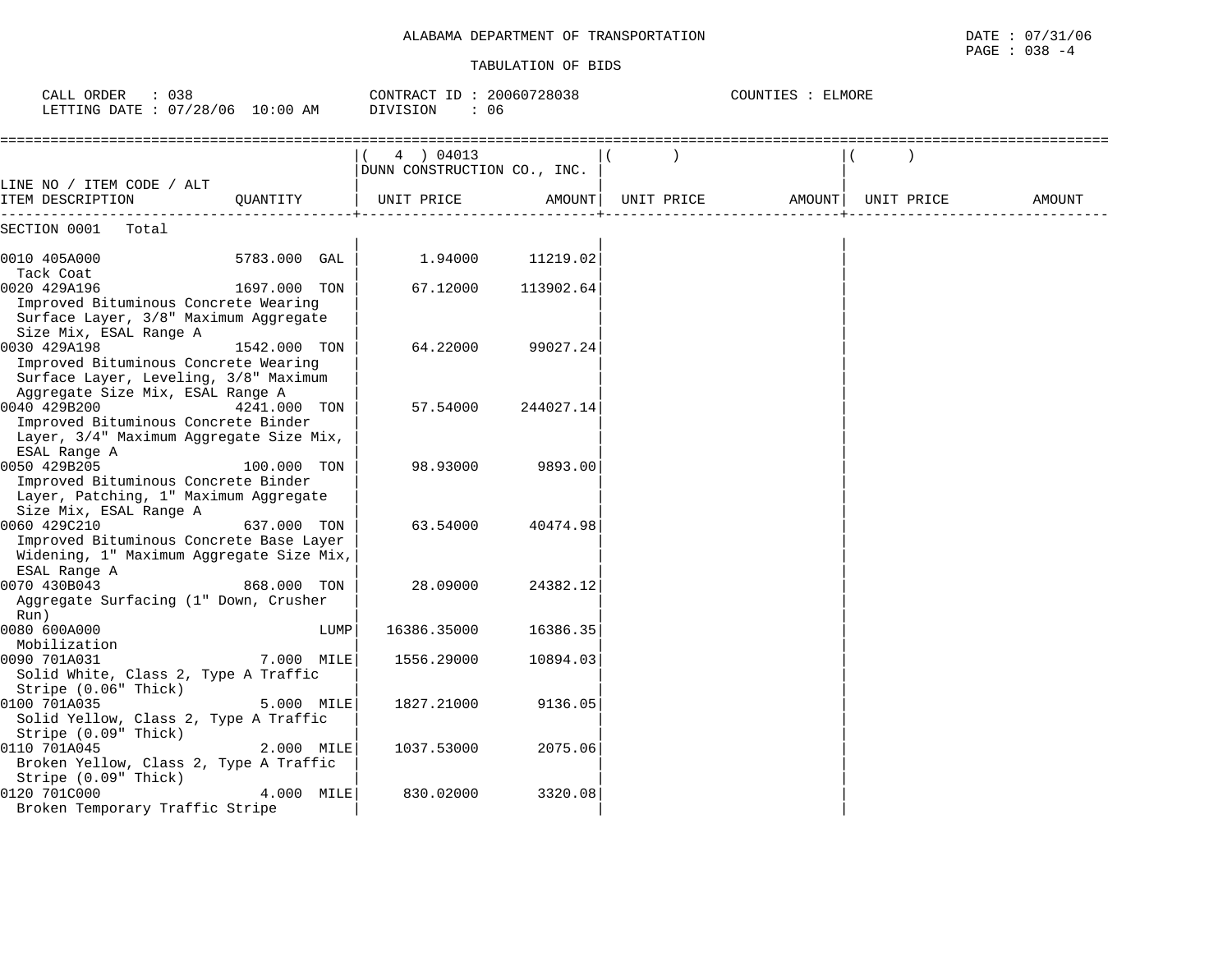ALABAMA DEPARTMENT OF TRANSPORTATION

TABULATION OF BIDS

DATE : 07/31/06
PAGE : 038 -4

CALL ORDER : 038
LETTING DATE : 07/28/06 10:00 AM

CONTRACT ID : 20060728038
DIVISION : 06

COUNTIES : ELMORE

| LINE NO / ITEM CODE / ALT ITEM DESCRIPTION | QUANTITY | ( 4 ) 04013 DUNN CONSTRUCTION CO., INC. UNIT PRICE | AMOUNT | ( ) UNIT PRICE | AMOUNT | ( ) UNIT PRICE | AMOUNT |
|---|---|---|---|---|---|---|---|
| SECTION 0001 Total | | | | | | | |
| 0010 405A000 Tack Coat | 5783.000 GAL | 1.94000 | 11219.02 | | | | |
| 0020 429A196 Improved Bituminous Concrete Wearing Surface Layer, 3/8" Maximum Aggregate Size Mix, ESAL Range A | 1697.000 TON | 67.12000 | 113902.64 | | | | |
| 0030 429A198 Improved Bituminous Concrete Wearing Surface Layer, Leveling, 3/8" Maximum Aggregate Size Mix, ESAL Range A | 1542.000 TON | 64.22000 | 99027.24 | | | | |
| 0040 429B200 Improved Bituminous Concrete Binder Layer, 3/4" Maximum Aggregate Size Mix, ESAL Range A | 4241.000 TON | 57.54000 | 244027.14 | | | | |
| 0050 429B205 Improved Bituminous Concrete Binder Layer, Patching, 1" Maximum Aggregate Size Mix, ESAL Range A | 100.000 TON | 98.93000 | 9893.00 | | | | |
| 0060 429C210 Improved Bituminous Concrete Base Layer Widening, 1" Maximum Aggregate Size Mix, ESAL Range A | 637.000 TON | 63.54000 | 40474.98 | | | | |
| 0070 430B043 Aggregate Surfacing (1" Down, Crusher Run) | 868.000 TON | 28.09000 | 24382.12 | | | | |
| 0080 600A000 Mobilization | LUMP | 16386.35000 | 16386.35 | | | | |
| 0090 701A031 Solid White, Class 2, Type A Traffic Stripe (0.06" Thick) | 7.000 MILE | 1556.29000 | 10894.03 | | | | |
| 0100 701A035 Solid Yellow, Class 2, Type A Traffic Stripe (0.09" Thick) | 5.000 MILE | 1827.21000 | 9136.05 | | | | |
| 0110 701A045 Broken Yellow, Class 2, Type A Traffic Stripe (0.09" Thick) | 2.000 MILE | 1037.53000 | 2075.06 | | | | |
| 0120 701C000 Broken Temporary Traffic Stripe | 4.000 MILE | 830.02000 | 3320.08 | | | | |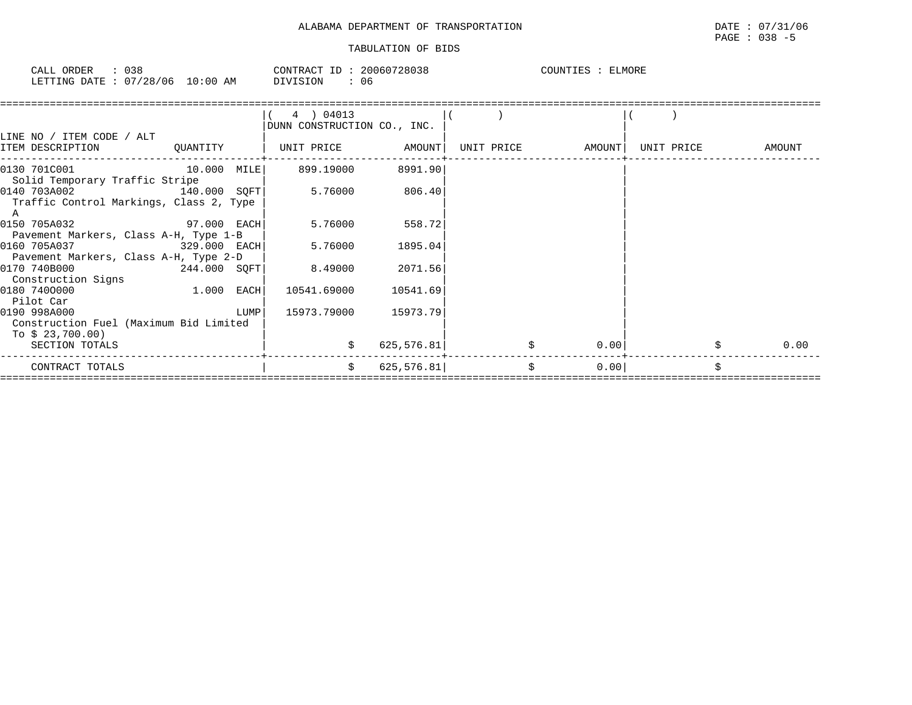ALABAMA DEPARTMENT OF TRANSPORTATION

TABULATION OF BIDS

CALL ORDER : 038
LETTING DATE : 07/28/06 10:00 AM

CONTRACT ID : 20060728038
DIVISION : 06

COUNTIES : ELMORE

| LINE NO / ITEM CODE / ALT<br>ITEM DESCRIPTION | QUANTITY | ( 4 ) 04013<br>DUNN CONSTRUCTION CO., INC.<br>UNIT PRICE | AMOUNT | ( )<br>UNIT PRICE | AMOUNT | ( )<br>UNIT PRICE | AMOUNT |
|---|---|---|---|---|---|---|---|
| 0130 701C001<br>Solid Temporary Traffic Stripe | 10.000 MILE | 899.19000 | 8991.90 | | | | |
| 0140 703A002<br>Traffic Control Markings, Class 2, Type A | 140.000 SQFT | 5.76000 | 806.40 | | | | |
| 0150 705A032<br>Pavement Markers, Class A-H, Type 1-B | 97.000 EACH | 5.76000 | 558.72 | | | | |
| 0160 705A037<br>Pavement Markers, Class A-H, Type 2-D | 329.000 EACH | 5.76000 | 1895.04 | | | | |
| 0170 740B000<br>Construction Signs | 244.000 SQFT | 8.49000 | 2071.56 | | | | |
| 0180 740O000<br>Pilot Car | 1.000 EACH | 10541.69000 | 10541.69 | | | | |
| 0190 998A000<br>Construction Fuel (Maximum Bid Limited To $ 23,700.00) | LUMP | 15973.79000 | 15973.79 | | | | |
| SECTION TOTALS | | $ | 625,576.81 | $ | 0.00 | $ | 0.00 |
| CONTRACT TOTALS | | $ | 625,576.81 | $ | 0.00 | $ | |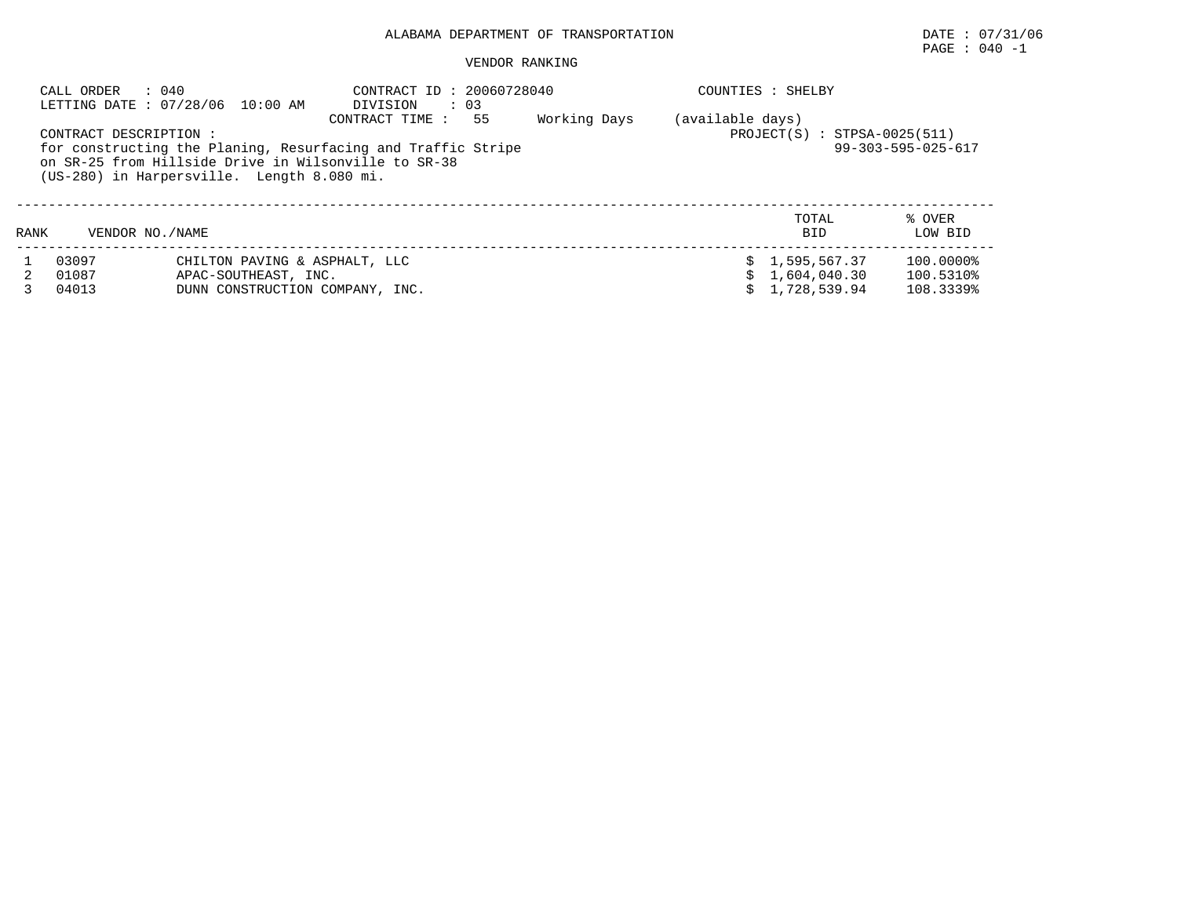# ALABAMA DEPARTMENT OF TRANSPORTATION

## VENDOR RANKING

DATE : 07/31/06

CALL ORDER : 040
LETTING DATE : 07/28/06 10:00 AM

CONTRACT ID : 20060728040
DIVISION : 03
CONTRACT TIME : 55 Working Days (available days)

COUNTIES : SHELBY

PROJECT(S) : STPSA-0025(511)
99-303-595-025-617

CONTRACT DESCRIPTION :
for constructing the Planing, Resurfacing and Traffic Stripe on SR-25 from Hillside Drive in Wilsonville to SR-38 (US-280) in Harpersville. Length 8.080 mi.

| RANK | VENDOR NO. | NAME | TOTAL BID | % OVER LOW BID |
|---|---|---|---|---|
| 1 | 03097 | CHILTON PAVING & ASPHALT, LLC | $ 1,595,567.37 | 100.0000% |
| 2 | 01087 | APAC-SOUTHEAST, INC. | $ 1,604,040.30 | 100.5310% |
| 3 | 04013 | DUNN CONSTRUCTION COMPANY, INC. | $ 1,728,539.94 | 108.3339% |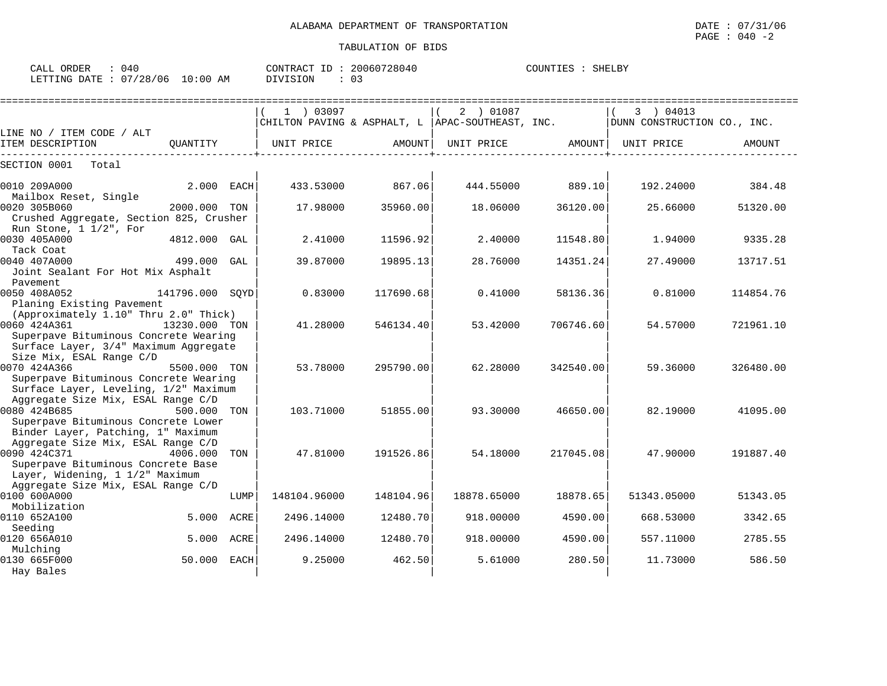ALABAMA DEPARTMENT OF TRANSPORTATION

DATE : 07/31/06

TABULATION OF BIDS

CALL ORDER : 040  CONTRACT ID : 20060728040  COUNTIES : SHELBY
LETTING DATE : 07/28/06 10:00 AM  DIVISION : 03

| LINE NO / ITEM CODE / ALT ITEM DESCRIPTION | QUANTITY | ( 1 ) 03097 CHILTON PAVING & ASPHALT, L UNIT PRICE | AMOUNT | ( 2 ) 01087 APAC-SOUTHEAST, INC. UNIT PRICE | AMOUNT | ( 3 ) 04013 DUNN CONSTRUCTION CO., INC. UNIT PRICE | AMOUNT |
|---|---|---|---|---|---|---|---|
| SECTION 0001 Total | | | | | | | |
| 0010 209A000 Mailbox Reset, Single | 2.000 EACH | 433.53000 | 867.06 | 444.55000 | 889.10 | 192.24000 | 384.48 |
| 0020 305B060 Crushed Aggregate, Section 825, Crusher Run Stone, 1 1/2", For | 2000.000 TON | 17.98000 | 35960.00 | 18.06000 | 36120.00 | 25.66000 | 51320.00 |
| 0030 405A000 Tack Coat | 4812.000 GAL | 2.41000 | 11596.92 | 2.40000 | 11548.80 | 1.94000 | 9335.28 |
| 0040 407A000 Joint Sealant For Hot Mix Asphalt Pavement | 499.000 GAL | 39.87000 | 19895.13 | 28.76000 | 14351.24 | 27.49000 | 13717.51 |
| 0050 408A052 Planing Existing Pavement (Approximately 1.10" Thru 2.0" Thick) | 141796.000 SQYD | 0.83000 | 117690.68 | 0.41000 | 58136.36 | 0.81000 | 114854.76 |
| 0060 424A361 Superpave Bituminous Concrete Wearing Surface Layer, 3/4" Maximum Aggregate Size Mix, ESAL Range C/D | 13230.000 TON | 41.28000 | 546134.40 | 53.42000 | 706746.60 | 54.57000 | 721961.10 |
| 0070 424A366 Superpave Bituminous Concrete Wearing Surface Layer, Leveling, 1/2" Maximum Aggregate Size Mix, ESAL Range C/D | 5500.000 TON | 53.78000 | 295790.00 | 62.28000 | 342540.00 | 59.36000 | 326480.00 |
| 0080 424B685 Superpave Bituminous Concrete Lower Binder Layer, Patching, 1" Maximum Aggregate Size Mix, ESAL Range C/D | 500.000 TON | 103.71000 | 51855.00 | 93.30000 | 46650.00 | 82.19000 | 41095.00 |
| 0090 424C371 Superpave Bituminous Concrete Base Layer, Widening, 1 1/2" Maximum Aggregate Size Mix, ESAL Range C/D | 4006.000 TON | 47.81000 | 191526.86 | 54.18000 | 217045.08 | 47.90000 | 191887.40 |
| 0100 600A000 Mobilization | LUMP | 148104.96000 | 148104.96 | 18878.65000 | 18878.65 | 51343.05000 | 51343.05 |
| 0110 652A100 Seeding | 5.000 ACRE | 2496.14000 | 12480.70 | 918.00000 | 4590.00 | 668.53000 | 3342.65 |
| 0120 656A010 Mulching | 5.000 ACRE | 2496.14000 | 12480.70 | 918.00000 | 4590.00 | 557.11000 | 2785.55 |
| 0130 665F000 Hay Bales | 50.000 EACH | 9.25000 | 462.50 | 5.61000 | 280.50 | 11.73000 | 586.50 |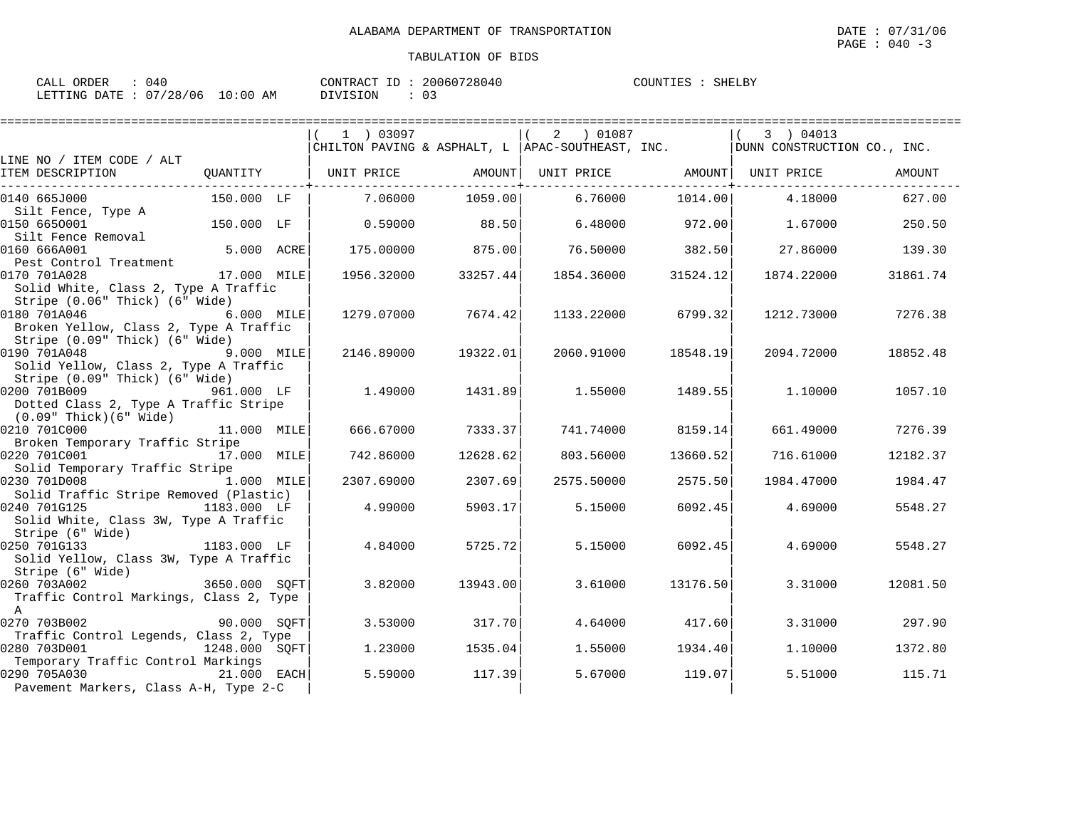ALABAMA DEPARTMENT OF TRANSPORTATION

TABULATION OF BIDS

DATE : 07/31/06
PAGE : 040 -3

CALL ORDER : 040 | CONTRACT ID : 20060728040 | COUNTIES : SHELBY
LETTING DATE : 07/28/06 10:00 AM | DIVISION : 03

| LINE NO / ITEM CODE / ALT<br>ITEM DESCRIPTION | QUANTITY | ( 1 ) 03097 CHILTON PAVING & ASPHALT, L<br>UNIT PRICE | AMOUNT | ( 2 ) 01087 APAC-SOUTHEAST, INC.<br>UNIT PRICE | AMOUNT | ( 3 ) 04013 DUNN CONSTRUCTION CO., INC.<br>UNIT PRICE | AMOUNT |
|---|---|---|---|---|---|---|---|
| 0140 665J000<br>Silt Fence, Type A | 150.000 LF | 7.06000 | 1059.00 | 6.76000 | 1014.00 | 4.18000 | 627.00 |
| 0150 665O001<br>Silt Fence Removal | 150.000 LF | 0.59000 | 88.50 | 6.48000 | 972.00 | 1.67000 | 250.50 |
| 0160 666A001<br>Pest Control Treatment | 5.000 ACRE | 175.00000 | 875.00 | 76.50000 | 382.50 | 27.86000 | 139.30 |
| 0170 701A028<br>Solid White, Class 2, Type A Traffic Stripe (0.06" Thick) (6" Wide) | 17.000 MILE | 1956.32000 | 33257.44 | 1854.36000 | 31524.12 | 1874.22000 | 31861.74 |
| 0180 701A046<br>Broken Yellow, Class 2, Type A Traffic Stripe (0.09" Thick) (6" Wide) | 6.000 MILE | 1279.07000 | 7674.42 | 1133.22000 | 6799.32 | 1212.73000 | 7276.38 |
| 0190 701A048<br>Solid Yellow, Class 2, Type A Traffic Stripe (0.09" Thick) (6" Wide) | 9.000 MILE | 2146.89000 | 19322.01 | 2060.91000 | 18548.19 | 2094.72000 | 18852.48 |
| 0200 701B009<br>Dotted Class 2, Type A Traffic Stripe (0.09" Thick)(6" Wide) | 961.000 LF | 1.49000 | 1431.89 | 1.55000 | 1489.55 | 1.10000 | 1057.10 |
| 0210 701C000<br>Broken Temporary Traffic Stripe | 11.000 MILE | 666.67000 | 7333.37 | 741.74000 | 8159.14 | 661.49000 | 7276.39 |
| 0220 701C001<br>Solid Temporary Traffic Stripe | 17.000 MILE | 742.86000 | 12628.62 | 803.56000 | 13660.52 | 716.61000 | 12182.37 |
| 0230 701D008<br>Solid Traffic Stripe Removed (Plastic) | 1.000 MILE | 2307.69000 | 2307.69 | 2575.50000 | 2575.50 | 1984.47000 | 1984.47 |
| 0240 701G125<br>Solid White, Class 3W, Type A Traffic Stripe (6" Wide) | 1183.000 LF | 4.99000 | 5903.17 | 5.15000 | 6092.45 | 4.69000 | 5548.27 |
| 0250 701G133<br>Solid Yellow, Class 3W, Type A Traffic Stripe (6" Wide) | 1183.000 LF | 4.84000 | 5725.72 | 5.15000 | 6092.45 | 4.69000 | 5548.27 |
| 0260 703A002<br>Traffic Control Markings, Class 2, Type A | 3650.000 SQFT | 3.82000 | 13943.00 | 3.61000 | 13176.50 | 3.31000 | 12081.50 |
| 0270 703B002<br>Traffic Control Legends, Class 2, Type | 90.000 SQFT | 3.53000 | 317.70 | 4.64000 | 417.60 | 3.31000 | 297.90 |
| 0280 703D001<br>Temporary Traffic Control Markings | 1248.000 SQFT | 1.23000 | 1535.04 | 1.55000 | 1934.40 | 1.10000 | 1372.80 |
| 0290 705A030<br>Pavement Markers, Class A-H, Type 2-C | 21.000 EACH | 5.59000 | 117.39 | 5.67000 | 119.07 | 5.51000 | 115.71 |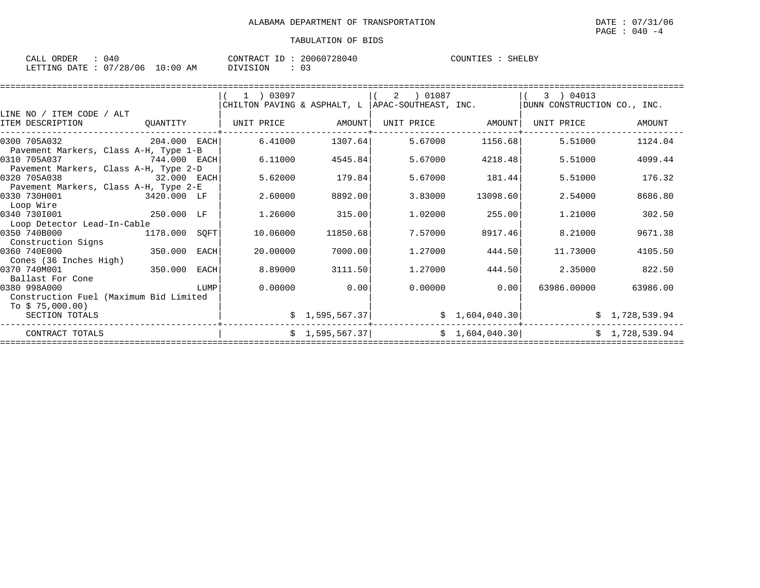# ALABAMA DEPARTMENT OF TRANSPORTATION

DATE : 07/31/06
PAGE : 040 -4

TABULATION OF BIDS

CALL ORDER : 040
LETTING DATE : 07/28/06 10:00 AM

CONTRACT ID : 20060728040
DIVISION : 03

COUNTIES : SHELBY

| LINE NO / ITEM CODE / ALT ITEM DESCRIPTION | QUANTITY | ( 1 ) 03097 CHILTON PAVING & ASPHALT, L UNIT PRICE | AMOUNT | ( 2 ) 01087 APAC-SOUTHEAST, INC. UNIT PRICE | AMOUNT | ( 3 ) 04013 DUNN CONSTRUCTION CO., INC. UNIT PRICE | AMOUNT |
|---|---|---|---|---|---|---|---|
| 0300 705A032 Pavement Markers, Class A-H, Type 1-B | 204.000 EACH | 6.41000 | 1307.64 | 5.67000 | 1156.68 | 5.51000 | 1124.04 |
| 0310 705A037 Pavement Markers, Class A-H, Type 2-D | 744.000 EACH | 6.11000 | 4545.84 | 5.67000 | 4218.48 | 5.51000 | 4099.44 |
| 0320 705A038 Pavement Markers, Class A-H, Type 2-E | 32.000 EACH | 5.62000 | 179.84 | 5.67000 | 181.44 | 5.51000 | 176.32 |
| 0330 730H001 Loop Wire | 3420.000 LF | 2.60000 | 8892.00 | 3.83000 | 13098.60 | 2.54000 | 8686.80 |
| 0340 730I001 Loop Detector Lead-In-Cable | 250.000 LF | 1.26000 | 315.00 | 1.02000 | 255.00 | 1.21000 | 302.50 |
| 0350 740B000 Construction Signs | 1178.000 SQFT | 10.06000 | 11850.68 | 7.57000 | 8917.46 | 8.21000 | 9671.38 |
| 0360 740E000 Cones (36 Inches High) | 350.000 EACH | 20.00000 | 7000.00 | 1.27000 | 444.50 | 11.73000 | 4105.50 |
| 0370 740M001 Ballast For Cone | 350.000 EACH | 8.89000 | 3111.50 | 1.27000 | 444.50 | 2.35000 | 822.50 |
| 0380 998A000 Construction Fuel (Maximum Bid Limited To $ 75,000.00) | LUMP | 0.00000 | 0.00 | 0.00000 | 0.00 | 63986.00000 | 63986.00 |
| SECTION TOTALS | | | $ 1,595,567.37 | | $ 1,604,040.30 | | $ 1,728,539.94 |
| CONTRACT TOTALS | | | $ 1,595,567.37 | | $ 1,604,040.30 | | $ 1,728,539.94 |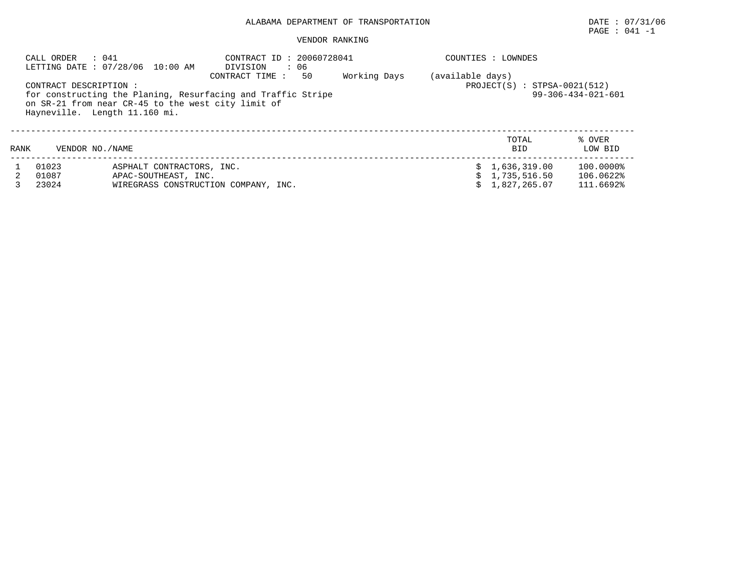ALABAMA DEPARTMENT OF TRANSPORTATION

DATE : 07/31/06

PAGE : 041 -1

VENDOR RANKING

CALL ORDER : 041
LETTING DATE : 07/28/06 10:00 AM

CONTRACT ID : 20060728041
DIVISION : 06
CONTRACT TIME : 50 Working Days (available days)

COUNTIES : LOWNDES

CONTRACT DESCRIPTION :
for constructing the Planing, Resurfacing and Traffic Stripe on SR-21 from near CR-45 to the west city limit of Hayneville. Length 11.160 mi.

PROJECT(S) : STPSA-0021(512)
99-306-434-021-601

| RANK | VENDOR NO./NAME | | TOTAL BID | % OVER LOW BID |
|---|---|---|---|---|
| 1 | 01023 | ASPHALT CONTRACTORS, INC. | $ 1,636,319.00 | 100.0000% |
| 2 | 01087 | APAC-SOUTHEAST, INC. | $ 1,735,516.50 | 106.0622% |
| 3 | 23024 | WIREGRASS CONSTRUCTION COMPANY, INC. | $ 1,827,265.07 | 111.6692% |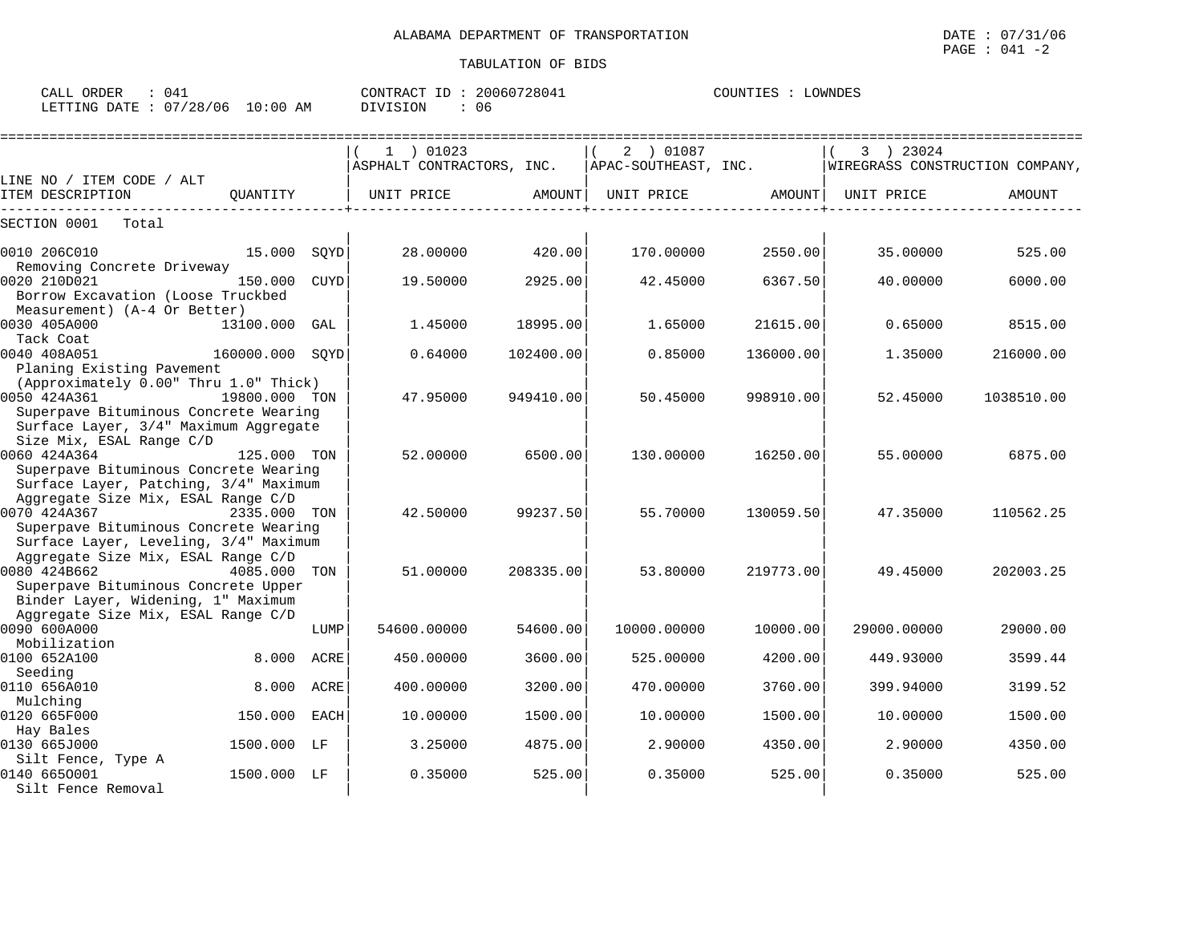ALABAMA DEPARTMENT OF TRANSPORTATION

DATE : 07/31/06

PAGE : 041 -2

TABULATION OF BIDS

CALL ORDER : 041 CONTRACT ID : 20060728041 COUNTIES : LOWNDES

LETTING DATE : 07/28/06 10:00 AM DIVISION : 06

| LINE NO / ITEM CODE / ALT ITEM DESCRIPTION | QUANTITY | | ( 1 ) 01023 ASPHALT CONTRACTORS, INC. UNIT PRICE | AMOUNT | ( 2 ) 01087 APAC-SOUTHEAST, INC. UNIT PRICE | AMOUNT | ( 3 ) 23024 WIREGRASS CONSTRUCTION COMPANY, UNIT PRICE | AMOUNT |
|---|---|---|---|---|---|---|---|---|
| SECTION 0001 Total | | | | | | | | |
| 0010 206C010 Removing Concrete Driveway | 15.000 | SQYD | 28.00000 | 420.00 | 170.00000 | 2550.00 | 35.00000 | 525.00 |
| 0020 210D021 Borrow Excavation (Loose Truckbed Measurement) (A-4 Or Better) | 150.000 | CUYD | 19.50000 | 2925.00 | 42.45000 | 6367.50 | 40.00000 | 6000.00 |
| 0030 405A000 Tack Coat | 13100.000 | GAL | 1.45000 | 18995.00 | 1.65000 | 21615.00 | 0.65000 | 8515.00 |
| 0040 408A051 Planing Existing Pavement (Approximately 0.00" Thru 1.0" Thick) | 160000.000 | SQYD | 0.64000 | 102400.00 | 0.85000 | 136000.00 | 1.35000 | 216000.00 |
| 0050 424A361 Superpave Bituminous Concrete Wearing Surface Layer, 3/4" Maximum Aggregate Size Mix, ESAL Range C/D | 19800.000 | TON | 47.95000 | 949410.00 | 50.45000 | 998910.00 | 52.45000 | 1038510.00 |
| 0060 424A364 Superpave Bituminous Concrete Wearing Surface Layer, Patching, 3/4" Maximum Aggregate Size Mix, ESAL Range C/D | 125.000 | TON | 52.00000 | 6500.00 | 130.00000 | 16250.00 | 55.00000 | 6875.00 |
| 0070 424A367 Superpave Bituminous Concrete Wearing Surface Layer, Leveling, 3/4" Maximum Aggregate Size Mix, ESAL Range C/D | 2335.000 | TON | 42.50000 | 99237.50 | 55.70000 | 130059.50 | 47.35000 | 110562.25 |
| 0080 424B662 Superpave Bituminous Concrete Upper Binder Layer, Widening, 1" Maximum Aggregate Size Mix, ESAL Range C/D | 4085.000 | TON | 51.00000 | 208335.00 | 53.80000 | 219773.00 | 49.45000 | 202003.25 |
| 0090 600A000 Mobilization | | LUMP | 54600.00000 | 54600.00 | 10000.00000 | 10000.00 | 29000.00000 | 29000.00 |
| 0100 652A100 Seeding | 8.000 | ACRE | 450.00000 | 3600.00 | 525.00000 | 4200.00 | 449.93000 | 3599.44 |
| 0110 656A010 Mulching | 8.000 | ACRE | 400.00000 | 3200.00 | 470.00000 | 3760.00 | 399.94000 | 3199.52 |
| 0120 665F000 Hay Bales | 150.000 | EACH | 10.00000 | 1500.00 | 10.00000 | 1500.00 | 10.00000 | 1500.00 |
| 0130 665J000 Silt Fence, Type A | 1500.000 | LF | 3.25000 | 4875.00 | 2.90000 | 4350.00 | 2.90000 | 4350.00 |
| 0140 665O001 Silt Fence Removal | 1500.000 | LF | 0.35000 | 525.00 | 0.35000 | 525.00 | 0.35000 | 525.00 |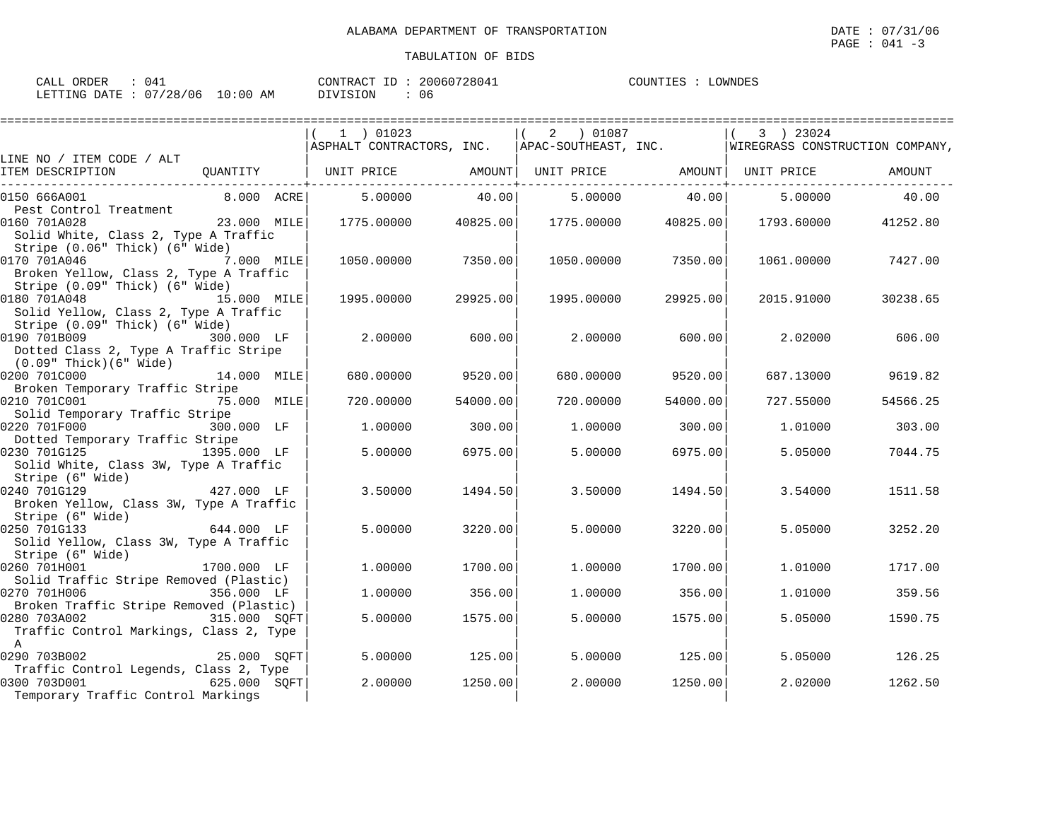ALABAMA DEPARTMENT OF TRANSPORTATION

TABULATION OF BIDS

CALL ORDER : 041  
LETTING DATE : 07/28/06 10:00 AM  
CONTRACT ID : 20060728041  
DIVISION : 06  
COUNTIES : LOWNDES

| LINE NO / ITEM CODE / ALT<br>ITEM DESCRIPTION | QUANTITY | (1) 01023 ASPHALT CONTRACTORS, INC.<br>UNIT PRICE | AMOUNT | (2) 01087 APAC-SOUTHEAST, INC.<br>UNIT PRICE | AMOUNT | (3) 23024 WIREGRASS CONSTRUCTION COMPANY,<br>UNIT PRICE | AMOUNT |
|---|---|---|---|---|---|---|---|
| 0150 666A001<br>Pest Control Treatment | 8.000 ACRE | 5.00000 | 40.00 | 5.00000 | 40.00 | 5.00000 | 40.00 |
| 0160 701A028<br>Solid White, Class 2, Type A Traffic Stripe (0.06" Thick) (6" Wide) | 23.000 MILE | 1775.00000 | 40825.00 | 1775.00000 | 40825.00 | 1793.60000 | 41252.80 |
| 0170 701A046<br>Broken Yellow, Class 2, Type A Traffic Stripe (0.09" Thick) (6" Wide) | 7.000 MILE | 1050.00000 | 7350.00 | 1050.00000 | 7350.00 | 1061.00000 | 7427.00 |
| 0180 701A048<br>Solid Yellow, Class 2, Type A Traffic Stripe (0.09" Thick) (6" Wide) | 15.000 MILE | 1995.00000 | 29925.00 | 1995.00000 | 29925.00 | 2015.91000 | 30238.65 |
| 0190 701B009<br>Dotted Class 2, Type A Traffic Stripe (0.09" Thick)(6" Wide) | 300.000 LF | 2.00000 | 600.00 | 2.00000 | 600.00 | 2.02000 | 606.00 |
| 0200 701C000<br>Broken Temporary Traffic Stripe | 14.000 MILE | 680.00000 | 9520.00 | 680.00000 | 9520.00 | 687.13000 | 9619.82 |
| 0210 701C001<br>Solid Temporary Traffic Stripe | 75.000 MILE | 720.00000 | 54000.00 | 720.00000 | 54000.00 | 727.55000 | 54566.25 |
| 0220 701F000<br>Dotted Temporary Traffic Stripe | 300.000 LF | 1.00000 | 300.00 | 1.00000 | 300.00 | 1.01000 | 303.00 |
| 0230 701G125<br>Solid White, Class 3W, Type A Traffic Stripe (6" Wide) | 1395.000 LF | 5.00000 | 6975.00 | 5.00000 | 6975.00 | 5.05000 | 7044.75 |
| 0240 701G129<br>Broken Yellow, Class 3W, Type A Traffic Stripe (6" Wide) | 427.000 LF | 3.50000 | 1494.50 | 3.50000 | 1494.50 | 3.54000 | 1511.58 |
| 0250 701G133<br>Solid Yellow, Class 3W, Type A Traffic Stripe (6" Wide) | 644.000 LF | 5.00000 | 3220.00 | 5.00000 | 3220.00 | 5.05000 | 3252.20 |
| 0260 701H001<br>Solid Traffic Stripe Removed (Plastic) | 1700.000 LF | 1.00000 | 1700.00 | 1.00000 | 1700.00 | 1.01000 | 1717.00 |
| 0270 701H006<br>Broken Traffic Stripe Removed (Plastic) | 356.000 LF | 1.00000 | 356.00 | 1.00000 | 356.00 | 1.01000 | 359.56 |
| 0280 703A002<br>Traffic Control Markings, Class 2, Type A | 315.000 SQFT | 5.00000 | 1575.00 | 5.00000 | 1575.00 | 5.05000 | 1590.75 |
| 0290 703B002<br>Traffic Control Legends, Class 2, Type | 25.000 SQFT | 5.00000 | 125.00 | 5.00000 | 125.00 | 5.05000 | 126.25 |
| 0300 703D001<br>Temporary Traffic Control Markings | 625.000 SQFT | 2.00000 | 1250.00 | 2.00000 | 1250.00 | 2.02000 | 1262.50 |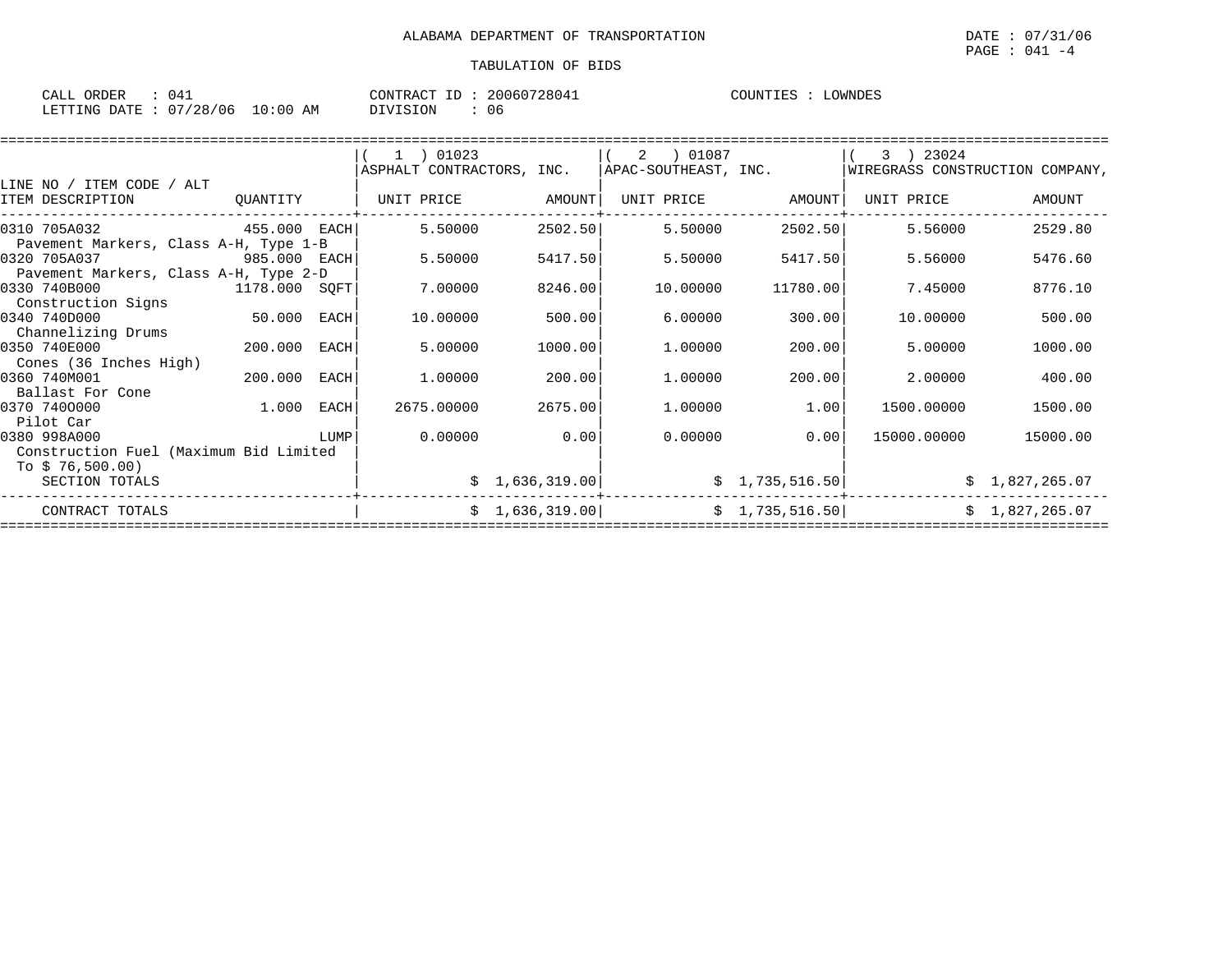ALABAMA DEPARTMENT OF TRANSPORTATION

TABULATION OF BIDS

CALL ORDER : 041
LETTING DATE : 07/28/06 10:00 AM

CONTRACT ID : 20060728041
DIVISION : 06

COUNTIES : LOWNDES

DATE : 07/31/06

| LINE NO / ITEM CODE / ALT<br>ITEM DESCRIPTION | QUANTITY | ( 1 ) 01023<br>ASPHALT CONTRACTORS, INC.<br>UNIT PRICE | AMOUNT | ( 2 ) 01087<br>APAC-SOUTHEAST, INC.<br>UNIT PRICE | AMOUNT | ( 3 ) 23024<br>WIREGRASS CONSTRUCTION COMPANY,<br>UNIT PRICE | AMOUNT |
|---|---|---|---|---|---|---|---|
| 0310 705A032<br>Pavement Markers, Class A-H, Type 1-B | 455.000 EACH | 5.50000 | 2502.50 | 5.50000 | 2502.50 | 5.56000 | 2529.80 |
| 0320 705A037<br>Pavement Markers, Class A-H, Type 2-D | 985.000 EACH | 5.50000 | 5417.50 | 5.50000 | 5417.50 | 5.56000 | 5476.60 |
| 0330 740B000<br>Construction Signs | 1178.000 SQFT | 7.00000 | 8246.00 | 10.00000 | 11780.00 | 7.45000 | 8776.10 |
| 0340 740D000<br>Channelizing Drums | 50.000 EACH | 10.00000 | 500.00 | 6.00000 | 300.00 | 10.00000 | 500.00 |
| 0350 740E000<br>Cones (36 Inches High) | 200.000 EACH | 5.00000 | 1000.00 | 1.00000 | 200.00 | 5.00000 | 1000.00 |
| 0360 740M001<br>Ballast For Cone | 200.000 EACH | 1.00000 | 200.00 | 1.00000 | 200.00 | 2.00000 | 400.00 |
| 0370 740O000<br>Pilot Car | 1.000 EACH | 2675.00000 | 2675.00 | 1.00000 | 1.00 | 1500.00000 | 1500.00 |
| 0380 998A000<br>Construction Fuel (Maximum Bid Limited To $ 76,500.00) | LUMP | 0.00000 | 0.00 | 0.00000 | 0.00 | 15000.00000 | 15000.00 |
| SECTION TOTALS | | | $ 1,636,319.00 | | $ 1,735,516.50 | | $ 1,827,265.07 |
| CONTRACT TOTALS | | | $ 1,636,319.00 | | $ 1,735,516.50 | | $ 1,827,265.07 |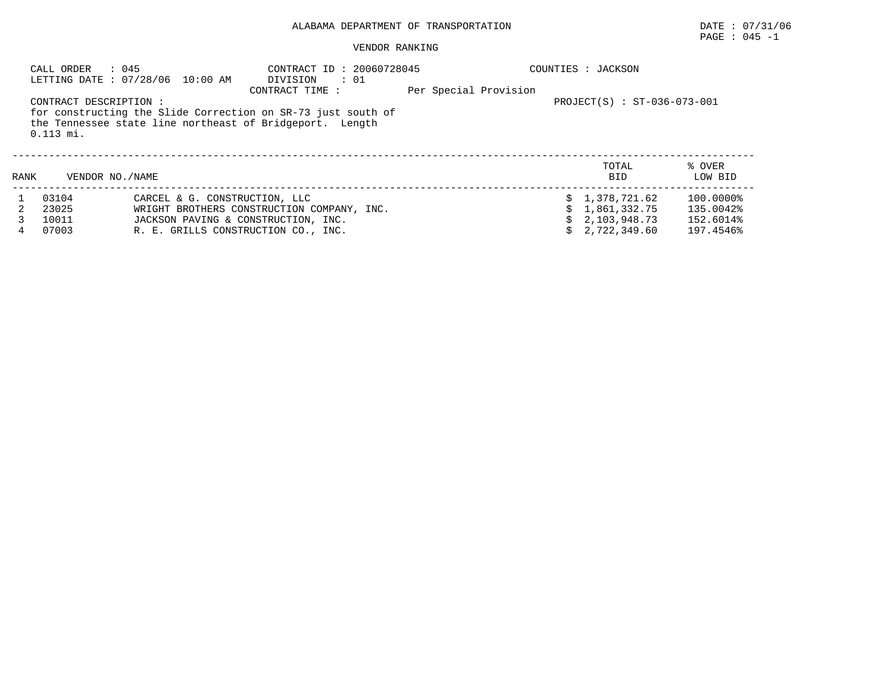ALABAMA DEPARTMENT OF TRANSPORTATION

DATE : 07/31/06

PAGE : 045 -1

VENDOR RANKING

CALL ORDER : 045
LETTING DATE : 07/28/06 10:00 AM

CONTRACT ID : 20060728045
DIVISION : 01
CONTRACT TIME : Per Special Provision

COUNTIES : JACKSON

CONTRACT DESCRIPTION :
for constructing the Slide Correction on SR-73 just south of the Tennessee state line northeast of Bridgeport. Length 0.113 mi.

PROJECT(S) : ST-036-073-001

| RANK | VENDOR NO./NAME | | TOTAL BID | % OVER LOW BID |
|---|---|---|---|---|
| 1 | 03104 | CARCEL & G. CONSTRUCTION, LLC | $ 1,378,721.62 | 100.0000% |
| 2 | 23025 | WRIGHT BROTHERS CONSTRUCTION COMPANY, INC. | $ 1,861,332.75 | 135.0042% |
| 3 | 10011 | JACKSON PAVING & CONSTRUCTION, INC. | $ 2,103,948.73 | 152.6014% |
| 4 | 07003 | R. E. GRILLS CONSTRUCTION CO., INC. | $ 2,722,349.60 | 197.4546% |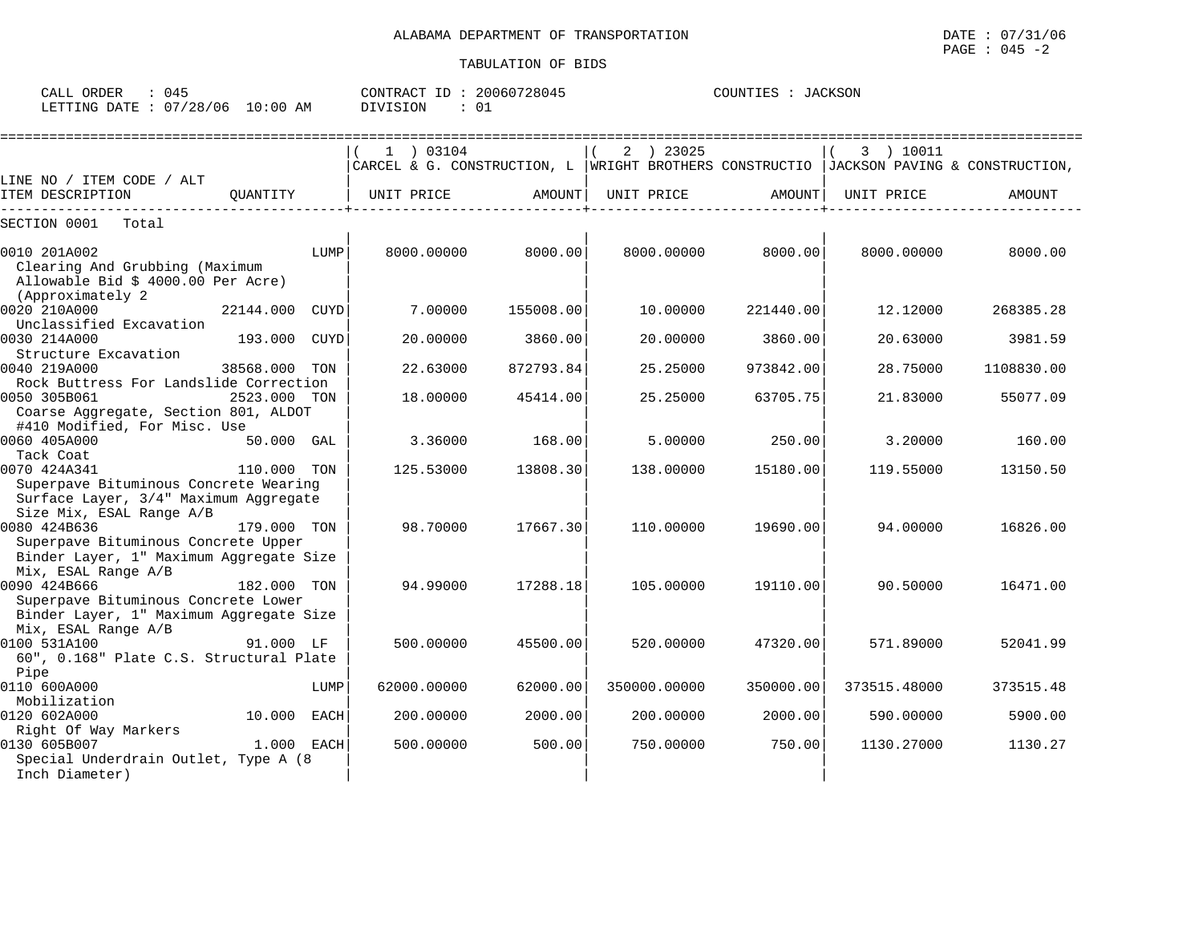ALABAMA DEPARTMENT OF TRANSPORTATION

TABULATION OF BIDS

CALL ORDER : 045  CONTRACT ID : 20060728045  COUNTIES : JACKSON
LETTING DATE : 07/28/06 10:00 AM  DIVISION : 01

| LINE NO / ITEM CODE / ALT ITEM DESCRIPTION | QUANTITY | (1) 03104 CARCEL & G. CONSTRUCTION, L UNIT PRICE | AMOUNT | (2) 23025 WRIGHT BROTHERS CONSTRUCTIO UNIT PRICE | AMOUNT | (3) 10011 JACKSON PAVING & CONSTRUCTION, UNIT PRICE | AMOUNT |
|---|---|---|---|---|---|---|---|
| SECTION 0001 Total | | | | | | | |
| 0010 201A002 Clearing And Grubbing (Maximum Allowable Bid $ 4000.00 Per Acre) (Approximately 2 | LUMP | 8000.00000 | 8000.00 | 8000.00000 | 8000.00 | 8000.00000 | 8000.00 |
| 0020 210A000 Unclassified Excavation | 22144.000 CUYD | 7.00000 | 155008.00 | 10.00000 | 221440.00 | 12.12000 | 268385.28 |
| 0030 214A000 Structure Excavation | 193.000 CUYD | 20.00000 | 3860.00 | 20.00000 | 3860.00 | 20.63000 | 3981.59 |
| 0040 219A000 Rock Buttress For Landslide Correction | 38568.000 TON | 22.63000 | 872793.84 | 25.25000 | 973842.00 | 28.75000 | 1108830.00 |
| 0050 305B061 Coarse Aggregate, Section 801, ALDOT #410 Modified, For Misc. Use | 2523.000 TON | 18.00000 | 45414.00 | 25.25000 | 63705.75 | 21.83000 | 55077.09 |
| 0060 405A000 Tack Coat | 50.000 GAL | 3.36000 | 168.00 | 5.00000 | 250.00 | 3.20000 | 160.00 |
| 0070 424A341 Superpave Bituminous Concrete Wearing Surface Layer, 3/4" Maximum Aggregate Size Mix, ESAL Range A/B | 110.000 TON | 125.53000 | 13808.30 | 138.00000 | 15180.00 | 119.55000 | 13150.50 |
| 0080 424B636 Superpave Bituminous Concrete Upper Binder Layer, 1" Maximum Aggregate Size Mix, ESAL Range A/B | 179.000 TON | 98.70000 | 17667.30 | 110.00000 | 19690.00 | 94.00000 | 16826.00 |
| 0090 424B666 Superpave Bituminous Concrete Lower Binder Layer, 1" Maximum Aggregate Size Mix, ESAL Range A/B | 182.000 TON | 94.99000 | 17288.18 | 105.00000 | 19110.00 | 90.50000 | 16471.00 |
| 0100 531A100 60", 0.168" Plate C.S. Structural Plate Pipe | 91.000 LF | 500.00000 | 45500.00 | 520.00000 | 47320.00 | 571.89000 | 52041.99 |
| 0110 600A000 Mobilization | LUMP | 62000.00000 | 62000.00 | 350000.00000 | 350000.00 | 373515.48000 | 373515.48 |
| 0120 602A000 Right Of Way Markers | 10.000 EACH | 200.00000 | 2000.00 | 200.00000 | 2000.00 | 590.00000 | 5900.00 |
| 0130 605B007 Special Underdrain Outlet, Type A (8 Inch Diameter) | 1.000 EACH | 500.00000 | 500.00 | 750.00000 | 750.00 | 1130.27000 | 1130.27 |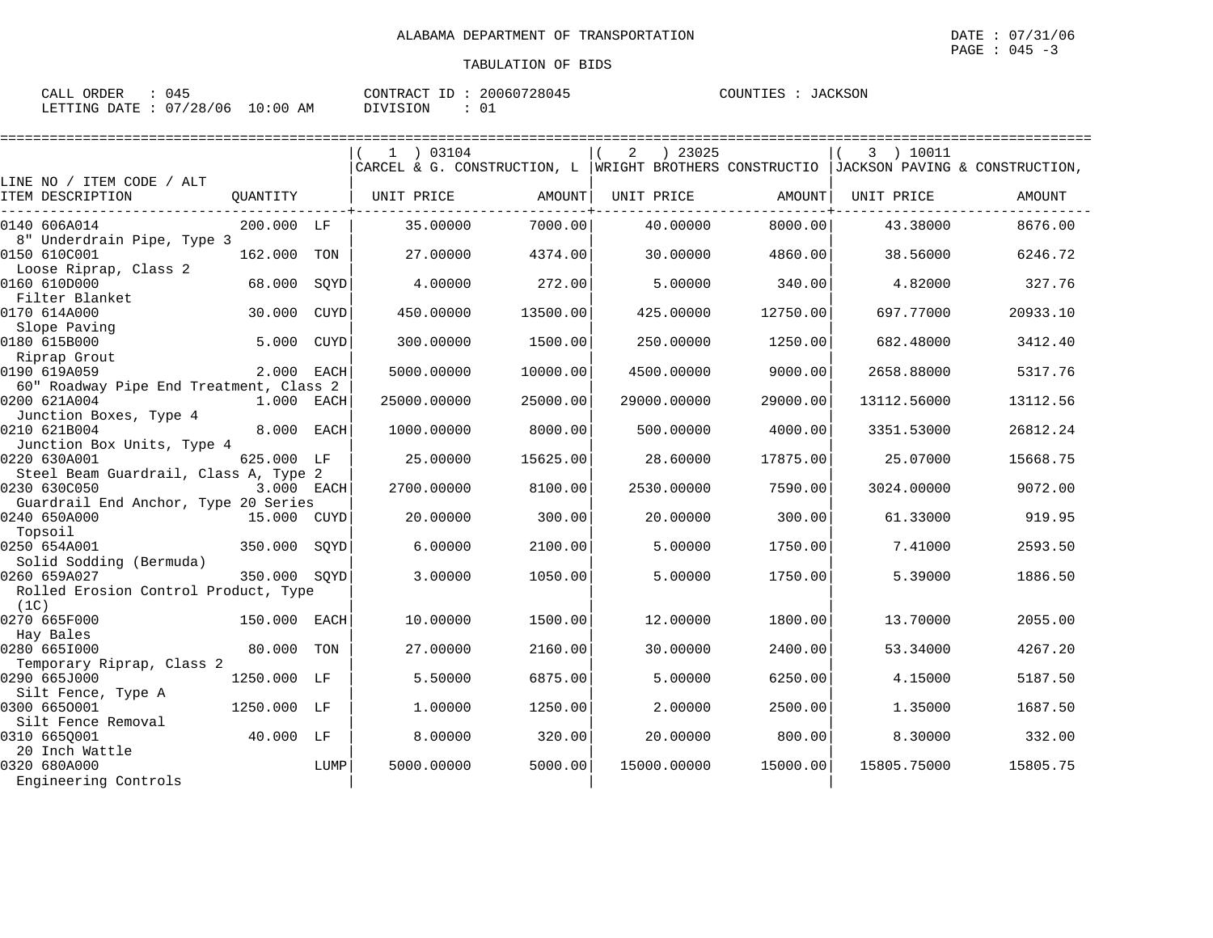ALABAMA DEPARTMENT OF TRANSPORTATION

TABULATION OF BIDS

CALL ORDER : 045    CONTRACT ID : 20060728045    COUNTIES : JACKSON
LETTING DATE : 07/28/06 10:00 AM    DIVISION : 01

| LINE NO / ITEM CODE / ALT ITEM DESCRIPTION | QUANTITY | | (1) 03104 CARCEL & G. CONSTRUCTION, L UNIT PRICE | AMOUNT | (2) 23025 WRIGHT BROTHERS CONSTRUCTIO UNIT PRICE | AMOUNT | (3) 10011 JACKSON PAVING & CONSTRUCTION, UNIT PRICE | AMOUNT |
|---|---|---|---|---|---|---|---|---|
| 0140 606A014 8" Underdrain Pipe, Type 3 | 200.000 | LF | 35.00000 | 7000.00 | 40.00000 | 8000.00 | 43.38000 | 8676.00 |
| 0150 610C001 Loose Riprap, Class 2 | 162.000 | TON | 27.00000 | 4374.00 | 30.00000 | 4860.00 | 38.56000 | 6246.72 |
| 0160 610D000 Filter Blanket | 68.000 | SQYD | 4.00000 | 272.00 | 5.00000 | 340.00 | 4.82000 | 327.76 |
| 0170 614A000 Slope Paving | 30.000 | CUYD | 450.00000 | 13500.00 | 425.00000 | 12750.00 | 697.77000 | 20933.10 |
| 0180 615B000 Riprap Grout | 5.000 | CUYD | 300.00000 | 1500.00 | 250.00000 | 1250.00 | 682.48000 | 3412.40 |
| 0190 619A059 60" Roadway Pipe End Treatment, Class 2 | 2.000 | EACH | 5000.00000 | 10000.00 | 4500.00000 | 9000.00 | 2658.88000 | 5317.76 |
| 0200 621A004 Junction Boxes, Type 4 | 1.000 | EACH | 25000.00000 | 25000.00 | 29000.00000 | 29000.00 | 13112.56000 | 13112.56 |
| 0210 621B004 Junction Box Units, Type 4 | 8.000 | EACH | 1000.00000 | 8000.00 | 500.00000 | 4000.00 | 3351.53000 | 26812.24 |
| 0220 630A001 Steel Beam Guardrail, Class A, Type 2 | 625.000 | LF | 25.00000 | 15625.00 | 28.60000 | 17875.00 | 25.07000 | 15668.75 |
| 0230 630C050 Guardrail End Anchor, Type 20 Series | 3.000 | EACH | 2700.00000 | 8100.00 | 2530.00000 | 7590.00 | 3024.00000 | 9072.00 |
| 0240 650A000 Topsoil | 15.000 | CUYD | 20.00000 | 300.00 | 20.00000 | 300.00 | 61.33000 | 919.95 |
| 0250 654A001 Solid Sodding (Bermuda) | 350.000 | SQYD | 6.00000 | 2100.00 | 5.00000 | 1750.00 | 7.41000 | 2593.50 |
| 0260 659A027 Rolled Erosion Control Product, Type (1C) | 350.000 | SQYD | 3.00000 | 1050.00 | 5.00000 | 1750.00 | 5.39000 | 1886.50 |
| 0270 665F000 Hay Bales | 150.000 | EACH | 10.00000 | 1500.00 | 12.00000 | 1800.00 | 13.70000 | 2055.00 |
| 0280 665I000 Temporary Riprap, Class 2 | 80.000 | TON | 27.00000 | 2160.00 | 30.00000 | 2400.00 | 53.34000 | 4267.20 |
| 0290 665J000 Silt Fence, Type A | 1250.000 | LF | 5.50000 | 6875.00 | 5.00000 | 6250.00 | 4.15000 | 5187.50 |
| 0300 665O001 Silt Fence Removal | 1250.000 | LF | 1.00000 | 1250.00 | 2.00000 | 2500.00 | 1.35000 | 1687.50 |
| 0310 665Q001 20 Inch Wattle | 40.000 | LF | 8.00000 | 320.00 | 20.00000 | 800.00 | 8.30000 | 332.00 |
| 0320 680A000 Engineering Controls | | LUMP | 5000.00000 | 5000.00 | 15000.00000 | 15000.00 | 15805.75000 | 15805.75 |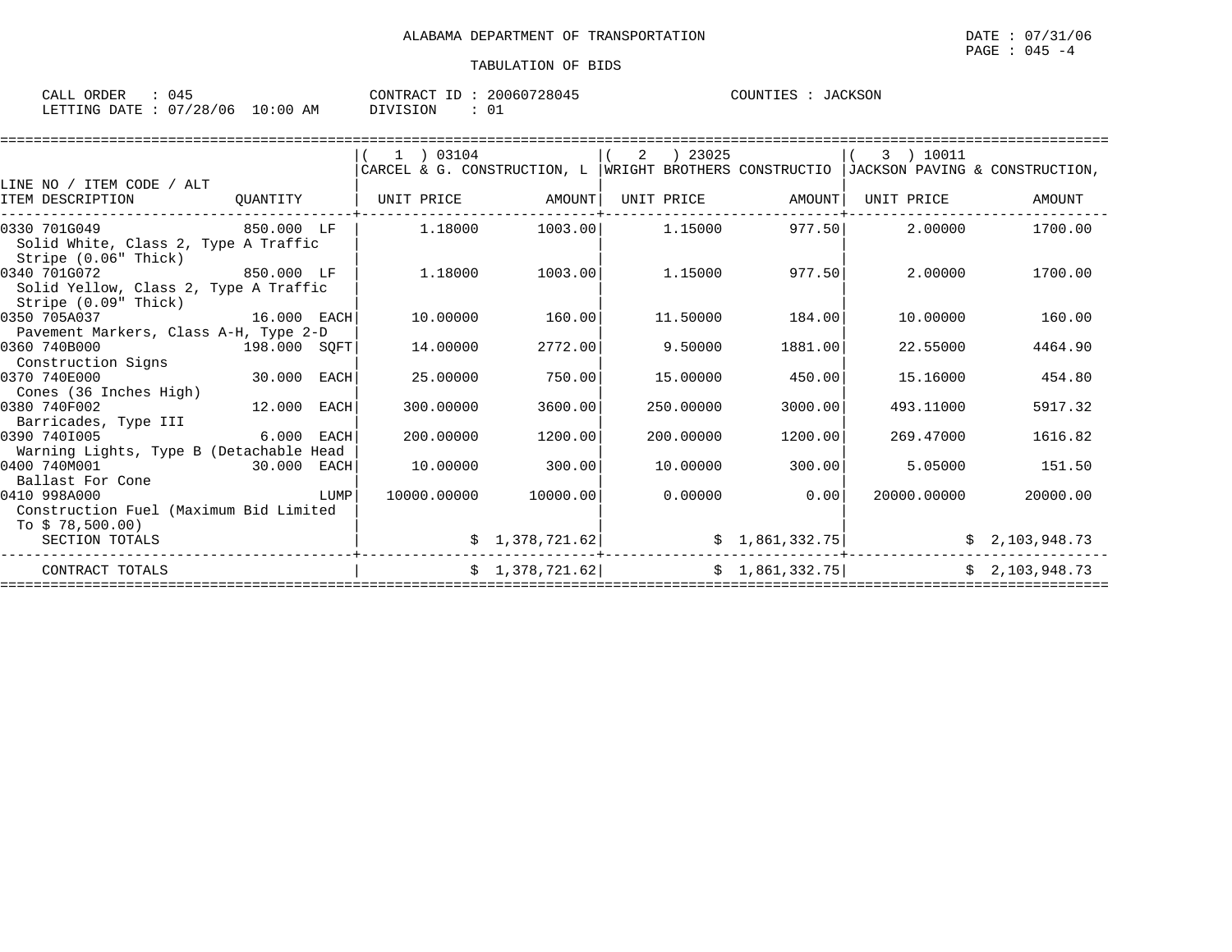ALABAMA DEPARTMENT OF TRANSPORTATION

TABULATION OF BIDS

DATE : 07/31/06
PAGE : 045 -4

CALL ORDER : 045 CONTRACT ID : 20060728045 COUNTIES : JACKSON
LETTING DATE : 07/28/06 10:00 AM DIVISION : 01

| LINE NO / ITEM CODE / ALT ITEM DESCRIPTION | QUANTITY | ( 1 ) 03104 CARCEL & G. CONSTRUCTION, L UNIT PRICE | AMOUNT | ( 2 ) 23025 WRIGHT BROTHERS CONSTRUCTIO UNIT PRICE | AMOUNT | ( 3 ) 10011 JACKSON PAVING & CONSTRUCTION, UNIT PRICE | AMOUNT |
|---|---|---|---|---|---|---|---|
| 0330 701G049 Solid White, Class 2, Type A Traffic Stripe (0.06" Thick) | 850.000 LF | 1.18000 | 1003.00 | 1.15000 | 977.50 | 2.00000 | 1700.00 |
| 0340 701G072 Solid Yellow, Class 2, Type A Traffic Stripe (0.09" Thick) | 850.000 LF | 1.18000 | 1003.00 | 1.15000 | 977.50 | 2.00000 | 1700.00 |
| 0350 705A037 Pavement Markers, Class A-H, Type 2-D | 16.000 EACH | 10.00000 | 160.00 | 11.50000 | 184.00 | 10.00000 | 160.00 |
| 0360 740B000 Construction Signs | 198.000 SQFT | 14.00000 | 2772.00 | 9.50000 | 1881.00 | 22.55000 | 4464.90 |
| 0370 740E000 Cones (36 Inches High) | 30.000 EACH | 25.00000 | 750.00 | 15.00000 | 450.00 | 15.16000 | 454.80 |
| 0380 740F002 Barricades, Type III | 12.000 EACH | 300.00000 | 3600.00 | 250.00000 | 3000.00 | 493.11000 | 5917.32 |
| 0390 740I005 Warning Lights, Type B (Detachable Head | 6.000 EACH | 200.00000 | 1200.00 | 200.00000 | 1200.00 | 269.47000 | 1616.82 |
| 0400 740M001 Ballast For Cone | 30.000 EACH | 10.00000 | 300.00 | 10.00000 | 300.00 | 5.05000 | 151.50 |
| 0410 998A000 Construction Fuel (Maximum Bid Limited To $ 78,500.00) | LUMP | 10000.00000 | 10000.00 | 0.00000 | 0.00 | 20000.00000 | 20000.00 |
| SECTION TOTALS | | | $ 1,378,721.62 | | $ 1,861,332.75 | | $ 2,103,948.73 |
| CONTRACT TOTALS | | | $ 1,378,721.62 | | $ 1,861,332.75 | | $ 2,103,948.73 |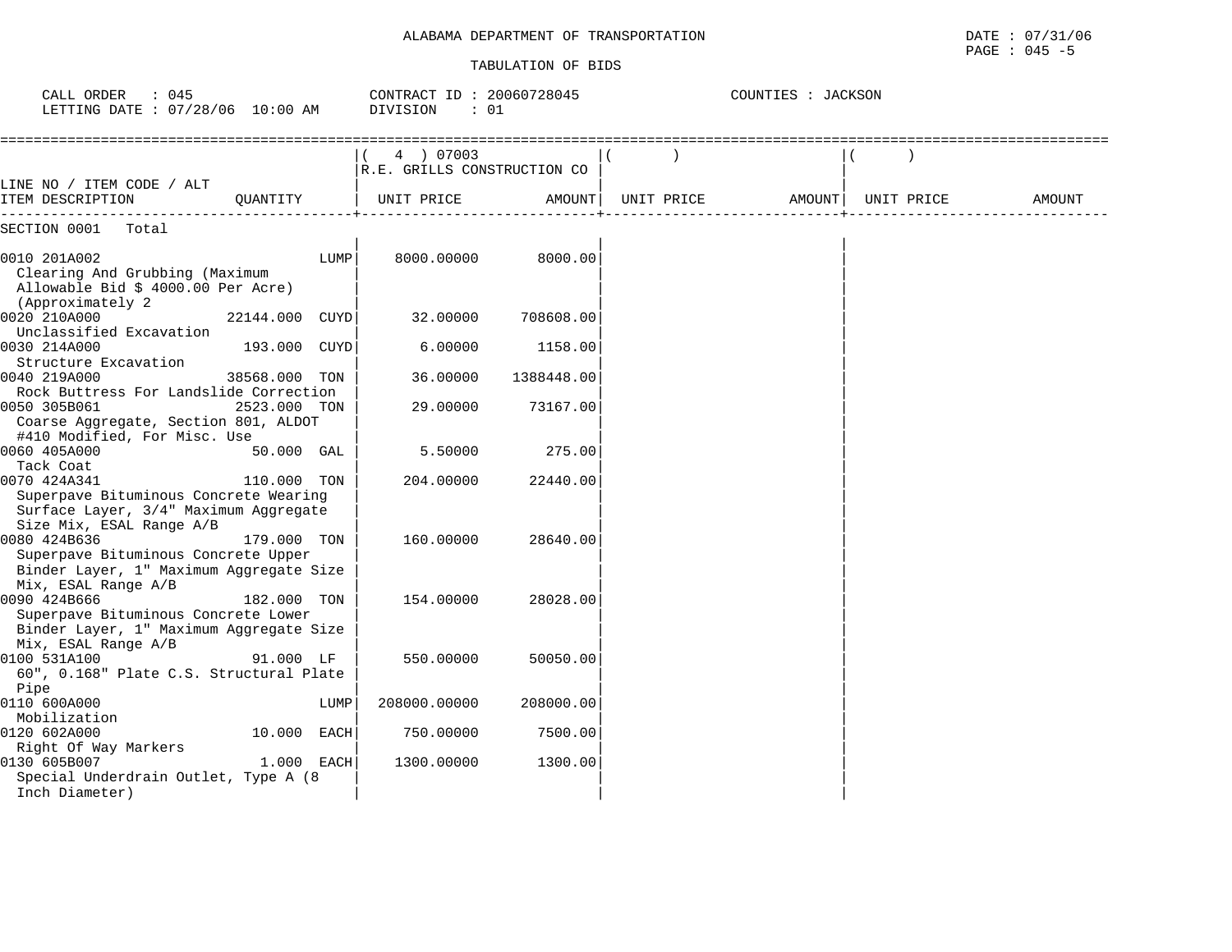ALABAMA DEPARTMENT OF TRANSPORTATION

DATE : 07/31/06
PAGE : 045 -5

TABULATION OF BIDS

CALL ORDER : 045 &nbsp;&nbsp;&nbsp; CONTRACT ID : 20060728045 &nbsp;&nbsp;&nbsp; COUNTIES : JACKSON
LETTING DATE : 07/28/06 10:00 AM &nbsp;&nbsp;&nbsp; DIVISION : 01

| LINE NO / ITEM CODE / ALT ITEM DESCRIPTION | QUANTITY | ( 4 ) 07003 R.E. GRILLS CONSTRUCTION CO UNIT PRICE | AMOUNT | ( ) UNIT PRICE | AMOUNT | ( ) UNIT PRICE | AMOUNT |
|---|---|---|---|---|---|---|---|
| SECTION 0001 Total | | | | | | | |
| 0010 201A002 Clearing And Grubbing (Maximum Allowable Bid $ 4000.00 Per Acre) (Approximately 2 | LUMP | 8000.00000 | 8000.00 | | | | |
| 0020 210A000 Unclassified Excavation | 22144.000 CUYD | 32.00000 | 708608.00 | | | | |
| 0030 214A000 Structure Excavation | 193.000 CUYD | 6.00000 | 1158.00 | | | | |
| 0040 219A000 Rock Buttress For Landslide Correction | 38568.000 TON | 36.00000 | 1388448.00 | | | | |
| 0050 305B061 Coarse Aggregate, Section 801, ALDOT #410 Modified, For Misc. Use | 2523.000 TON | 29.00000 | 73167.00 | | | | |
| 0060 405A000 Tack Coat | 50.000 GAL | 5.50000 | 275.00 | | | | |
| 0070 424A341 Superpave Bituminous Concrete Wearing Surface Layer, 3/4" Maximum Aggregate Size Mix, ESAL Range A/B | 110.000 TON | 204.00000 | 22440.00 | | | | |
| 0080 424B636 Superpave Bituminous Concrete Upper Binder Layer, 1" Maximum Aggregate Size Mix, ESAL Range A/B | 179.000 TON | 160.00000 | 28640.00 | | | | |
| 0090 424B666 Superpave Bituminous Concrete Lower Binder Layer, 1" Maximum Aggregate Size Mix, ESAL Range A/B | 182.000 TON | 154.00000 | 28028.00 | | | | |
| 0100 531A100 60", 0.168" Plate C.S. Structural Plate Pipe | 91.000 LF | 550.00000 | 50050.00 | | | | |
| 0110 600A000 Mobilization | LUMP | 208000.00000 | 208000.00 | | | | |
| 0120 602A000 Right Of Way Markers | 10.000 EACH | 750.00000 | 7500.00 | | | | |
| 0130 605B007 Special Underdrain Outlet, Type A (8 Inch Diameter) | 1.000 EACH | 1300.00000 | 1300.00 | | | | |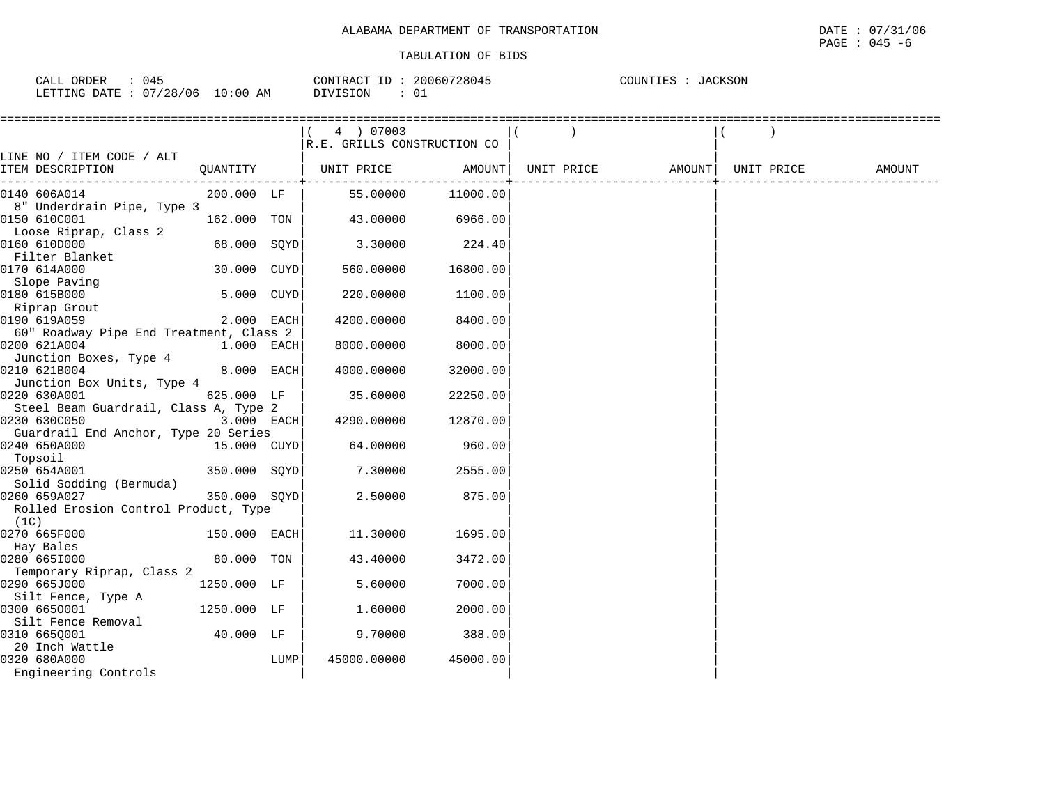ALABAMA DEPARTMENT OF TRANSPORTATION

TABULATION OF BIDS

DATE : 07/31/06
PAGE : 045 -6

CALL ORDER : 045
LETTING DATE : 07/28/06 10:00 AM

CONTRACT ID : 20060728045
DIVISION : 01

COUNTIES : JACKSON

| LINE NO / ITEM CODE / ALT ITEM DESCRIPTION | QUANTITY | ( 4 ) 07003 R.E. GRILLS CONSTRUCTION CO UNIT PRICE | AMOUNT | ( ) UNIT PRICE | AMOUNT | ( ) UNIT PRICE | AMOUNT |
|---|---|---|---|---|---|---|---|
| 0140 606A014 8" Underdrain Pipe, Type 3 | 200.000 LF | 55.00000 | 11000.00 | | | | |
| 0150 610C001 Loose Riprap, Class 2 | 162.000 TON | 43.00000 | 6966.00 | | | | |
| 0160 610D000 Filter Blanket | 68.000 SQYD | 3.30000 | 224.40 | | | | |
| 0170 614A000 Slope Paving | 30.000 CUYD | 560.00000 | 16800.00 | | | | |
| 0180 615B000 Riprap Grout | 5.000 CUYD | 220.00000 | 1100.00 | | | | |
| 0190 619A059 60" Roadway Pipe End Treatment, Class 2 | 2.000 EACH | 4200.00000 | 8400.00 | | | | |
| 0200 621A004 Junction Boxes, Type 4 | 1.000 EACH | 8000.00000 | 8000.00 | | | | |
| 0210 621B004 Junction Box Units, Type 4 | 8.000 EACH | 4000.00000 | 32000.00 | | | | |
| 0220 630A001 Steel Beam Guardrail, Class A, Type 2 | 625.000 LF | 35.60000 | 22250.00 | | | | |
| 0230 630C050 Guardrail End Anchor, Type 20 Series | 3.000 EACH | 4290.00000 | 12870.00 | | | | |
| 0240 650A000 Topsoil | 15.000 CUYD | 64.00000 | 960.00 | | | | |
| 0250 654A001 Solid Sodding (Bermuda) | 350.000 SQYD | 7.30000 | 2555.00 | | | | |
| 0260 659A027 Rolled Erosion Control Product, Type (1C) | 350.000 SQYD | 2.50000 | 875.00 | | | | |
| 0270 665F000 Hay Bales | 150.000 EACH | 11.30000 | 1695.00 | | | | |
| 0280 665I000 Temporary Riprap, Class 2 | 80.000 TON | 43.40000 | 3472.00 | | | | |
| 0290 665J000 Silt Fence, Type A | 1250.000 LF | 5.60000 | 7000.00 | | | | |
| 0300 665O001 Silt Fence Removal | 1250.000 LF | 1.60000 | 2000.00 | | | | |
| 0310 665Q001 20 Inch Wattle | 40.000 LF | 9.70000 | 388.00 | | | | |
| 0320 680A000 Engineering Controls | LUMP | 45000.00000 | 45000.00 | | | | |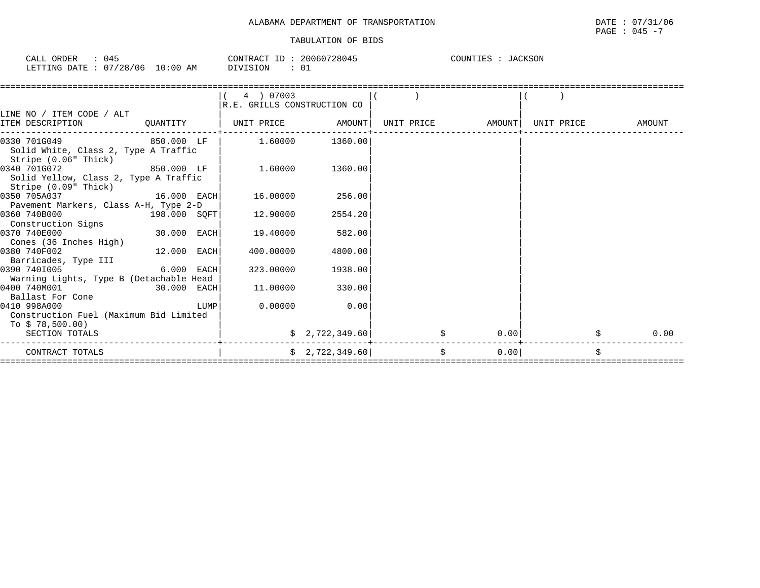ALABAMA DEPARTMENT OF TRANSPORTATION

TABULATION OF BIDS

CALL ORDER : 045 CONTRACT ID : 20060728045 COUNTIES : JACKSON
LETTING DATE : 07/28/06 10:00 AM DIVISION : 01

| LINE NO / ITEM CODE / ALT ITEM DESCRIPTION | QUANTITY | ( 4 ) 07003 R.E. GRILLS CONSTRUCTION CO UNIT PRICE | AMOUNT | ( ) UNIT PRICE | AMOUNT | ( ) UNIT PRICE | AMOUNT |
|---|---|---|---|---|---|---|---|
| 0330 701G049 Solid White, Class 2, Type A Traffic Stripe (0.06" Thick) | 850.000 LF | 1.60000 | 1360.00 | | | | |
| 0340 701G072 Solid Yellow, Class 2, Type A Traffic Stripe (0.09" Thick) | 850.000 LF | 1.60000 | 1360.00 | | | | |
| 0350 705A037 Pavement Markers, Class A-H, Type 2-D | 16.000 EACH | 16.00000 | 256.00 | | | | |
| 0360 740B000 Construction Signs | 198.000 SQFT | 12.90000 | 2554.20 | | | | |
| 0370 740E000 Cones (36 Inches High) | 30.000 EACH | 19.40000 | 582.00 | | | | |
| 0380 740F002 Barricades, Type III | 12.000 EACH | 400.00000 | 4800.00 | | | | |
| 0390 740I005 Warning Lights, Type B (Detachable Head | 6.000 EACH | 323.00000 | 1938.00 | | | | |
| 0400 740M001 Ballast For Cone | 30.000 EACH | 11.00000 | 330.00 | | | | |
| 0410 998A000 Construction Fuel (Maximum Bid Limited To $ 78,500.00) | LUMP | 0.00000 | 0.00 | | | | |
| SECTION TOTALS | | | $ 2,722,349.60 | | $ 0.00 | | $ 0.00 |
| CONTRACT TOTALS | | | $ 2,722,349.60 | | $ 0.00 | | $ |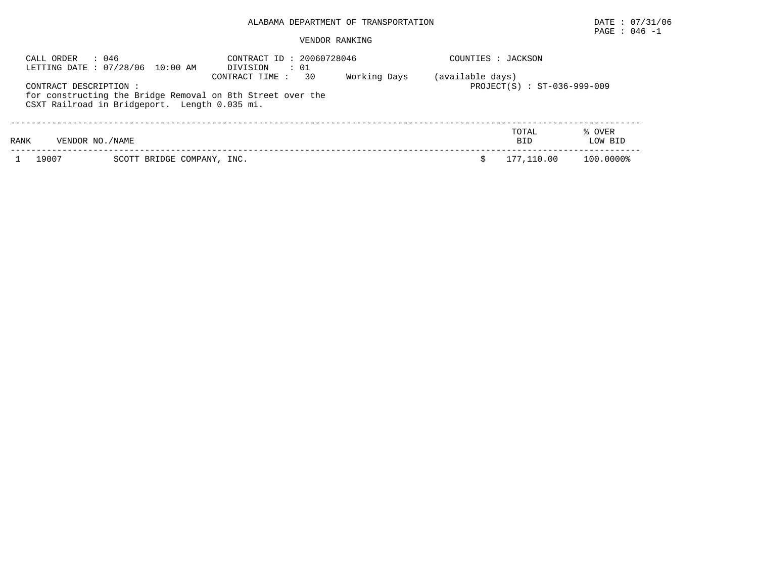ALABAMA DEPARTMENT OF TRANSPORTATION

DATE : 07/31/06

VENDOR RANKING

CALL ORDER : 046
LETTING DATE : 07/28/06 10:00 AM

CONTRACT ID : 20060728046
DIVISION : 01
CONTRACT TIME : 30 Working Days (available days)

COUNTIES : JACKSON

PROJECT(S) : ST-036-999-009

CONTRACT DESCRIPTION :
for constructing the Bridge Removal on 8th Street over the CSXT Railroad in Bridgeport. Length 0.035 mi.

| RANK | VENDOR NO./NAME | | TOTAL BID | % OVER LOW BID |
|---|---|---|---|---|
| 1 | 19007 | SCOTT BRIDGE COMPANY, INC. | $ 177,110.00 | 100.0000% |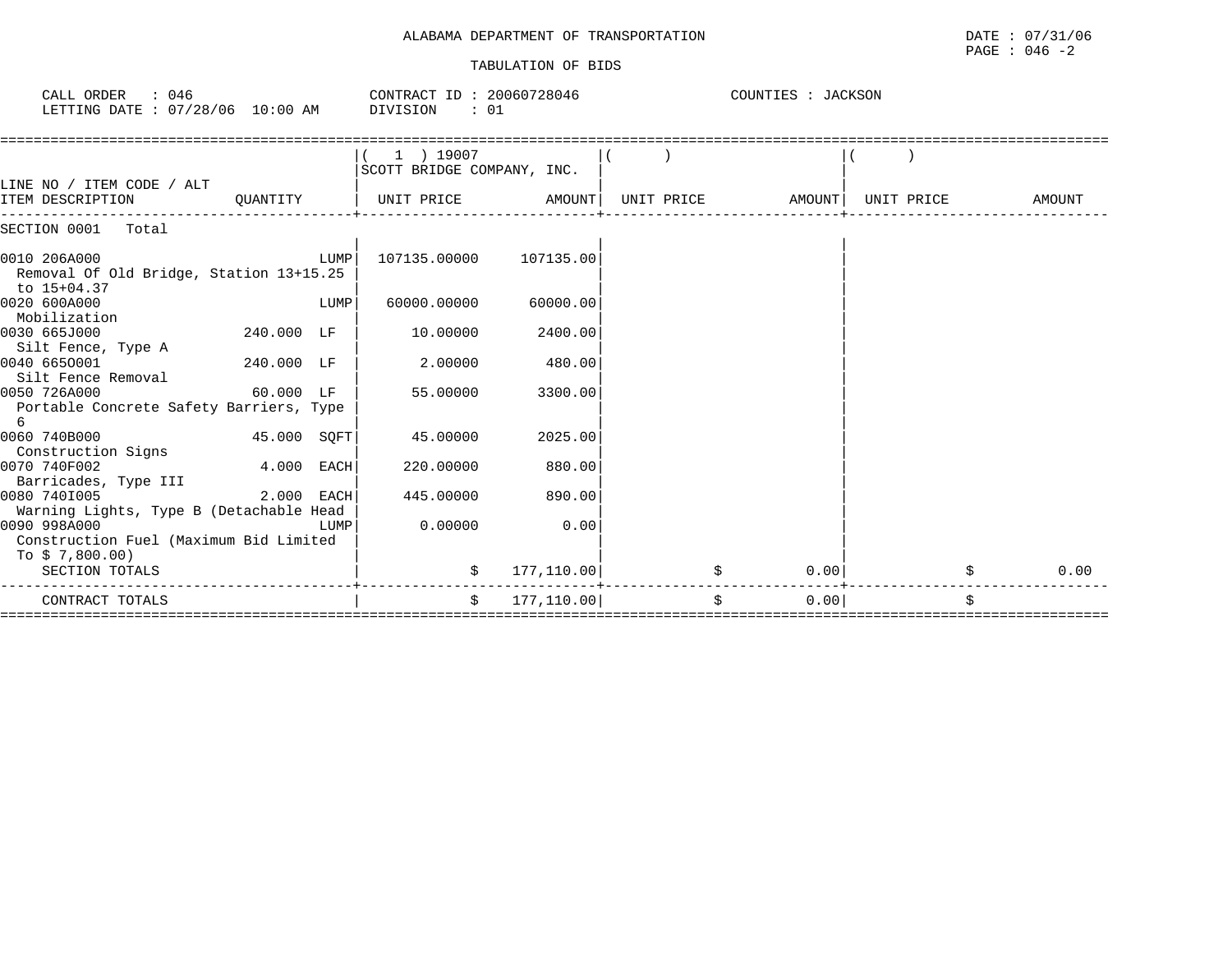ALABAMA DEPARTMENT OF TRANSPORTATION

TABULATION OF BIDS

CALL ORDER : 046
LETTING DATE : 07/28/06 10:00 AM

CONTRACT ID : 20060728046
DIVISION : 01

COUNTIES : JACKSON

| LINE NO / ITEM CODE / ALT ITEM DESCRIPTION | QUANTITY | ( 1 ) 19007 SCOTT BRIDGE COMPANY, INC. UNIT PRICE | AMOUNT | ( ) UNIT PRICE | AMOUNT | ( ) UNIT PRICE | AMOUNT |
|---|---|---|---|---|---|---|---|
| SECTION 0001 Total | | | | | | | |
| 0010 206A000 Removal Of Old Bridge, Station 13+15.25 to 15+04.37 | LUMP | 107135.00000 | 107135.00 | | | | |
| 0020 600A000 Mobilization | LUMP | 60000.00000 | 60000.00 | | | | |
| 0030 665J000 Silt Fence, Type A | 240.000 LF | 10.00000 | 2400.00 | | | | |
| 0040 665O001 Silt Fence Removal | 240.000 LF | 2.00000 | 480.00 | | | | |
| 0050 726A000 Portable Concrete Safety Barriers, Type 6 | 60.000 LF | 55.00000 | 3300.00 | | | | |
| 0060 740B000 Construction Signs | 45.000 SQFT | 45.00000 | 2025.00 | | | | |
| 0070 740F002 Barricades, Type III | 4.000 EACH | 220.00000 | 880.00 | | | | |
| 0080 740I005 Warning Lights, Type B (Detachable Head | 2.000 EACH | 445.00000 | 890.00 | | | | |
| 0090 998A000 Construction Fuel (Maximum Bid Limited To $ 7,800.00) | LUMP | 0.00000 | 0.00 | | | | |
| SECTION TOTALS | | $ | 177,110.00 | $ | 0.00 | $ | 0.00 |
| CONTRACT TOTALS | | $ | 177,110.00 | $ | 0.00 | $ | |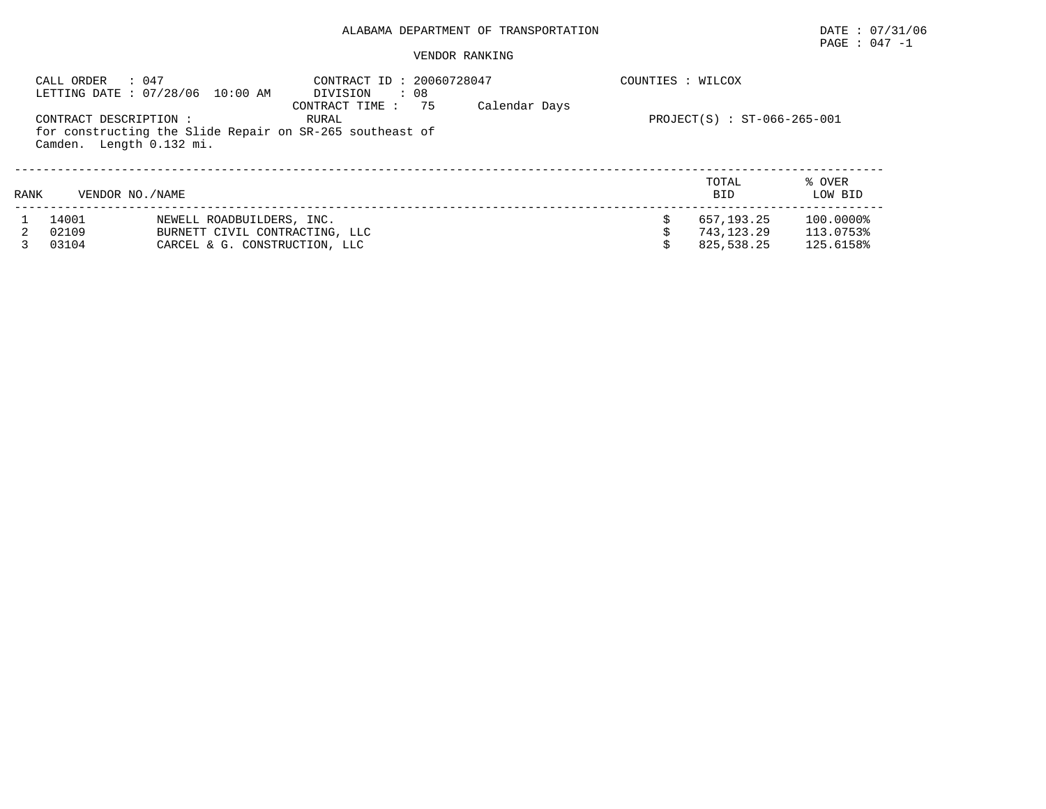ALABAMA DEPARTMENT OF TRANSPORTATION

DATE : 07/31/06
PAGE : 047 -1

VENDOR RANKING

CALL ORDER : 047
LETTING DATE : 07/28/06 10:00 AM

CONTRACT ID : 20060728047
DIVISION : 08
CONTRACT TIME : 75 Calendar Days

COUNTIES : WILCOX

CONTRACT DESCRIPTION : RURAL
for constructing the Slide Repair on SR-265 southeast of Camden. Length 0.132 mi.

PROJECT(S) : ST-066-265-001

| RANK | VENDOR NO. | NAME | TOTAL BID | % OVER LOW BID |
|---|---|---|---|---|
| 1 | 14001 | NEWELL ROADBUILDERS, INC. | $ 657,193.25 | 100.0000% |
| 2 | 02109 | BURNETT CIVIL CONTRACTING, LLC | $ 743,123.29 | 113.0753% |
| 3 | 03104 | CARCEL & G. CONSTRUCTION, LLC | $ 825,538.25 | 125.6158% |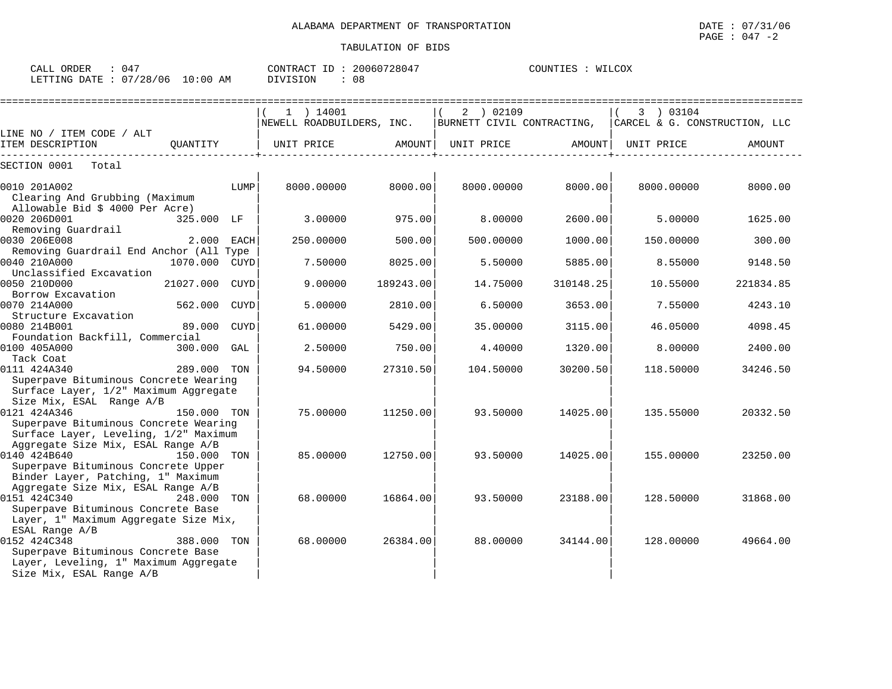ALABAMA DEPARTMENT OF TRANSPORTATION

TABULATION OF BIDS

CALL ORDER : 047 CONTRACT ID : 20060728047 COUNTIES : WILCOX
LETTING DATE : 07/28/06 10:00 AM DIVISION : 08

| LINE NO / ITEM CODE / ALT ITEM DESCRIPTION | QUANTITY | ( 1 ) 14001 NEWELL ROADBUILDERS, INC. UNIT PRICE | AMOUNT | ( 2 ) 02109 BURNETT CIVIL CONTRACTING, UNIT PRICE | AMOUNT | ( 3 ) 03104 CARCEL & G. CONSTRUCTION, LLC UNIT PRICE | AMOUNT |
|---|---|---|---|---|---|---|---|
| SECTION 0001 Total | | | | | | | |
| 0010 201A002 Clearing And Grubbing (Maximum Allowable Bid $ 4000 Per Acre) | LUMP | 8000.00000 | 8000.00 | 8000.00000 | 8000.00 | 8000.00000 | 8000.00 |
| 0020 206D001 Removing Guardrail | 325.000 LF | 3.00000 | 975.00 | 8.00000 | 2600.00 | 5.00000 | 1625.00 |
| 0030 206E008 Removing Guardrail End Anchor (All Type | 2.000 EACH | 250.00000 | 500.00 | 500.00000 | 1000.00 | 150.00000 | 300.00 |
| 0040 210A000 Unclassified Excavation | 1070.000 CUYD | 7.50000 | 8025.00 | 5.50000 | 5885.00 | 8.55000 | 9148.50 |
| 0050 210D000 Borrow Excavation | 21027.000 CUYD | 9.00000 | 189243.00 | 14.75000 | 310148.25 | 10.55000 | 221834.85 |
| 0070 214A000 Structure Excavation | 562.000 CUYD | 5.00000 | 2810.00 | 6.50000 | 3653.00 | 7.55000 | 4243.10 |
| 0080 214B001 Foundation Backfill, Commercial | 89.000 CUYD | 61.00000 | 5429.00 | 35.00000 | 3115.00 | 46.05000 | 4098.45 |
| 0100 405A000 Tack Coat | 300.000 GAL | 2.50000 | 750.00 | 4.40000 | 1320.00 | 8.00000 | 2400.00 |
| 0111 424A340 Superpave Bituminous Concrete Wearing Surface Layer, 1/2" Maximum Aggregate Size Mix, ESAL Range A/B | 289.000 TON | 94.50000 | 27310.50 | 104.50000 | 30200.50 | 118.50000 | 34246.50 |
| 0121 424A346 Superpave Bituminous Concrete Wearing Surface Layer, Leveling, 1/2" Maximum Aggregate Size Mix, ESAL Range A/B | 150.000 TON | 75.00000 | 11250.00 | 93.50000 | 14025.00 | 135.55000 | 20332.50 |
| 0140 424B640 Superpave Bituminous Concrete Upper Binder Layer, Patching, 1" Maximum Aggregate Size Mix, ESAL Range A/B | 150.000 TON | 85.00000 | 12750.00 | 93.50000 | 14025.00 | 155.00000 | 23250.00 |
| 0151 424C340 Superpave Bituminous Concrete Base Layer, 1" Maximum Aggregate Size Mix, ESAL Range A/B | 248.000 TON | 68.00000 | 16864.00 | 93.50000 | 23188.00 | 128.50000 | 31868.00 |
| 0152 424C348 Superpave Bituminous Concrete Base Layer, Leveling, 1" Maximum Aggregate Size Mix, ESAL Range A/B | 388.000 TON | 68.00000 | 26384.00 | 88.00000 | 34144.00 | 128.00000 | 49664.00 |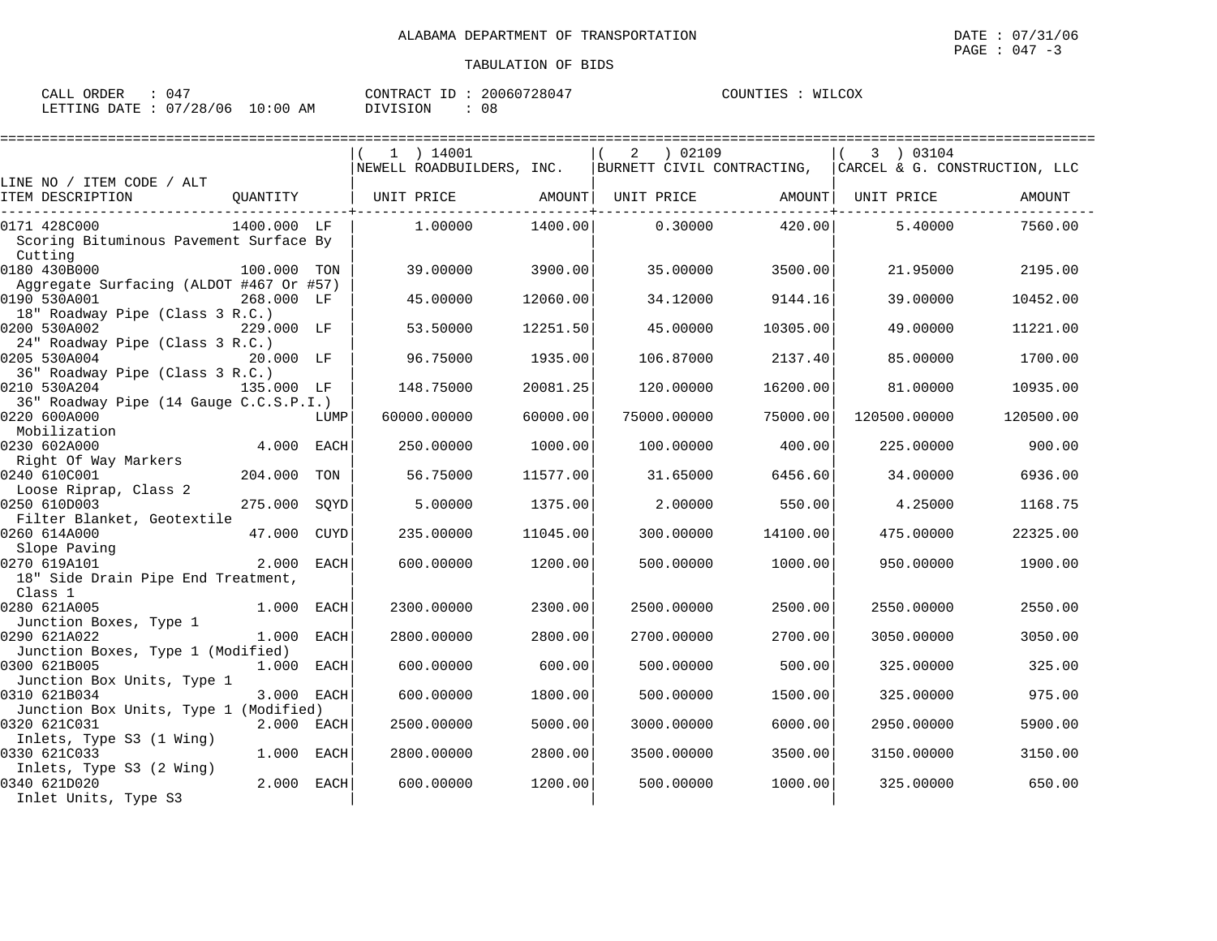ALABAMA DEPARTMENT OF TRANSPORTATION

DATE : 07/31/06

PAGE : 047 -3

TABULATION OF BIDS

CALL ORDER : 047 CONTRACT ID : 20060728047 COUNTIES : WILCOX
LETTING DATE : 07/28/06 10:00 AM DIVISION : 08

| LINE NO / ITEM CODE / ALT ITEM DESCRIPTION | QUANTITY | ( 1 ) 14001 NEWELL ROADBUILDERS, INC. UNIT PRICE | AMOUNT | ( 2 ) 02109 BURNETT CIVIL CONTRACTING, UNIT PRICE | AMOUNT | ( 3 ) 03104 CARCEL & G. CONSTRUCTION, LLC UNIT PRICE | AMOUNT |
|---|---|---|---|---|---|---|---|
| 0171 428C000 Scoring Bituminous Pavement Surface By Cutting | 1400.000 LF | 1.00000 | 1400.00 | 0.30000 | 420.00 | 5.40000 | 7560.00 |
| 0180 430B000 Aggregate Surfacing (ALDOT #467 Or #57) | 100.000 TON | 39.00000 | 3900.00 | 35.00000 | 3500.00 | 21.95000 | 2195.00 |
| 0190 530A001 18" Roadway Pipe (Class 3 R.C.) | 268.000 LF | 45.00000 | 12060.00 | 34.12000 | 9144.16 | 39.00000 | 10452.00 |
| 0200 530A002 24" Roadway Pipe (Class 3 R.C.) | 229.000 LF | 53.50000 | 12251.50 | 45.00000 | 10305.00 | 49.00000 | 11221.00 |
| 0205 530A004 36" Roadway Pipe (Class 3 R.C.) | 20.000 LF | 96.75000 | 1935.00 | 106.87000 | 2137.40 | 85.00000 | 1700.00 |
| 0210 530A204 36" Roadway Pipe (14 Gauge C.C.S.P.I.) | 135.000 LF | 148.75000 | 20081.25 | 120.00000 | 16200.00 | 81.00000 | 10935.00 |
| 0220 600A000 Mobilization | LUMP | 60000.00000 | 60000.00 | 75000.00000 | 75000.00 | 120500.00000 | 120500.00 |
| 0230 602A000 Right Of Way Markers | 4.000 EACH | 250.00000 | 1000.00 | 100.00000 | 400.00 | 225.00000 | 900.00 |
| 0240 610C001 Loose Riprap, Class 2 | 204.000 TON | 56.75000 | 11577.00 | 31.65000 | 6456.60 | 34.00000 | 6936.00 |
| 0250 610D003 Filter Blanket, Geotextile | 275.000 SQYD | 5.00000 | 1375.00 | 2.00000 | 550.00 | 4.25000 | 1168.75 |
| 0260 614A000 Slope Paving | 47.000 CUYD | 235.00000 | 11045.00 | 300.00000 | 14100.00 | 475.00000 | 22325.00 |
| 0270 619A101 18" Side Drain Pipe End Treatment, Class 1 | 2.000 EACH | 600.00000 | 1200.00 | 500.00000 | 1000.00 | 950.00000 | 1900.00 |
| 0280 621A005 Junction Boxes, Type 1 | 1.000 EACH | 2300.00000 | 2300.00 | 2500.00000 | 2500.00 | 2550.00000 | 2550.00 |
| 0290 621A022 Junction Boxes, Type 1 (Modified) | 1.000 EACH | 2800.00000 | 2800.00 | 2700.00000 | 2700.00 | 3050.00000 | 3050.00 |
| 0300 621B005 Junction Box Units, Type 1 | 1.000 EACH | 600.00000 | 600.00 | 500.00000 | 500.00 | 325.00000 | 325.00 |
| 0310 621B034 Junction Box Units, Type 1 (Modified) | 3.000 EACH | 600.00000 | 1800.00 | 500.00000 | 1500.00 | 325.00000 | 975.00 |
| 0320 621C031 Inlets, Type S3 (1 Wing) | 2.000 EACH | 2500.00000 | 5000.00 | 3000.00000 | 6000.00 | 2950.00000 | 5900.00 |
| 0330 621C033 Inlets, Type S3 (2 Wing) | 1.000 EACH | 2800.00000 | 2800.00 | 3500.00000 | 3500.00 | 3150.00000 | 3150.00 |
| 0340 621D020 Inlet Units, Type S3 | 2.000 EACH | 600.00000 | 1200.00 | 500.00000 | 1000.00 | 325.00000 | 650.00 |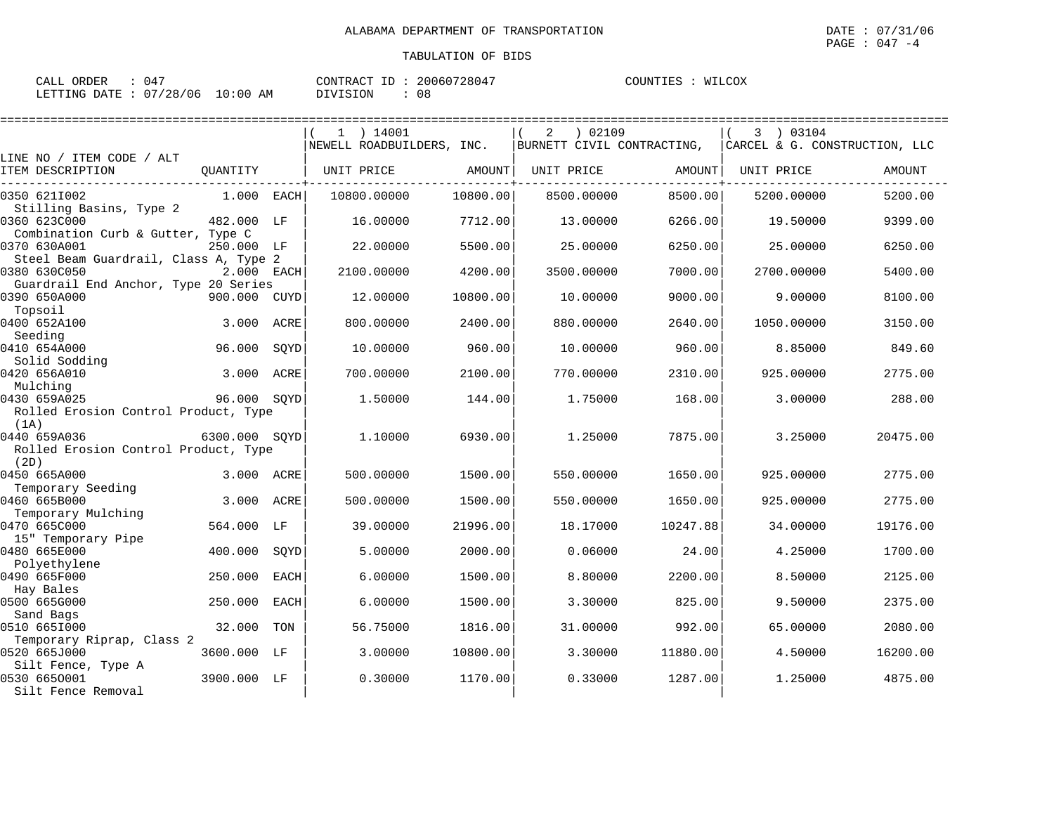ALABAMA DEPARTMENT OF TRANSPORTATION

TABULATION OF BIDS

CALL ORDER : 047 CONTRACT ID : 20060728047 COUNTIES : WILCOX
LETTING DATE : 07/28/06 10:00 AM DIVISION : 08

| LINE NO / ITEM CODE / ALT<br>ITEM DESCRIPTION | QUANTITY | | ( 1 ) 14001 NEWELL ROADBUILDERS, INC.<br>UNIT PRICE | AMOUNT | ( 2 ) 02109 BURNETT CIVIL CONTRACTING,<br>UNIT PRICE | AMOUNT | ( 3 ) 03104 CARCEL & G. CONSTRUCTION, LLC<br>UNIT PRICE | AMOUNT |
|---|---|---|---|---|---|---|---|---|
| 0350 621I002<br>Stilling Basins, Type 2 | 1.000 | EACH | 10800.00000 | 10800.00 | 8500.00000 | 8500.00 | 5200.00000 | 5200.00 |
| 0360 623C000<br>Combination Curb & Gutter, Type C | 482.000 | LF | 16.00000 | 7712.00 | 13.00000 | 6266.00 | 19.50000 | 9399.00 |
| 0370 630A001<br>Steel Beam Guardrail, Class A, Type 2 | 250.000 | LF | 22.00000 | 5500.00 | 25.00000 | 6250.00 | 25.00000 | 6250.00 |
| 0380 630C050<br>Guardrail End Anchor, Type 20 Series | 2.000 | EACH | 2100.00000 | 4200.00 | 3500.00000 | 7000.00 | 2700.00000 | 5400.00 |
| 0390 650A000<br>Topsoil | 900.000 | CUYD | 12.00000 | 10800.00 | 10.00000 | 9000.00 | 9.00000 | 8100.00 |
| 0400 652A100<br>Seeding | 3.000 | ACRE | 800.00000 | 2400.00 | 880.00000 | 2640.00 | 1050.00000 | 3150.00 |
| 0410 654A000<br>Solid Sodding | 96.000 | SQYD | 10.00000 | 960.00 | 10.00000 | 960.00 | 8.85000 | 849.60 |
| 0420 656A010<br>Mulching | 3.000 | ACRE | 700.00000 | 2100.00 | 770.00000 | 2310.00 | 925.00000 | 2775.00 |
| 0430 659A025<br>Rolled Erosion Control Product, Type (1A) | 96.000 | SQYD | 1.50000 | 144.00 | 1.75000 | 168.00 | 3.00000 | 288.00 |
| 0440 659A036<br>Rolled Erosion Control Product, Type (2D) | 6300.000 | SQYD | 1.10000 | 6930.00 | 1.25000 | 7875.00 | 3.25000 | 20475.00 |
| 0450 665A000<br>Temporary Seeding | 3.000 | ACRE | 500.00000 | 1500.00 | 550.00000 | 1650.00 | 925.00000 | 2775.00 |
| 0460 665B000<br>Temporary Mulching | 3.000 | ACRE | 500.00000 | 1500.00 | 550.00000 | 1650.00 | 925.00000 | 2775.00 |
| 0470 665C000<br>15" Temporary Pipe | 564.000 | LF | 39.00000 | 21996.00 | 18.17000 | 10247.88 | 34.00000 | 19176.00 |
| 0480 665E000<br>Polyethylene | 400.000 | SQYD | 5.00000 | 2000.00 | 0.06000 | 24.00 | 4.25000 | 1700.00 |
| 0490 665F000<br>Hay Bales | 250.000 | EACH | 6.00000 | 1500.00 | 8.80000 | 2200.00 | 8.50000 | 2125.00 |
| 0500 665G000<br>Sand Bags | 250.000 | EACH | 6.00000 | 1500.00 | 3.30000 | 825.00 | 9.50000 | 2375.00 |
| 0510 665I000<br>Temporary Riprap, Class 2 | 32.000 | TON | 56.75000 | 1816.00 | 31.00000 | 992.00 | 65.00000 | 2080.00 |
| 0520 665J000<br>Silt Fence, Type A | 3600.000 | LF | 3.00000 | 10800.00 | 3.30000 | 11880.00 | 4.50000 | 16200.00 |
| 0530 665O001<br>Silt Fence Removal | 3900.000 | LF | 0.30000 | 1170.00 | 0.33000 | 1287.00 | 1.25000 | 4875.00 |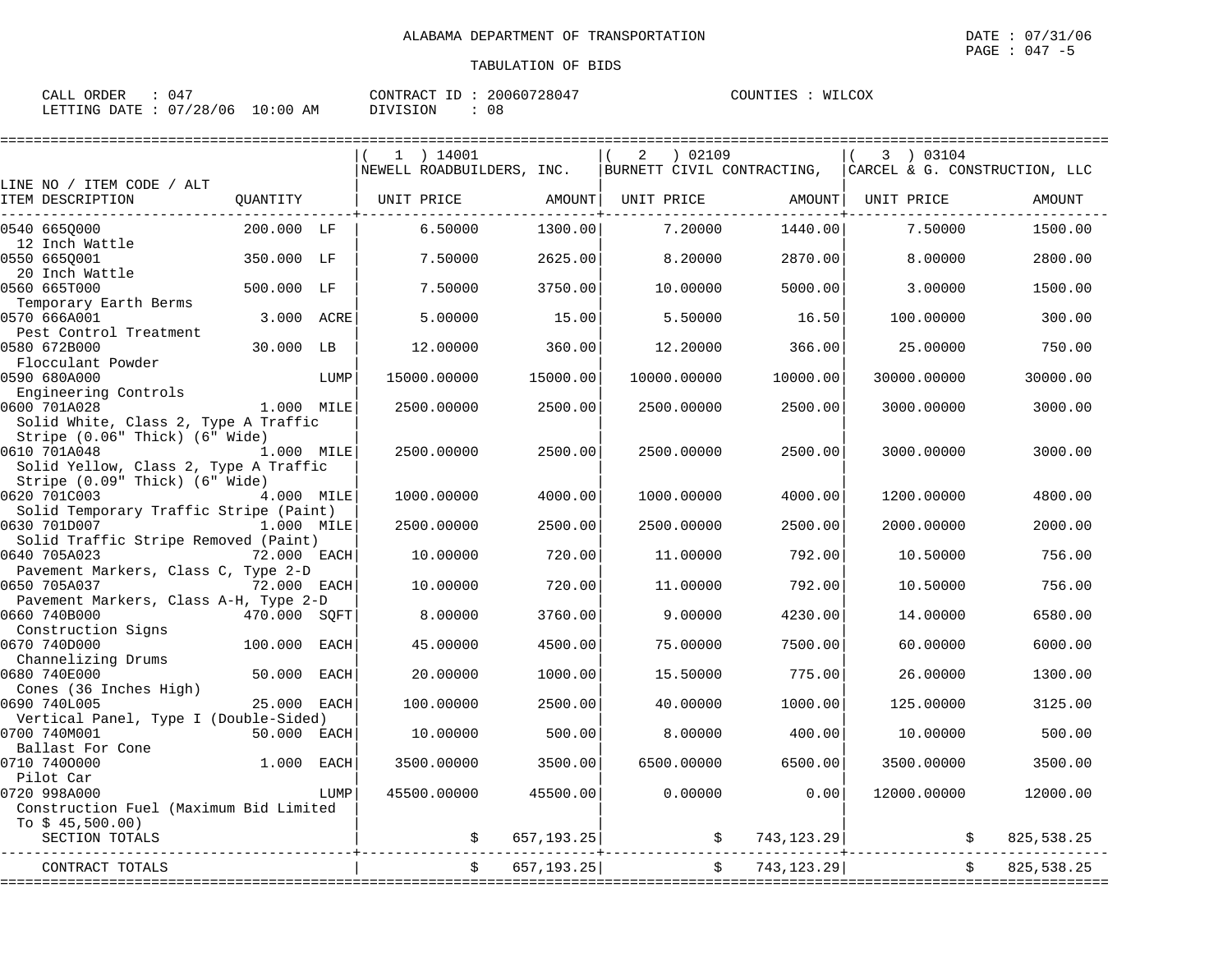ALABAMA DEPARTMENT OF TRANSPORTATION

TABULATION OF BIDS

DATE : 07/31/06
PAGE : 047 -5

CALL ORDER : 047
LETTING DATE : 07/28/06 10:00 AM

CONTRACT ID : 20060728047
DIVISION : 08

COUNTIES : WILCOX

| LINE NO / ITEM CODE / ALT ITEM DESCRIPTION | QUANTITY | (1) 14001 NEWELL ROADBUILDERS, INC. UNIT PRICE | AMOUNT | (2) 02109 BURNETT CIVIL CONTRACTING, UNIT PRICE | AMOUNT | (3) 03104 CARCEL & G. CONSTRUCTION, LLC UNIT PRICE | AMOUNT |
|---|---|---|---|---|---|---|---|
| 0540 665Q000 12 Inch Wattle | 200.000 LF | 6.50000 | 1300.00 | 7.20000 | 1440.00 | 7.50000 | 1500.00 |
| 0550 665Q001 20 Inch Wattle | 350.000 LF | 7.50000 | 2625.00 | 8.20000 | 2870.00 | 8.00000 | 2800.00 |
| 0560 665T000 Temporary Earth Berms | 500.000 LF | 7.50000 | 3750.00 | 10.00000 | 5000.00 | 3.00000 | 1500.00 |
| 0570 666A001 Pest Control Treatment | 3.000 ACRE | 5.00000 | 15.00 | 5.50000 | 16.50 | 100.00000 | 300.00 |
| 0580 672B000 Flocculant Powder | 30.000 LB | 12.00000 | 360.00 | 12.20000 | 366.00 | 25.00000 | 750.00 |
| 0590 680A000 Engineering Controls | LUMP | 15000.00000 | 15000.00 | 10000.00000 | 10000.00 | 30000.00000 | 30000.00 |
| 0600 701A028 Solid White, Class 2, Type A Traffic Stripe (0.06" Thick) (6" Wide) | 1.000 MILE | 2500.00000 | 2500.00 | 2500.00000 | 2500.00 | 3000.00000 | 3000.00 |
| 0610 701A048 Solid Yellow, Class 2, Type A Traffic Stripe (0.09" Thick) (6" Wide) | 1.000 MILE | 2500.00000 | 2500.00 | 2500.00000 | 2500.00 | 3000.00000 | 3000.00 |
| 0620 701C003 Solid Temporary Traffic Stripe (Paint) | 4.000 MILE | 1000.00000 | 4000.00 | 1000.00000 | 4000.00 | 1200.00000 | 4800.00 |
| 0630 701D007 Solid Traffic Stripe Removed (Paint) | 1.000 MILE | 2500.00000 | 2500.00 | 2500.00000 | 2500.00 | 2000.00000 | 2000.00 |
| 0640 705A023 Pavement Markers, Class C, Type 2-D | 72.000 EACH | 10.00000 | 720.00 | 11.00000 | 792.00 | 10.50000 | 756.00 |
| 0650 705A037 Pavement Markers, Class A-H, Type 2-D | 72.000 EACH | 10.00000 | 720.00 | 11.00000 | 792.00 | 10.50000 | 756.00 |
| 0660 740B000 Construction Signs | 470.000 SQFT | 8.00000 | 3760.00 | 9.00000 | 4230.00 | 14.00000 | 6580.00 |
| 0670 740D000 Channelizing Drums | 100.000 EACH | 45.00000 | 4500.00 | 75.00000 | 7500.00 | 60.00000 | 6000.00 |
| 0680 740E000 Cones (36 Inches High) | 50.000 EACH | 20.00000 | 1000.00 | 15.50000 | 775.00 | 26.00000 | 1300.00 |
| 0690 740L005 Vertical Panel, Type I (Double-Sided) | 25.000 EACH | 100.00000 | 2500.00 | 40.00000 | 1000.00 | 125.00000 | 3125.00 |
| 0700 740M001 Ballast For Cone | 50.000 EACH | 10.00000 | 500.00 | 8.00000 | 400.00 | 10.00000 | 500.00 |
| 0710 740O000 Pilot Car | 1.000 EACH | 3500.00000 | 3500.00 | 6500.00000 | 6500.00 | 3500.00000 | 3500.00 |
| 0720 998A000 Construction Fuel (Maximum Bid Limited To $ 45,500.00) | LUMP | 45500.00000 | 45500.00 | 0.00000 | 0.00 | 12000.00000 | 12000.00 |
| SECTION TOTALS | | | $ 657,193.25 | | $ 743,123.29 | | $ 825,538.25 |
| CONTRACT TOTALS | | | $ 657,193.25 | | $ 743,123.29 | | $ 825,538.25 |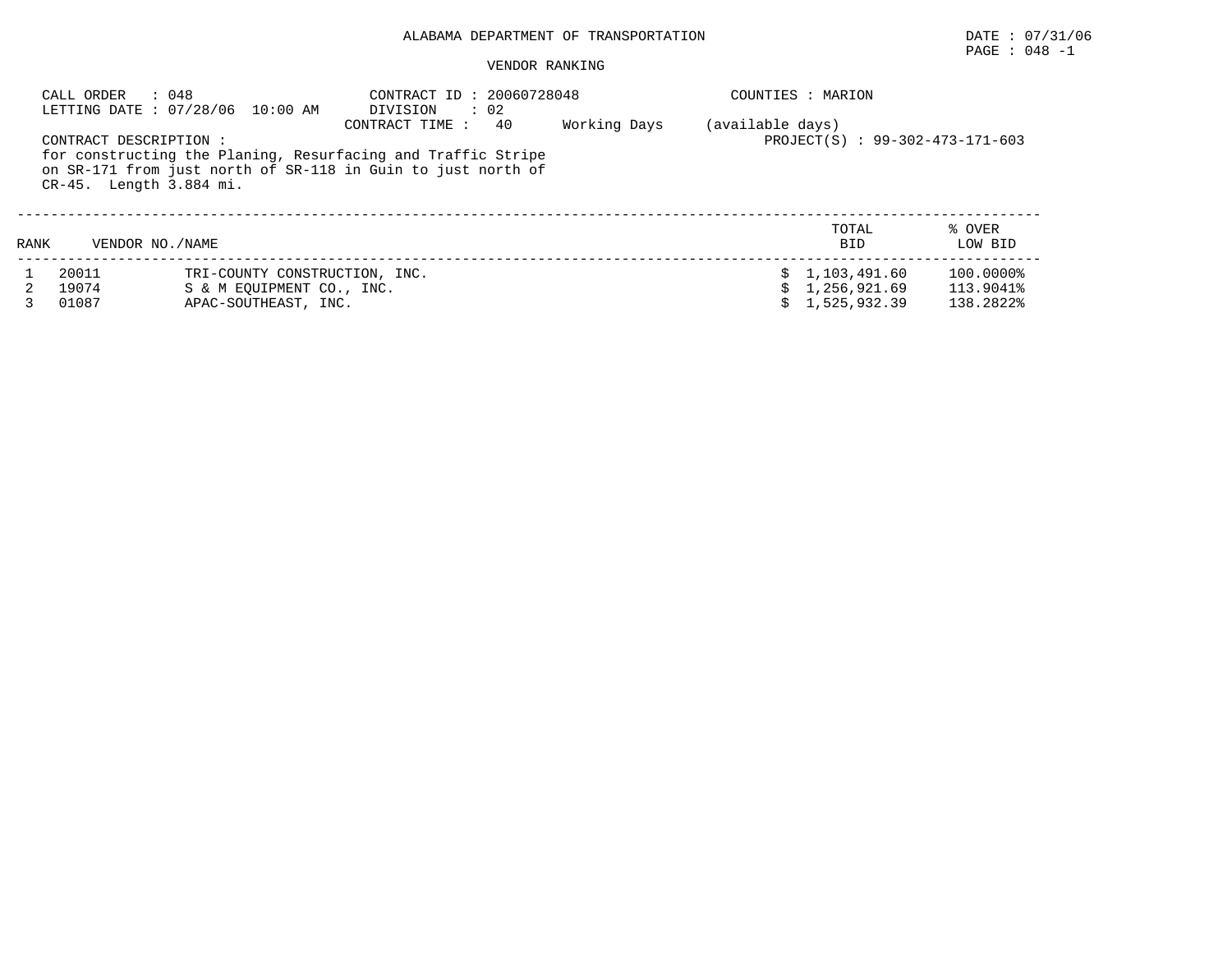ALABAMA DEPARTMENT OF TRANSPORTATION

DATE : 07/31/06

PAGE : 048 -1

VENDOR RANKING

CALL ORDER : 048
LETTING DATE : 07/28/06 10:00 AM

CONTRACT ID : 20060728048
DIVISION : 02
CONTRACT TIME : 40 Working Days (available days)

COUNTIES : MARION

PROJECT(S) : 99-302-473-171-603

CONTRACT DESCRIPTION :
for constructing the Planing, Resurfacing and Traffic Stripe on SR-171 from just north of SR-118 in Guin to just north of CR-45. Length 3.884 mi.

| RANK | VENDOR NO. | NAME | TOTAL BID | % OVER LOW BID |
|---|---|---|---|---|
| 1 | 20011 | TRI-COUNTY CONSTRUCTION, INC. | $ 1,103,491.60 | 100.0000% |
| 2 | 19074 | S & M EQUIPMENT CO., INC. | $ 1,256,921.69 | 113.9041% |
| 3 | 01087 | APAC-SOUTHEAST, INC. | $ 1,525,932.39 | 138.2822% |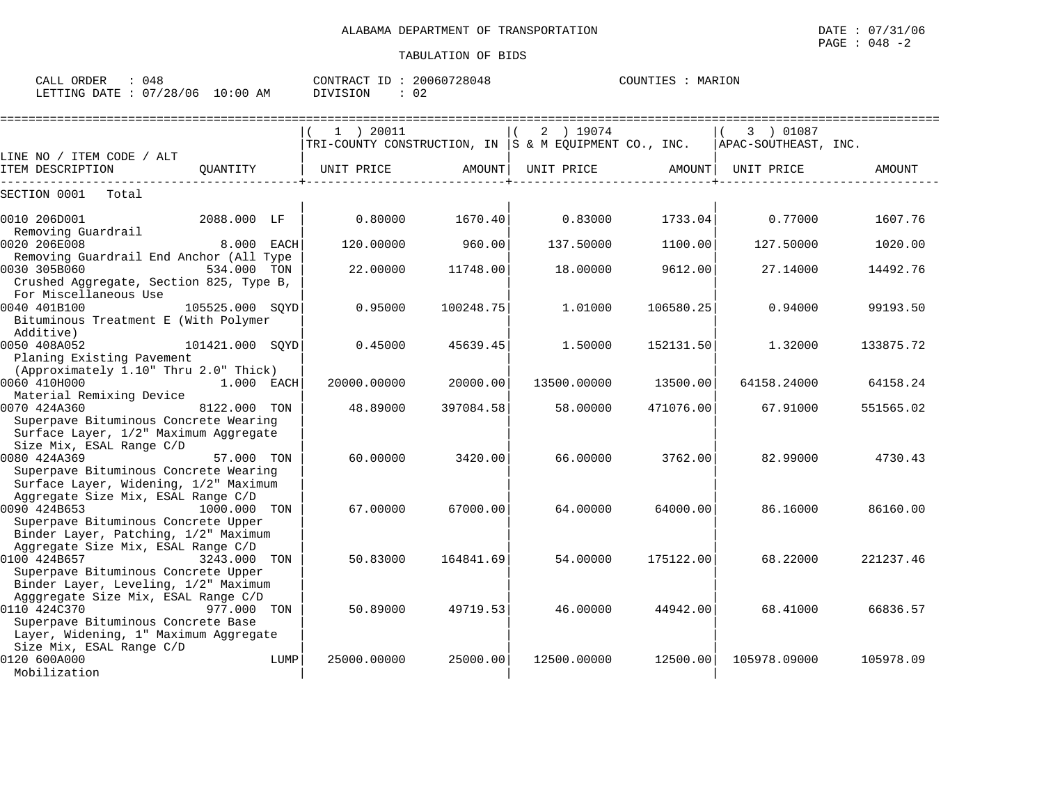ALABAMA DEPARTMENT OF TRANSPORTATION

DATE : 07/31/06

TABULATION OF BIDS

CALL ORDER : 048 CONTRACT ID : 20060728048 COUNTIES : MARION
LETTING DATE : 07/28/06 10:00 AM DIVISION : 02

| LINE NO / ITEM CODE / ALT ITEM DESCRIPTION | QUANTITY | ( 1 ) 20011 TRI-COUNTY CONSTRUCTION, IN UNIT PRICE | AMOUNT | ( 2 ) 19074 S & M EQUIPMENT CO., INC. UNIT PRICE | AMOUNT | ( 3 ) 01087 APAC-SOUTHEAST, INC. UNIT PRICE | AMOUNT |
|---|---|---|---|---|---|---|---|
| SECTION 0001 Total | | | | | | | |
| 0010 206D001 Removing Guardrail | 2088.000 LF | 0.80000 | 1670.40 | 0.83000 | 1733.04 | 0.77000 | 1607.76 |
| 0020 206E008 Removing Guardrail End Anchor (All Type | 8.000 EACH | 120.00000 | 960.00 | 137.50000 | 1100.00 | 127.50000 | 1020.00 |
| 0030 305B060 Crushed Aggregate, Section 825, Type B, For Miscellaneous Use | 534.000 TON | 22.00000 | 11748.00 | 18.00000 | 9612.00 | 27.14000 | 14492.76 |
| 0040 401B100 Bituminous Treatment E (With Polymer Additive) | 105525.000 SQYD | 0.95000 | 100248.75 | 1.01000 | 106580.25 | 0.94000 | 99193.50 |
| 0050 408A052 Planing Existing Pavement (Approximately 1.10" Thru 2.0" Thick) | 101421.000 SQYD | 0.45000 | 45639.45 | 1.50000 | 152131.50 | 1.32000 | 133875.72 |
| 0060 410H000 Material Remixing Device | 1.000 EACH | 20000.00000 | 20000.00 | 13500.00000 | 13500.00 | 64158.24000 | 64158.24 |
| 0070 424A360 Superpave Bituminous Concrete Wearing Surface Layer, 1/2" Maximum Aggregate Size Mix, ESAL Range C/D | 8122.000 TON | 48.89000 | 397084.58 | 58.00000 | 471076.00 | 67.91000 | 551565.02 |
| 0080 424A369 Superpave Bituminous Concrete Wearing Surface Layer, Widening, 1/2" Maximum Aggregate Size Mix, ESAL Range C/D | 57.000 TON | 60.00000 | 3420.00 | 66.00000 | 3762.00 | 82.99000 | 4730.43 |
| 0090 424B653 Superpave Bituminous Concrete Upper Binder Layer, Patching, 1/2" Maximum Aggregate Size Mix, ESAL Range C/D | 1000.000 TON | 67.00000 | 67000.00 | 64.00000 | 64000.00 | 86.16000 | 86160.00 |
| 0100 424B657 Superpave Bituminous Concrete Upper Binder Layer, Leveling, 1/2" Maximum Agggregate Size Mix, ESAL Range C/D | 3243.000 TON | 50.83000 | 164841.69 | 54.00000 | 175122.00 | 68.22000 | 221237.46 |
| 0110 424C370 Superpave Bituminous Concrete Base Layer, Widening, 1" Maximum Aggregate Size Mix, ESAL Range C/D | 977.000 TON | 50.89000 | 49719.53 | 46.00000 | 44942.00 | 68.41000 | 66836.57 |
| 0120 600A000 Mobilization | LUMP | 25000.00000 | 25000.00 | 12500.00000 | 12500.00 | 105978.09000 | 105978.09 |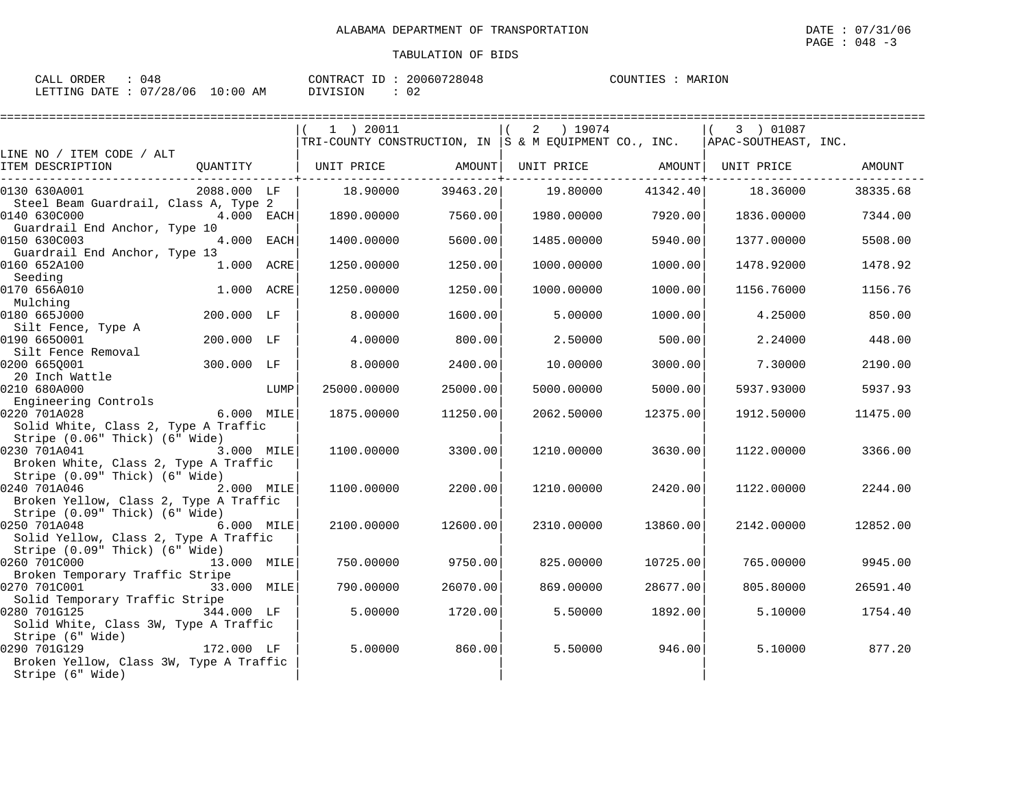ALABAMA DEPARTMENT OF TRANSPORTATION

DATE : 07/31/06

PAGE : 048 -3

TABULATION OF BIDS

CALL ORDER : 048 CONTRACT ID : 20060728048 COUNTIES : MARION

LETTING DATE : 07/28/06 10:00 AM DIVISION : 02

| LINE NO / ITEM CODE / ALT | | ( 1 ) 20011 TRI-COUNTY CONSTRUCTION, IN | | ( 2 ) 19074 S & M EQUIPMENT CO., INC. | | ( 3 ) 01087 APAC-SOUTHEAST, INC. | |
|---|---|---|---|---|---|---|---|
| ITEM DESCRIPTION | QUANTITY | UNIT PRICE | AMOUNT | UNIT PRICE | AMOUNT | UNIT PRICE | AMOUNT |
| 0130 630A001 Steel Beam Guardrail, Class A, Type 2 | 2088.000 LF | 18.90000 | 39463.20 | 19.80000 | 41342.40 | 18.36000 | 38335.68 |
| 0140 630C000 Guardrail End Anchor, Type 10 | 4.000 EACH | 1890.00000 | 7560.00 | 1980.00000 | 7920.00 | 1836.00000 | 7344.00 |
| 0150 630C003 Guardrail End Anchor, Type 13 | 4.000 EACH | 1400.00000 | 5600.00 | 1485.00000 | 5940.00 | 1377.00000 | 5508.00 |
| 0160 652A100 Seeding | 1.000 ACRE | 1250.00000 | 1250.00 | 1000.00000 | 1000.00 | 1478.92000 | 1478.92 |
| 0170 656A010 Mulching | 1.000 ACRE | 1250.00000 | 1250.00 | 1000.00000 | 1000.00 | 1156.76000 | 1156.76 |
| 0180 665J000 Silt Fence, Type A | 200.000 LF | 8.00000 | 1600.00 | 5.00000 | 1000.00 | 4.25000 | 850.00 |
| 0190 665O001 Silt Fence Removal | 200.000 LF | 4.00000 | 800.00 | 2.50000 | 500.00 | 2.24000 | 448.00 |
| 0200 665Q001 20 Inch Wattle | 300.000 LF | 8.00000 | 2400.00 | 10.00000 | 3000.00 | 7.30000 | 2190.00 |
| 0210 680A000 Engineering Controls | LUMP | 25000.00000 | 25000.00 | 5000.00000 | 5000.00 | 5937.93000 | 5937.93 |
| 0220 701A028 Solid White, Class 2, Type A Traffic Stripe (0.06" Thick) (6" Wide) | 6.000 MILE | 1875.00000 | 11250.00 | 2062.50000 | 12375.00 | 1912.50000 | 11475.00 |
| 0230 701A041 Broken White, Class 2, Type A Traffic Stripe (0.09" Thick) (6" Wide) | 3.000 MILE | 1100.00000 | 3300.00 | 1210.00000 | 3630.00 | 1122.00000 | 3366.00 |
| 0240 701A046 Broken Yellow, Class 2, Type A Traffic Stripe (0.09" Thick) (6" Wide) | 2.000 MILE | 1100.00000 | 2200.00 | 1210.00000 | 2420.00 | 1122.00000 | 2244.00 |
| 0250 701A048 Solid Yellow, Class 2, Type A Traffic Stripe (0.09" Thick) (6" Wide) | 6.000 MILE | 2100.00000 | 12600.00 | 2310.00000 | 13860.00 | 2142.00000 | 12852.00 |
| 0260 701C000 Broken Temporary Traffic Stripe | 13.000 MILE | 750.00000 | 9750.00 | 825.00000 | 10725.00 | 765.00000 | 9945.00 |
| 0270 701C001 Solid Temporary Traffic Stripe | 33.000 MILE | 790.00000 | 26070.00 | 869.00000 | 28677.00 | 805.80000 | 26591.40 |
| 0280 701G125 Solid White, Class 3W, Type A Traffic Stripe (6" Wide) | 344.000 LF | 5.00000 | 1720.00 | 5.50000 | 1892.00 | 5.10000 | 1754.40 |
| 0290 701G129 Broken Yellow, Class 3W, Type A Traffic Stripe (6" Wide) | 172.000 LF | 5.00000 | 860.00 | 5.50000 | 946.00 | 5.10000 | 877.20 |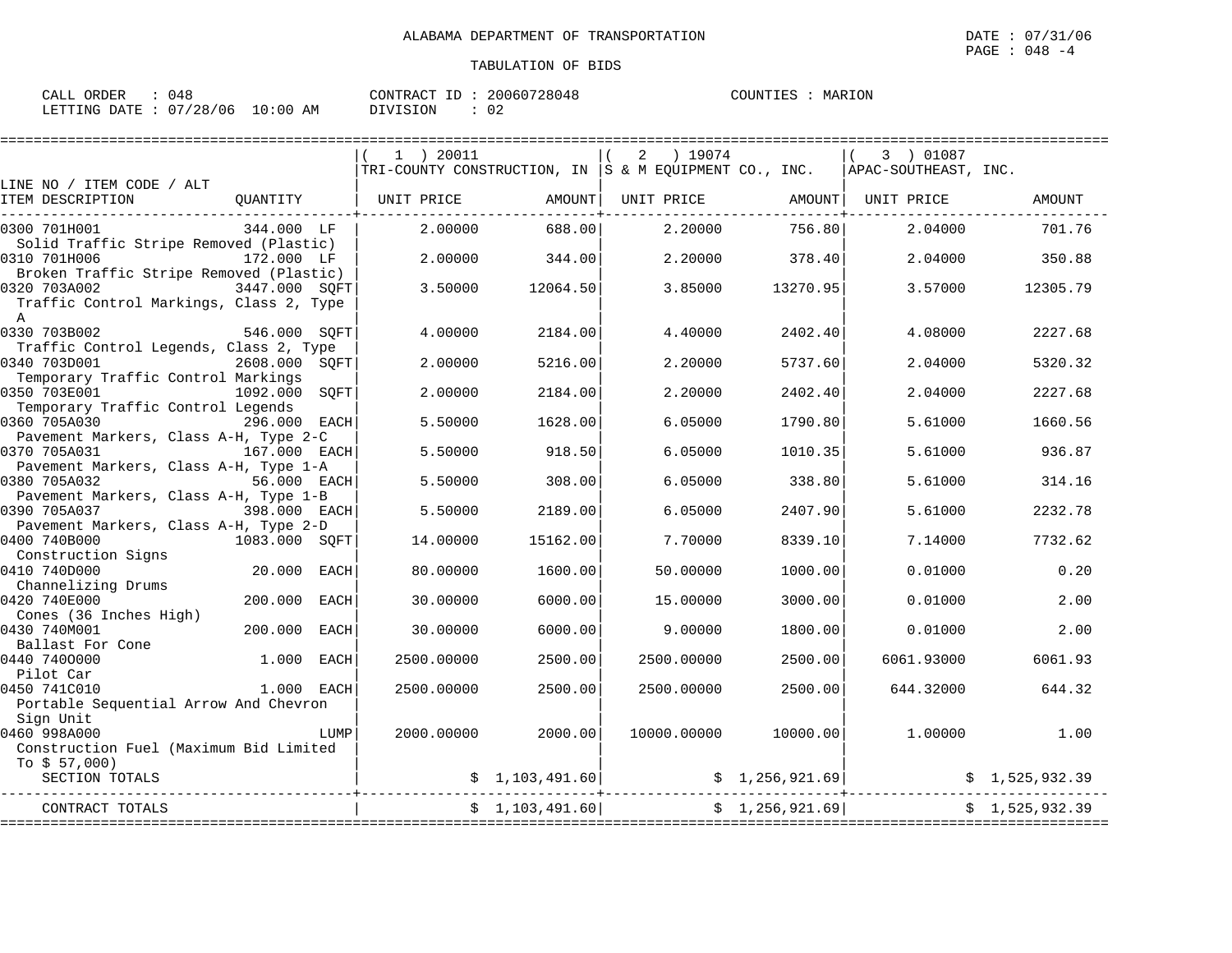ALABAMA DEPARTMENT OF TRANSPORTATION

DATE : 07/31/06

TABULATION OF BIDS

CALL ORDER : 048
LETTING DATE : 07/28/06 10:00 AM

CONTRACT ID : 20060728048
DIVISION : 02

COUNTIES : MARION

| LINE NO / ITEM CODE / ALT ITEM DESCRIPTION | QUANTITY | ( 1 ) 20011 TRI-COUNTY CONSTRUCTION, IN UNIT PRICE | AMOUNT | ( 2 ) 19074 S & M EQUIPMENT CO., INC. UNIT PRICE | AMOUNT | ( 3 ) 01087 APAC-SOUTHEAST, INC. UNIT PRICE | AMOUNT |
|---|---|---|---|---|---|---|---|
| 0300 701H001 Solid Traffic Stripe Removed (Plastic) | 344.000 LF | 2.00000 | 688.00 | 2.20000 | 756.80 | 2.04000 | 701.76 |
| 0310 701H006 Broken Traffic Stripe Removed (Plastic) | 172.000 LF | 2.00000 | 344.00 | 2.20000 | 378.40 | 2.04000 | 350.88 |
| 0320 703A002 Traffic Control Markings, Class 2, Type A | 3447.000 SQFT | 3.50000 | 12064.50 | 3.85000 | 13270.95 | 3.57000 | 12305.79 |
| 0330 703B002 Traffic Control Legends, Class 2, Type | 546.000 SQFT | 4.00000 | 2184.00 | 4.40000 | 2402.40 | 4.08000 | 2227.68 |
| 0340 703D001 Temporary Traffic Control Markings | 2608.000 SQFT | 2.00000 | 5216.00 | 2.20000 | 5737.60 | 2.04000 | 5320.32 |
| 0350 703E001 Temporary Traffic Control Legends | 1092.000 SQFT | 2.00000 | 2184.00 | 2.20000 | 2402.40 | 2.04000 | 2227.68 |
| 0360 705A030 Pavement Markers, Class A-H, Type 2-C | 296.000 EACH | 5.50000 | 1628.00 | 6.05000 | 1790.80 | 5.61000 | 1660.56 |
| 0370 705A031 Pavement Markers, Class A-H, Type 1-A | 167.000 EACH | 5.50000 | 918.50 | 6.05000 | 1010.35 | 5.61000 | 936.87 |
| 0380 705A032 Pavement Markers, Class A-H, Type 1-B | 56.000 EACH | 5.50000 | 308.00 | 6.05000 | 338.80 | 5.61000 | 314.16 |
| 0390 705A037 Pavement Markers, Class A-H, Type 2-D | 398.000 EACH | 5.50000 | 2189.00 | 6.05000 | 2407.90 | 5.61000 | 2232.78 |
| 0400 740B000 Construction Signs | 1083.000 SQFT | 14.00000 | 15162.00 | 7.70000 | 8339.10 | 7.14000 | 7732.62 |
| 0410 740D000 Channelizing Drums | 20.000 EACH | 80.00000 | 1600.00 | 50.00000 | 1000.00 | 0.01000 | 0.20 |
| 0420 740E000 Cones (36 Inches High) | 200.000 EACH | 30.00000 | 6000.00 | 15.00000 | 3000.00 | 0.01000 | 2.00 |
| 0430 740M001 Ballast For Cone | 200.000 EACH | 30.00000 | 6000.00 | 9.00000 | 1800.00 | 0.01000 | 2.00 |
| 0440 740O000 Pilot Car | 1.000 EACH | 2500.00000 | 2500.00 | 2500.00000 | 2500.00 | 6061.93000 | 6061.93 |
| 0450 741C010 Portable Sequential Arrow And Chevron Sign Unit | 1.000 EACH | 2500.00000 | 2500.00 | 2500.00000 | 2500.00 | 644.32000 | 644.32 |
| 0460 998A000 Construction Fuel (Maximum Bid Limited To $ 57,000) | LUMP | 2000.00000 | 2000.00 | 10000.00000 | 10000.00 | 1.00000 | 1.00 |
| SECTION TOTALS | | | $ 1,103,491.60 | | $ 1,256,921.69 | | $ 1,525,932.39 |
| CONTRACT TOTALS | | | $ 1,103,491.60 | | $ 1,256,921.69 | | $ 1,525,932.39 |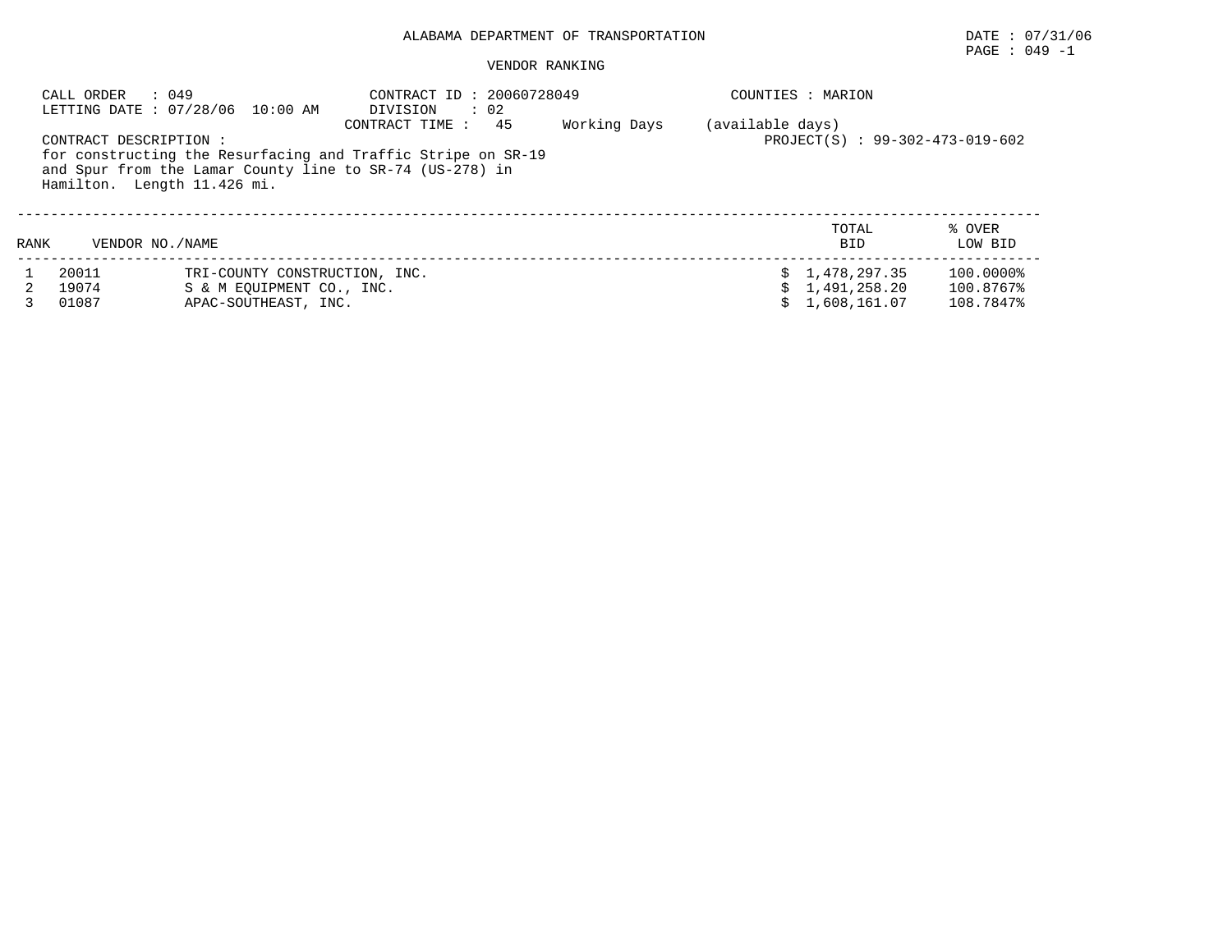ALABAMA DEPARTMENT OF TRANSPORTATION

DATE : 07/31/06
PAGE : 049 -1

VENDOR RANKING

CALL ORDER : 049
LETTING DATE : 07/28/06 10:00 AM

CONTRACT ID : 20060728049
DIVISION : 02
CONTRACT TIME : 45 Working Days (available days)

COUNTIES : MARION

CONTRACT DESCRIPTION :
for constructing the Resurfacing and Traffic Stripe on SR-19 and Spur from the Lamar County line to SR-74 (US-278) in Hamilton. Length 11.426 mi.

PROJECT(S) : 99-302-473-019-602

| RANK | VENDOR NO. | NAME | TOTAL BID | % OVER LOW BID |
|---|---|---|---|---|
| 1 | 20011 | TRI-COUNTY CONSTRUCTION, INC. | $ 1,478,297.35 | 100.0000% |
| 2 | 19074 | S & M EQUIPMENT CO., INC. | $ 1,491,258.20 | 100.8767% |
| 3 | 01087 | APAC-SOUTHEAST, INC. | $ 1,608,161.07 | 108.7847% |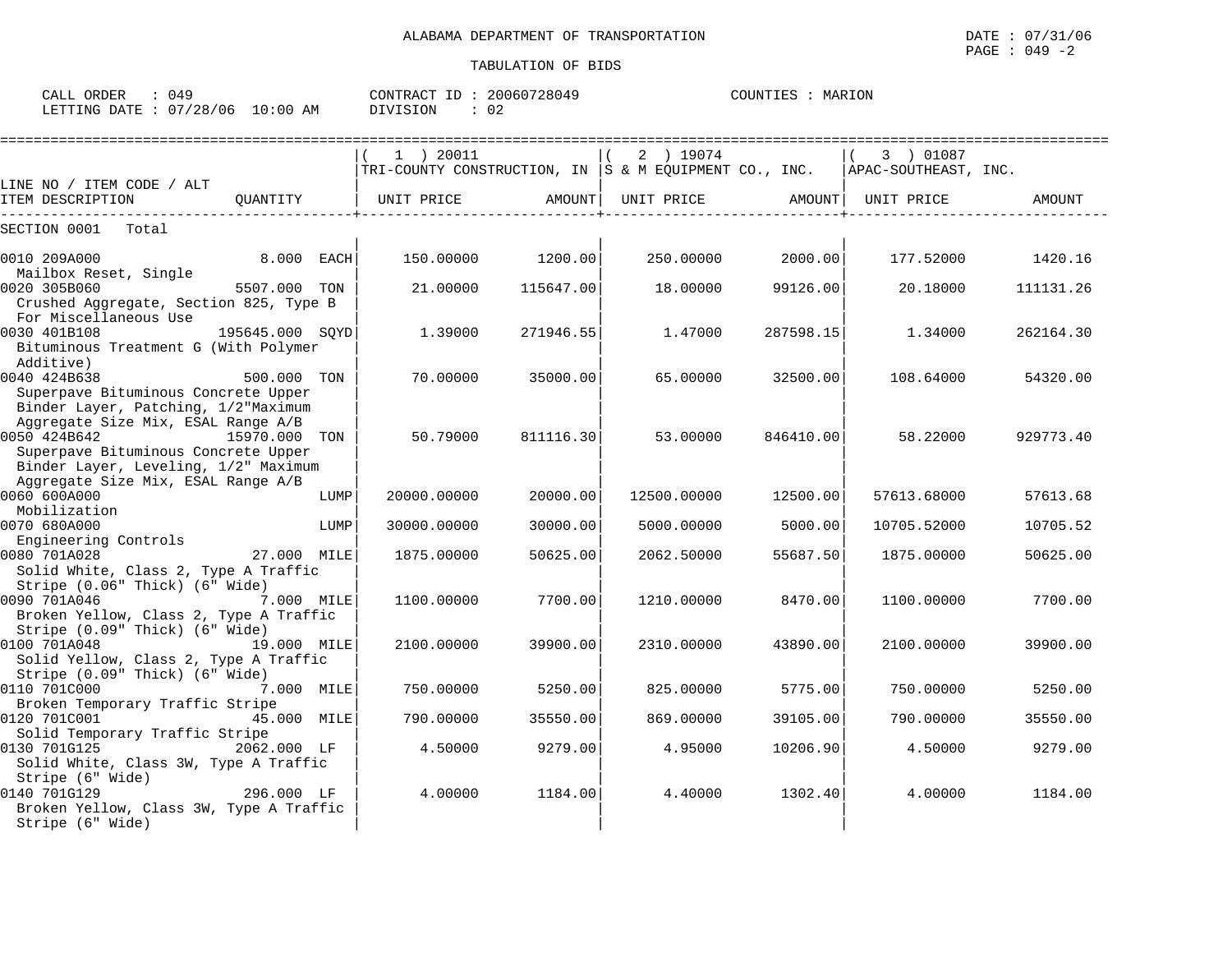ALABAMA DEPARTMENT OF TRANSPORTATION

TABULATION OF BIDS

CALL ORDER : 049 CONTRACT ID : 20060728049 COUNTIES : MARION
LETTING DATE : 07/28/06 10:00 AM DIVISION : 02

| LINE NO / ITEM CODE / ALT ITEM DESCRIPTION | QUANTITY | ( 1 ) 20011 TRI-COUNTY CONSTRUCTION, IN UNIT PRICE | AMOUNT | ( 2 ) 19074 S & M EQUIPMENT CO., INC. UNIT PRICE | AMOUNT | ( 3 ) 01087 APAC-SOUTHEAST, INC. UNIT PRICE | AMOUNT |
|---|---|---|---|---|---|---|---|
| SECTION 0001 Total | | | | | | | |
| 0010 209A000 Mailbox Reset, Single | 8.000 EACH | 150.00000 | 1200.00 | 250.00000 | 2000.00 | 177.52000 | 1420.16 |
| 0020 305B060 Crushed Aggregate, Section 825, Type B For Miscellaneous Use | 5507.000 TON | 21.00000 | 115647.00 | 18.00000 | 99126.00 | 20.18000 | 111131.26 |
| 0030 401B108 Bituminous Treatment G (With Polymer Additive) | 195645.000 SQYD | 1.39000 | 271946.55 | 1.47000 | 287598.15 | 1.34000 | 262164.30 |
| 0040 424B638 Superpave Bituminous Concrete Upper Binder Layer, Patching, 1/2"Maximum Aggregate Size Mix, ESAL Range A/B | 500.000 TON | 70.00000 | 35000.00 | 65.00000 | 32500.00 | 108.64000 | 54320.00 |
| 0050 424B642 Superpave Bituminous Concrete Upper Binder Layer, Leveling, 1/2" Maximum Aggregate Size Mix, ESAL Range A/B | 15970.000 TON | 50.79000 | 811116.30 | 53.00000 | 846410.00 | 58.22000 | 929773.40 |
| 0060 600A000 Mobilization | LUMP | 20000.00000 | 20000.00 | 12500.00000 | 12500.00 | 57613.68000 | 57613.68 |
| 0070 680A000 Engineering Controls | LUMP | 30000.00000 | 30000.00 | 5000.00000 | 5000.00 | 10705.52000 | 10705.52 |
| 0080 701A028 Solid White, Class 2, Type A Traffic Stripe (0.06" Thick) (6" Wide) | 27.000 MILE | 1875.00000 | 50625.00 | 2062.50000 | 55687.50 | 1875.00000 | 50625.00 |
| 0090 701A046 Broken Yellow, Class 2, Type A Traffic Stripe (0.09" Thick) (6" Wide) | 7.000 MILE | 1100.00000 | 7700.00 | 1210.00000 | 8470.00 | 1100.00000 | 7700.00 |
| 0100 701A048 Solid Yellow, Class 2, Type A Traffic Stripe (0.09" Thick) (6" Wide) | 19.000 MILE | 2100.00000 | 39900.00 | 2310.00000 | 43890.00 | 2100.00000 | 39900.00 |
| 0110 701C000 Broken Temporary Traffic Stripe | 7.000 MILE | 750.00000 | 5250.00 | 825.00000 | 5775.00 | 750.00000 | 5250.00 |
| 0120 701C001 Solid Temporary Traffic Stripe | 45.000 MILE | 790.00000 | 35550.00 | 869.00000 | 39105.00 | 790.00000 | 35550.00 |
| 0130 701G125 Solid White, Class 3W, Type A Traffic Stripe (6" Wide) | 2062.000 LF | 4.50000 | 9279.00 | 4.95000 | 10206.90 | 4.50000 | 9279.00 |
| 0140 701G129 Broken Yellow, Class 3W, Type A Traffic Stripe (6" Wide) | 296.000 LF | 4.00000 | 1184.00 | 4.40000 | 1302.40 | 4.00000 | 1184.00 |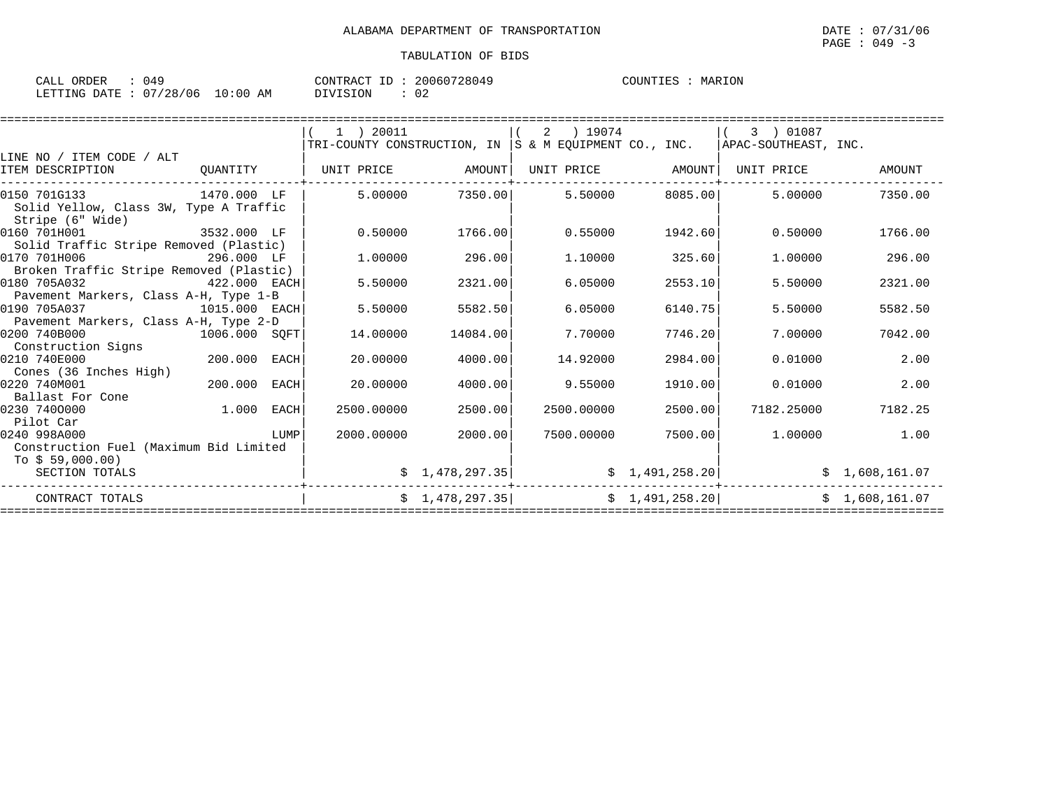ALABAMA DEPARTMENT OF TRANSPORTATION

TABULATION OF BIDS

DATE : 07/31/06
PAGE : 049 -3

CALL ORDER : 049 &nbsp;&nbsp;&nbsp; CONTRACT ID : 20060728049 &nbsp;&nbsp;&nbsp; COUNTIES : MARION
LETTING DATE : 07/28/06 10:00 AM &nbsp;&nbsp;&nbsp; DIVISION : 02

| LINE NO / ITEM CODE / ALT ITEM DESCRIPTION | QUANTITY | (1) 20011 TRI-COUNTY CONSTRUCTION, IN UNIT PRICE | AMOUNT | (2) 19074 S & M EQUIPMENT CO., INC. UNIT PRICE | AMOUNT | (3) 01087 APAC-SOUTHEAST, INC. UNIT PRICE | AMOUNT |
|---|---|---|---|---|---|---|---|
| 0150 701G133 Solid Yellow, Class 3W, Type A Traffic Stripe (6" Wide) | 1470.000 LF | 5.00000 | 7350.00 | 5.50000 | 8085.00 | 5.00000 | 7350.00 |
| 0160 701H001 Solid Traffic Stripe Removed (Plastic) | 3532.000 LF | 0.50000 | 1766.00 | 0.55000 | 1942.60 | 0.50000 | 1766.00 |
| 0170 701H006 Broken Traffic Stripe Removed (Plastic) | 296.000 LF | 1.00000 | 296.00 | 1.10000 | 325.60 | 1.00000 | 296.00 |
| 0180 705A032 Pavement Markers, Class A-H, Type 1-B | 422.000 EACH | 5.50000 | 2321.00 | 6.05000 | 2553.10 | 5.50000 | 2321.00 |
| 0190 705A037 Pavement Markers, Class A-H, Type 2-D | 1015.000 EACH | 5.50000 | 5582.50 | 6.05000 | 6140.75 | 5.50000 | 5582.50 |
| 0200 740B000 Construction Signs | 1006.000 SQFT | 14.00000 | 14084.00 | 7.70000 | 7746.20 | 7.00000 | 7042.00 |
| 0210 740E000 Cones (36 Inches High) | 200.000 EACH | 20.00000 | 4000.00 | 14.92000 | 2984.00 | 0.01000 | 2.00 |
| 0220 740M001 Ballast For Cone | 200.000 EACH | 20.00000 | 4000.00 | 9.55000 | 1910.00 | 0.01000 | 2.00 |
| 0230 740O000 Pilot Car | 1.000 EACH | 2500.00000 | 2500.00 | 2500.00000 | 2500.00 | 7182.25000 | 7182.25 |
| 0240 998A000 Construction Fuel (Maximum Bid Limited To $ 59,000.00) | LUMP | 2000.00000 | 2000.00 | 7500.00000 | 7500.00 | 1.00000 | 1.00 |
| SECTION TOTALS | | | $ 1,478,297.35 | | $ 1,491,258.20 | | $ 1,608,161.07 |
| CONTRACT TOTALS | | | $ 1,478,297.35 | | $ 1,491,258.20 | | $ 1,608,161.07 |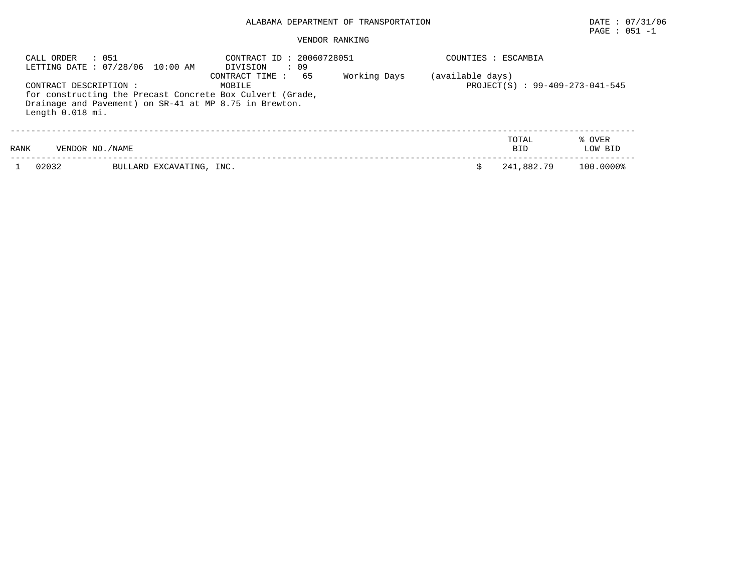ALABAMA DEPARTMENT OF TRANSPORTATION

DATE : 07/31/06

PAGE : 051 -1

VENDOR RANKING

CALL ORDER : 051
LETTING DATE : 07/28/06 10:00 AM

CONTRACT ID : 20060728051
DIVISION : 09
CONTRACT TIME : 65 Working Days (available days)

COUNTIES : ESCAMBIA

CONTRACT DESCRIPTION : MOBILE
for constructing the Precast Concrete Box Culvert (Grade, Drainage and Pavement) on SR-41 at MP 8.75 in Brewton. Length 0.018 mi.

PROJECT(S) : 99-409-273-041-545

| RANK | VENDOR NO./NAME | | TOTAL BID | % OVER LOW BID |
|---|---|---|---|---|
| 1 | 02032 | BULLARD EXCAVATING, INC. | $ 241,882.79 | 100.0000% |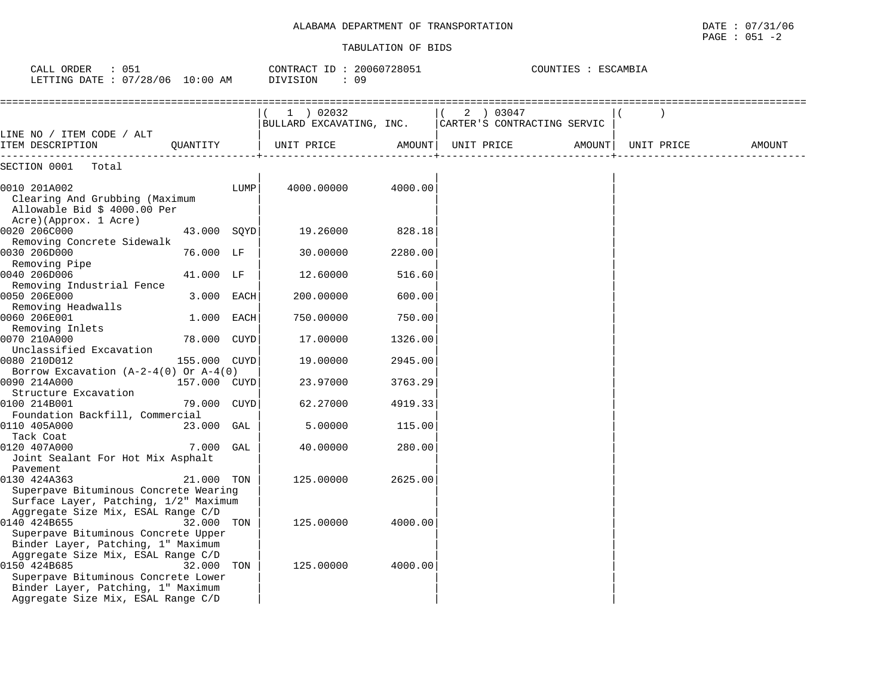ALABAMA DEPARTMENT OF TRANSPORTATION

TABULATION OF BIDS

DATE : 07/31/06
PAGE : 051 -2

CALL ORDER : 051
LETTING DATE : 07/28/06 10:00 AM

CONTRACT ID : 20060728051
DIVISION : 09

COUNTIES : ESCAMBIA

| LINE NO / ITEM CODE / ALT ITEM DESCRIPTION | QUANTITY | (1) 02032 BULLARD EXCAVATING, INC. UNIT PRICE | AMOUNT | (2) 03047 CARTER'S CONTRACTING SERVIC UNIT PRICE | AMOUNT | ( ) UNIT PRICE | AMOUNT |
|---|---|---|---|---|---|---|---|
| SECTION 0001 Total | | | | | | | |
| 0010 201A002 Clearing And Grubbing (Maximum Allowable Bid $ 4000.00 Per Acre)(Approx. 1 Acre) | LUMP | 4000.00000 | 4000.00 | | | | |
| 0020 206C000 Removing Concrete Sidewalk | 43.000 SQYD | 19.26000 | 828.18 | | | | |
| 0030 206D000 Removing Pipe | 76.000 LF | 30.00000 | 2280.00 | | | | |
| 0040 206D006 Removing Industrial Fence | 41.000 LF | 12.60000 | 516.60 | | | | |
| 0050 206E000 Removing Headwalls | 3.000 EACH | 200.00000 | 600.00 | | | | |
| 0060 206E001 Removing Inlets | 1.000 EACH | 750.00000 | 750.00 | | | | |
| 0070 210A000 Unclassified Excavation | 78.000 CUYD | 17.00000 | 1326.00 | | | | |
| 0080 210D012 Borrow Excavation (A-2-4(0) Or A-4(0) | 155.000 CUYD | 19.00000 | 2945.00 | | | | |
| 0090 214A000 Structure Excavation | 157.000 CUYD | 23.97000 | 3763.29 | | | | |
| 0100 214B001 Foundation Backfill, Commercial | 79.000 CUYD | 62.27000 | 4919.33 | | | | |
| 0110 405A000 Tack Coat | 23.000 GAL | 5.00000 | 115.00 | | | | |
| 0120 407A000 Joint Sealant For Hot Mix Asphalt Pavement | 7.000 GAL | 40.00000 | 280.00 | | | | |
| 0130 424A363 Superpave Bituminous Concrete Wearing Surface Layer, Patching, 1/2" Maximum Aggregate Size Mix, ESAL Range C/D | 21.000 TON | 125.00000 | 2625.00 | | | | |
| 0140 424B655 Superpave Bituminous Concrete Upper Binder Layer, Patching, 1" Maximum Aggregate Size Mix, ESAL Range C/D | 32.000 TON | 125.00000 | 4000.00 | | | | |
| 0150 424B685 Superpave Bituminous Concrete Lower Binder Layer, Patching, 1" Maximum Aggregate Size Mix, ESAL Range C/D | 32.000 TON | 125.00000 | 4000.00 | | | | |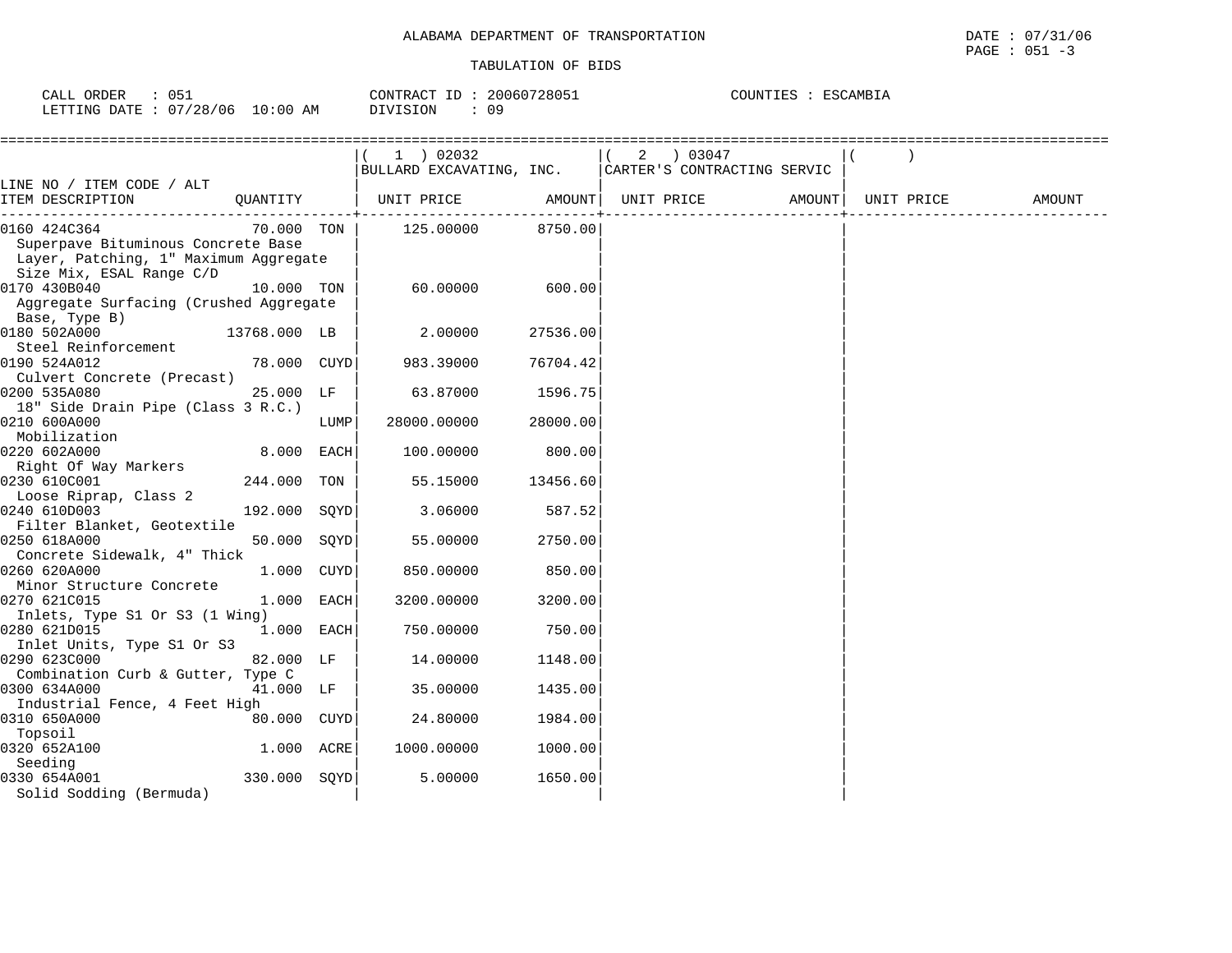ALABAMA DEPARTMENT OF TRANSPORTATION

TABULATION OF BIDS

DATE : 07/31/06
PAGE : 051 -3

CALL ORDER : 051
LETTING DATE : 07/28/06 10:00 AM

CONTRACT ID : 20060728051
DIVISION : 09

COUNTIES : ESCAMBIA

| LINE NO / ITEM CODE / ALT ITEM DESCRIPTION | QUANTITY | | ( 1 ) 02032 BULLARD EXCAVATING, INC. UNIT PRICE | AMOUNT | ( 2 ) 03047 CARTER'S CONTRACTING SERVIC UNIT PRICE | AMOUNT | ( ) UNIT PRICE | AMOUNT |
|---|---|---|---|---|---|---|---|---|
| 0160 424C364 Superpave Bituminous Concrete Base Layer, Patching, 1" Maximum Aggregate Size Mix, ESAL Range C/D | 70.000 | TON | 125.00000 | 8750.00 | | | | |
| 0170 430B040 Aggregate Surfacing (Crushed Aggregate Base, Type B) | 10.000 | TON | 60.00000 | 600.00 | | | | |
| 0180 502A000 Steel Reinforcement | 13768.000 | LB | 2.00000 | 27536.00 | | | | |
| 0190 524A012 Culvert Concrete (Precast) | 78.000 | CUYD | 983.39000 | 76704.42 | | | | |
| 0200 535A080 18" Side Drain Pipe (Class 3 R.C.) | 25.000 | LF | 63.87000 | 1596.75 | | | | |
| 0210 600A000 Mobilization | | LUMP | 28000.00000 | 28000.00 | | | | |
| 0220 602A000 Right Of Way Markers | 8.000 | EACH | 100.00000 | 800.00 | | | | |
| 0230 610C001 Loose Riprap, Class 2 | 244.000 | TON | 55.15000 | 13456.60 | | | | |
| 0240 610D003 Filter Blanket, Geotextile | 192.000 | SQYD | 3.06000 | 587.52 | | | | |
| 0250 618A000 Concrete Sidewalk, 4" Thick | 50.000 | SQYD | 55.00000 | 2750.00 | | | | |
| 0260 620A000 Minor Structure Concrete | 1.000 | CUYD | 850.00000 | 850.00 | | | | |
| 0270 621C015 Inlets, Type S1 Or S3 (1 Wing) | 1.000 | EACH | 3200.00000 | 3200.00 | | | | |
| 0280 621D015 Inlet Units, Type S1 Or S3 | 1.000 | EACH | 750.00000 | 750.00 | | | | |
| 0290 623C000 Combination Curb & Gutter, Type C | 82.000 | LF | 14.00000 | 1148.00 | | | | |
| 0300 634A000 Industrial Fence, 4 Feet High | 41.000 | LF | 35.00000 | 1435.00 | | | | |
| 0310 650A000 Topsoil | 80.000 | CUYD | 24.80000 | 1984.00 | | | | |
| 0320 652A100 Seeding | 1.000 | ACRE | 1000.00000 | 1000.00 | | | | |
| 0330 654A001 Solid Sodding (Bermuda) | 330.000 | SQYD | 5.00000 | 1650.00 | | | | |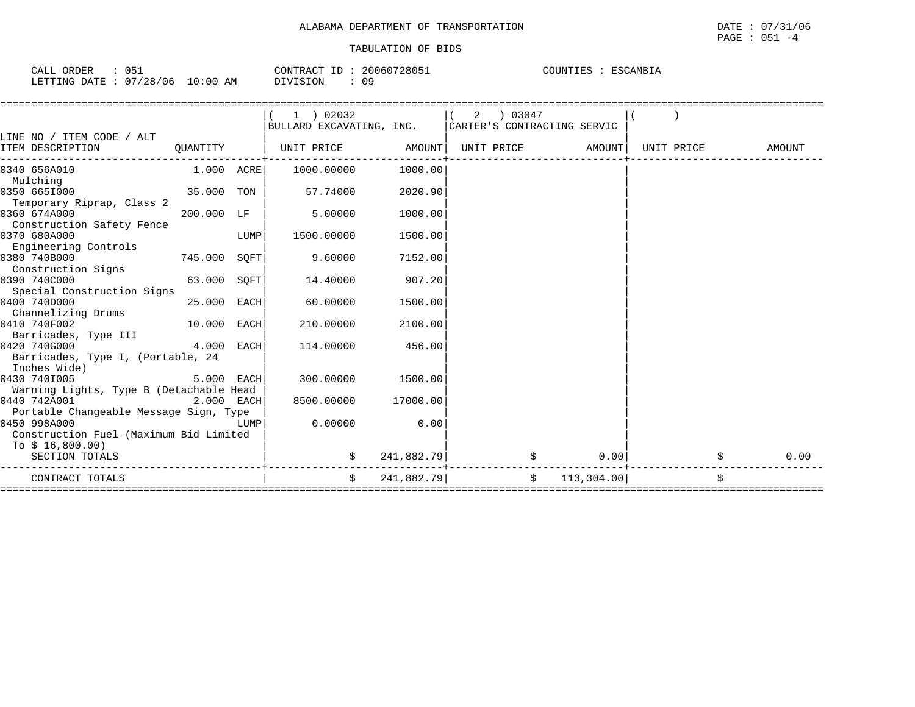ALABAMA DEPARTMENT OF TRANSPORTATION

TABULATION OF BIDS

CALL ORDER : 051 CONTRACT ID : 20060728051 COUNTIES : ESCAMBIA
LETTING DATE : 07/28/06 10:00 AM DIVISION : 09

| LINE NO / ITEM CODE / ALT ITEM DESCRIPTION | QUANTITY | (1) 02032 BULLARD EXCAVATING, INC. UNIT PRICE | AMOUNT | (2) 03047 CARTER'S CONTRACTING SERVIC UNIT PRICE | AMOUNT | ( ) UNIT PRICE | AMOUNT |
|---|---|---|---|---|---|---|---|
| 0340 656A010 Mulching | 1.000 ACRE | 1000.00000 | 1000.00 | | | | |
| 0350 665I000 Temporary Riprap, Class 2 | 35.000 TON | 57.74000 | 2020.90 | | | | |
| 0360 674A000 Construction Safety Fence | 200.000 LF | 5.00000 | 1000.00 | | | | |
| 0370 680A000 Engineering Controls | LUMP | 1500.00000 | 1500.00 | | | | |
| 0380 740B000 Construction Signs | 745.000 SQFT | 9.60000 | 7152.00 | | | | |
| 0390 740C000 Special Construction Signs | 63.000 SQFT | 14.40000 | 907.20 | | | | |
| 0400 740D000 Channelizing Drums | 25.000 EACH | 60.00000 | 1500.00 | | | | |
| 0410 740F002 Barricades, Type III | 10.000 EACH | 210.00000 | 2100.00 | | | | |
| 0420 740G000 Barricades, Type I, (Portable, 24 Inches Wide) | 4.000 EACH | 114.00000 | 456.00 | | | | |
| 0430 740I005 Warning Lights, Type B (Detachable Head | 5.000 EACH | 300.00000 | 1500.00 | | | | |
| 0440 742A001 Portable Changeable Message Sign, Type | 2.000 EACH | 8500.00000 | 17000.00 | | | | |
| 0450 998A000 Construction Fuel (Maximum Bid Limited To $ 16,800.00) | LUMP | 0.00000 | 0.00 | | | | |
| SECTION TOTALS | | | $ 241,882.79 | | $ 0.00 | | $ 0.00 |
| CONTRACT TOTALS | | | $ 241,882.79 | | $ 113,304.00 | | $ |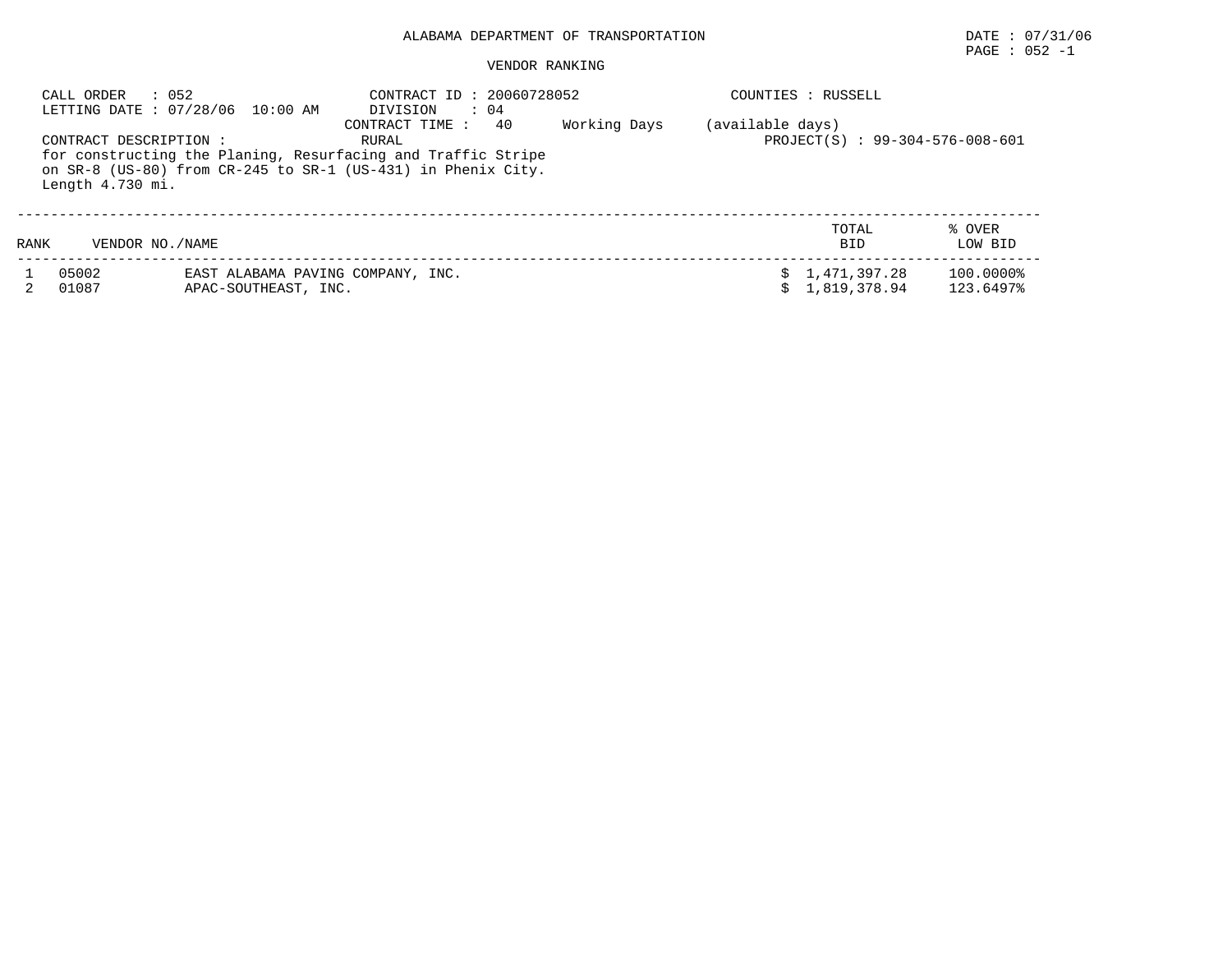ALABAMA DEPARTMENT OF TRANSPORTATION

DATE : 07/31/06

PAGE : 052 -1

VENDOR RANKING

CALL ORDER : 052
LETTING DATE : 07/28/06 10:00 AM

CONTRACT ID : 20060728052
DIVISION : 04
CONTRACT TIME : 40 Working Days (available days)
RURAL

COUNTIES : RUSSELL

PROJECT(S) : 99-304-576-008-601

CONTRACT DESCRIPTION :
for constructing the Planing, Resurfacing and Traffic Stripe on SR-8 (US-80) from CR-245 to SR-1 (US-431) in Phenix City. Length 4.730 mi.

| RANK | VENDOR NO./NAME | | TOTAL BID | % OVER LOW BID |
|---|---|---|---|---|
| 1 | 05002 | EAST ALABAMA PAVING COMPANY, INC. | $ 1,471,397.28 | 100.0000% |
| 2 | 01087 | APAC-SOUTHEAST, INC. | $ 1,819,378.94 | 123.6497% |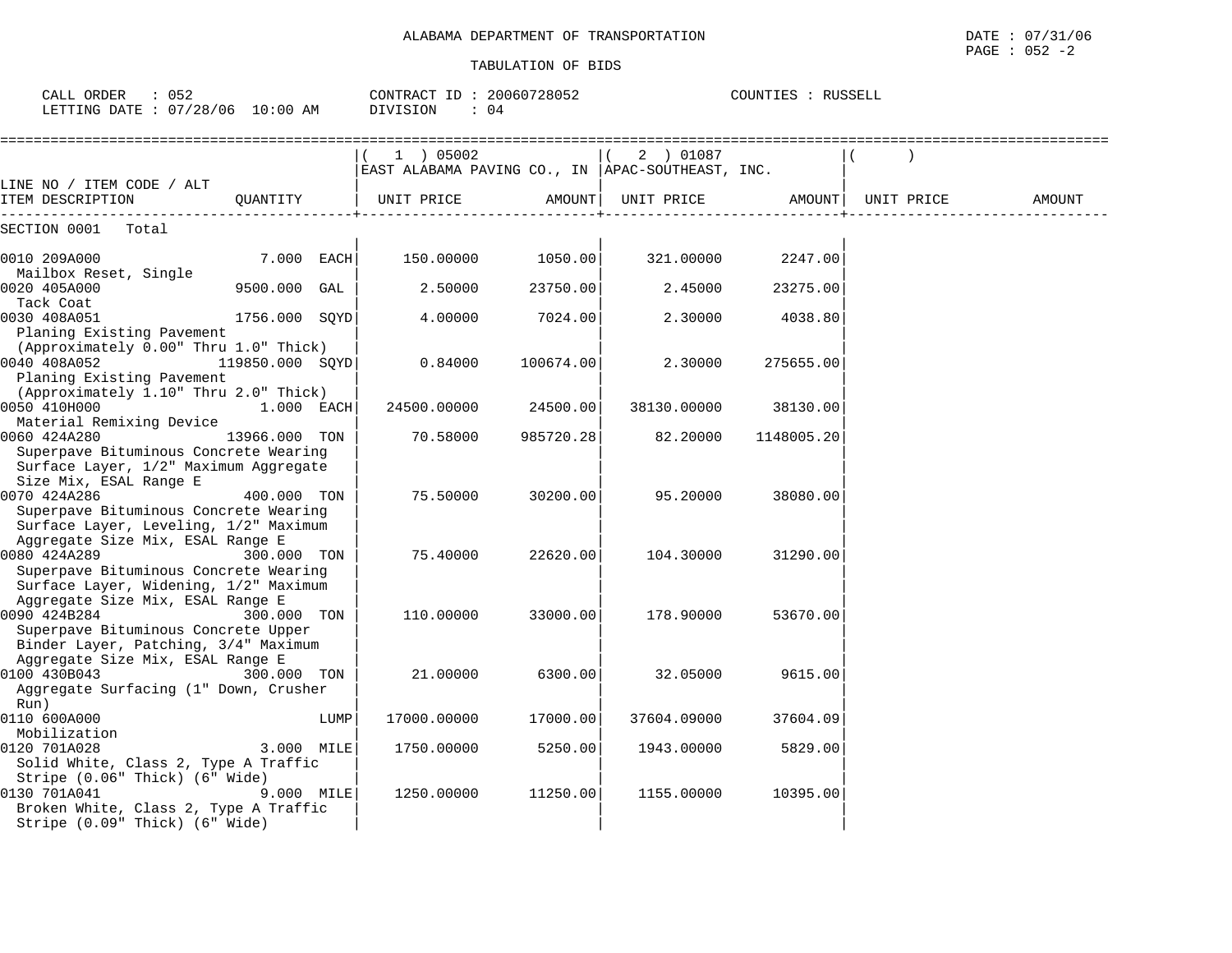ALABAMA DEPARTMENT OF TRANSPORTATION

TABULATION OF BIDS

DATE : 07/31/06
PAGE : 052 -2

CALL ORDER : 052 CONTRACT ID : 20060728052 COUNTIES : RUSSELL
LETTING DATE : 07/28/06 10:00 AM DIVISION : 04

| LINE NO / ITEM CODE / ALT | | ( 1 ) 05002 EAST ALABAMA PAVING CO., IN | | ( 2 ) 01087 APAC-SOUTHEAST, INC. | | ( ) | |
|---|---|---|---|---|---|---|---|
| ITEM DESCRIPTION | QUANTITY | UNIT PRICE | AMOUNT | UNIT PRICE | AMOUNT | UNIT PRICE | AMOUNT |
| SECTION 0001 Total | | | | | | | |
| 0010 209A000 Mailbox Reset, Single | 7.000 EACH | 150.00000 | 1050.00 | 321.00000 | 2247.00 | | |
| 0020 405A000 Tack Coat | 9500.000 GAL | 2.50000 | 23750.00 | 2.45000 | 23275.00 | | |
| 0030 408A051 Planing Existing Pavement (Approximately 0.00" Thru 1.0" Thick) | 1756.000 SQYD | 4.00000 | 7024.00 | 2.30000 | 4038.80 | | |
| 0040 408A052 Planing Existing Pavement (Approximately 1.10" Thru 2.0" Thick) | 119850.000 SQYD | 0.84000 | 100674.00 | 2.30000 | 275655.00 | | |
| 0050 410H000 Material Remixing Device | 1.000 EACH | 24500.00000 | 24500.00 | 38130.00000 | 38130.00 | | |
| 0060 424A280 Superpave Bituminous Concrete Wearing Surface Layer, 1/2" Maximum Aggregate Size Mix, ESAL Range E | 13966.000 TON | 70.58000 | 985720.28 | 82.20000 | 1148005.20 | | |
| 0070 424A286 Superpave Bituminous Concrete Wearing Surface Layer, Leveling, 1/2" Maximum Aggregate Size Mix, ESAL Range E | 400.000 TON | 75.50000 | 30200.00 | 95.20000 | 38080.00 | | |
| 0080 424A289 Superpave Bituminous Concrete Wearing Surface Layer, Widening, 1/2" Maximum Aggregate Size Mix, ESAL Range E | 300.000 TON | 75.40000 | 22620.00 | 104.30000 | 31290.00 | | |
| 0090 424B284 Superpave Bituminous Concrete Upper Binder Layer, Patching, 3/4" Maximum Aggregate Size Mix, ESAL Range E | 300.000 TON | 110.00000 | 33000.00 | 178.90000 | 53670.00 | | |
| 0100 430B043 Aggregate Surfacing (1" Down, Crusher Run) | 300.000 TON | 21.00000 | 6300.00 | 32.05000 | 9615.00 | | |
| 0110 600A000 Mobilization | LUMP | 17000.00000 | 17000.00 | 37604.09000 | 37604.09 | | |
| 0120 701A028 Solid White, Class 2, Type A Traffic Stripe (0.06" Thick) (6" Wide) | 3.000 MILE | 1750.00000 | 5250.00 | 1943.00000 | 5829.00 | | |
| 0130 701A041 Broken White, Class 2, Type A Traffic Stripe (0.09" Thick) (6" Wide) | 9.000 MILE | 1250.00000 | 11250.00 | 1155.00000 | 10395.00 | | |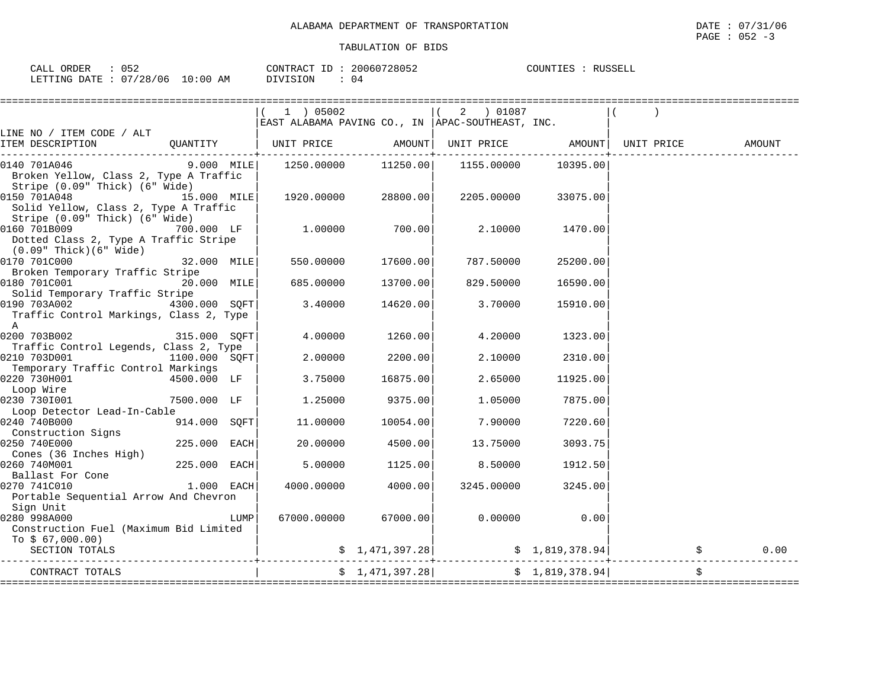ALABAMA DEPARTMENT OF TRANSPORTATION

TABULATION OF BIDS

CALL ORDER : 052
LETTING DATE : 07/28/06 10:00 AM

CONTRACT ID : 20060728052
DIVISION : 04

COUNTIES : RUSSELL

| LINE NO / ITEM CODE / ALT ITEM DESCRIPTION | QUANTITY | ( 1 ) 05002 EAST ALABAMA PAVING CO., IN UNIT PRICE | AMOUNT | ( 2 ) 01087 APAC-SOUTHEAST, INC. UNIT PRICE | AMOUNT | ( ) UNIT PRICE | AMOUNT |
|---|---|---|---|---|---|---|---|
| 0140 701A046 Broken Yellow, Class 2, Type A Traffic Stripe (0.09" Thick) (6" Wide) | 9.000 MILE | 1250.00000 | 11250.00 | 1155.00000 | 10395.00 | | |
| 0150 701A048 Solid Yellow, Class 2, Type A Traffic Stripe (0.09" Thick) (6" Wide) | 15.000 MILE | 1920.00000 | 28800.00 | 2205.00000 | 33075.00 | | |
| 0160 701B009 Dotted Class 2, Type A Traffic Stripe (0.09" Thick)(6" Wide) | 700.000 LF | 1.00000 | 700.00 | 2.10000 | 1470.00 | | |
| 0170 701C000 Broken Temporary Traffic Stripe | 32.000 MILE | 550.00000 | 17600.00 | 787.50000 | 25200.00 | | |
| 0180 701C001 Solid Temporary Traffic Stripe | 20.000 MILE | 685.00000 | 13700.00 | 829.50000 | 16590.00 | | |
| 0190 703A002 Traffic Control Markings, Class 2, Type A | 4300.000 SQFT | 3.40000 | 14620.00 | 3.70000 | 15910.00 | | |
| 0200 703B002 Traffic Control Legends, Class 2, Type | 315.000 SQFT | 4.00000 | 1260.00 | 4.20000 | 1323.00 | | |
| 0210 703D001 Temporary Traffic Control Markings | 1100.000 SQFT | 2.00000 | 2200.00 | 2.10000 | 2310.00 | | |
| 0220 730H001 Loop Wire | 4500.000 LF | 3.75000 | 16875.00 | 2.65000 | 11925.00 | | |
| 0230 730I001 Loop Detector Lead-In-Cable | 7500.000 LF | 1.25000 | 9375.00 | 1.05000 | 7875.00 | | |
| 0240 740B000 Construction Signs | 914.000 SQFT | 11.00000 | 10054.00 | 7.90000 | 7220.60 | | |
| 0250 740E000 Cones (36 Inches High) | 225.000 EACH | 20.00000 | 4500.00 | 13.75000 | 3093.75 | | |
| 0260 740M001 Ballast For Cone | 225.000 EACH | 5.00000 | 1125.00 | 8.50000 | 1912.50 | | |
| 0270 741C010 Portable Sequential Arrow And Chevron Sign Unit | 1.000 EACH | 4000.00000 | 4000.00 | 3245.00000 | 3245.00 | | |
| 0280 998A000 Construction Fuel (Maximum Bid Limited To $ 67,000.00) | LUMP | 67000.00000 | 67000.00 | 0.00000 | 0.00 | | |
| SECTION TOTALS | | | $ 1,471,397.28 | | $ 1,819,378.94 | | $ 0.00 |
| CONTRACT TOTALS | | | $ 1,471,397.28 | | $ 1,819,378.94 | | $ |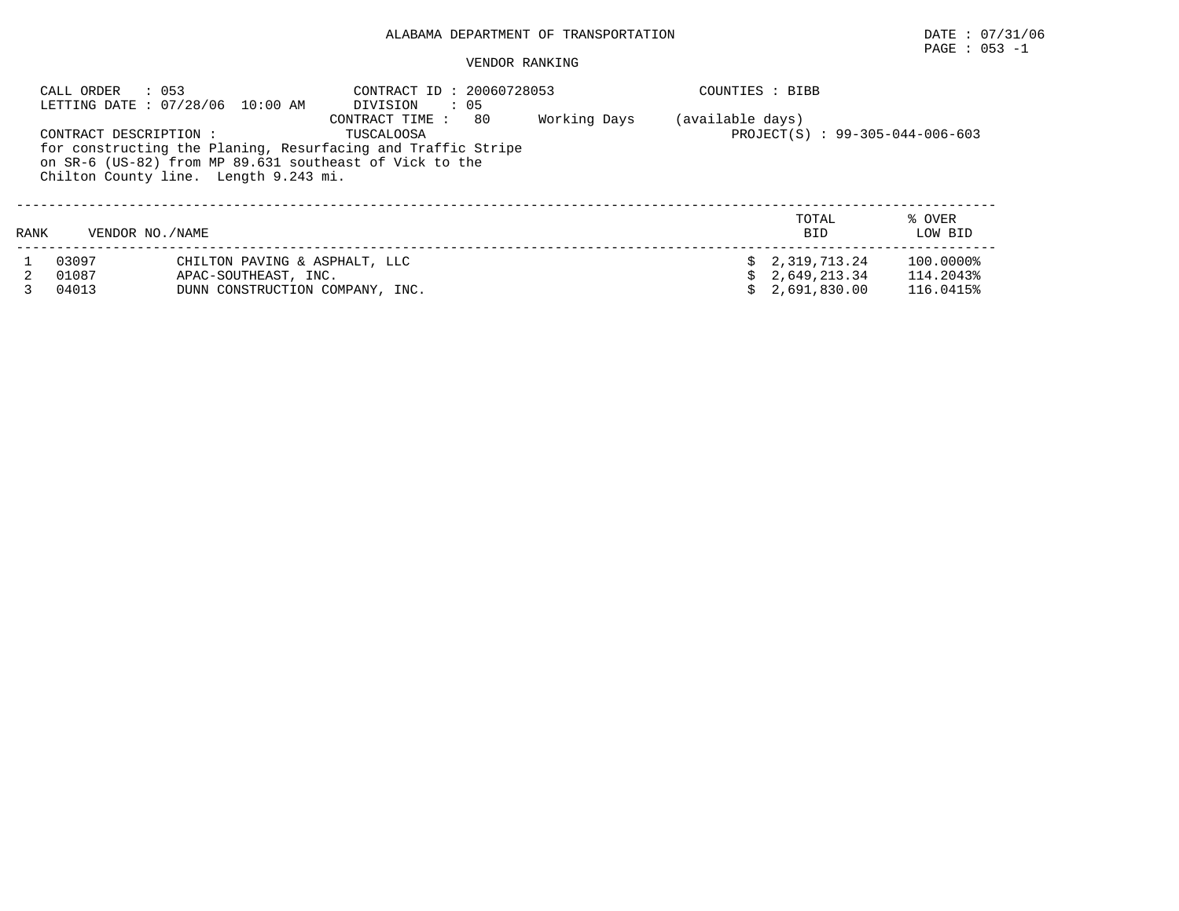ALABAMA DEPARTMENT OF TRANSPORTATION

DATE : 07/31/06

PAGE : 053 -1

VENDOR RANKING

CALL ORDER : 053
LETTING DATE : 07/28/06 10:00 AM

CONTRACT ID : 20060728053
DIVISION : 05
CONTRACT TIME : 80 Working Days (available days)

COUNTIES : BIBB
TUSCALOOSA

PROJECT(S) : 99-305-044-006-603

CONTRACT DESCRIPTION :
for constructing the Planing, Resurfacing and Traffic Stripe on SR-6 (US-82) from MP 89.631 southeast of Vick to the Chilton County line. Length 9.243 mi.

| RANK | VENDOR NO./NAME | | TOTAL BID | % OVER LOW BID |
|---|---|---|---|---|
| 1 | 03097 | CHILTON PAVING & ASPHALT, LLC | $ 2,319,713.24 | 100.0000% |
| 2 | 01087 | APAC-SOUTHEAST, INC. | $ 2,649,213.34 | 114.2043% |
| 3 | 04013 | DUNN CONSTRUCTION COMPANY, INC. | $ 2,691,830.00 | 116.0415% |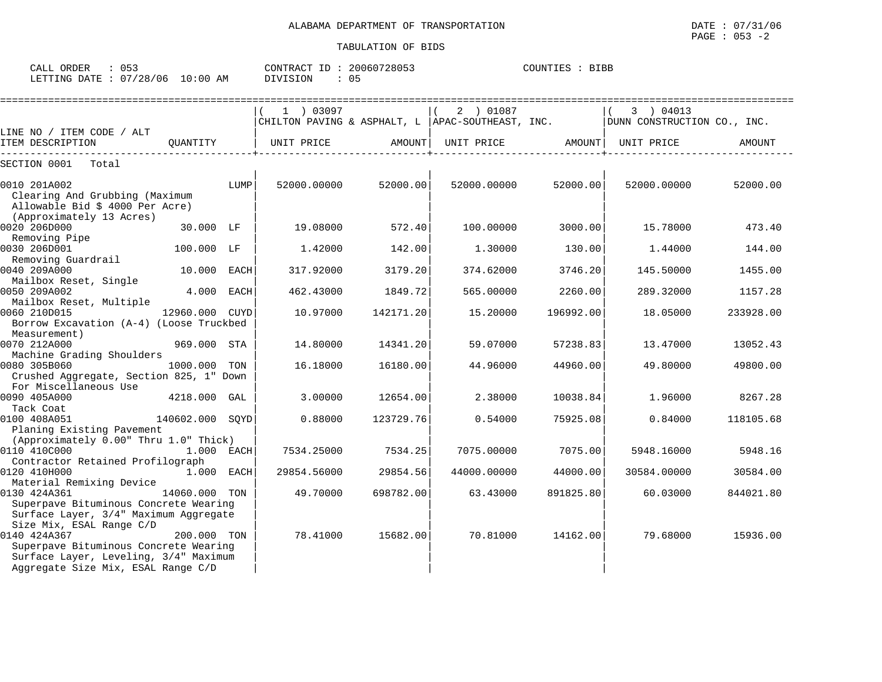ALABAMA DEPARTMENT OF TRANSPORTATION

DATE : 07/31/06

TABULATION OF BIDS

CALL ORDER : 053 CONTRACT ID : 20060728053 COUNTIES : BIBB
LETTING DATE : 07/28/06 10:00 AM DIVISION : 05

| LINE NO / ITEM CODE / ALT ITEM DESCRIPTION | QUANTITY | ( 1 ) 03097 CHILTON PAVING & ASPHALT, L UNIT PRICE | AMOUNT | ( 2 ) 01087 APAC-SOUTHEAST, INC. UNIT PRICE | AMOUNT | ( 3 ) 04013 DUNN CONSTRUCTION CO., INC. UNIT PRICE | AMOUNT |
|---|---|---|---|---|---|---|---|
| SECTION 0001 Total | | | | | | | |
| 0010 201A002 Clearing And Grubbing (Maximum Allowable Bid $ 4000 Per Acre) (Approximately 13 Acres) | LUMP | 52000.00000 | 52000.00 | 52000.00000 | 52000.00 | 52000.00000 | 52000.00 |
| 0020 206D000 Removing Pipe | 30.000 LF | 19.08000 | 572.40 | 100.00000 | 3000.00 | 15.78000 | 473.40 |
| 0030 206D001 Removing Guardrail | 100.000 LF | 1.42000 | 142.00 | 1.30000 | 130.00 | 1.44000 | 144.00 |
| 0040 209A000 Mailbox Reset, Single | 10.000 EACH | 317.92000 | 3179.20 | 374.62000 | 3746.20 | 145.50000 | 1455.00 |
| 0050 209A002 Mailbox Reset, Multiple | 4.000 EACH | 462.43000 | 1849.72 | 565.00000 | 2260.00 | 289.32000 | 1157.28 |
| 0060 210D015 Borrow Excavation (A-4) (Loose Truckbed Measurement) | 12960.000 CUYD | 10.97000 | 142171.20 | 15.20000 | 196992.00 | 18.05000 | 233928.00 |
| 0070 212A000 Machine Grading Shoulders | 969.000 STA | 14.80000 | 14341.20 | 59.07000 | 57238.83 | 13.47000 | 13052.43 |
| 0080 305B060 Crushed Aggregate, Section 825, 1" Down For Miscellaneous Use | 1000.000 TON | 16.18000 | 16180.00 | 44.96000 | 44960.00 | 49.80000 | 49800.00 |
| 0090 405A000 Tack Coat | 4218.000 GAL | 3.00000 | 12654.00 | 2.38000 | 10038.84 | 1.96000 | 8267.28 |
| 0100 408A051 Planing Existing Pavement (Approximately 0.00" Thru 1.0" Thick) | 140602.000 SQYD | 0.88000 | 123729.76 | 0.54000 | 75925.08 | 0.84000 | 118105.68 |
| 0110 410C000 Contractor Retained Profilograph | 1.000 EACH | 7534.25000 | 7534.25 | 7075.00000 | 7075.00 | 5948.16000 | 5948.16 |
| 0120 410H000 Material Remixing Device | 1.000 EACH | 29854.56000 | 29854.56 | 44000.00000 | 44000.00 | 30584.00000 | 30584.00 |
| 0130 424A361 Superpave Bituminous Concrete Wearing Surface Layer, 3/4" Maximum Aggregate Size Mix, ESAL Range C/D | 14060.000 TON | 49.70000 | 698782.00 | 63.43000 | 891825.80 | 60.03000 | 844021.80 |
| 0140 424A367 Superpave Bituminous Concrete Wearing Surface Layer, Leveling, 3/4" Maximum Aggregate Size Mix, ESAL Range C/D | 200.000 TON | 78.41000 | 15682.00 | 70.81000 | 14162.00 | 79.68000 | 15936.00 |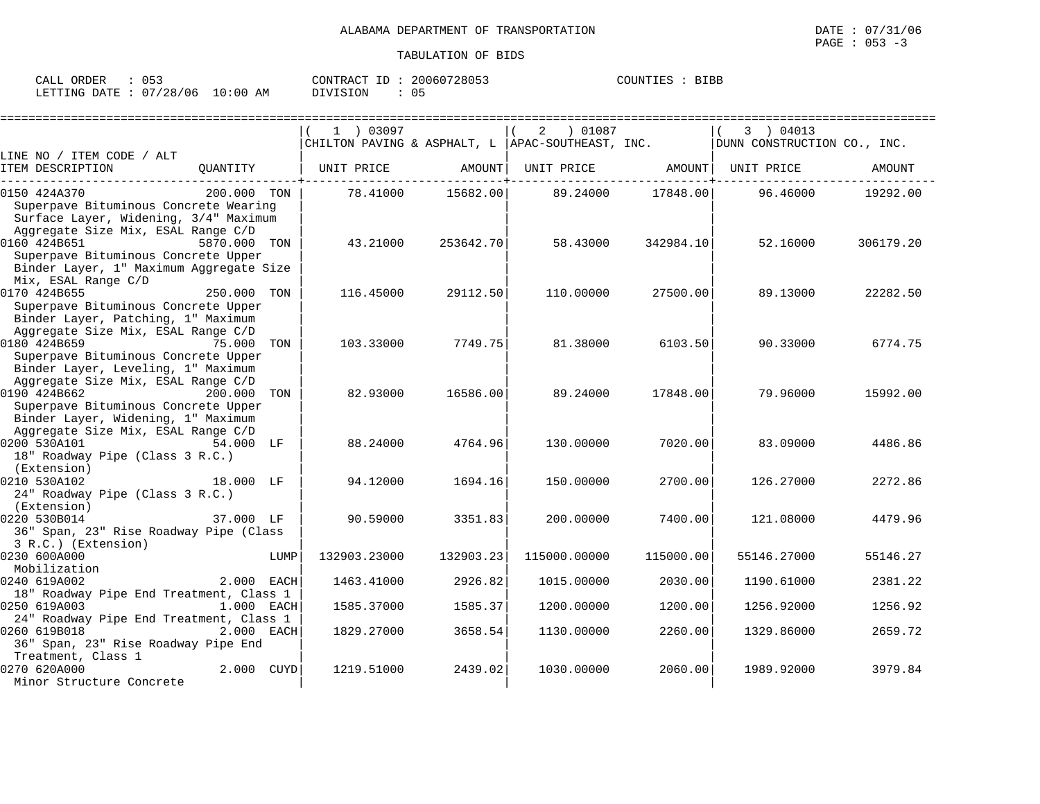ALABAMA DEPARTMENT OF TRANSPORTATION

DATE : 07/31/06

TABULATION OF BIDS

CALL ORDER : 053 CONTRACT ID : 20060728053 COUNTIES : BIBB
LETTING DATE : 07/28/06 10:00 AM DIVISION : 05

| LINE NO / ITEM CODE / ALT ITEM DESCRIPTION | QUANTITY | ( 1 ) 03097 CHILTON PAVING & ASPHALT, L UNIT PRICE | AMOUNT | ( 2 ) 01087 APAC-SOUTHEAST, INC. UNIT PRICE | AMOUNT | ( 3 ) 04013 DUNN CONSTRUCTION CO., INC. UNIT PRICE | AMOUNT |
|---|---|---|---|---|---|---|---|
| 0150 424A370 Superpave Bituminous Concrete Wearing Surface Layer, Widening, 3/4" Maximum Aggregate Size Mix, ESAL Range C/D | 200.000 TON | 78.41000 | 15682.00 | 89.24000 | 17848.00 | 96.46000 | 19292.00 |
| 0160 424B651 Superpave Bituminous Concrete Upper Binder Layer, 1" Maximum Aggregate Size Mix, ESAL Range C/D | 5870.000 TON | 43.21000 | 253642.70 | 58.43000 | 342984.10 | 52.16000 | 306179.20 |
| 0170 424B655 Superpave Bituminous Concrete Upper Binder Layer, Patching, 1" Maximum Aggregate Size Mix, ESAL Range C/D | 250.000 TON | 116.45000 | 29112.50 | 110.00000 | 27500.00 | 89.13000 | 22282.50 |
| 0180 424B659 Superpave Bituminous Concrete Upper Binder Layer, Leveling, 1" Maximum Aggregate Size Mix, ESAL Range C/D | 75.000 TON | 103.33000 | 7749.75 | 81.38000 | 6103.50 | 90.33000 | 6774.75 |
| 0190 424B662 Superpave Bituminous Concrete Upper Binder Layer, Widening, 1" Maximum Aggregate Size Mix, ESAL Range C/D | 200.000 TON | 82.93000 | 16586.00 | 89.24000 | 17848.00 | 79.96000 | 15992.00 |
| 0200 530A101 18" Roadway Pipe (Class 3 R.C.) (Extension) | 54.000 LF | 88.24000 | 4764.96 | 130.00000 | 7020.00 | 83.09000 | 4486.86 |
| 0210 530A102 24" Roadway Pipe (Class 3 R.C.) (Extension) | 18.000 LF | 94.12000 | 1694.16 | 150.00000 | 2700.00 | 126.27000 | 2272.86 |
| 0220 530B014 36" Span, 23" Rise Roadway Pipe (Class 3 R.C.) (Extension) | 37.000 LF | 90.59000 | 3351.83 | 200.00000 | 7400.00 | 121.08000 | 4479.96 |
| 0230 600A000 Mobilization | LUMP | 132903.23000 | 132903.23 | 115000.00000 | 115000.00 | 55146.27000 | 55146.27 |
| 0240 619A002 18" Roadway Pipe End Treatment, Class 1 | 2.000 EACH | 1463.41000 | 2926.82 | 1015.00000 | 2030.00 | 1190.61000 | 2381.22 |
| 0250 619A003 24" Roadway Pipe End Treatment, Class 1 | 1.000 EACH | 1585.37000 | 1585.37 | 1200.00000 | 1200.00 | 1256.92000 | 1256.92 |
| 0260 619B018 36" Span, 23" Rise Roadway Pipe End Treatment, Class 1 | 2.000 EACH | 1829.27000 | 3658.54 | 1130.00000 | 2260.00 | 1329.86000 | 2659.72 |
| 0270 620A000 Minor Structure Concrete | 2.000 CUYD | 1219.51000 | 2439.02 | 1030.00000 | 2060.00 | 1989.92000 | 3979.84 |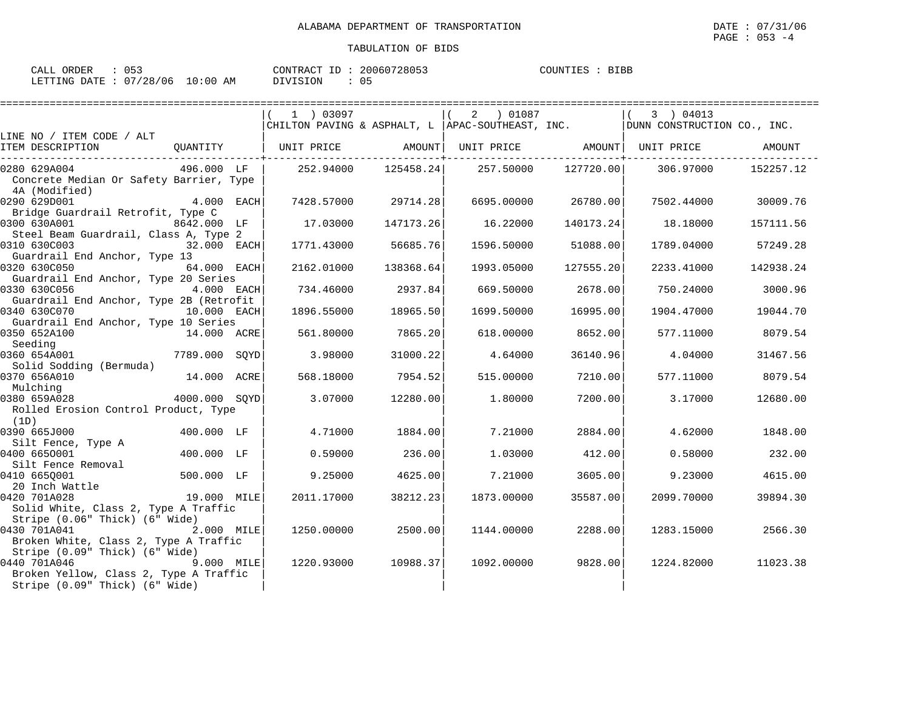ALABAMA DEPARTMENT OF TRANSPORTATION

DATE : 07/31/06

TABULATION OF BIDS

CALL ORDER : 053 CONTRACT ID : 20060728053 COUNTIES : BIBB
LETTING DATE : 07/28/06 10:00 AM DIVISION : 05

| LINE NO / ITEM CODE / ALT<br>ITEM DESCRIPTION | QUANTITY | ( 1 ) 03097<br>CHILTON PAVING & ASPHALT, L<br>UNIT PRICE | AMOUNT | ( 2 ) 01087<br>APAC-SOUTHEAST, INC.<br>UNIT PRICE | AMOUNT | ( 3 ) 04013<br>DUNN CONSTRUCTION CO., INC.<br>UNIT PRICE | AMOUNT |
|---|---|---|---|---|---|---|---|
| 0280 629A004<br>Concrete Median Or Safety Barrier, Type 4A (Modified) | 496.000 LF | 252.94000 | 125458.24 | 257.50000 | 127720.00 | 306.97000 | 152257.12 |
| 0290 629D001<br>Bridge Guardrail Retrofit, Type C | 4.000 EACH | 7428.57000 | 29714.28 | 6695.00000 | 26780.00 | 7502.44000 | 30009.76 |
| 0300 630A001<br>Steel Beam Guardrail, Class A, Type 2 | 8642.000 LF | 17.03000 | 147173.26 | 16.22000 | 140173.24 | 18.18000 | 157111.56 |
| 0310 630C003<br>Guardrail End Anchor, Type 13 | 32.000 EACH | 1771.43000 | 56685.76 | 1596.50000 | 51088.00 | 1789.04000 | 57249.28 |
| 0320 630C050<br>Guardrail End Anchor, Type 20 Series | 64.000 EACH | 2162.01000 | 138368.64 | 1993.05000 | 127555.20 | 2233.41000 | 142938.24 |
| 0330 630C056<br>Guardrail End Anchor, Type 2B (Retrofit | 4.000 EACH | 734.46000 | 2937.84 | 669.50000 | 2678.00 | 750.24000 | 3000.96 |
| 0340 630C070<br>Guardrail End Anchor, Type 10 Series | 10.000 EACH | 1896.55000 | 18965.50 | 1699.50000 | 16995.00 | 1904.47000 | 19044.70 |
| 0350 652A100<br>Seeding | 14.000 ACRE | 561.80000 | 7865.20 | 618.00000 | 8652.00 | 577.11000 | 8079.54 |
| 0360 654A001<br>Solid Sodding (Bermuda) | 7789.000 SQYD | 3.98000 | 31000.22 | 4.64000 | 36140.96 | 4.04000 | 31467.56 |
| 0370 656A010<br>Mulching | 14.000 ACRE | 568.18000 | 7954.52 | 515.00000 | 7210.00 | 577.11000 | 8079.54 |
| 0380 659A028<br>Rolled Erosion Control Product, Type (1D) | 4000.000 SQYD | 3.07000 | 12280.00 | 1.80000 | 7200.00 | 3.17000 | 12680.00 |
| 0390 665J000<br>Silt Fence, Type A | 400.000 LF | 4.71000 | 1884.00 | 7.21000 | 2884.00 | 4.62000 | 1848.00 |
| 0400 665O001<br>Silt Fence Removal | 400.000 LF | 0.59000 | 236.00 | 1.03000 | 412.00 | 0.58000 | 232.00 |
| 0410 665Q001<br>20 Inch Wattle | 500.000 LF | 9.25000 | 4625.00 | 7.21000 | 3605.00 | 9.23000 | 4615.00 |
| 0420 701A028<br>Solid White, Class 2, Type A Traffic Stripe (0.06" Thick) (6" Wide) | 19.000 MILE | 2011.17000 | 38212.23 | 1873.00000 | 35587.00 | 2099.70000 | 39894.30 |
| 0430 701A041<br>Broken White, Class 2, Type A Traffic Stripe (0.09" Thick) (6" Wide) | 2.000 MILE | 1250.00000 | 2500.00 | 1144.00000 | 2288.00 | 1283.15000 | 2566.30 |
| 0440 701A046<br>Broken Yellow, Class 2, Type A Traffic Stripe (0.09" Thick) (6" Wide) | 9.000 MILE | 1220.93000 | 10988.37 | 1092.00000 | 9828.00 | 1224.82000 | 11023.38 |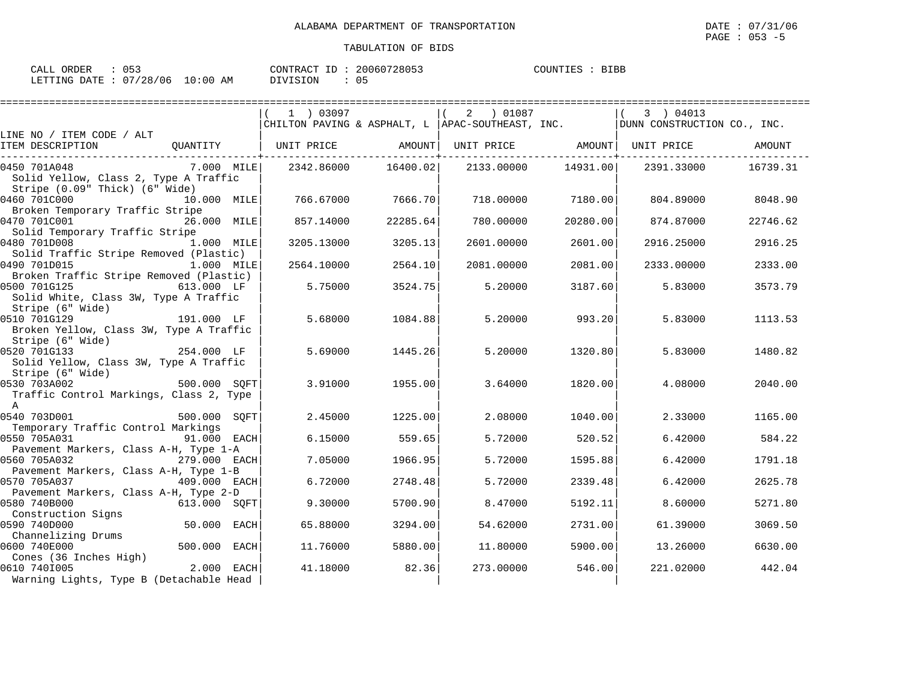ALABAMA DEPARTMENT OF TRANSPORTATION

TABULATION OF BIDS

CALL ORDER : 053 CONTRACT ID : 20060728053 COUNTIES : BIBB
LETTING DATE : 07/28/06 10:00 AM DIVISION : 05

| LINE NO / ITEM CODE / ALT ITEM DESCRIPTION | QUANTITY | (1) 03097 CHILTON PAVING & ASPHALT, L UNIT PRICE | AMOUNT | (2) 01087 APAC-SOUTHEAST, INC. UNIT PRICE | AMOUNT | (3) 04013 DUNN CONSTRUCTION CO., INC. UNIT PRICE | AMOUNT |
|---|---|---|---|---|---|---|---|
| 0450 701A048 Solid Yellow, Class 2, Type A Traffic Stripe (0.09" Thick) (6" Wide) | 7.000 MILE | 2342.86000 | 16400.02 | 2133.00000 | 14931.00 | 2391.33000 | 16739.31 |
| 0460 701C000 Broken Temporary Traffic Stripe | 10.000 MILE | 766.67000 | 7666.70 | 718.00000 | 7180.00 | 804.89000 | 8048.90 |
| 0470 701C001 Solid Temporary Traffic Stripe | 26.000 MILE | 857.14000 | 22285.64 | 780.00000 | 20280.00 | 874.87000 | 22746.62 |
| 0480 701D008 Solid Traffic Stripe Removed (Plastic) | 1.000 MILE | 3205.13000 | 3205.13 | 2601.00000 | 2601.00 | 2916.25000 | 2916.25 |
| 0490 701D015 Broken Traffic Stripe Removed (Plastic) | 1.000 MILE | 2564.10000 | 2564.10 | 2081.00000 | 2081.00 | 2333.00000 | 2333.00 |
| 0500 701G125 Solid White, Class 3W, Type A Traffic Stripe (6" Wide) | 613.000 LF | 5.75000 | 3524.75 | 5.20000 | 3187.60 | 5.83000 | 3573.79 |
| 0510 701G129 Broken Yellow, Class 3W, Type A Traffic Stripe (6" Wide) | 191.000 LF | 5.68000 | 1084.88 | 5.20000 | 993.20 | 5.83000 | 1113.53 |
| 0520 701G133 Solid Yellow, Class 3W, Type A Traffic Stripe (6" Wide) | 254.000 LF | 5.69000 | 1445.26 | 5.20000 | 1320.80 | 5.83000 | 1480.82 |
| 0530 703A002 Traffic Control Markings, Class 2, Type A | 500.000 SQFT | 3.91000 | 1955.00 | 3.64000 | 1820.00 | 4.08000 | 2040.00 |
| 0540 703D001 Temporary Traffic Control Markings | 500.000 SQFT | 2.45000 | 1225.00 | 2.08000 | 1040.00 | 2.33000 | 1165.00 |
| 0550 705A031 Pavement Markers, Class A-H, Type 1-A | 91.000 EACH | 6.15000 | 559.65 | 5.72000 | 520.52 | 6.42000 | 584.22 |
| 0560 705A032 Pavement Markers, Class A-H, Type 1-B | 279.000 EACH | 7.05000 | 1966.95 | 5.72000 | 1595.88 | 6.42000 | 1791.18 |
| 0570 705A037 Pavement Markers, Class A-H, Type 2-D | 409.000 EACH | 6.72000 | 2748.48 | 5.72000 | 2339.48 | 6.42000 | 2625.78 |
| 0580 740B000 Construction Signs | 613.000 SQFT | 9.30000 | 5700.90 | 8.47000 | 5192.11 | 8.60000 | 5271.80 |
| 0590 740D000 Channelizing Drums | 50.000 EACH | 65.88000 | 3294.00 | 54.62000 | 2731.00 | 61.39000 | 3069.50 |
| 0600 740E000 Cones (36 Inches High) | 500.000 EACH | 11.76000 | 5880.00 | 11.80000 | 5900.00 | 13.26000 | 6630.00 |
| 0610 740I005 Warning Lights, Type B (Detachable Head | 2.000 EACH | 41.18000 | 82.36 | 273.00000 | 546.00 | 221.02000 | 442.04 |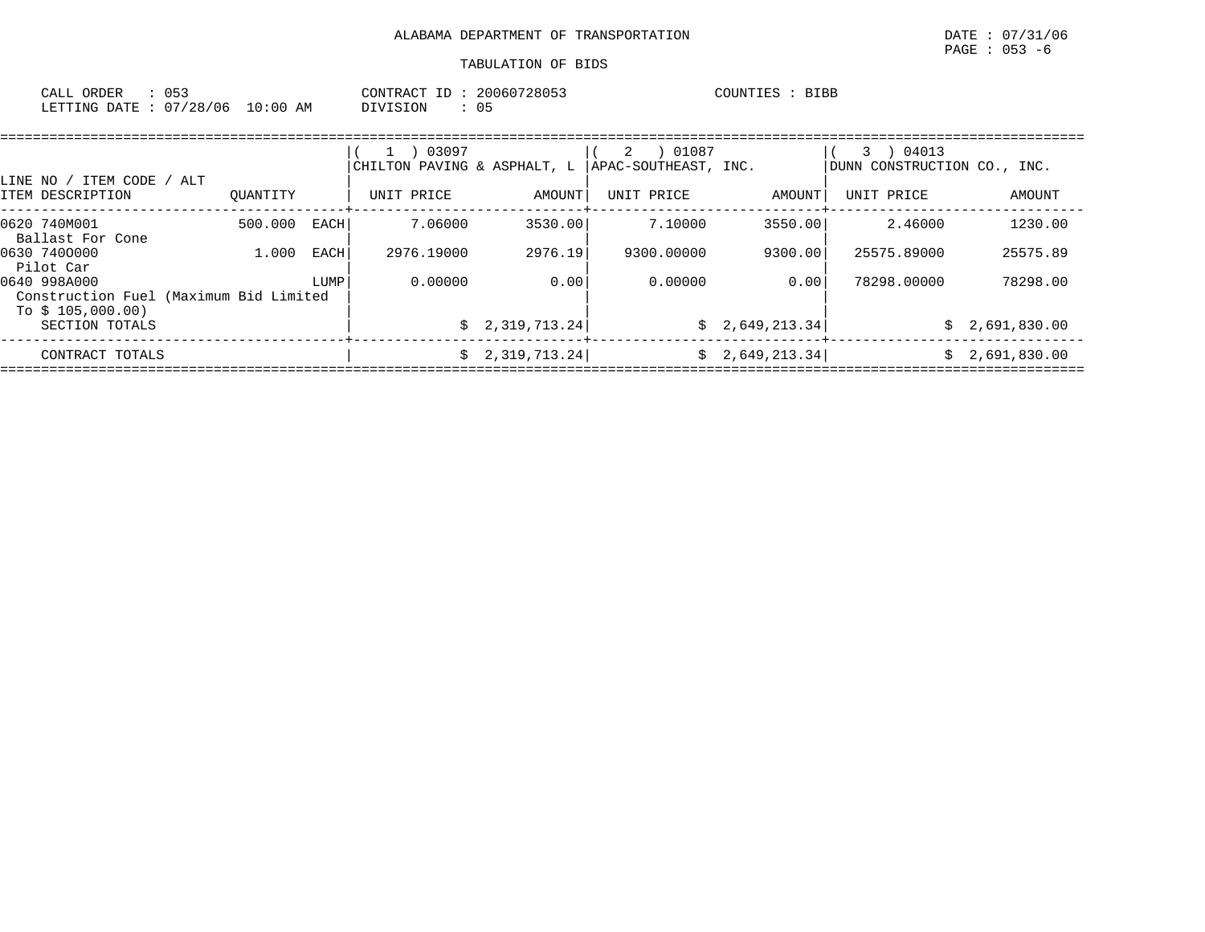ALABAMA DEPARTMENT OF TRANSPORTATION

TABULATION OF BIDS

CALL ORDER : 053 CONTRACT ID : 20060728053 COUNTIES : BIBB
LETTING DATE : 07/28/06 10:00 AM DIVISION : 05

| LINE NO / ITEM CODE / ALT ITEM DESCRIPTION | QUANTITY | ( 1 ) 03097 CHILTON PAVING & ASPHALT, L UNIT PRICE | AMOUNT | ( 2 ) 01087 APAC-SOUTHEAST, INC. UNIT PRICE | AMOUNT | ( 3 ) 04013 DUNN CONSTRUCTION CO., INC. UNIT PRICE | AMOUNT |
|---|---|---|---|---|---|---|---|
| 0620 740M001 Ballast For Cone | 500.000 EACH | 7.06000 | 3530.00 | 7.10000 | 3550.00 | 2.46000 | 1230.00 |
| 0630 740O000 Pilot Car | 1.000 EACH | 2976.19000 | 2976.19 | 9300.00000 | 9300.00 | 25575.89000 | 25575.89 |
| 0640 998A000 Construction Fuel (Maximum Bid Limited To $ 105,000.00) | LUMP | 0.00000 | 0.00 | 0.00000 | 0.00 | 78298.00000 | 78298.00 |
| SECTION TOTALS | | | $ 2,319,713.24 | | $ 2,649,213.34 | | $ 2,691,830.00 |
| CONTRACT TOTALS | | | $ 2,319,713.24 | | $ 2,649,213.34 | | $ 2,691,830.00 |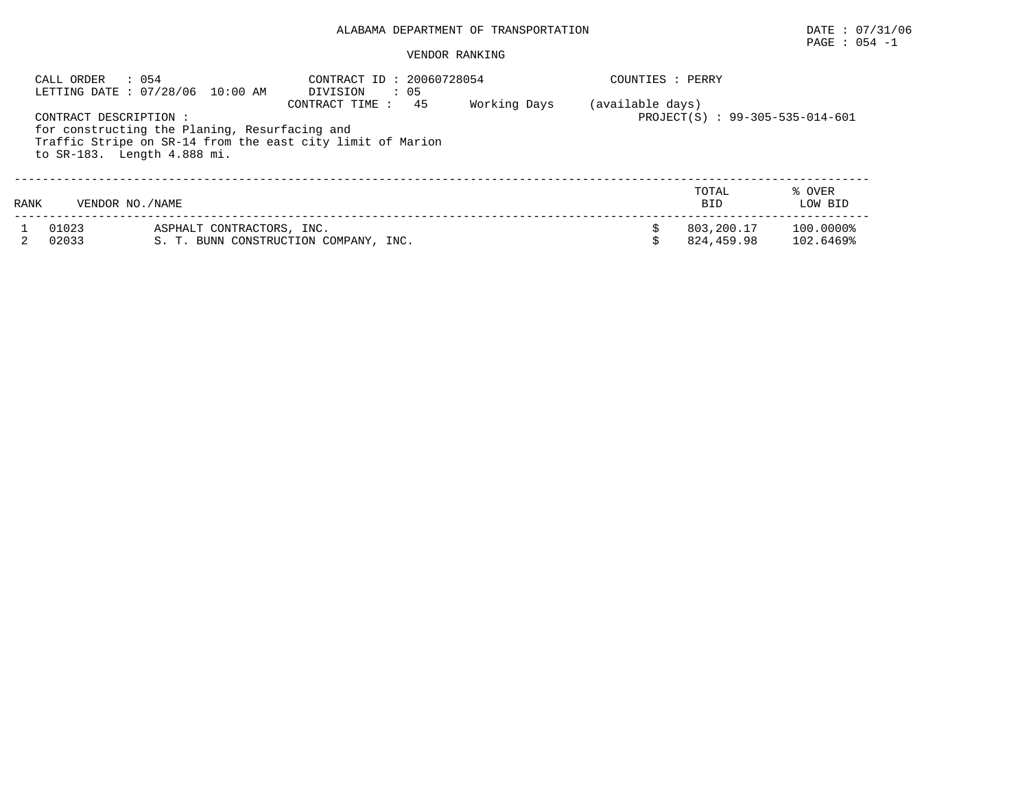# ALABAMA DEPARTMENT OF TRANSPORTATION

DATE : 07/31/06

## VENDOR RANKING

CALL ORDER : 054
LETTING DATE : 07/28/06 10:00 AM

CONTRACT ID : 20060728054
DIVISION : 05
CONTRACT TIME : 45 Working Days (available days)

COUNTIES : PERRY

PROJECT(S) : 99-305-535-014-601

CONTRACT DESCRIPTION :
for constructing the Planing, Resurfacing and Traffic Stripe on SR-14 from the east city limit of Marion to SR-183. Length 4.888 mi.

| RANK | VENDOR NO./NAME | | TOTAL BID | % OVER LOW BID |
|---|---|---|---|---|
| 1 | 01023 | ASPHALT CONTRACTORS, INC. | $ 803,200.17 | 100.0000% |
| 2 | 02033 | S. T. BUNN CONSTRUCTION COMPANY, INC. | $ 824,459.98 | 102.6469% |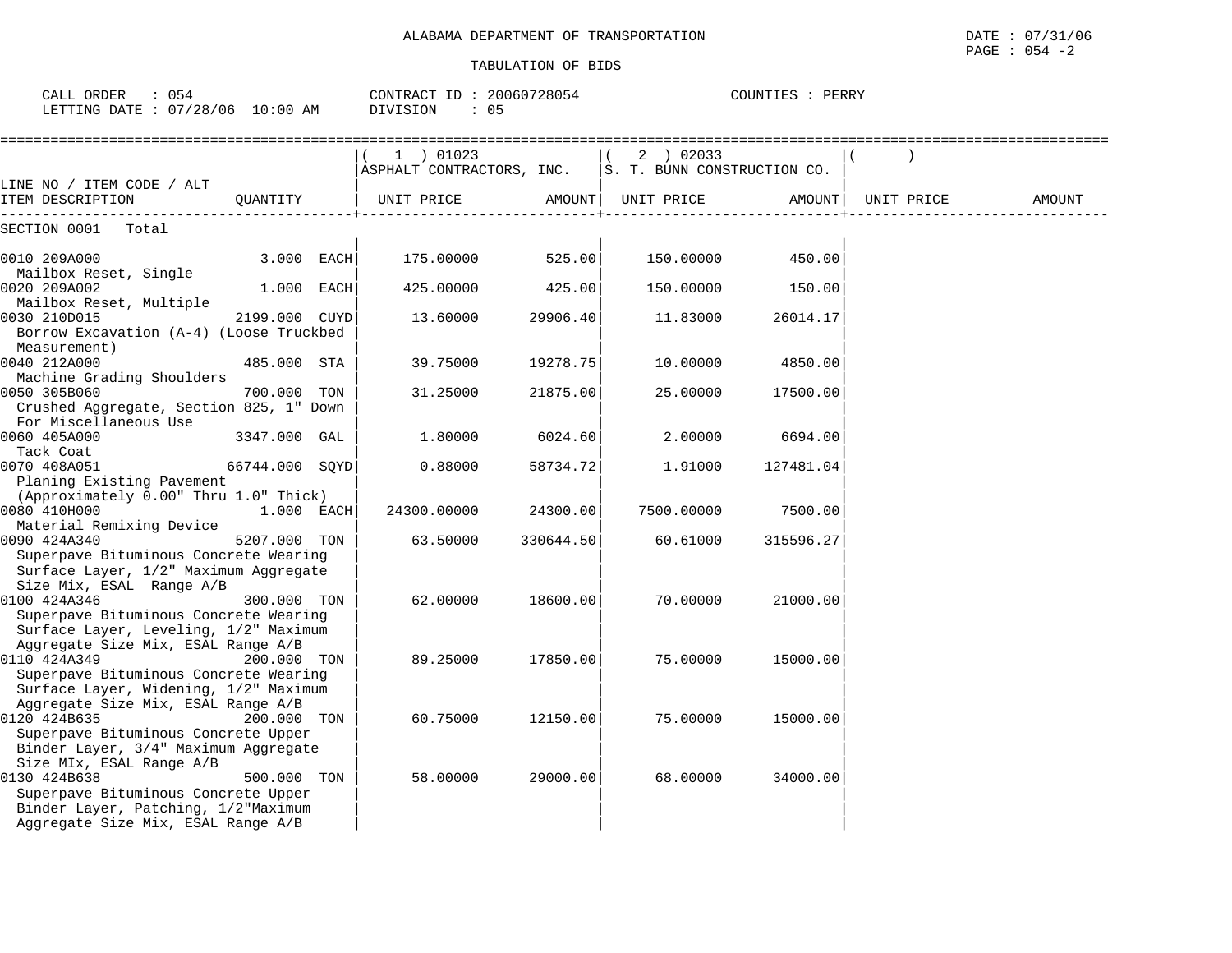ALABAMA DEPARTMENT OF TRANSPORTATION

TABULATION OF BIDS

DATE : 07/31/06
PAGE : 054 -2

CALL ORDER : 054 | CONTRACT ID : 20060728054 | COUNTIES : PERRY
LETTING DATE : 07/28/06 10:00 AM | DIVISION : 05

| LINE NO / ITEM CODE / ALT ITEM DESCRIPTION | QUANTITY | ( 1 ) 01023 ASPHALT CONTRACTORS, INC. UNIT PRICE | AMOUNT | ( 2 ) 02033 S. T. BUNN CONSTRUCTION CO. UNIT PRICE | AMOUNT | ( ) UNIT PRICE | AMOUNT |
|---|---|---|---|---|---|---|---|
| SECTION 0001 Total | | | | | | | |
| 0010 209A000 Mailbox Reset, Single | 3.000 EACH | 175.00000 | 525.00 | 150.00000 | 450.00 | | |
| 0020 209A002 Mailbox Reset, Multiple | 1.000 EACH | 425.00000 | 425.00 | 150.00000 | 150.00 | | |
| 0030 210D015 Borrow Excavation (A-4) (Loose Truckbed Measurement) | 2199.000 CUYD | 13.60000 | 29906.40 | 11.83000 | 26014.17 | | |
| 0040 212A000 Machine Grading Shoulders | 485.000 STA | 39.75000 | 19278.75 | 10.00000 | 4850.00 | | |
| 0050 305B060 Crushed Aggregate, Section 825, 1" Down For Miscellaneous Use | 700.000 TON | 31.25000 | 21875.00 | 25.00000 | 17500.00 | | |
| 0060 405A000 Tack Coat | 3347.000 GAL | 1.80000 | 6024.60 | 2.00000 | 6694.00 | | |
| 0070 408A051 Planing Existing Pavement (Approximately 0.00" Thru 1.0" Thick) | 66744.000 SQYD | 0.88000 | 58734.72 | 1.91000 | 127481.04 | | |
| 0080 410H000 Material Remixing Device | 1.000 EACH | 24300.00000 | 24300.00 | 7500.00000 | 7500.00 | | |
| 0090 424A340 Superpave Bituminous Concrete Wearing Surface Layer, 1/2" Maximum Aggregate Size Mix, ESAL Range A/B | 5207.000 TON | 63.50000 | 330644.50 | 60.61000 | 315596.27 | | |
| 0100 424A346 Superpave Bituminous Concrete Wearing Surface Layer, Leveling, 1/2" Maximum Aggregate Size Mix, ESAL Range A/B | 300.000 TON | 62.00000 | 18600.00 | 70.00000 | 21000.00 | | |
| 0110 424A349 Superpave Bituminous Concrete Wearing Surface Layer, Widening, 1/2" Maximum Aggregate Size Mix, ESAL Range A/B | 200.000 TON | 89.25000 | 17850.00 | 75.00000 | 15000.00 | | |
| 0120 424B635 Superpave Bituminous Concrete Upper Binder Layer, 3/4" Maximum Aggregate Size MIx, ESAL Range A/B | 200.000 TON | 60.75000 | 12150.00 | 75.00000 | 15000.00 | | |
| 0130 424B638 Superpave Bituminous Concrete Upper Binder Layer, Patching, 1/2"Maximum Aggregate Size Mix, ESAL Range A/B | 500.000 TON | 58.00000 | 29000.00 | 68.00000 | 34000.00 | | |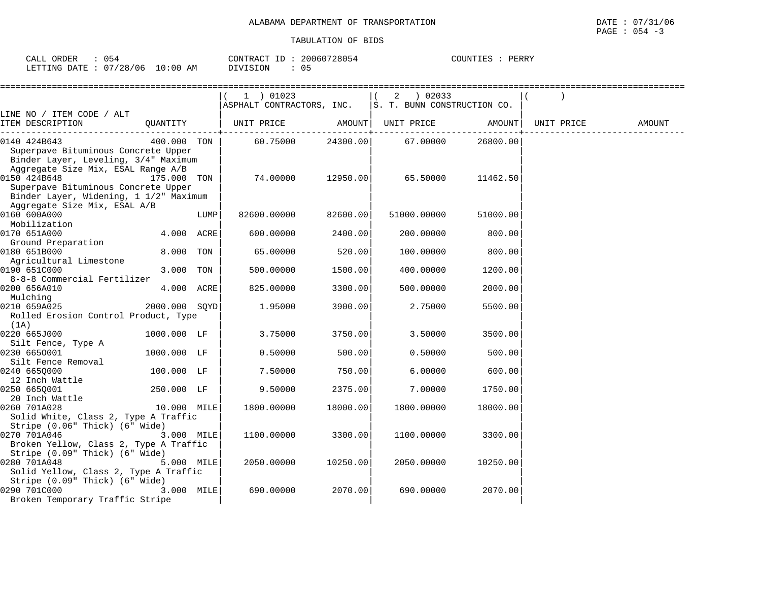ALABAMA DEPARTMENT OF TRANSPORTATION

TABULATION OF BIDS

CALL ORDER : 054 CONTRACT ID : 20060728054 COUNTIES : PERRY
LETTING DATE : 07/28/06 10:00 AM DIVISION : 05

| LINE NO / ITEM CODE / ALT<br>ITEM DESCRIPTION | QUANTITY | (1) 01023 ASPHALT CONTRACTORS, INC.<br>UNIT PRICE | AMOUNT | (2) 02033 S. T. BUNN CONSTRUCTION CO.<br>UNIT PRICE | AMOUNT | ( )<br>UNIT PRICE | AMOUNT |
|---|---|---|---|---|---|---|---|
| 0140 424B643<br>Superpave Bituminous Concrete Upper Binder Layer, Leveling, 3/4" Maximum Aggregate Size Mix, ESAL Range A/B | 400.000 TON | 60.75000 | 24300.00 | 67.00000 | 26800.00 | | |
| 0150 424B648<br>Superpave Bituminous Concrete Upper Binder Layer, Widening, 1 1/2" Maximum Aggregate Size Mix, ESAL A/B | 175.000 TON | 74.00000 | 12950.00 | 65.50000 | 11462.50 | | |
| 0160 600A000<br>Mobilization | LUMP | 82600.00000 | 82600.00 | 51000.00000 | 51000.00 | | |
| 0170 651A000<br>Ground Preparation | 4.000 ACRE | 600.00000 | 2400.00 | 200.00000 | 800.00 | | |
| 0180 651B000<br>Agricultural Limestone | 8.000 TON | 65.00000 | 520.00 | 100.00000 | 800.00 | | |
| 0190 651C000<br>8-8-8 Commercial Fertilizer | 3.000 TON | 500.00000 | 1500.00 | 400.00000 | 1200.00 | | |
| 0200 656A010<br>Mulching | 4.000 ACRE | 825.00000 | 3300.00 | 500.00000 | 2000.00 | | |
| 0210 659A025<br>Rolled Erosion Control Product, Type (1A) | 2000.000 SQYD | 1.95000 | 3900.00 | 2.75000 | 5500.00 | | |
| 0220 665J000<br>Silt Fence, Type A | 1000.000 LF | 3.75000 | 3750.00 | 3.50000 | 3500.00 | | |
| 0230 665O001<br>Silt Fence Removal | 1000.000 LF | 0.50000 | 500.00 | 0.50000 | 500.00 | | |
| 0240 665Q000<br>12 Inch Wattle | 100.000 LF | 7.50000 | 750.00 | 6.00000 | 600.00 | | |
| 0250 665Q001<br>20 Inch Wattle | 250.000 LF | 9.50000 | 2375.00 | 7.00000 | 1750.00 | | |
| 0260 701A028<br>Solid White, Class 2, Type A Traffic Stripe (0.06" Thick) (6" Wide) | 10.000 MILE | 1800.00000 | 18000.00 | 1800.00000 | 18000.00 | | |
| 0270 701A046<br>Broken Yellow, Class 2, Type A Traffic Stripe (0.09" Thick) (6" Wide) | 3.000 MILE | 1100.00000 | 3300.00 | 1100.00000 | 3300.00 | | |
| 0280 701A048<br>Solid Yellow, Class 2, Type A Traffic Stripe (0.09" Thick) (6" Wide) | 5.000 MILE | 2050.00000 | 10250.00 | 2050.00000 | 10250.00 | | |
| 0290 701C000<br>Broken Temporary Traffic Stripe | 3.000 MILE | 690.00000 | 2070.00 | 690.00000 | 2070.00 | | |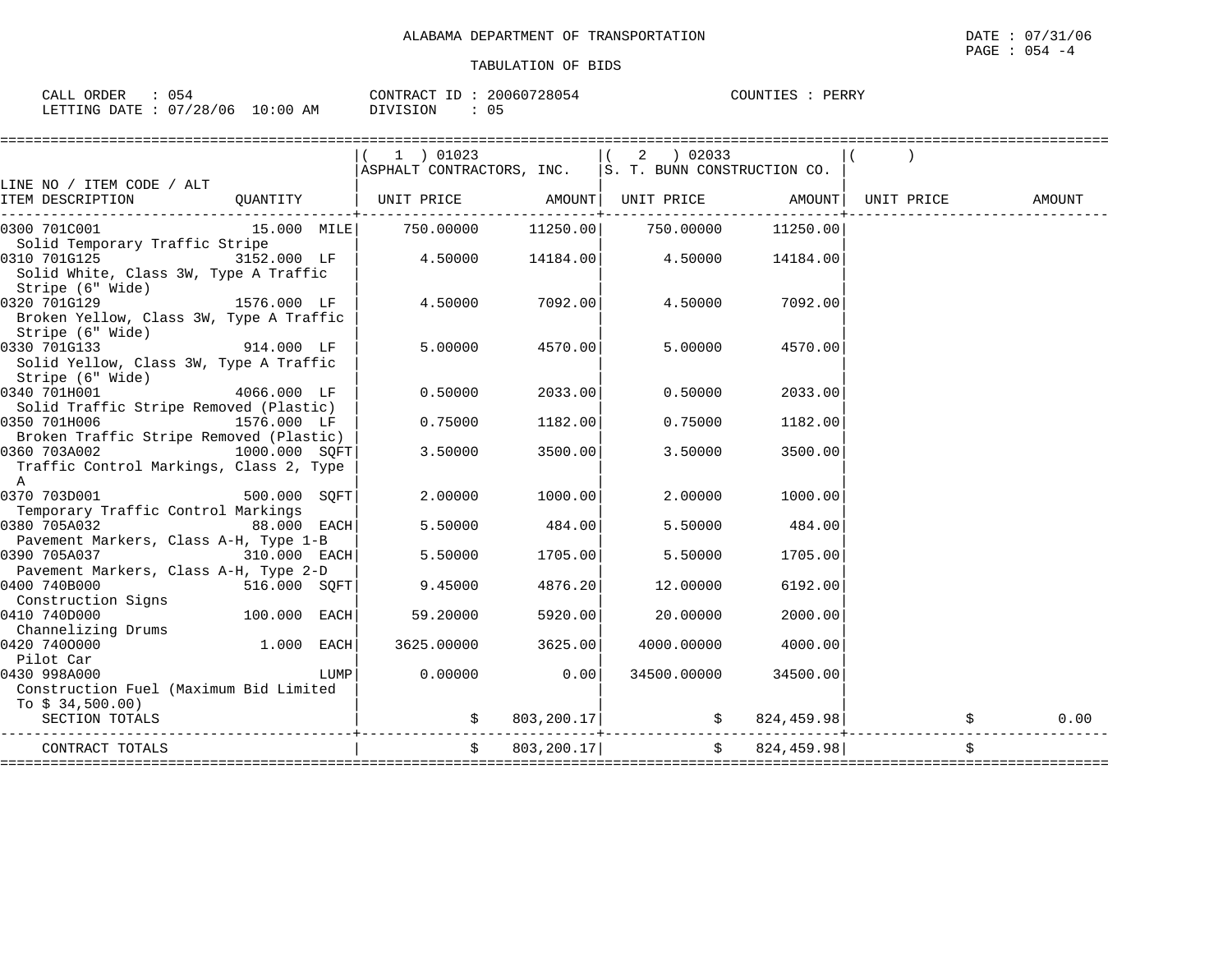ALABAMA DEPARTMENT OF TRANSPORTATION

TABULATION OF BIDS

DATE : 07/31/06
PAGE : 054 -4

CALL ORDER : 054
LETTING DATE : 07/28/06 10:00 AM

CONTRACT ID : 20060728054
DIVISION : 05

COUNTIES : PERRY

| LINE NO / ITEM CODE / ALT ITEM DESCRIPTION | QUANTITY | ( 1 ) 01023 ASPHALT CONTRACTORS, INC. UNIT PRICE | AMOUNT | ( 2 ) 02033 S. T. BUNN CONSTRUCTION CO. UNIT PRICE | AMOUNT | ( ) UNIT PRICE | AMOUNT |
|---|---|---|---|---|---|---|---|
| 0300 701C001 Solid Temporary Traffic Stripe | 15.000 MILE | 750.00000 | 11250.00 | 750.00000 | 11250.00 | | |
| 0310 701G125 Solid White, Class 3W, Type A Traffic Stripe (6" Wide) | 3152.000 LF | 4.50000 | 14184.00 | 4.50000 | 14184.00 | | |
| 0320 701G129 Broken Yellow, Class 3W, Type A Traffic Stripe (6" Wide) | 1576.000 LF | 4.50000 | 7092.00 | 4.50000 | 7092.00 | | |
| 0330 701G133 Solid Yellow, Class 3W, Type A Traffic Stripe (6" Wide) | 914.000 LF | 5.00000 | 4570.00 | 5.00000 | 4570.00 | | |
| 0340 701H001 Solid Traffic Stripe Removed (Plastic) | 4066.000 LF | 0.50000 | 2033.00 | 0.50000 | 2033.00 | | |
| 0350 701H006 Broken Traffic Stripe Removed (Plastic) | 1576.000 LF | 0.75000 | 1182.00 | 0.75000 | 1182.00 | | |
| 0360 703A002 Traffic Control Markings, Class 2, Type A | 1000.000 SQFT | 3.50000 | 3500.00 | 3.50000 | 3500.00 | | |
| 0370 703D001 Temporary Traffic Control Markings | 500.000 SQFT | 2.00000 | 1000.00 | 2.00000 | 1000.00 | | |
| 0380 705A032 Pavement Markers, Class A-H, Type 1-B | 88.000 EACH | 5.50000 | 484.00 | 5.50000 | 484.00 | | |
| 0390 705A037 Pavement Markers, Class A-H, Type 2-D | 310.000 EACH | 5.50000 | 1705.00 | 5.50000 | 1705.00 | | |
| 0400 740B000 Construction Signs | 516.000 SQFT | 9.45000 | 4876.20 | 12.00000 | 6192.00 | | |
| 0410 740D000 Channelizing Drums | 100.000 EACH | 59.20000 | 5920.00 | 20.00000 | 2000.00 | | |
| 0420 740O000 Pilot Car | 1.000 EACH | 3625.00000 | 3625.00 | 4000.00000 | 4000.00 | | |
| 0430 998A000 Construction Fuel (Maximum Bid Limited To $ 34,500.00) | LUMP | 0.00000 | 0.00 | 34500.00000 | 34500.00 | | |
| SECTION TOTALS | | $ | 803,200.17 | $ | 824,459.98 | $ | 0.00 |
| CONTRACT TOTALS | | $ | 803,200.17 | $ | 824,459.98 | $ | |